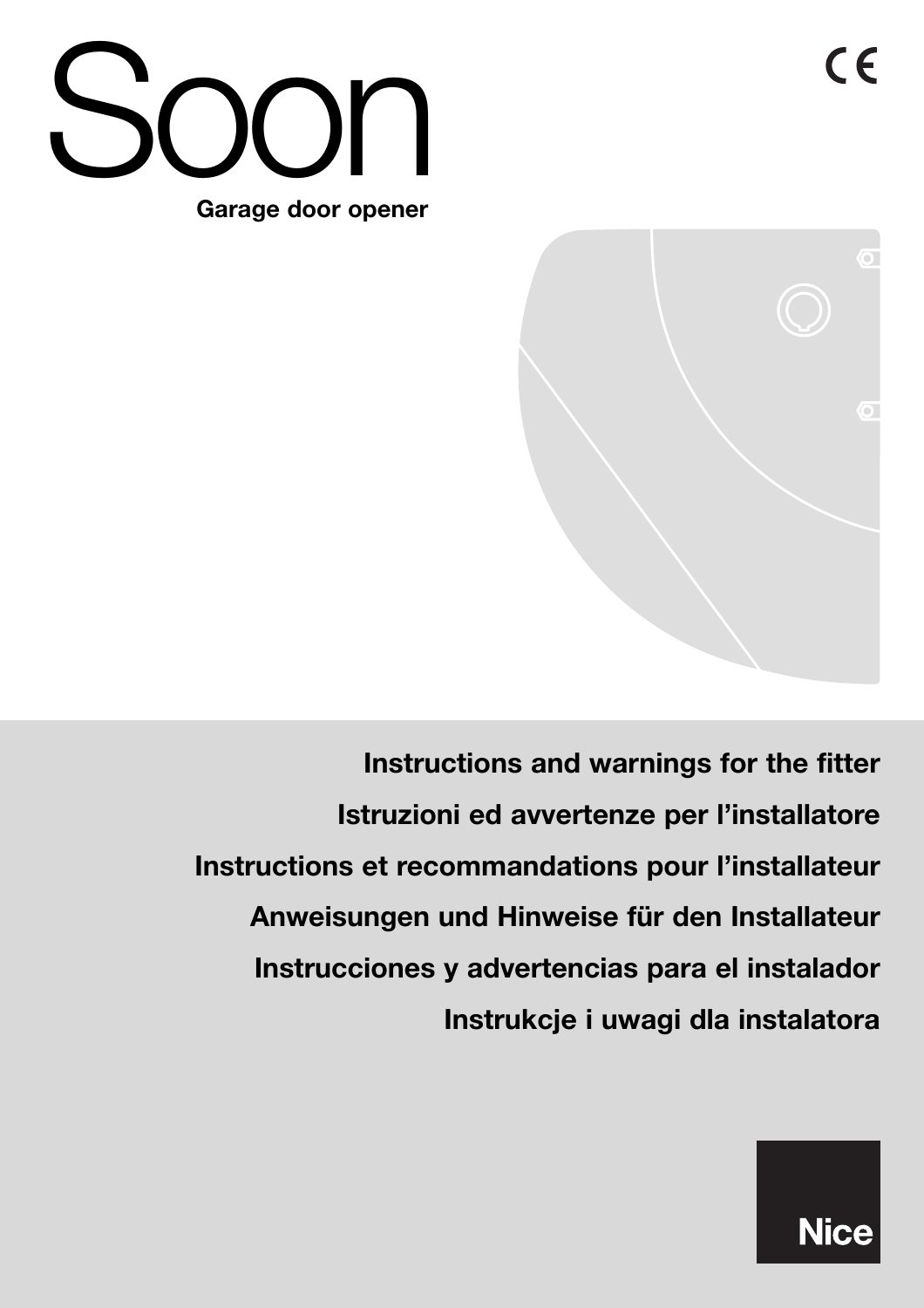# Soon

**Garage door opener**

CE

**Instructions and warnings for the fitter**

**Istruzioni ed avvertenze per l'installatore**

**Instructions et recommandations pour l'installateur**

**Anweisungen und Hinweise für den Installateur**

**Instrucciones y advertencias para el instalador**

**Instrukcje i uwagi dla instalatora**

Nice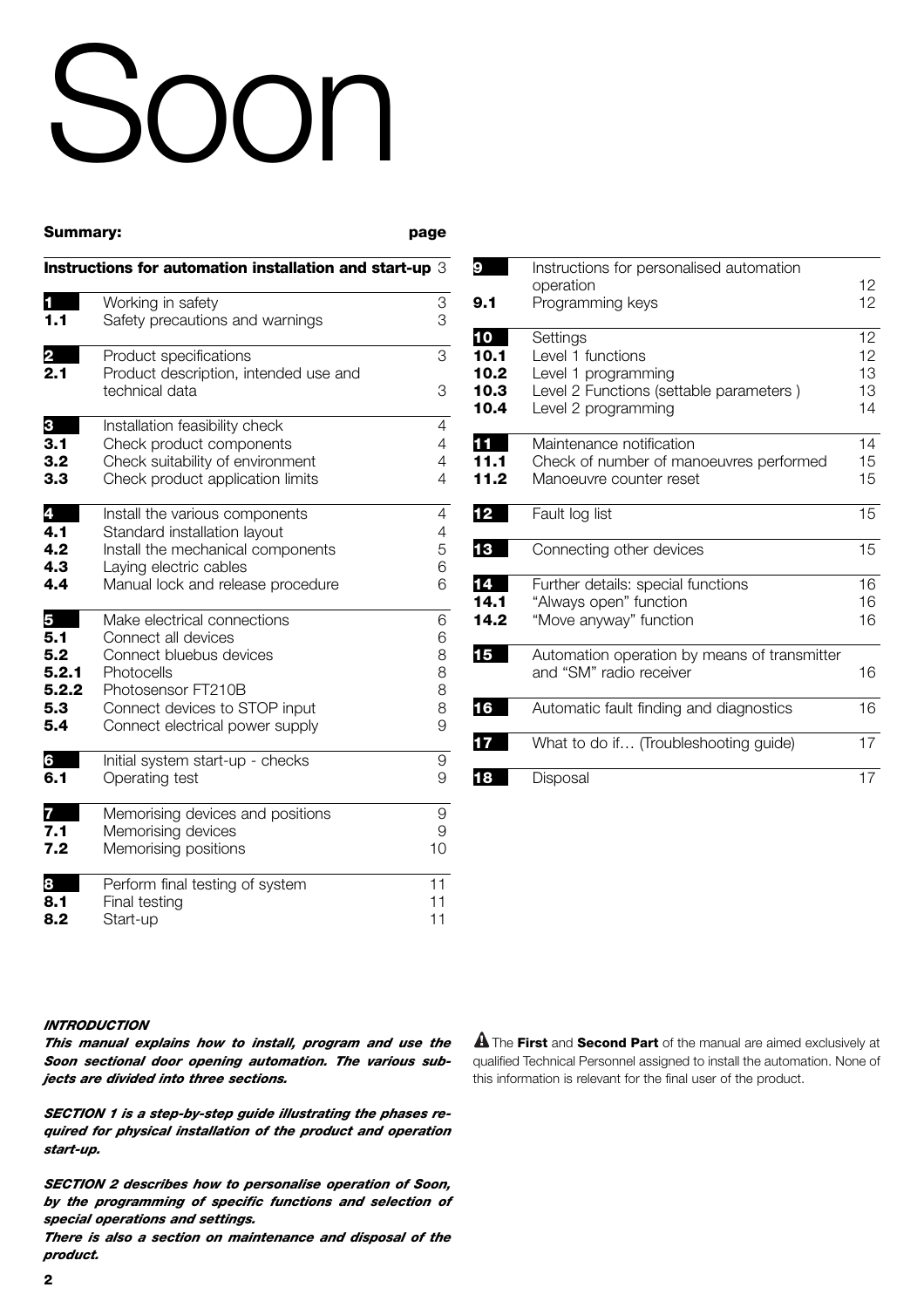# Soon

**Summary:** **page**

**Instructions for automation installation and start-up** 3

| | | |
|---|---|---|
| **1** | Working in safety | 3 |
| **1.1** | Safety precautions and warnings | 3 |
| **2** | Product specifications | 3 |
| **2.1** | Product description, intended use and technical data | 3 |
| **3** | Installation feasibility check | 4 |
| **3.1** | Check product components | 4 |
| **3.2** | Check suitability of environment | 4 |
| **3.3** | Check product application limits | 4 |
| **4** | Install the various components | 4 |
| **4.1** | Standard installation layout | 4 |
| **4.2** | Install the mechanical components | 5 |
| **4.3** | Laying electric cables | 6 |
| **4.4** | Manual lock and release procedure | 6 |
| **5** | Make electrical connections | 6 |
| **5.1** | Connect all devices | 6 |
| **5.2** | Connect bluebus devices | 8 |
| **5.2.1** | Photocells | 8 |
| **5.2.2** | Photosensor FT210B | 8 |
| **5.3** | Connect devices to STOP input | 8 |
| **5.4** | Connect electrical power supply | 9 |
| **6** | Initial system start-up - checks | 9 |
| **6.1** | Operating test | 9 |
| **7** | Memorising devices and positions | 9 |
| **7.1** | Memorising devices | 9 |
| **7.2** | Memorising positions | 10 |
| **8** | Perform final testing of system | 11 |
| **8.1** | Final testing | 11 |
| **8.2** | Start-up | 11 |
| **9** | Instructions for personalised automation operation | 12 |
| **9.1** | Programming keys | 12 |
| **10** | Settings | 12 |
| **10.1** | Level 1 functions | 12 |
| **10.2** | Level 1 programming | 13 |
| **10.3** | Level 2 Functions (settable parameters ) | 13 |
| **10.4** | Level 2 programming | 14 |
| **11** | Maintenance notification | 14 |
| **11.1** | Check of number of manoeuvres performed | 15 |
| **11.2** | Manoeuvre counter reset | 15 |
| **12** | Fault log list | 15 |
| **13** | Connecting other devices | 15 |
| **14** | Further details: special functions | 16 |
| **14.1** | "Always open" function | 16 |
| **14.2** | "Move anyway" function | 16 |
| **15** | Automation operation by means of transmitter and "SM" radio receiver | 16 |
| **16** | Automatic fault finding and diagnostics | 16 |
| **17** | What to do if… (Troubleshooting guide) | 17 |
| **18** | Disposal | 17 |

***INTRODUCTION***

***This manual explains how to install, program and use the Soon sectional door opening automation. The various subjects are divided into three sections.***

***SECTION 1 is a step-by-step guide illustrating the phases required for physical installation of the product and operation start-up.***

***SECTION 2 describes how to personalise operation of Soon, by the programming of specific functions and selection of special operations and settings.***

***There is also a section on maintenance and disposal of the product.***

⚠ The **First** and **Second Part** of the manual are aimed exclusively at qualified Technical Personnel assigned to install the automation. None of this information is relevant for the final user of the product.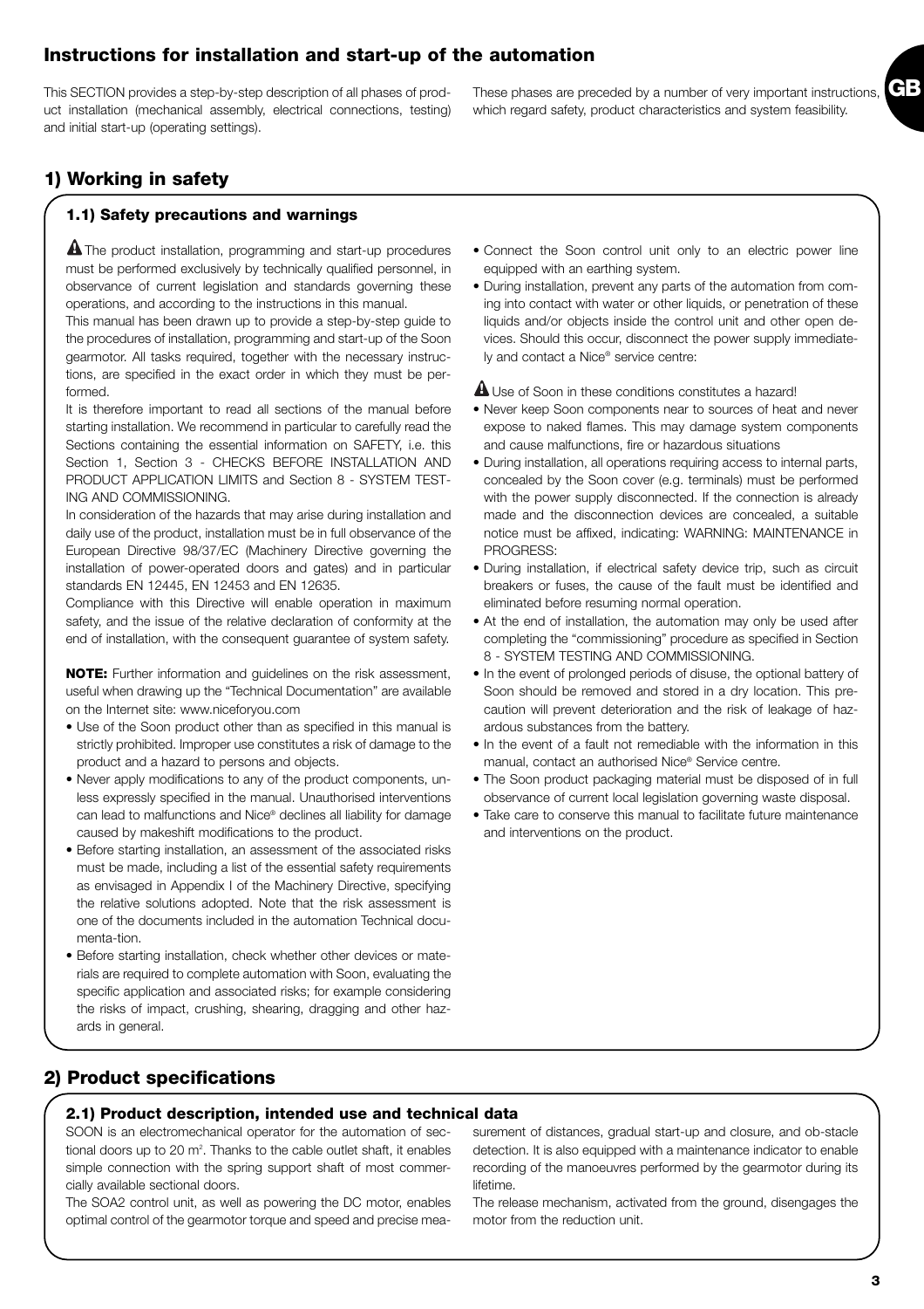# Instructions for installation and start-up of the automation

This SECTION provides a step-by-step description of all phases of product installation (mechanical assembly, electrical connections, testing) and initial start-up (operating settings).

These phases are preceded by a number of very important instructions, which regard safety, product characteristics and system feasibility.

## 1) Working in safety

### 1.1) Safety precautions and warnings

⚠ The product installation, programming and start-up procedures must be performed exclusively by technically qualified personnel, in observance of current legislation and standards governing these operations, and according to the instructions in this manual.

This manual has been drawn up to provide a step-by-step guide to the procedures of installation, programming and start-up of the Soon gearmotor. All tasks required, together with the necessary instructions, are specified in the exact order in which they must be performed.

It is therefore important to read all sections of the manual before starting installation. We recommend in particular to carefully read the Sections containing the essential information on SAFETY, i.e. this Section 1, Section 3 - CHECKS BEFORE INSTALLATION AND PRODUCT APPLICATION LIMITS and Section 8 - SYSTEM TESTING AND COMMISSIONING.

In consideration of the hazards that may arise during installation and daily use of the product, installation must be in full observance of the European Directive 98/37/EC (Machinery Directive governing the installation of power-operated doors and gates) and in particular standards EN 12445, EN 12453 and EN 12635.

Compliance with this Directive will enable operation in maximum safety, and the issue of the relative declaration of conformity at the end of installation, with the consequent guarantee of system safety.

**NOTE:** Further information and guidelines on the risk assessment, useful when drawing up the "Technical Documentation" are available on the Internet site: www.niceforyou.com

- Use of the Soon product other than as specified in this manual is strictly prohibited. Improper use constitutes a risk of damage to the product and a hazard to persons and objects.
- Never apply modifications to any of the product components, unless expressly specified in the manual. Unauthorised interventions can lead to malfunctions and Nice® declines all liability for damage caused by makeshift modifications to the product.
- Before starting installation, an assessment of the associated risks must be made, including a list of the essential safety requirements as envisaged in Appendix I of the Machinery Directive, specifying the relative solutions adopted. Note that the risk assessment is one of the documents included in the automation Technical documenta-tion.
- Before starting installation, check whether other devices or materials are required to complete automation with Soon, evaluating the specific application and associated risks; for example considering the risks of impact, crushing, shearing, dragging and other hazards in general.
- Connect the Soon control unit only to an electric power line equipped with an earthing system.
- During installation, prevent any parts of the automation from coming into contact with water or other liquids, or penetration of these liquids and/or objects inside the control unit and other open devices. Should this occur, disconnect the power supply immediately and contact a Nice® service centre:

⚠ Use of Soon in these conditions constitutes a hazard!

- Never keep Soon components near to sources of heat and never expose to naked flames. This may damage system components and cause malfunctions, fire or hazardous situations
- During installation, all operations requiring access to internal parts, concealed by the Soon cover (e.g. terminals) must be performed with the power supply disconnected. If the connection is already made and the disconnection devices are concealed, a suitable notice must be affixed, indicating: WARNING: MAINTENANCE in PROGRESS:
- During installation, if electrical safety device trip, such as circuit breakers or fuses, the cause of the fault must be identified and eliminated before resuming normal operation.
- At the end of installation, the automation may only be used after completing the "commissioning" procedure as specified in Section 8 - SYSTEM TESTING AND COMMISSIONING.
- In the event of prolonged periods of disuse, the optional battery of Soon should be removed and stored in a dry location. This precaution will prevent deterioration and the risk of leakage of hazardous substances from the battery.
- In the event of a fault not remediable with the information in this manual, contact an authorised Nice® Service centre.
- The Soon product packaging material must be disposed of in full observance of current local legislation governing waste disposal.
- Take care to conserve this manual to facilitate future maintenance and interventions on the product.

## 2) Product specifications

### 2.1) Product description, intended use and technical data

SOON is an electromechanical operator for the automation of sectional doors up to 20 m$^2$. Thanks to the cable outlet shaft, it enables simple connection with the spring support shaft of most commercially available sectional doors.

The SOA2 control unit, as well as powering the DC motor, enables optimal control of the gearmotor torque and speed and precise measurement of distances, gradual start-up and closure, and ob-stacle detection. It is also equipped with a maintenance indicator to enable recording of the manoeuvres performed by the gearmotor during its lifetime.

The release mechanism, activated from the ground, disengages the motor from the reduction unit.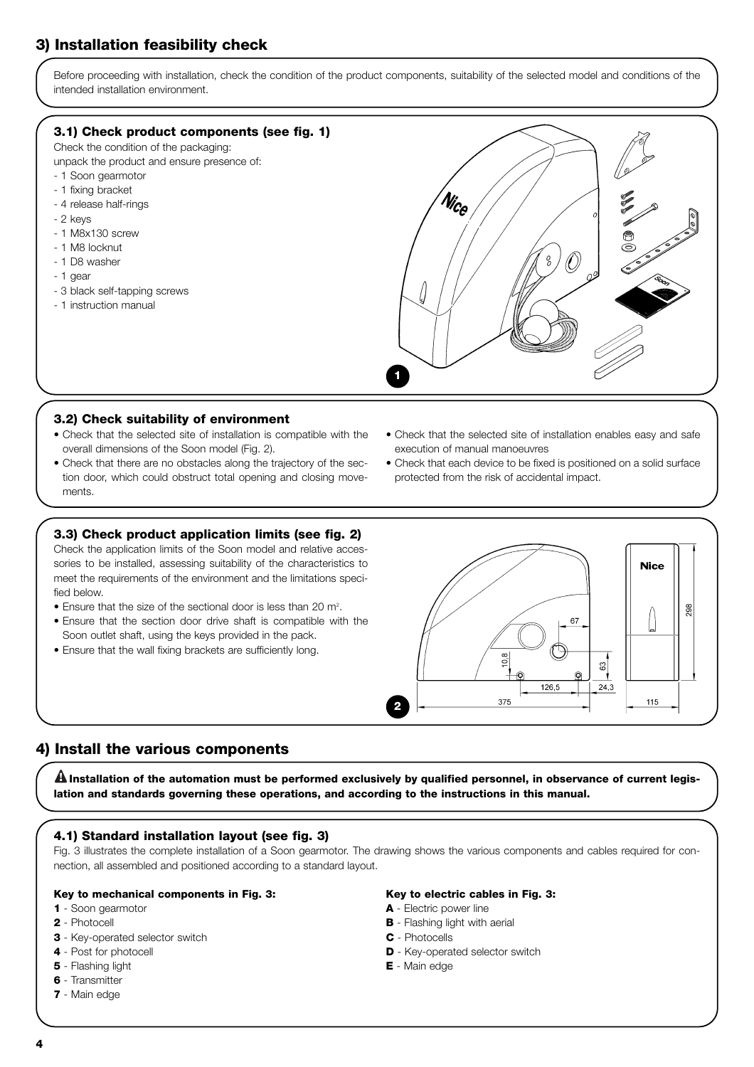## 3) Installation feasibility check

Before proceeding with installation, check the condition of the product components, suitability of the selected model and conditions of the intended installation environment.

### 3.1) Check product components (see fig. 1)

Check the condition of the packaging:
unpack the product and ensure presence of:
- 1 Soon gearmotor
- 1 fixing bracket
- 4 release half-rings
- 2 keys
- 1 M8x130 screw
- 1 M8 locknut
- 1 D8 washer
- 1 gear
- 3 black self-tapping screws
- 1 instruction manual

### 3.2) Check suitability of environment

- Check that the selected site of installation is compatible with the overall dimensions of the Soon model (Fig. 2).
- Check that there are no obstacles along the trajectory of the section door, which could obstruct total opening and closing movements.
- Check that the selected site of installation enables easy and safe execution of manual manoeuvres
- Check that each device to be fixed is positioned on a solid surface protected from the risk of accidental impact.

### 3.3) Check product application limits (see fig. 2)

Check the application limits of the Soon model and relative accessories to be installed, assessing suitability of the characteristics to meet the requirements of the environment and the limitations specified below.

- Ensure that the size of the sectional door is less than 20 $m^2$.
- Ensure that the section door drive shaft is compatible with the Soon outlet shaft, using the keys provided in the pack.
- Ensure that the wall fixing brackets are sufficiently long.

## 4) Install the various components

**⚠ Installation of the automation must be performed exclusively by qualified personnel, in observance of current legislation and standards governing these operations, and according to the instructions in this manual.**

### 4.1) Standard installation layout (see fig. 3)

Fig. 3 illustrates the complete installation of a Soon gearmotor. The drawing shows the various components and cables required for connection, all assembled and positioned according to a standard layout.

**Key to mechanical components in Fig. 3:**
- **1** - Soon gearmotor
- **2** - Photocell
- **3** - Key-operated selector switch
- **4** - Post for photocell
- **5** - Flashing light
- **6** - Transmitter
- **7** - Main edge

**Key to electric cables in Fig. 3:**
- **A** - Electric power line
- **B** - Flashing light with aerial
- **C** - Photocells
- **D** - Key-operated selector switch
- **E** - Main edge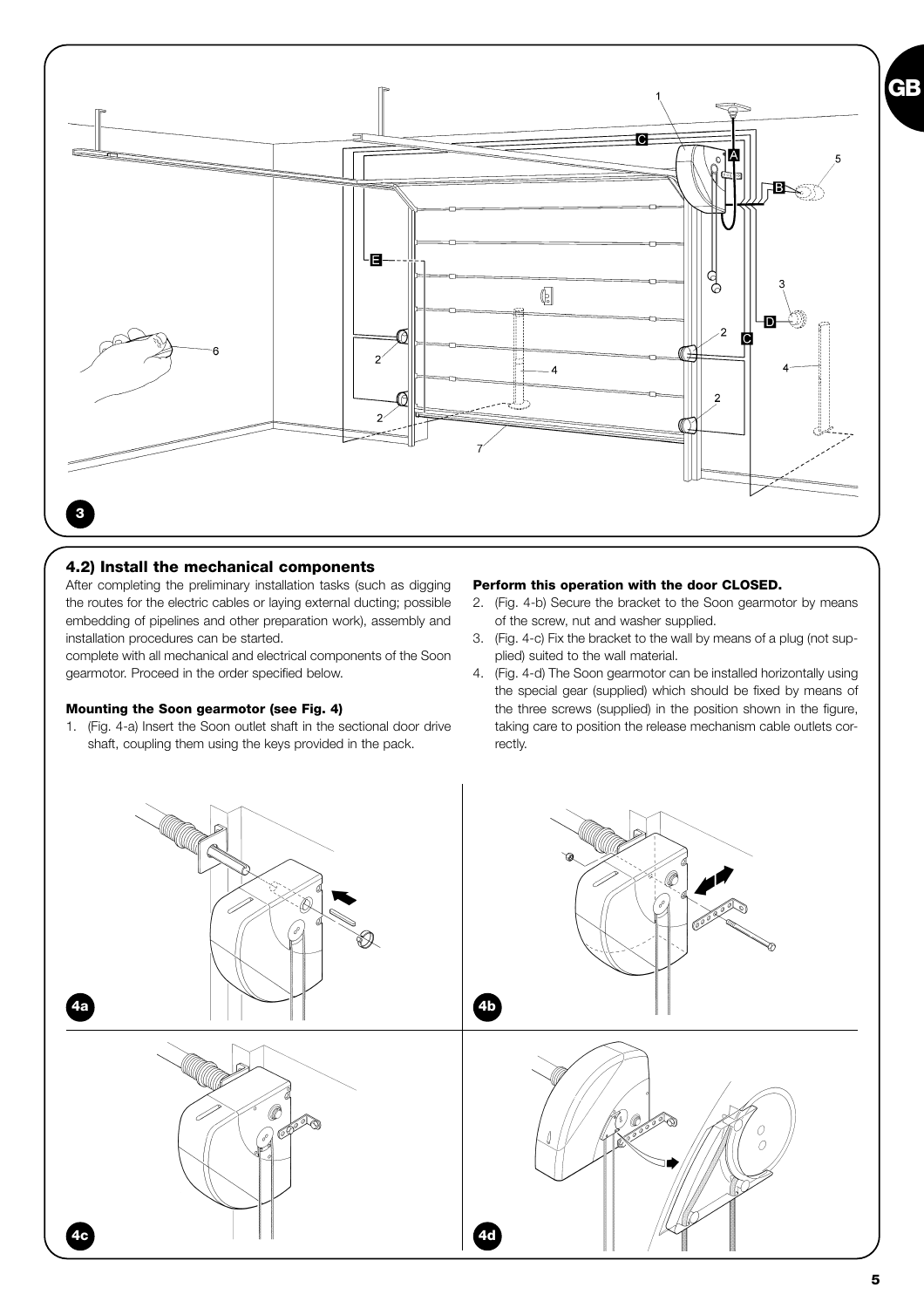## 4.2) Install the mechanical components

After completing the preliminary installation tasks (such as digging the routes for the electric cables or laying external ducting; possible embedding of pipelines and other preparation work), assembly and installation procedures can be started.

complete with all mechanical and electrical components of the Soon gearmotor. Proceed in the order specified below.

**Mounting the Soon gearmotor (see Fig. 4)**

1. (Fig. 4-a) Insert the Soon outlet shaft in the sectional door drive shaft, coupling them using the keys provided in the pack.

**Perform this operation with the door CLOSED.**

2. (Fig. 4-b) Secure the bracket to the Soon gearmotor by means of the screw, nut and washer supplied.
3. (Fig. 4-c) Fix the bracket to the wall by means of a plug (not supplied) suited to the wall material.
4. (Fig. 4-d) The Soon gearmotor can be installed horizontally using the special gear (supplied) which should be fixed by means of the three screws (supplied) in the position shown in the figure, taking care to position the release mechanism cable outlets correctly.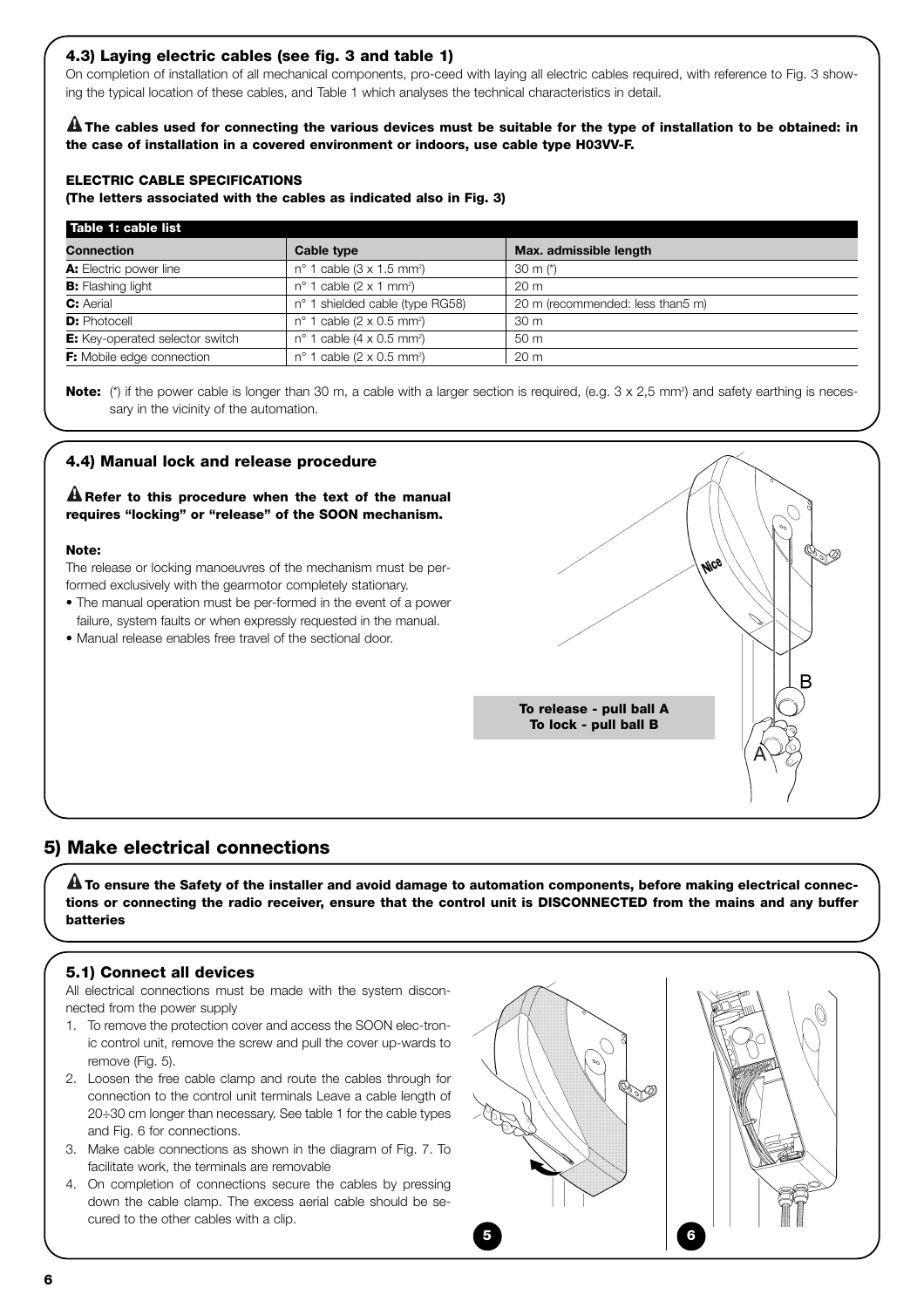### 4.3) Laying electric cables (see fig. 3 and table 1)

On completion of installation of all mechanical components, pro-ceed with laying all electric cables required, with reference to Fig. 3 showing the typical location of these cables, and Table 1 which analyses the technical characteristics in detail.

**⚠ The cables used for connecting the various devices must be suitable for the type of installation to be obtained: in the case of installation in a covered environment or indoors, use cable type H03VV-F.**

**ELECTRIC CABLE SPECIFICATIONS**
**(The letters associated with the cables as indicated also in Fig. 3)**

**Table 1: cable list**

| Connection | Cable type | Max. admissible length |
|---|---|---|
| **A:** Electric power line | n° 1 cable (3 x 1.5 mm²) | 30 m (*) |
| **B:** Flashing light | n° 1 cable (2 x 1 mm²) | 20 m |
| **C:** Aerial | n° 1 shielded cable (type RG58) | 20 m (recommended: less than5 m) |
| **D:** Photocell | n° 1 cable (2 x 0.5 mm²) | 30 m |
| **E:** Key-operated selector switch | n° 1 cable (4 x 0.5 mm²) | 50 m |
| **F:** Mobile edge connection | n° 1 cable (2 x 0.5 mm²) | 20 m |

**Note:** (*) if the power cable is longer than 30 m, a cable with a larger section is required, (e.g. 3 x 2,5 mm²) and safety earthing is necessary in the vicinity of the automation.

### 4.4) Manual lock and release procedure

**⚠ Refer to this procedure when the text of the manual requires "locking" or "release" of the SOON mechanism.**

**Note:**

The release or locking manoeuvres of the mechanism must be performed exclusively with the gearmotor completely stationary.

- The manual operation must be per-formed in the event of a power failure, system faults or when expressly requested in the manual.
- Manual release enables free travel of the sectional door.

**To release - pull ball A**
**To lock - pull ball B**

## 5) Make electrical connections

**⚠ To ensure the Safety of the installer and avoid damage to automation components, before making electrical connections or connecting the radio receiver, ensure that the control unit is DISCONNECTED from the mains and any buffer batteries**

### 5.1) Connect all devices

All electrical connections must be made with the system disconnected from the power supply

1. To remove the protection cover and access the SOON electronic control unit, remove the screw and pull the cover up-wards to remove (Fig. 5).
2. Loosen the free cable clamp and route the cables through for connection to the control unit terminals Leave a cable length of 20÷30 cm longer than necessary. See table 1 for the cable types and Fig. 6 for connections.
3. Make cable connections as shown in the diagram of Fig. 7. To facilitate work, the terminals are removable
4. On completion of connections secure the cables by pressing down the cable clamp. The excess aerial cable should be secured to the other cables with a clip.

5

6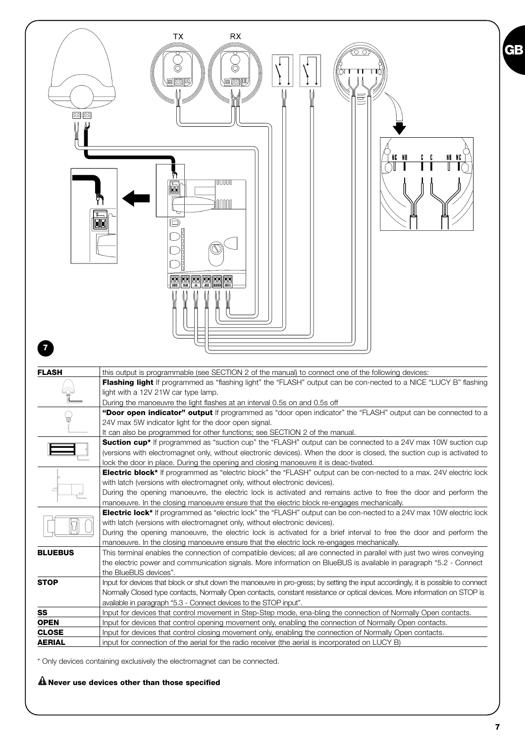7

| | |
|---|---|
| **FLASH** | this output is programmable (see SECTION 2 of the manual) to connect one of the following devices: |
| | **Flashing light** If programmed as "flashing light" the "FLASH" output can be con-nected to a NICE "LUCY B" flashing light with a 12V 21W car type lamp. During the manoeuvre the light flashes at an interval 0.5s on and 0.5s off |
| | **"Door open indicator" output** If programmed as "door open indicator" the "FLASH" output can be connected to a 24V max 5W indicator light for the door open signal. It can also be programmed for other functions; see SECTION 2 of the manual. |
| | **Suction cup*** If programmed as "suction cup" the "FLASH" output can be connected to a 24V max 10W suction cup (versions with electromagnet only, without electronic devices). When the door is closed, the suction cup is activated to lock the door in place. During the opening and closing manoeuvre it is deac-tivated. |
| | **Electric block*** If programmed as "electric block" the "FLASH" output can be con-nected to a max. 24V electric lock with latch (versions with electromagnet only, without electronic devices). During the opening manoeuvre, the electric lock is activated and remains active to free the door and perform the manoeuvre. In the closing manoeuvre ensure that the electric block re-engages mechanically. |
| | **Electric lock*** If programmed as "electric lock" the "FLASH" output can be con-nected to a 24V max 10W electric lock with latch (versions with electromagnet only, without electronic devices). During the opening manoeuvre, the electric lock is activated for a brief interval to free the door and perform the manoeuvre. In the closing manoeuvre ensure that the electric lock re-engages mechanically. |
| **BLUEBUS** | This terminal enables the connection of compatible devices; all are connected in parallel with just two wires conveying the electric power and communication signals. More information on BlueBUS is available in paragraph "5.2 - Connect the BlueBUS devices". |
| **STOP** | Input for devices that block or shut down the manoeuvre in pro-gress; by setting the input accordingly, it is possible to connect Normally Closed type contacts, Normally Open contacts, constant resistance or optical devices. More information on STOP is available in paragraph "5.3 - Connect devices to the STOP input". |
| **SS** | Input for devices that control movement in Step-Step mode, ena-bling the connection of Normally Open contacts. |
| **OPEN** | Input for devices that control opening movement only, enabling the connection of Normally Open contacts. |
| **CLOSE** | Input for devices that control closing movement only, enabling the connection of Normally Open contacts. |
| **AERIAL** | input for connection of the aerial for the radio receiver (the aerial is incorporated on LUCY B) |

\* Only devices containing exclusively the electromagnet can be connected.

**⚠ Never use devices other than those specified**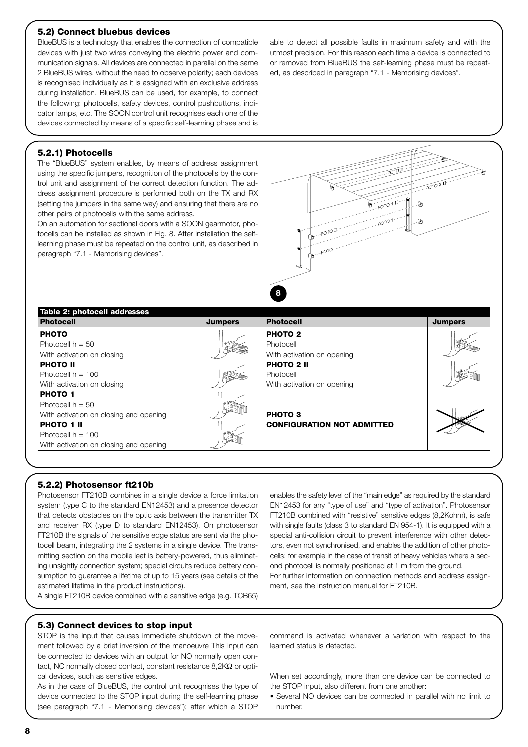### 5.2) Connect bluebus devices

BlueBUS is a technology that enables the connection of compatible devices with just two wires conveying the electric power and communication signals. All devices are connected in parallel on the same 2 BlueBUS wires, without the need to observe polarity; each devices is recognised individually as it is assigned with an exclusive address during installation. BlueBUS can be used, for example, to connect the following: photocells, safety devices, control pushbuttons, indicator lamps, etc. The SOON control unit recognises each one of the devices connected by means of a specific self-learning phase and is able to detect all possible faults in maximum safety and with the utmost precision. For this reason each time a device is connected to or removed from BlueBUS the self-learning phase must be repeated, as described in paragraph "7.1 - Memorising devices".

### 5.2.1) Photocells

The "BlueBUS" system enables, by means of address assignment using the specific jumpers, recognition of the photocells by the control unit and assignment of the correct detection function. The address assignment procedure is performed both on the TX and RX (setting the jumpers in the same way) and ensuring that there are no other pairs of photocells with the same address.

On an automation for sectional doors with a SOON gearmotor, photocells can be installed as shown in Fig. 8. After installation the self-learning phase must be repeated on the control unit, as described in paragraph "7.1 - Memorising devices".

8

**Table 2: photocell addresses**

| Photocell | Jumpers | Photocell | Jumpers |
|---|---|---|---|
| **PHOTO**<br>Photocell h = 50<br>With activation on closing | | **PHOTO 2**<br>Photocell<br>With activation on opening | |
| **PHOTO II**<br>Photocell h = 100<br>With activation on closing | | **PHOTO 2 II**<br>Photocell<br>With activation on opening | |
| **PHOTO 1**<br>Photocell h = 50<br>With activation on closing and opening | | **PHOTO 3**<br>**CONFIGURATION NOT ADMITTED** | |
| **PHOTO 1 II**<br>Photocell h = 100<br>With activation on closing and opening | | | |

### 5.2.2) Photosensor ft210b

Photosensor FT210B combines in a single device a force limitation system (type C to the standard EN12453) and a presence detector that detects obstacles on the optic axis between the transmitter TX and receiver RX (type D to standard EN12453). On photosensor FT210B the signals of the sensitive edge status are sent via the photocell beam, integrating the 2 systems in a single device. The transmitting section on the mobile leaf is battery-powered, thus eliminating unsightly connection system; special circuits reduce battery consumption to guarantee a lifetime of up to 15 years (see details of the estimated lifetime in the product instructions).

A single FT210B device combined with a sensitive edge (e.g. TCB65) enables the safety level of the "main edge" as required by the standard EN12453 for any "type of use" and "type of activation". Photosensor FT210B combined with "resistive" sensitive edges (8,2Kohm), is safe with single faults (class 3 to standard EN 954-1). It is equipped with a special anti-collision circuit to prevent interference with other detectors, even not synchronised, and enables the addition of other photocells; for example in the case of transit of heavy vehicles where a second photocell is normally positioned at 1 m from the ground.

For further information on connection methods and address assignment, see the instruction manual for FT210B.

### 5.3) Connect devices to stop input

STOP is the input that causes immediate shutdown of the movement followed by a brief inversion of the manoeuvre This input can be connected to devices with an output for NO normally open contact, NC normally closed contact, constant resistance 8,2KΩ or optical devices, such as sensitive edges.

As in the case of BlueBUS, the control unit recognises the type of device connected to the STOP input during the self-learning phase (see paragraph "7.1 - Memorising devices"); after which a STOP command is activated whenever a variation with respect to the learned status is detected.

When set accordingly, more than one device can be connected to the STOP input, also different from one another:

- Several NO devices can be connected in parallel with no limit to number.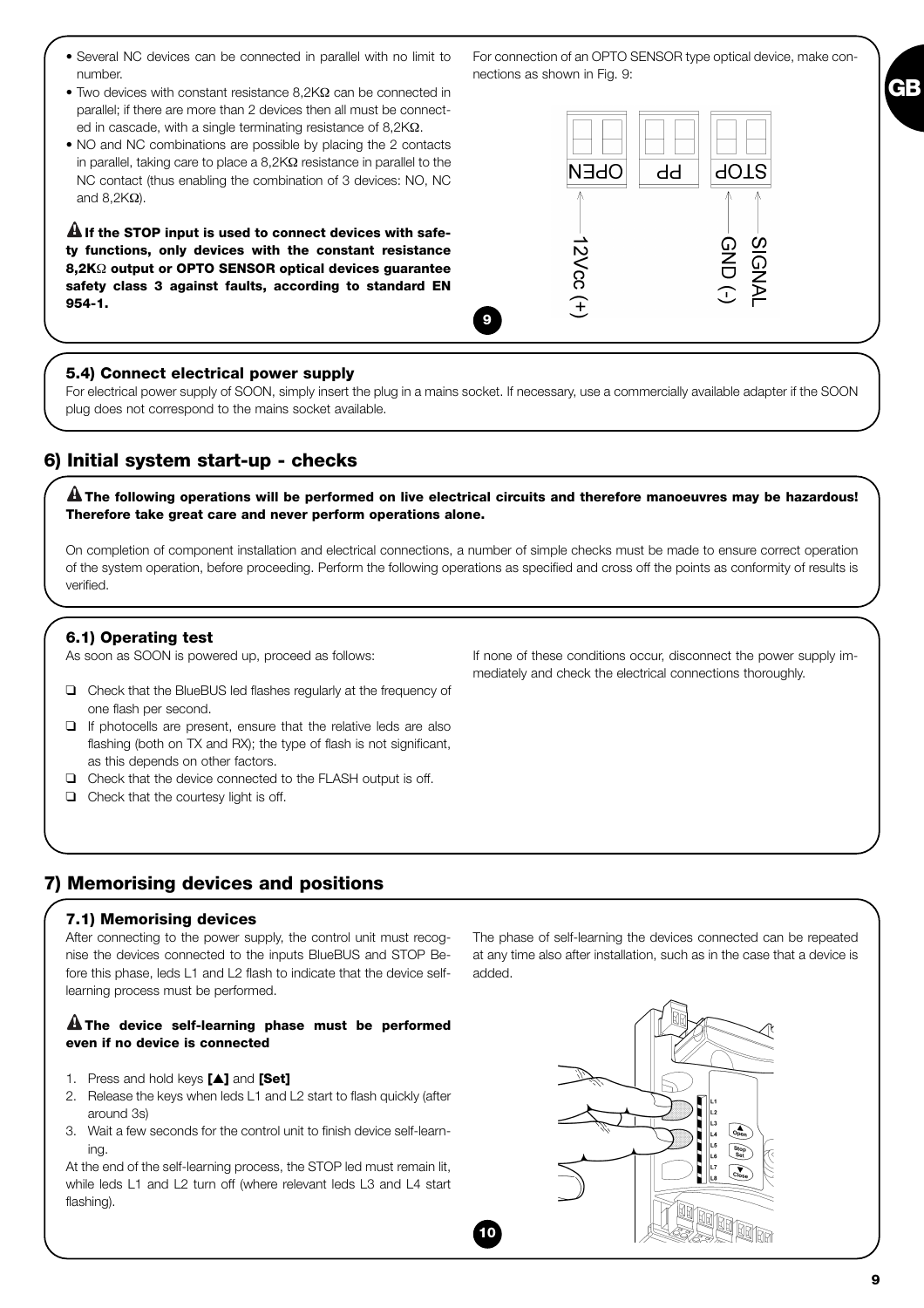- Several NC devices can be connected in parallel with no limit to number.
- Two devices with constant resistance 8,2KΩ can be connected in parallel; if there are more than 2 devices then all must be connected in cascade, with a single terminating resistance of 8,2KΩ.
- NO and NC combinations are possible by placing the 2 contacts in parallel, taking care to place a 8,2KΩ resistance in parallel to the NC contact (thus enabling the combination of 3 devices: NO, NC and 8,2KΩ).

⚠ **If the STOP input is used to connect devices with safety functions, only devices with the constant resistance 8,2KΩ output or OPTO SENSOR optical devices guarantee safety class 3 against faults, according to standard EN 954-1.**

For connection of an OPTO SENSOR type optical device, make connections as shown in Fig. 9:

OPEN PP STOP

12Vcc (+) GND (-) SIGNAL

9

### 5.4) Connect electrical power supply

For electrical power supply of SOON, simply insert the plug in a mains socket. If necessary, use a commercially available adapter if the SOON plug does not correspond to the mains socket available.

## 6) Initial system start-up - checks

⚠ **The following operations will be performed on live electrical circuits and therefore manoeuvres may be hazardous! Therefore take great care and never perform operations alone.**

On completion of component installation and electrical connections, a number of simple checks must be made to ensure correct operation of the system operation, before proceeding. Perform the following operations as specified and cross off the points as conformity of results is verified.

### 6.1) Operating test

As soon as SOON is powered up, proceed as follows:

- ❑ Check that the BlueBUS led flashes regularly at the frequency of one flash per second.
- ❑ If photocells are present, ensure that the relative leds are also flashing (both on TX and RX); the type of flash is not significant, as this depends on other factors.
- ❑ Check that the device connected to the FLASH output is off.
- ❑ Check that the courtesy light is off.

If none of these conditions occur, disconnect the power supply immediately and check the electrical connections thoroughly.

## 7) Memorising devices and positions

### 7.1) Memorising devices

After connecting to the power supply, the control unit must recognise the devices connected to the inputs BlueBUS and STOP Before this phase, leds L1 and L2 flash to indicate that the device self-learning process must be performed.

⚠ **The device self-learning phase must be performed even if no device is connected**

1. Press and hold keys **[▲]** and **[Set]**
2. Release the keys when leds L1 and L2 start to flash quickly (after around 3s)
3. Wait a few seconds for the control unit to finish device self-learning.

At the end of the self-learning process, the STOP led must remain lit, while leds L1 and L2 turn off (where relevant leds L3 and L4 start flashing).

The phase of self-learning the devices connected can be repeated at any time also after installation, such as in the case that a device is added.

10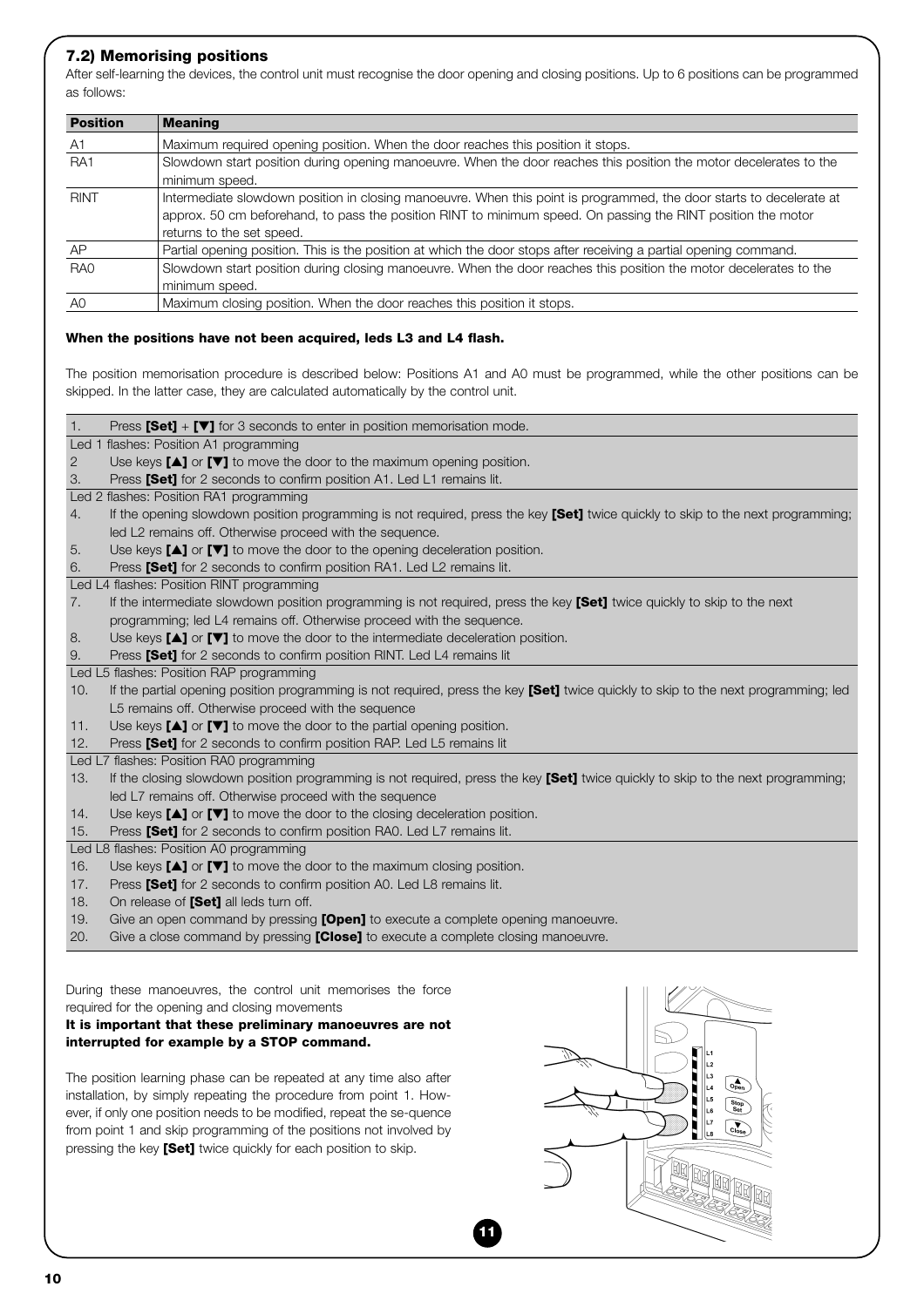### 7.2) Memorising positions

After self-learning the devices, the control unit must recognise the door opening and closing positions. Up to 6 positions can be programmed as follows:

| Position | Meaning |
|---|---|
| A1 | Maximum required opening position. When the door reaches this position it stops. |
| RA1 | Slowdown start position during opening manoeuvre. When the door reaches this position the motor decelerates to the minimum speed. |
| RINT | Intermediate slowdown position in closing manoeuvre. When this point is programmed, the door starts to decelerate at approx. 50 cm beforehand, to pass the position RINT to minimum speed. On passing the RINT position the motor returns to the set speed. |
| AP | Partial opening position. This is the position at which the door stops after receiving a partial opening command. |
| RA0 | Slowdown start position during closing manoeuvre. When the door reaches this position the motor decelerates to the minimum speed. |
| A0 | Maximum closing position. When the door reaches this position it stops. |

**When the positions have not been acquired, leds L3 and L4 flash.**

The position memorisation procedure is described below: Positions A1 and A0 must be programmed, while the other positions can be skipped. In the latter case, they are calculated automatically by the control unit.

1. Press **[Set]** + **[▼]** for 3 seconds to enter in position memorisation mode.

Led 1 flashes: Position A1 programming

2. Use keys **[▲]** or **[▼]** to move the door to the maximum opening position.
3. Press **[Set]** for 2 seconds to confirm position A1. Led L1 remains lit.

Led 2 flashes: Position RA1 programming

4. If the opening slowdown position programming is not required, press the key **[Set]** twice quickly to skip to the next programming; led L2 remains off. Otherwise proceed with the sequence.
5. Use keys **[▲]** or **[▼]** to move the door to the opening deceleration position.
6. Press **[Set]** for 2 seconds to confirm position RA1. Led L2 remains lit.

Led L4 flashes: Position RINT programming

7. If the intermediate slowdown position programming is not required, press the key **[Set]** twice quickly to skip to the next programming; led L4 remains off. Otherwise proceed with the sequence.
8. Use keys **[▲]** or **[▼]** to move the door to the intermediate deceleration position.
9. Press **[Set]** for 2 seconds to confirm position RINT. Led L4 remains lit

Led L5 flashes: Position RAP programming

10. If the partial opening position programming is not required, press the key **[Set]** twice quickly to skip to the next programming; led L5 remains off. Otherwise proceed with the sequence
11. Use keys **[▲]** or **[▼]** to move the door to the partial opening position.
12. Press **[Set]** for 2 seconds to confirm position RAP. Led L5 remains lit

Led L7 flashes: Position RA0 programming

13. If the closing slowdown position programming is not required, press the key **[Set]** twice quickly to skip to the next programming; led L7 remains off. Otherwise proceed with the sequence
14. Use keys **[▲]** or **[▼]** to move the door to the closing deceleration position.
15. Press **[Set]** for 2 seconds to confirm position RA0. Led L7 remains lit.

Led L8 flashes: Position A0 programming

16. Use keys **[▲]** or **[▼]** to move the door to the maximum closing position.
17. Press **[Set]** for 2 seconds to confirm position A0. Led L8 remains lit.
18. On release of **[Set]** all leds turn off.
19. Give an open command by pressing **[Open]** to execute a complete opening manoeuvre.
20. Give a close command by pressing **[Close]** to execute a complete closing manoeuvre.

During these manoeuvres, the control unit memorises the force required for the opening and closing movements

**It is important that these preliminary manoeuvres are not interrupted for example by a STOP command.**

The position learning phase can be repeated at any time also after installation, by simply repeating the procedure from point 1. However, if only one position needs to be modified, repeat the se-quence from point 1 and skip programming of the positions not involved by pressing the key **[Set]** twice quickly for each position to skip.

11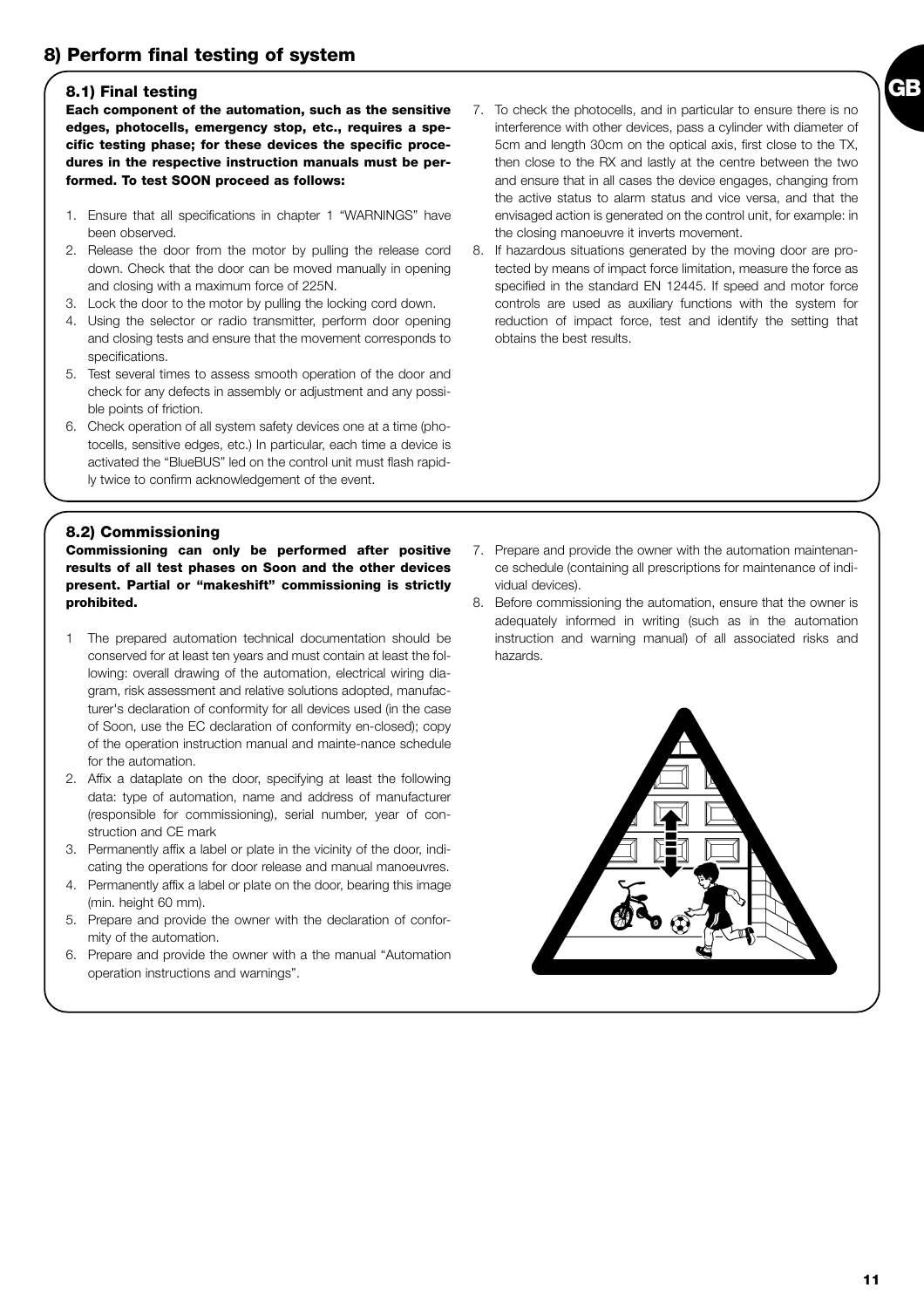## 8) Perform final testing of system

### 8.1) Final testing

**Each component of the automation, such as the sensitive edges, photocells, emergency stop, etc., requires a specific testing phase; for these devices the specific procedures in the respective instruction manuals must be performed. To test SOON proceed as follows:**

1. Ensure that all specifications in chapter 1 “WARNINGS” have been observed.
2. Release the door from the motor by pulling the release cord down. Check that the door can be moved manually in opening and closing with a maximum force of 225N.
3. Lock the door to the motor by pulling the locking cord down.
4. Using the selector or radio transmitter, perform door opening and closing tests and ensure that the movement corresponds to specifications.
5. Test several times to assess smooth operation of the door and check for any defects in assembly or adjustment and any possible points of friction.
6. Check operation of all system safety devices one at a time (photocells, sensitive edges, etc.) In particular, each time a device is activated the “BlueBUS” led on the control unit must flash rapidly twice to confirm acknowledgement of the event.
7. To check the photocells, and in particular to ensure there is no interference with other devices, pass a cylinder with diameter of 5cm and length 30cm on the optical axis, first close to the TX, then close to the RX and lastly at the centre between the two and ensure that in all cases the device engages, changing from the active status to alarm status and vice versa, and that the envisaged action is generated on the control unit, for example: in the closing manoeuvre it inverts movement.
8. If hazardous situations generated by the moving door are protected by means of impact force limitation, measure the force as specified in the standard EN 12445. If speed and motor force controls are used as auxiliary functions with the system for reduction of impact force, test and identify the setting that obtains the best results.

### 8.2) Commissioning

**Commissioning can only be performed after positive results of all test phases on Soon and the other devices present. Partial or “makeshift” commissioning is strictly prohibited.**

1. The prepared automation technical documentation should be conserved for at least ten years and must contain at least the following: overall drawing of the automation, electrical wiring diagram, risk assessment and relative solutions adopted, manufacturer's declaration of conformity for all devices used (in the case of Soon, use the EC declaration of conformity en-closed); copy of the operation instruction manual and mainte-nance schedule for the automation.
2. Affix a dataplate on the door, specifying at least the following data: type of automation, name and address of manufacturer (responsible for commissioning), serial number, year of construction and CE mark
3. Permanently affix a label or plate in the vicinity of the door, indicating the operations for door release and manual manoeuvres.
4. Permanently affix a label or plate on the door, bearing this image (min. height 60 mm).
5. Prepare and provide the owner with the declaration of conformity of the automation.
6. Prepare and provide the owner with a the manual “Automation operation instructions and warnings”.
7. Prepare and provide the owner with the automation maintenance schedule (containing all prescriptions for maintenance of individual devices).
8. Before commissioning the automation, ensure that the owner is adequately informed in writing (such as in the automation instruction and warning manual) of all associated risks and hazards.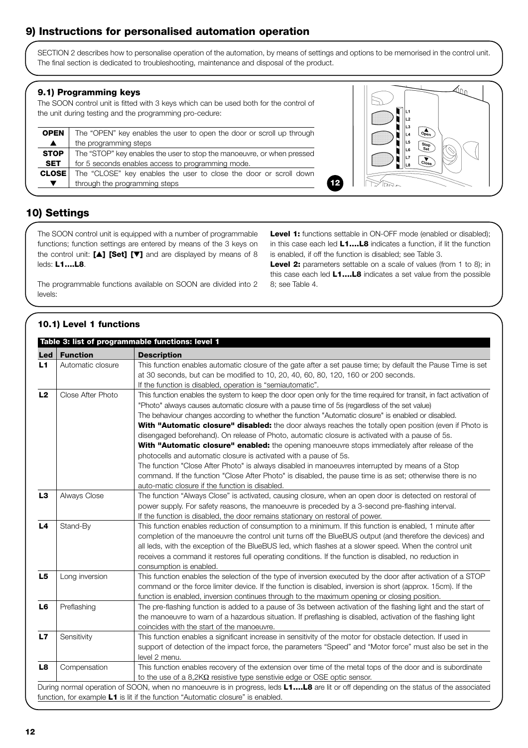## 9) Instructions for personalised automation operation

SECTION 2 describes how to personalise operation of the automation, by means of settings and options to be memorised in the control unit. The final section is dedicated to troubleshooting, maintenance and disposal of the product.

### 9.1) Programming keys

The SOON control unit is fitted with 3 keys which can be used both for the control of the unit during testing and the programming pro-cedure:

| | |
|---|---|
| **OPEN ▲** | The "OPEN" key enables the user to open the door or scroll up through the programming steps |
| **STOP SET** | The "STOP" key enables the user to stop the manoeuvre, or when pressed for 5 seconds enables access to programming mode. |
| **CLOSE ▼** | The "CLOSE" key enables the user to close the door or scroll down through the programming steps |

12

## 10) Settings

The SOON control unit is equipped with a number of programmable functions; function settings are entered by means of the 3 keys on the control unit: **[▲] [Set] [▼]** and are displayed by means of 8 leds: **L1….L8**.

The programmable functions available on SOON are divided into 2 levels:

**Level 1:** functions settable in ON-OFF mode (enabled or disabled); in this case each led **L1….L8** indicates a function, if lit the function is enabled, if off the function is disabled; see Table 3.

**Level 2:** parameters settable on a scale of values (from 1 to 8); in this case each led **L1….L8** indicates a set value from the possible 8; see Table 4.

### 10.1) Level 1 functions

**Table 3: list of programmable functions: level 1**

| Led | Function | Description |
|---|---|---|
| **L1** | Automatic closure | This function enables automatic closure of the gate after a set pause time; by default the Pause Time is set at 30 seconds, but can be modified to 10, 20, 40, 60, 80, 120, 160 or 200 seconds. If the function is disabled, operation is "semiautomatic". |
| **L2** | Close After Photo | This function enables the system to keep the door open only for the time required for transit, in fact activation of "Photo" always causes automatic closure with a pause time of 5s (regardless of the set value) The behaviour changes according to whether the function "Automatic closure" is enabled or disabled. **With "Automatic closure" disabled:** the door always reaches the totally open position (even if Photo is disengaged beforehand). On release of Photo, automatic closure is activated with a pause of 5s. **With "Automatic closure" enabled:** the opening manoeuvre stops immediately after release of the photocells and automatic closure is activated with a pause of 5s. The function "Close After Photo" is always disabled in manoeuvres interrupted by means of a Stop command. If the function "Close After Photo" is disabled, the pause time is as set; otherwise there is no auto-matic closure if the function is disabled. |
| **L3** | Always Close | The function "Always Close" is activated, causing closure, when an open door is detected on restoral of power supply. For safety reasons, the manoeuvre is preceded by a 3-second pre-flashing interval. If the function is disabled, the door remains stationary on restoral of power. |
| **L4** | Stand-By | This function enables reduction of consumption to a minimum. If this function is enabled, 1 minute after completion of the manoeuvre the control unit turns off the BlueBUS output (and therefore the devices) and all leds, with the exception of the BlueBUS led, which flashes at a slower speed. When the control unit receives a command it restores full operating conditions. If the function is disabled, no reduction in consumption is enabled. |
| **L5** | Long inversion | This function enables the selection of the type of inversion executed by the door after activation of a STOP command or the force limiter device. If the function is disabled, inversion is short (approx. 15cm). If the function is enabled, inversion continues through to the maximum opening or closing position. |
| **L6** | Preflashing | The pre-flashing function is added to a pause of 3s between activation of the flashing light and the start of the manoeuvre to warn of a hazardous situation. If preflashing is disabled, activation of the flashing light coincides with the start of the manoeuvre. |
| **L7** | Sensitivity | This function enables a significant increase in sensitivity of the motor for obstacle detection. If used in support of detection of the impact force, the parameters "Speed" and "Motor force" must also be set in the level 2 menu. |
| **L8** | Compensation | This function enables recovery of the extension over time of the metal tops of the door and is subordinate to the use of a 8,2KΩ resistive type senstivie edge or OSE optic sensor. |

During normal operation of SOON, when no manoeuvre is in progress, leds **L1….L8** are lit or off depending on the status of the associated function, for example **L1** is lit if the function "Automatic closure" is enabled.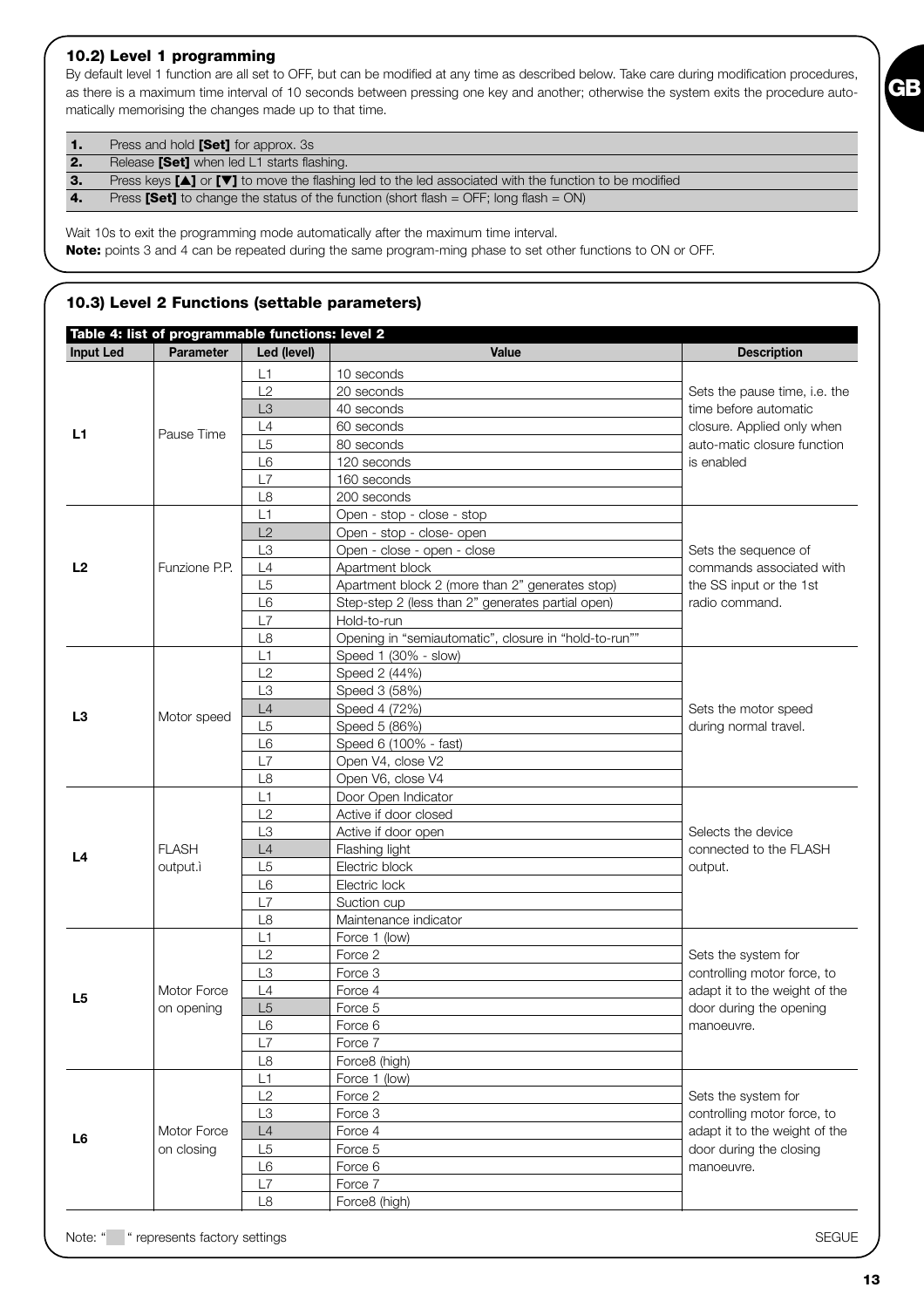## 10.2) Level 1 programming

By default level 1 function are all set to OFF, but can be modified at any time as described below. Take care during modification procedures, as there is a maximum time interval of 10 seconds between pressing one key and another; otherwise the system exits the procedure automatically memorising the changes made up to that time.

| | |
|---|---|
| **1.** | Press and hold **[Set]** for approx. 3s |
| **2.** | Release **[Set]** when led L1 starts flashing. |
| **3.** | Press keys **[▲]** or **[▼]** to move the flashing led to the led associated with the function to be modified |
| **4.** | Press **[Set]** to change the status of the function (short flash = OFF; long flash = ON) |

Wait 10s to exit the programming mode automatically after the maximum time interval.

**Note:** points 3 and 4 can be repeated during the same program-ming phase to set other functions to ON or OFF.

## 10.3) Level 2 Functions (settable parameters)

**Table 4: list of programmable functions: level 2**

| Input Led | Parameter | Led (level) | Value | Description |
|---|---|---|---|---|
| **L1** | Pause Time | L1 | 10 seconds | Sets the pause time, i.e. the time before automatic closure. Applied only when auto-matic closure function is enabled |
| | | L2 | 20 seconds | |
| | | L3 | 40 seconds | |
| | | L4 | 60 seconds | |
| | | L5 | 80 seconds | |
| | | L6 | 120 seconds | |
| | | L7 | 160 seconds | |
| | | L8 | 200 seconds | |
| **L2** | Funzione P.P. | L1 | Open - stop - close - stop | Sets the sequence of commands associated with the SS input or the 1st radio command. |
| | | L2 | Open - stop - close- open | |
| | | L3 | Open - close - open - close | |
| | | L4 | Apartment block | |
| | | L5 | Apartment block 2 (more than 2” generates stop) | |
| | | L6 | Step-step 2 (less than 2” generates partial open) | |
| | | L7 | Hold-to-run | |
| | | L8 | Opening in “semiautomatic”, closure in “hold-to-run”” | |
| **L3** | Motor speed | L1 | Speed 1 (30% - slow) | Sets the motor speed during normal travel. |
| | | L2 | Speed 2 (44%) | |
| | | L3 | Speed 3 (58%) | |
| | | L4 | Speed 4 (72%) | |
| | | L5 | Speed 5 (86%) | |
| | | L6 | Speed 6 (100% - fast) | |
| | | L7 | Open V4, close V2 | |
| | | L8 | Open V6, close V4 | |
| **L4** | FLASH output.ì | L1 | Door Open Indicator | Selects the device connected to the FLASH output. |
| | | L2 | Active if door closed | |
| | | L3 | Active if door open | |
| | | L4 | Flashing light | |
| | | L5 | Electric block | |
| | | L6 | Electric lock | |
| | | L7 | Suction cup | |
| | | L8 | Maintenance indicator | |
| **L5** | Motor Force on opening | L1 | Force 1 (low) | Sets the system for controlling motor force, to adapt it to the weight of the door during the opening manoeuvre. |
| | | L2 | Force 2 | |
| | | L3 | Force 3 | |
| | | L4 | Force 4 | |
| | | L5 | Force 5 | |
| | | L6 | Force 6 | |
| | | L7 | Force 7 | |
| | | L8 | Force8 (high) | |
| **L6** | Motor Force on closing | L1 | Force 1 (low) | Sets the system for controlling motor force, to adapt it to the weight of the door during the closing manoeuvre. |
| | | L2 | Force 2 | |
| | | L3 | Force 3 | |
| | | L4 | Force 4 | |
| | | L5 | Force 5 | |
| | | L6 | Force 6 | |
| | | L7 | Force 7 | |
| | | L8 | Force8 (high) | |

Note: “ “ represents factory settings

SEGUE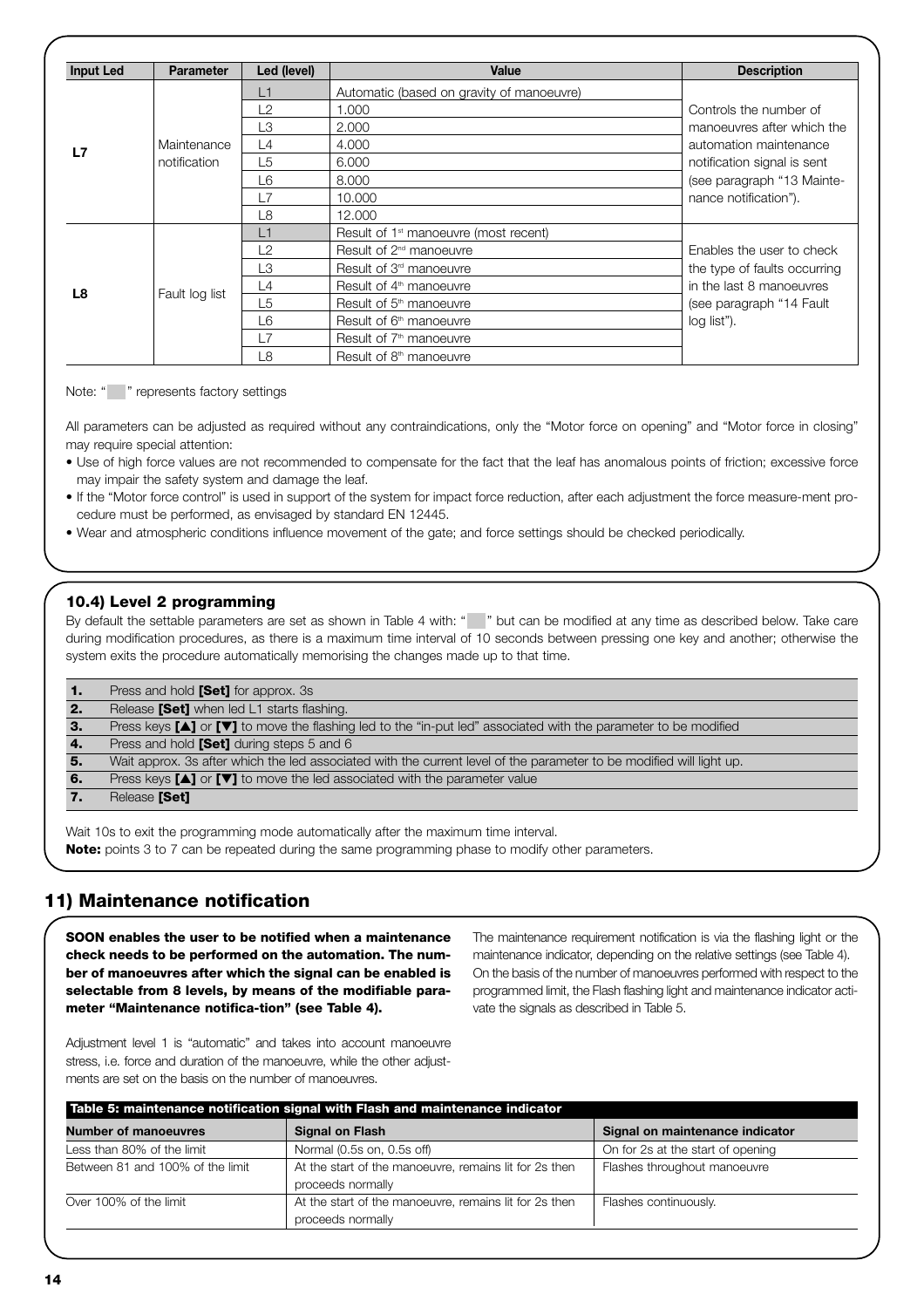| Input Led | Parameter | Led (level) | Value | Description |
|---|---|---|---|---|
| **L7** | Maintenance notification | L1 | Automatic (based on gravity of manoeuvre) | Controls the number of manoeuvres after which the automation maintenance notification signal is sent (see paragraph "13 Maintenance notification"). |
| | | L2 | 1.000 | |
| | | L3 | 2.000 | |
| | | L4 | 4.000 | |
| | | L5 | 6.000 | |
| | | L6 | 8.000 | |
| | | L7 | 10.000 | |
| | | L8 | 12.000 | |
| **L8** | Fault log list | L1 | Result of 1st manoeuvre (most recent) | Enables the user to check the type of faults occurring in the last 8 manoeuvres (see paragraph "14 Fault log list"). |
| | | L2 | Result of 2nd manoeuvre | |
| | | L3 | Result of 3rd manoeuvre | |
| | | L4 | Result of 4th manoeuvre | |
| | | L5 | Result of 5th manoeuvre | |
| | | L6 | Result of 6th manoeuvre | |
| | | L7 | Result of 7th manoeuvre | |
| | | L8 | Result of 8th manoeuvre | |

Note: " " represents factory settings

All parameters can be adjusted as required without any contraindications, only the "Motor force on opening" and "Motor force in closing" may require special attention:

- Use of high force values are not recommended to compensate for the fact that the leaf has anomalous points of friction; excessive force may impair the safety system and damage the leaf.
- If the "Motor force control" is used in support of the system for impact force reduction, after each adjustment the force measure-ment procedure must be performed, as envisaged by standard EN 12445.
- Wear and atmospheric conditions influence movement of the gate; and force settings should be checked periodically.

### 10.4) Level 2 programming

By default the settable parameters are set as shown in Table 4 with: " " but can be modified at any time as described below. Take care during modification procedures, as there is a maximum time interval of 10 seconds between pressing one key and another; otherwise the system exits the procedure automatically memorising the changes made up to that time.

| | |
|---|---|
| **1.** | Press and hold **[Set]** for approx. 3s |
| **2.** | Release **[Set]** when led L1 starts flashing. |
| **3.** | Press keys **[▲]** or **[▼]** to move the flashing led to the "in-put led" associated with the parameter to be modified |
| **4.** | Press and hold **[Set]** during steps 5 and 6 |
| **5.** | Wait approx. 3s after which the led associated with the current level of the parameter to be modified will light up. |
| **6.** | Press keys **[▲]** or **[▼]** to move the led associated with the parameter value |
| **7.** | Release **[Set]** |

Wait 10s to exit the programming mode automatically after the maximum time interval.

**Note:** points 3 to 7 can be repeated during the same programming phase to modify other parameters.

## 11) Maintenance notification

**SOON enables the user to be notified when a maintenance check needs to be performed on the automation. The number of manoeuvres after which the signal can be enabled is selectable from 8 levels, by means of the modifiable parameter "Maintenance notifica-tion" (see Table 4).**

Adjustment level 1 is "automatic" and takes into account manoeuvre stress, i.e. force and duration of the manoeuvre, while the other adjustments are set on the basis on the number of manoeuvres.

The maintenance requirement notification is via the flashing light or the maintenance indicator, depending on the relative settings (see Table 4). On the basis of the number of manoeuvres performed with respect to the programmed limit, the Flash flashing light and maintenance indicator activate the signals as described in Table 5.

**Table 5: maintenance notification signal with Flash and maintenance indicator**

| Number of manoeuvres | Signal on Flash | Signal on maintenance indicator |
|---|---|---|
| Less than 80% of the limit | Normal (0.5s on, 0.5s off) | On for 2s at the start of opening |
| Between 81 and 100% of the limit | At the start of the manoeuvre, remains lit for 2s then proceeds normally | Flashes throughout manoeuvre |
| Over 100% of the limit | At the start of the manoeuvre, remains lit for 2s then proceeds normally | Flashes continuously. |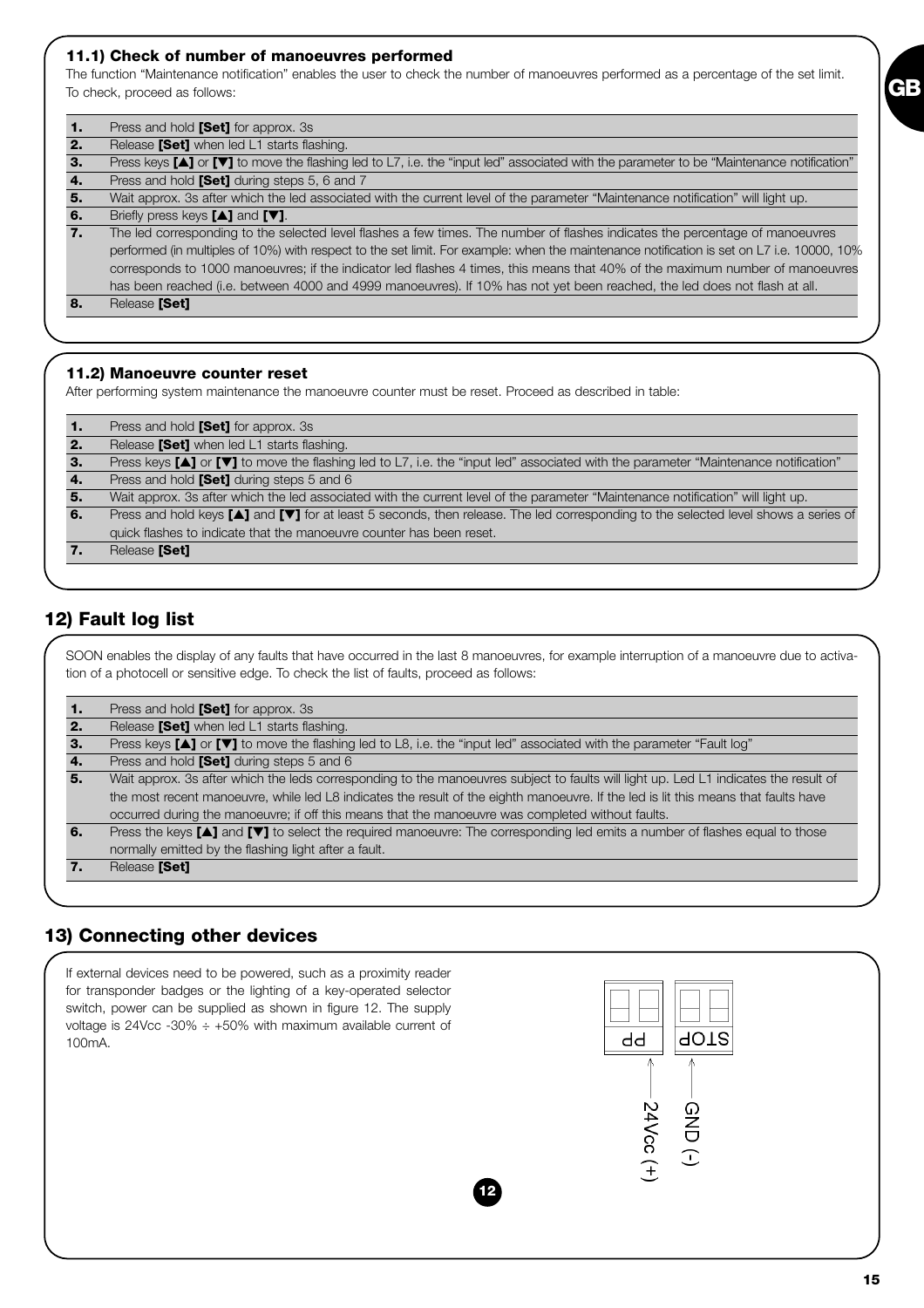### 11.1) Check of number of manoeuvres performed

The function “Maintenance notification” enables the user to check the number of manoeuvres performed as a percentage of the set limit. To check, proceed as follows:

| | |
|---|---|
| **1.** | Press and hold **[Set]** for approx. 3s |
| **2.** | Release **[Set]** when led L1 starts flashing. |
| **3.** | Press keys **[▲]** or **[▼]** to move the flashing led to L7, i.e. the “input led” associated with the parameter to be “Maintenance notification” |
| **4.** | Press and hold **[Set]** during steps 5, 6 and 7 |
| **5.** | Wait approx. 3s after which the led associated with the current level of the parameter “Maintenance notification” will light up. |
| **6.** | Briefly press keys **[▲]** and **[▼]**. |
| **7.** | The led corresponding to the selected level flashes a few times. The number of flashes indicates the percentage of manoeuvres performed (in multiples of 10%) with respect to the set limit. For example: when the maintenance notification is set on L7 i.e. 10000, 10% corresponds to 1000 manoeuvres; if the indicator led flashes 4 times, this means that 40% of the maximum number of manoeuvres has been reached (i.e. between 4000 and 4999 manoeuvres). If 10% has not yet been reached, the led does not flash at all. |
| **8.** | Release **[Set]** |

### 11.2) Manoeuvre counter reset

After performing system maintenance the manoeuvre counter must be reset. Proceed as described in table:

| | |
|---|---|
| **1.** | Press and hold **[Set]** for approx. 3s |
| **2.** | Release **[Set]** when led L1 starts flashing. |
| **3.** | Press keys **[▲]** or **[▼]** to move the flashing led to L7, i.e. the “input led” associated with the parameter “Maintenance notification” |
| **4.** | Press and hold **[Set]** during steps 5 and 6 |
| **5.** | Wait approx. 3s after which the led associated with the current level of the parameter “Maintenance notification” will light up. |
| **6.** | Press and hold keys **[▲]** and **[▼]** for at least 5 seconds, then release. The led corresponding to the selected level shows a series of quick flashes to indicate that the manoeuvre counter has been reset. |
| **7.** | Release **[Set]** |

## 12) Fault log list

SOON enables the display of any faults that have occurred in the last 8 manoeuvres, for example interruption of a manoeuvre due to activation of a photocell or sensitive edge. To check the list of faults, proceed as follows:

| | |
|---|---|
| **1.** | Press and hold **[Set]** for approx. 3s |
| **2.** | Release **[Set]** when led L1 starts flashing. |
| **3.** | Press keys **[▲]** or **[▼]** to move the flashing led to L8, i.e. the “input led” associated with the parameter “Fault log” |
| **4.** | Press and hold **[Set]** during steps 5 and 6 |
| **5.** | Wait approx. 3s after which the leds corresponding to the manoeuvres subject to faults will light up. Led L1 indicates the result of the most recent manoeuvre, while led L8 indicates the result of the eighth manoeuvre. If the led is lit this means that faults have occurred during the manoeuvre; if off this means that the manoeuvre was completed without faults. |
| **6.** | Press the keys **[▲]** and **[▼]** to select the required manoeuvre: The corresponding led emits a number of flashes equal to those normally emitted by the flashing light after a fault. |
| **7.** | Release **[Set]** |

## 13) Connecting other devices

If external devices need to be powered, such as a proximity reader for transponder badges or the lighting of a key-operated selector switch, power can be supplied as shown in figure 12. The supply voltage is 24Vcc -30% ÷ +50% with maximum available current of 100mA.

PP — 24Vcc (+)
STOP — GND (-)

12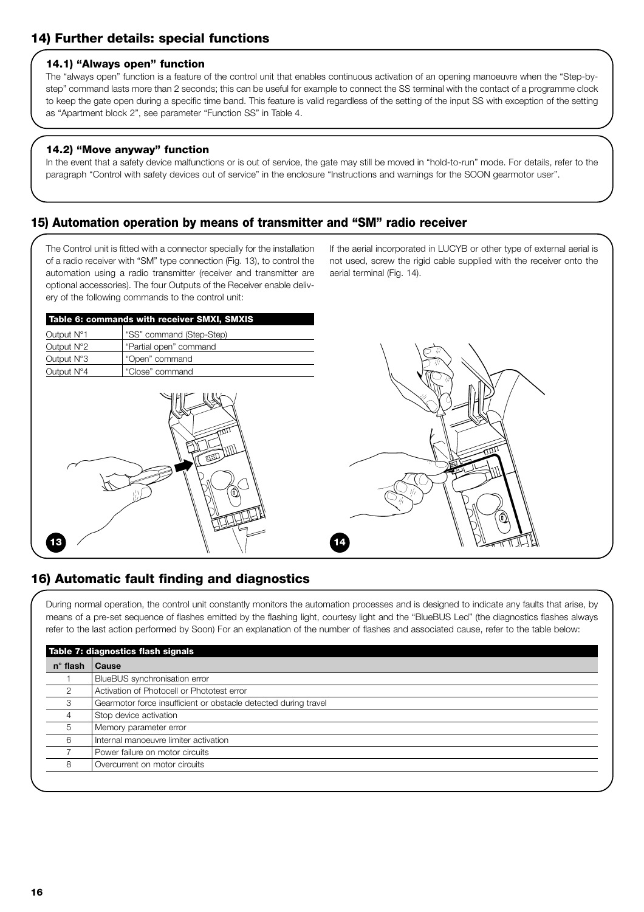## 14) Further details: special functions

### 14.1) "Always open" function

The "always open" function is a feature of the control unit that enables continuous activation of an opening manoeuvre when the "Step-by-step" command lasts more than 2 seconds; this can be useful for example to connect the SS terminal with the contact of a programme clock to keep the gate open during a specific time band. This feature is valid regardless of the setting of the input SS with exception of the setting as "Apartment block 2", see parameter "Function SS" in Table 4.

### 14.2) "Move anyway" function

In the event that a safety device malfunctions or is out of service, the gate may still be moved in "hold-to-run" mode. For details, refer to the paragraph "Control with safety devices out of service" in the enclosure "Instructions and warnings for the SOON gearmotor user".

## 15) Automation operation by means of transmitter and "SM" radio receiver

The Control unit is fitted with a connector specially for the installation of a radio receiver with "SM" type connection (Fig. 13), to control the automation using a radio transmitter (receiver and transmitter are optional accessories). The four Outputs of the Receiver enable delivery of the following commands to the control unit:

**Table 6: commands with receiver SMXI, SMXIS**

| | |
|---|---|
| Output N°1 | "SS" command (Step-Step) |
| Output N°2 | "Partial open" command |
| Output N°3 | "Open" command |
| Output N°4 | "Close" command |

If the aerial incorporated in LUCYB or other type of external aerial is not used, screw the rigid cable supplied with the receiver onto the aerial terminal (Fig. 14).

13

14

## 16) Automatic fault finding and diagnostics

During normal operation, the control unit constantly monitors the automation processes and is designed to indicate any faults that arise, by means of a pre-set sequence of flashes emitted by the flashing light, courtesy light and the "BlueBUS Led" (the diagnostics flashes always refer to the last action performed by Soon) For an explanation of the number of flashes and associated cause, refer to the table below:

**Table 7: diagnostics flash signals**

| n° flash | Cause |
|---|---|
| 1 | BlueBUS synchronisation error |
| 2 | Activation of Photocell or Phototest error |
| 3 | Gearmotor force insufficient or obstacle detected during travel |
| 4 | Stop device activation |
| 5 | Memory parameter error |
| 6 | Internal manoeuvre limiter activation |
| 7 | Power failure on motor circuits |
| 8 | Overcurrent on motor circuits |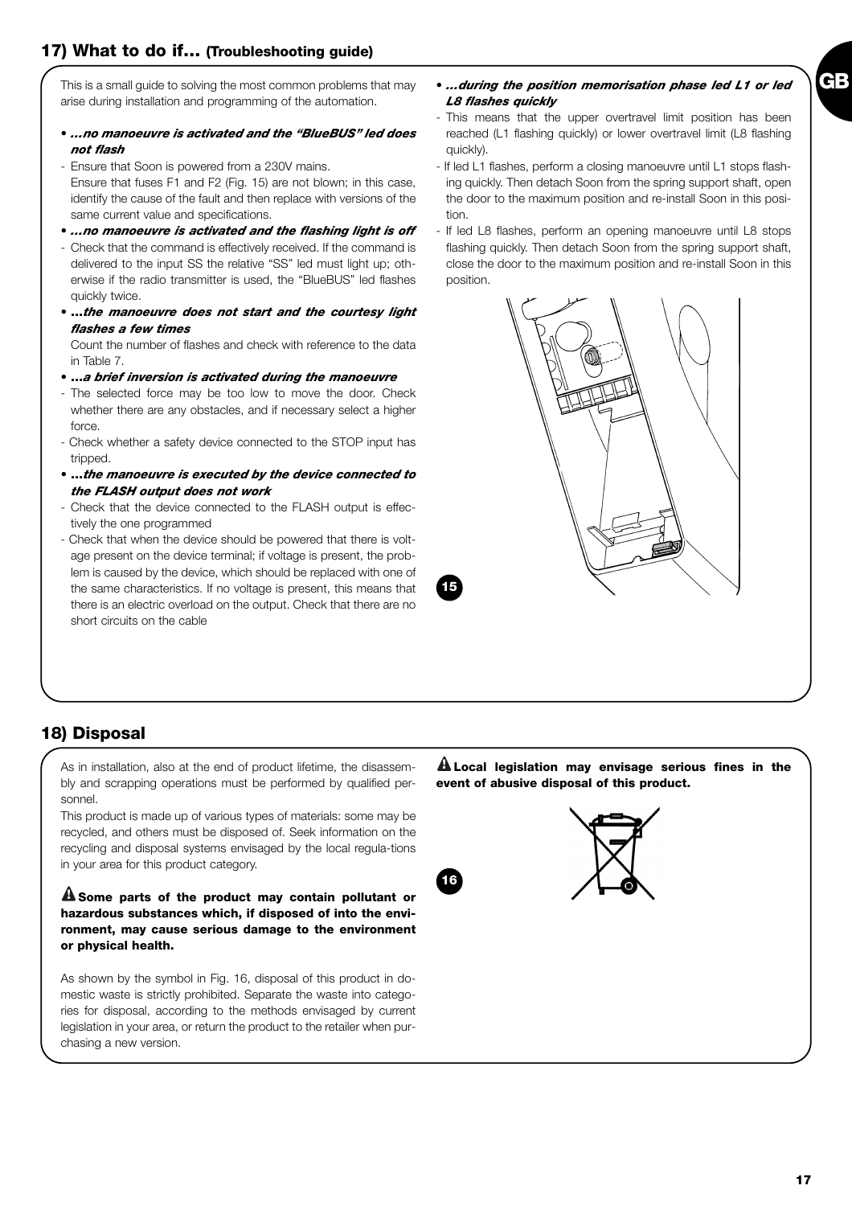## 17) What to do if... (Troubleshooting guide)

This is a small guide to solving the most common problems that may arise during installation and programming of the automation.

- ***...no manoeuvre is activated and the "BlueBUS" led does not flash***
  - Ensure that Soon is powered from a 230V mains.
    Ensure that fuses F1 and F2 (Fig. 15) are not blown; in this case, identify the cause of the fault and then replace with versions of the same current value and specifications.
- ***...no manoeuvre is activated and the flashing light is off***
  - Check that the command is effectively received. If the command is delivered to the input SS the relative "SS" led must light up; otherwise if the radio transmitter is used, the "BlueBUS" led flashes quickly twice.
- ***...the manoeuvre does not start and the courtesy light flashes a few times***
  Count the number of flashes and check with reference to the data in Table 7.
- ***...a brief inversion is activated during the manoeuvre***
  - The selected force may be too low to move the door. Check whether there are any obstacles, and if necessary select a higher force.
  - Check whether a safety device connected to the STOP input has tripped.
- ***...the manoeuvre is executed by the device connected to the FLASH output does not work***
  - Check that the device connected to the FLASH output is effectively the one programmed
  - Check that when the device should be powered that there is voltage present on the device terminal; if voltage is present, the problem is caused by the device, which should be replaced with one of the same characteristics. If no voltage is present, this means that there is an electric overload on the output. Check that there are no short circuits on the cable
- ***...during the position memorisation phase led L1 or led L8 flashes quickly***
  - This means that the upper overtravel limit position has been reached (L1 flashing quickly) or lower overtravel limit (L8 flashing quickly).
  - If led L1 flashes, perform a closing manoeuvre until L1 stops flashing quickly. Then detach Soon from the spring support shaft, open the door to the maximum position and re-install Soon in this position.
  - If led L8 flashes, perform an opening manoeuvre until L8 stops flashing quickly. Then detach Soon from the spring support shaft, close the door to the maximum position and re-install Soon in this position.

15

## 18) Disposal

As in installation, also at the end of product lifetime, the disassembly and scrapping operations must be performed by qualified personnel.

This product is made up of various types of materials: some may be recycled, and others must be disposed of. Seek information on the recycling and disposal systems envisaged by the local regula-tions in your area for this product category.

**Some parts of the product may contain pollutant or hazardous substances which, if disposed of into the environment, may cause serious damage to the environment or physical health.**

As shown by the symbol in Fig. 16, disposal of this product in domestic waste is strictly prohibited. Separate the waste into categories for disposal, according to the methods envisaged by current legislation in your area, or return the product to the retailer when purchasing a new version.

**Local legislation may envisage serious fines in the event of abusive disposal of this product.**

16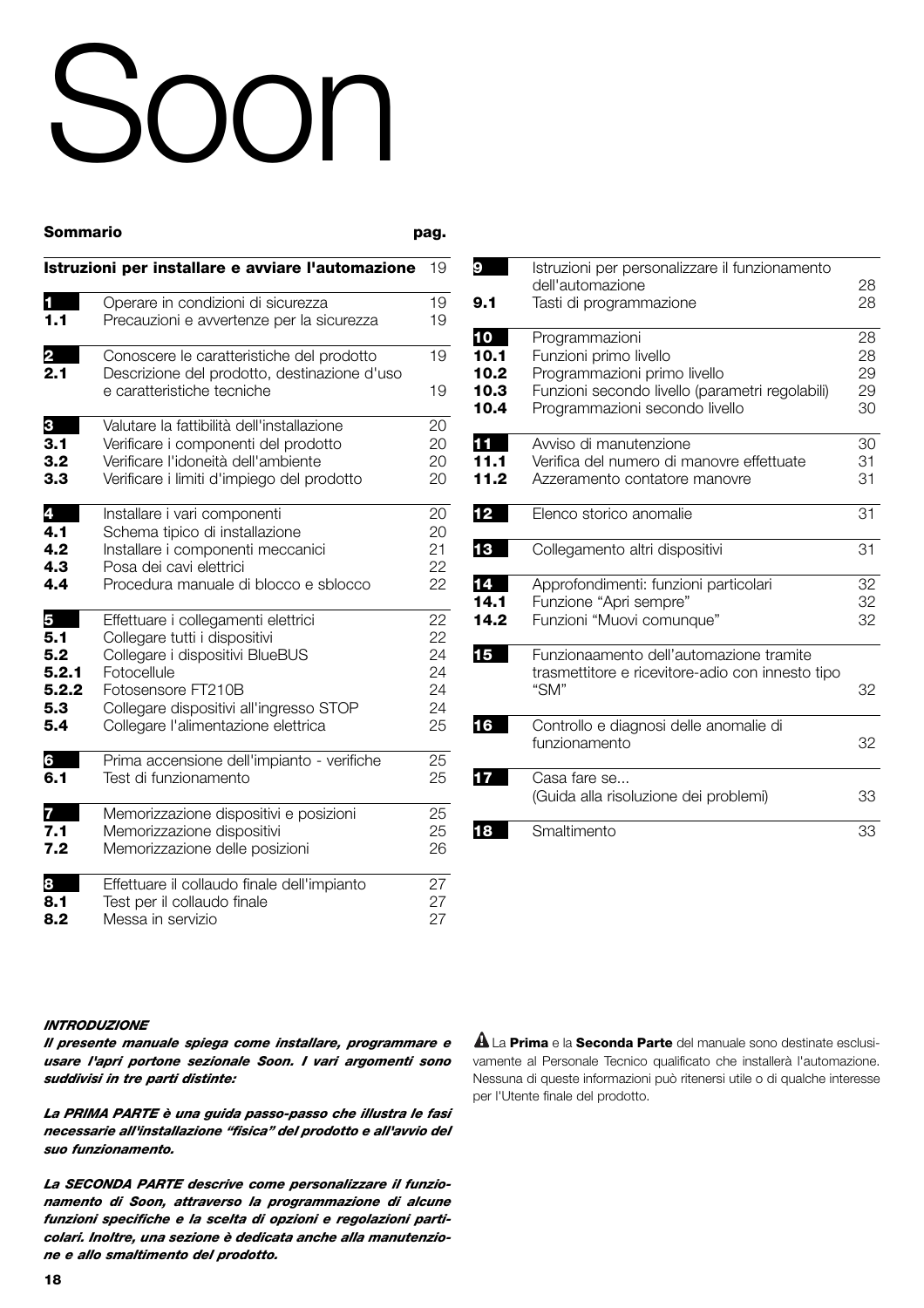# Soon

## Sommario

| | | pag. |
|---|---|---|
| **Istruzioni per installare e avviare l'automazione** | | 19 |
| **1** | Operare in condizioni di sicurezza | 19 |
| **1.1** | Precauzioni e avvertenze per la sicurezza | 19 |
| **2** | Conoscere le caratteristiche del prodotto | 19 |
| **2.1** | Descrizione del prodotto, destinazione d'uso e caratteristiche tecniche | 19 |
| **3** | Valutare la fattibilità dell'installazione | 20 |
| **3.1** | Verificare i componenti del prodotto | 20 |
| **3.2** | Verificare l'idoneità dell'ambiente | 20 |
| **3.3** | Verificare i limiti d'impiego del prodotto | 20 |
| **4** | Installare i vari componenti | 20 |
| **4.1** | Schema tipico di installazione | 20 |
| **4.2** | Installare i componenti meccanici | 21 |
| **4.3** | Posa dei cavi elettrici | 22 |
| **4.4** | Procedura manuale di blocco e sblocco | 22 |
| **5** | Effettuare i collegamenti elettrici | 22 |
| **5.1** | Collegare tutti i dispositivi | 22 |
| **5.2** | Collegare i dispositivi BlueBUS | 24 |
| **5.2.1** | Fotocellule | 24 |
| **5.2.2** | Fotosensore FT210B | 24 |
| **5.3** | Collegare dispositivi all'ingresso STOP | 24 |
| **5.4** | Collegare l'alimentazione elettrica | 25 |
| **6** | Prima accensione dell'impianto - verifiche | 25 |
| **6.1** | Test di funzionamento | 25 |
| **7** | Memorizzazione dispositivi e posizioni | 25 |
| **7.1** | Memorizzazione dispositivi | 25 |
| **7.2** | Memorizzazione delle posizioni | 26 |
| **8** | Effettuare il collaudo finale dell'impianto | 27 |
| **8.1** | Test per il collaudo finale | 27 |
| **8.2** | Messa in servizio | 27 |
| **9** | Istruzioni per personalizzare il funzionamento dell'automazione | 28 |
| **9.1** | Tasti di programmazione | 28 |
| **10** | Programmazioni | 28 |
| **10.1** | Funzioni primo livello | 28 |
| **10.2** | Programmazioni primo livello | 29 |
| **10.3** | Funzioni secondo livello (parametri regolabili) | 29 |
| **10.4** | Programmazioni secondo livello | 30 |
| **11** | Avviso di manutenzione | 30 |
| **11.1** | Verifica del numero di manovre effettuate | 31 |
| **11.2** | Azzeramento contatore manovre | 31 |
| **12** | Elenco storico anomalie | 31 |
| **13** | Collegamento altri dispositivi | 31 |
| **14** | Approfondimenti: funzioni particolari | 32 |
| **14.1** | Funzione "Apri sempre" | 32 |
| **14.2** | Funzioni "Muovi comunque" | 32 |
| **15** | Funzionaamento dell'automazione tramite trasmettitore e ricevitore-adio con innesto tipo "SM" | 32 |
| **16** | Controllo e diagnosi delle anomalie di funzionamento | 32 |
| **17** | Casa fare se... (Guida alla risoluzione dei problemi) | 33 |
| **18** | Smaltimento | 33 |

***INTRODUZIONE***

***Il presente manuale spiega come installare, programmare e usare l'apri portone sezionale Soon. I vari argomenti sono suddivisi in tre parti distinte:***

***La PRIMA PARTE è una guida passo-passo che illustra le fasi necessarie all'installazione "fisica" del prodotto e all'avvio del suo funzionamento.***

***La SECONDA PARTE descrive come personalizzare il funzionamento di Soon, attraverso la programmazione di alcune funzioni specifiche e la scelta di opzioni e regolazioni particolari. Inoltre, una sezione è dedicata anche alla manutenzione e allo smaltimento del prodotto.***

⚠ La **Prima** e la **Seconda Parte** del manuale sono destinate esclusivamente al Personale Tecnico qualificato che installerà l'automazione. Nessuna di queste informazioni può ritenersi utile o di qualche interesse per l'Utente finale del prodotto.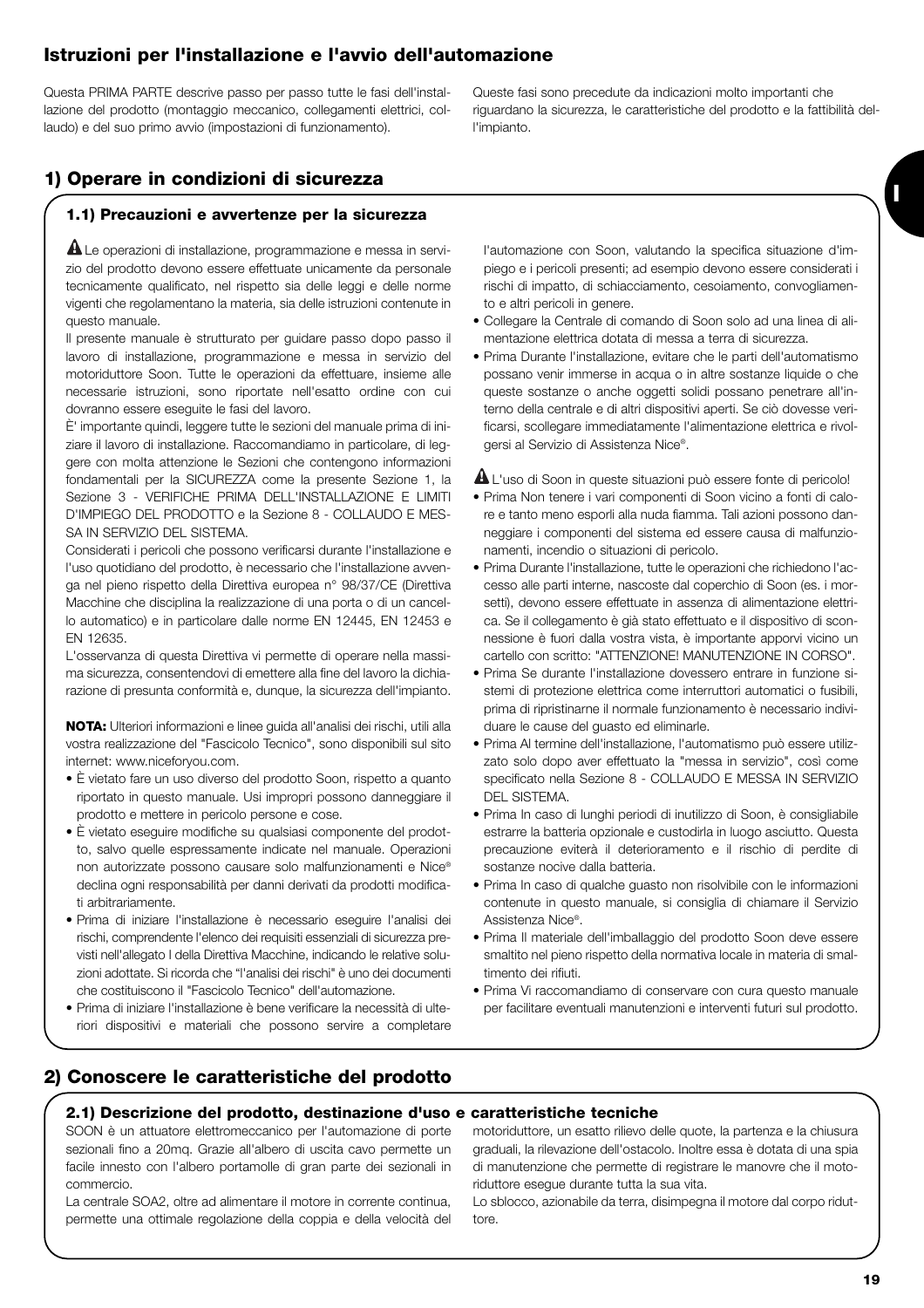## Istruzioni per l'installazione e l'avvio dell'automazione

Questa PRIMA PARTE descrive passo per passo tutte le fasi dell'installazione del prodotto (montaggio meccanico, collegamenti elettrici, collaudo) e del suo primo avvio (impostazioni di funzionamento).

Queste fasi sono precedute da indicazioni molto importanti che riguardano la sicurezza, le caratteristiche del prodotto e la fattibilità dell'impianto.

## 1) Operare in condizioni di sicurezza

### 1.1) Precauzioni e avvertenze per la sicurezza

⚠ Le operazioni di installazione, programmazione e messa in servizio del prodotto devono essere effettuate unicamente da personale tecnicamente qualificato, nel rispetto sia delle leggi e delle norme vigenti che regolamentano la materia, sia delle istruzioni contenute in questo manuale.

Il presente manuale è strutturato per guidare passo dopo passo il lavoro di installazione, programmazione e messa in servizio del motoriduttore Soon. Tutte le operazioni da effettuare, insieme alle necessarie istruzioni, sono riportate nell'esatto ordine con cui dovranno essere eseguite le fasi del lavoro.

È' importante quindi, leggere tutte le sezioni del manuale prima di iniziare il lavoro di installazione. Raccomandiamo in particolare, di leggere con molta attenzione le Sezioni che contengono informazioni fondamentali per la SICUREZZA come la presente Sezione 1, la Sezione 3 - VERIFICHE PRIMA DELL'INSTALLAZIONE E LIMITI D'IMPIEGO DEL PRODOTTO e la Sezione 8 - COLLAUDO E MESSA IN SERVIZIO DEL SISTEMA.

Considerati i pericoli che possono verificarsi durante l'installazione e l'uso quotidiano del prodotto, è necessario che l'installazione avvenga nel pieno rispetto della Direttiva europea n° 98/37/CE (Direttiva Macchine che disciplina la realizzazione di una porta o di un cancello automatico) e in particolare dalle norme EN 12445, EN 12453 e EN 12635.

L'osservanza di questa Direttiva vi permette di operare nella massima sicurezza, consentendovi di emettere alla fine del lavoro la dichiarazione di presunta conformità e, dunque, la sicurezza dell'impianto.

**NOTA:** Ulteriori informazioni e linee guida all'analisi dei rischi, utili alla vostra realizzazione del "Fascicolo Tecnico", sono disponibili sul sito internet: www.niceforyou.com.

- È vietato fare un uso diverso del prodotto Soon, rispetto a quanto riportato in questo manuale. Usi impropri possono danneggiare il prodotto e mettere in pericolo persone e cose.
- È vietato eseguire modifiche su qualsiasi componente del prodotto, salvo quelle espressamente indicate nel manuale. Operazioni non autorizzate possono causare solo malfunzionamenti e Nice® declina ogni responsabilità per danni derivati da prodotti modificati arbitrariamente.
- Prima di iniziare l'installazione è necessario eseguire l'analisi dei rischi, comprendente l'elenco dei requisiti essenziali di sicurezza previsti nell'allegato I della Direttiva Macchine, indicando le relative soluzioni adottate. Si ricorda che "l'analisi dei rischi" è uno dei documenti che costituiscono il "Fascicolo Tecnico" dell'automazione.
- Prima di iniziare l'installazione è bene verificare la necessità di ulteriori dispositivi e materiali che possono servire a completare l'automazione con Soon, valutando la specifica situazione d'impiego e i pericoli presenti; ad esempio devono essere considerati i rischi di impatto, di schiacciamento, cesoiamento, convogliamento e altri pericoli in genere.
- Collegare la Centrale di comando di Soon solo ad una linea di alimentazione elettrica dotata di messa a terra di sicurezza.
- Prima Durante l'installazione, evitare che le parti dell'automatismo possano venir immerse in acqua o in altre sostanze liquide o che queste sostanze o anche oggetti solidi possano penetrare all'interno della centrale e di altri dispositivi aperti. Se ciò dovesse verificarsi, scollegare immediatamente l'alimentazione elettrica e rivolgersi al Servizio di Assistenza Nice®.

⚠ L'uso di Soon in queste situazioni può essere fonte di pericolo!

- Prima Non tenere i vari componenti di Soon vicino a fonti di calore e tanto meno esporli alla nuda fiamma. Tali azioni possono danneggiare i componenti del sistema ed essere causa di malfunzionamenti, incendio o situazioni di pericolo.
- Prima Durante l'installazione, tutte le operazioni che richiedono l'accesso alle parti interne, nascoste dal coperchio di Soon (es. i morsetti), devono essere effettuate in assenza di alimentazione elettrica. Se il collegamento è già stato effettuato e il dispositivo di sconnessione è fuori dalla vostra vista, è importante apporvi vicino un cartello con scritto: "ATTENZIONE! MANUTENZIONE IN CORSO".
- Prima Se durante l'installazione dovessero entrare in funzione sistemi di protezione elettrica come interruttori automatici o fusibili, prima di ripristinarne il normale funzionamento è necessario individuare le cause del guasto ed eliminarle.
- Prima Al termine dell'installazione, l'automatismo può essere utilizzato solo dopo aver effettuato la "messa in servizio", così come specificato nella Sezione 8 - COLLAUDO E MESSA IN SERVIZIO DEL SISTEMA.
- Prima In caso di lunghi periodi di inutilizzo di Soon, è consigliabile estrarre la batteria opzionale e custodirla in luogo asciutto. Questa precauzione eviterà il deterioramento e il rischio di perdite di sostanze nocive dalla batteria.
- Prima In caso di qualche guasto non risolvibile con le informazioni contenute in questo manuale, si consiglia di chiamare il Servizio Assistenza Nice®.
- Prima Il materiale dell'imballaggio del prodotto Soon deve essere smaltito nel pieno rispetto della normativa locale in materia di smaltimento dei rifiuti.
- Prima Vi raccomandiamo di conservare con cura questo manuale per facilitare eventuali manutenzioni e interventi futuri sul prodotto.

## 2) Conoscere le caratteristiche del prodotto

### 2.1) Descrizione del prodotto, destinazione d'uso e caratteristiche tecniche

SOON è un attuatore elettromeccanico per l'automazione di porte sezionali fino a 20mq. Grazie all'albero di uscita cavo permette un facile innesto con l'albero portamolle di gran parte dei sezionali in commercio.

La centrale SOA2, oltre ad alimentare il motore in corrente continua, permette una ottimale regolazione della coppia e della velocità del motoriduttore, un esatto rilievo delle quote, la partenza e la chiusura graduali, la rilevazione dell'ostacolo. Inoltre essa è dotata di una spia di manutenzione che permette di registrare le manovre che il motoriduttore esegue durante tutta la sua vita.

Lo sblocco, azionabile da terra, disimpegna il motore dal corpo riduttore.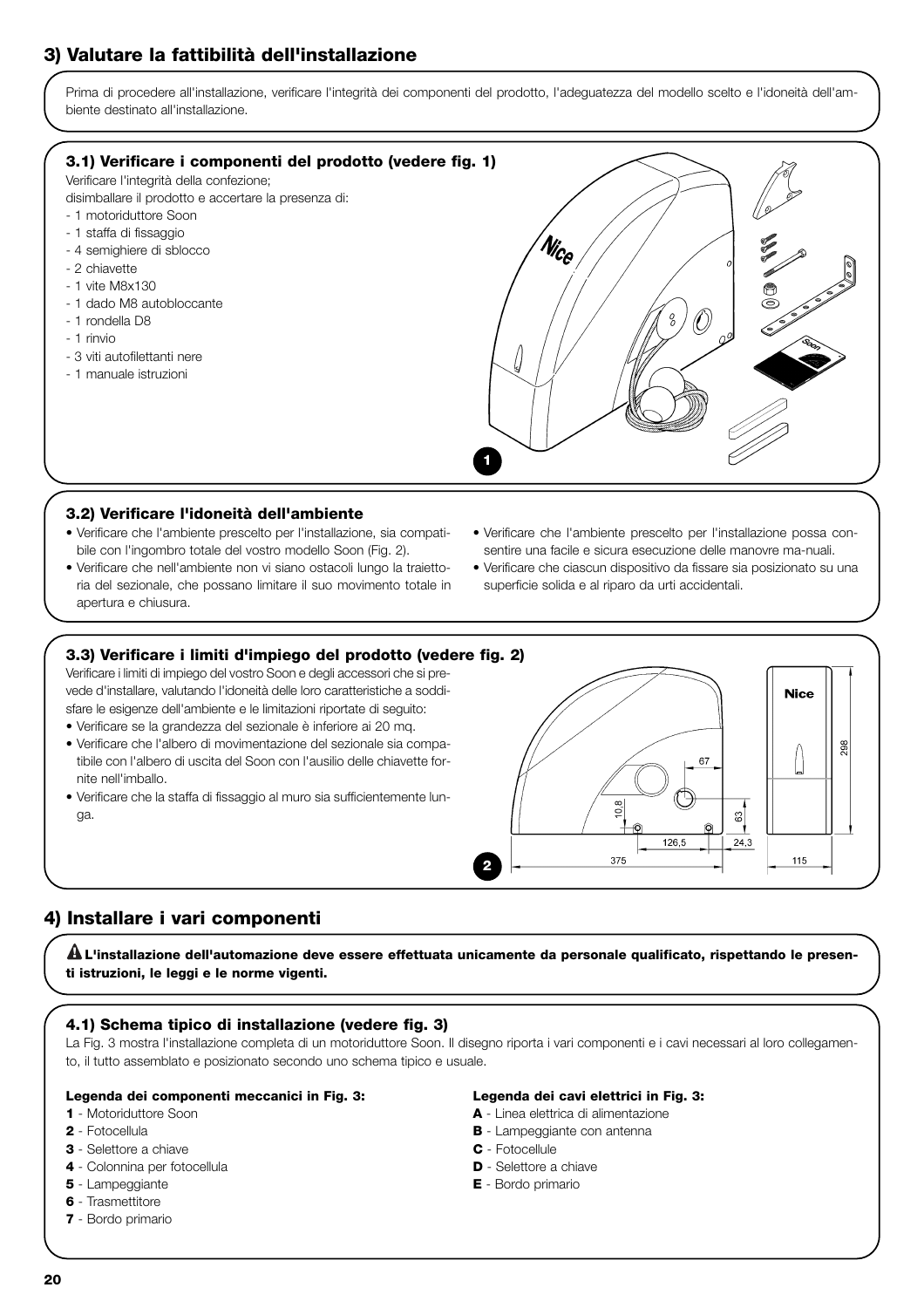## 3) Valutare la fattibilità dell'installazione

Prima di procedere all'installazione, verificare l'integrità dei componenti del prodotto, l'adeguatezza del modello scelto e l'idoneità dell'ambiente destinato all'installazione.

### 3.1) Verificare i componenti del prodotto (vedere fig. 1)

Verificare l'integrità della confezione;
disimballare il prodotto e accertare la presenza di:

- 1 motoriduttore Soon
- 1 staffa di fissaggio
- 4 semighiere di sblocco
- 2 chiavette
- 1 vite M8x130
- 1 dado M8 autobloccante
- 1 rondella D8
- 1 rinvio
- 3 viti autofilettanti nere
- 1 manuale istruzioni

1

### 3.2) Verificare l'idoneità dell'ambiente

- Verificare che l'ambiente prescelto per l'installazione, sia compatibile con l'ingombro totale del vostro modello Soon (Fig. 2).
- Verificare che nell'ambiente non vi siano ostacoli lungo la traiettoria del sezionale, che possano limitare il suo movimento totale in apertura e chiusura.
- Verificare che l'ambiente prescelto per l'installazione possa consentire una facile e sicura esecuzione delle manovre ma-nuali.
- Verificare che ciascun dispositivo da fissare sia posizionato su una superficie solida e al riparo da urti accidentali.

### 3.3) Verificare i limiti d'impiego del prodotto (vedere fig. 2)

Verificare i limiti di impiego del vostro Soon e degli accessori che si prevede d'installare, valutando l'idoneità delle loro caratteristiche a soddisfare le esigenze dell'ambiente e le limitazioni riportate di seguito:

- Verificare se la grandezza del sezionale è inferiore ai 20 mq.
- Verificare che l'albero di movimentazione del sezionale sia compatibile con l'albero di uscita del Soon con l'ausilio delle chiavette fornite nell'imballo.
- Verificare che la staffa di fissaggio al muro sia sufficientemente lunga.

2

## 4) Installare i vari componenti

⚠ **L'installazione dell'automazione deve essere effettuata unicamente da personale qualificato, rispettando le presenti istruzioni, le leggi e le norme vigenti.**

### 4.1) Schema tipico di installazione (vedere fig. 3)

La Fig. 3 mostra l'installazione completa di un motoriduttore Soon. Il disegno riporta i vari componenti e i cavi necessari al loro collegamento, il tutto assemblato e posizionato secondo uno schema tipico e usuale.

**Legenda dei componenti meccanici in Fig. 3:**

**1** - Motoriduttore Soon
**2** - Fotocellula
**3** - Selettore a chiave
**4** - Colonnina per fotocellula
**5** - Lampeggiante
**6** - Trasmettitore
**7** - Bordo primario

**Legenda dei cavi elettrici in Fig. 3:**

**A** - Linea elettrica di alimentazione
**B** - Lampeggiante con antenna
**C** - Fotocellule
**D** - Selettore a chiave
**E** - Bordo primario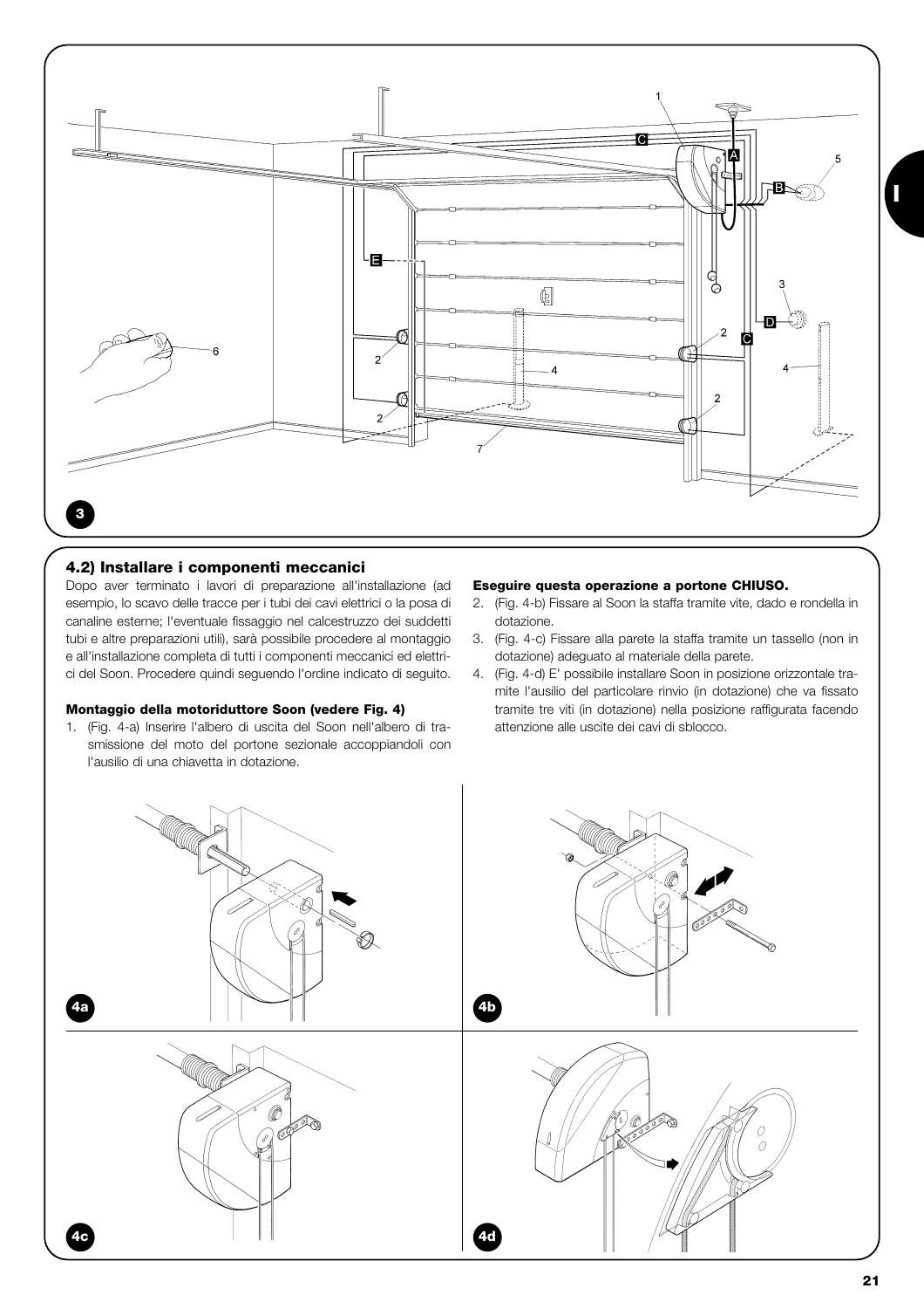## 4.2) Installare i componenti meccanici

Dopo aver terminato i lavori di preparazione all'installazione (ad esempio, lo scavo delle tracce per i tubi dei cavi elettrici o la posa di canaline esterne; l'eventuale fissaggio nel calcestruzzo dei suddetti tubi e altre preparazioni utili), sarà possibile procedere al montaggio e all'installazione completa di tutti i componenti meccanici ed elettrici del Soon. Procedere quindi seguendo l'ordine indicato di seguito.

**Montaggio della motoriduttore Soon (vedere Fig. 4)**

1. (Fig. 4-a) Inserire l'albero di uscita del Soon nell'albero di trasmissione del moto del portone sezionale accoppiandoli con l'ausilio di una chiavetta in dotazione.

**Eseguire questa operazione a portone CHIUSO.**

2. (Fig. 4-b) Fissare al Soon la staffa tramite vite, dado e rondella in dotazione.
3. (Fig. 4-c) Fissare alla parete la staffa tramite un tassello (non in dotazione) adeguato al materiale della parete.
4. (Fig. 4-d) E' possibile installare Soon in posizione orizzontale tramite l'ausilio del particolare rinvio (in dotazione) che va fissato tramite tre viti (in dotazione) nella posizione raffigurata facendo attenzione alle uscite dei cavi di sblocco.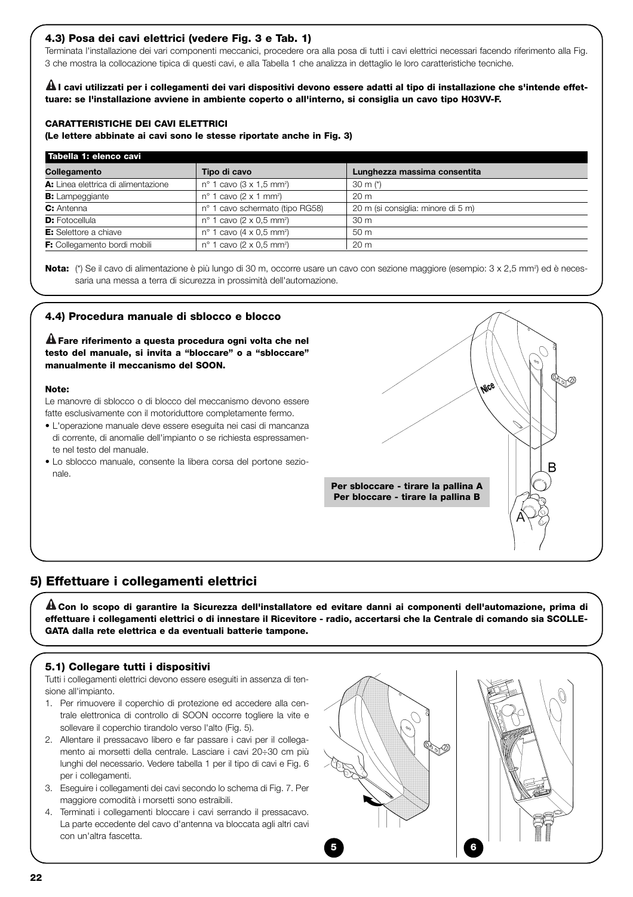### 4.3) Posa dei cavi elettrici (vedere Fig. 3 e Tab. 1)

Terminata l'installazione dei vari componenti meccanici, procedere ora alla posa di tutti i cavi elettrici necessari facendo riferimento alla Fig. 3 che mostra la collocazione tipica di questi cavi, e alla Tabella 1 che analizza in dettaglio le loro caratteristiche tecniche.

**⚠ I cavi utilizzati per i collegamenti dei vari dispositivi devono essere adatti al tipo di installazione che s'intende effettuare: se l'installazione avviene in ambiente coperto o all'interno, si consiglia un cavo tipo H03VV-F.**

**CARATTERISTICHE DEI CAVI ELETTRICI**
**(Le lettere abbinate ai cavi sono le stesse riportate anche in Fig. 3)**

**Tabella 1: elenco cavi**

| Collegamento | Tipo di cavo | Lunghezza massima consentita |
|---|---|---|
| **A:** Linea elettrica di alimentazione | n° 1 cavo (3 x 1,5 mm²) | 30 m (*) |
| **B:** Lampeggiante | n° 1 cavo (2 x 1 mm²) | 20 m |
| **C:** Antenna | n° 1 cavo schermato (tipo RG58) | 20 m (si consiglia: minore di 5 m) |
| **D:** Fotocellula | n° 1 cavo (2 x 0,5 mm²) | 30 m |
| **E:** Selettore a chiave | n° 1 cavo (4 x 0,5 mm²) | 50 m |
| **F:** Collegamento bordi mobili | n° 1 cavo (2 x 0,5 mm²) | 20 m |

**Nota:** (*) Se il cavo di alimentazione è più lungo di 30 m, occorre usare un cavo con sezione maggiore (esempio: 3 x 2,5 mm²) ed è necessaria una messa a terra di sicurezza in prossimità dell'automazione.

### 4.4) Procedura manuale di sblocco e blocco

**⚠ Fare riferimento a questa procedura ogni volta che nel testo del manuale, si invita a "bloccare" o a "sbloccare" manualmente il meccanismo del SOON.**

**Note:**
Le manovre di sblocco o di blocco del meccanismo devono essere fatte esclusivamente con il motoriduttore completamente fermo.

- L'operazione manuale deve essere eseguita nei casi di mancanza di corrente, di anomalie dell'impianto o se richiesta espressamente nel testo del manuale.
- Lo sblocco manuale, consente la libera corsa del portone sezionale.

**Per sbloccare - tirare la pallina A**
**Per bloccare - tirare la pallina B**

## 5) Effettuare i collegamenti elettrici

**⚠ Con lo scopo di garantire la Sicurezza dell'installatore ed evitare danni ai componenti dell'automazione, prima di effettuare i collegamenti elettrici o di innestare il Ricevitore - radio, accertarsi che la Centrale di comando sia SCOLLEGATA dalla rete elettrica e da eventuali batterie tampone.**

### 5.1) Collegare tutti i dispositivi

Tutti i collegamenti elettrici devono essere eseguiti in assenza di tensione all'impianto.

1. Per rimuovere il coperchio di protezione ed accedere alla centrale elettronica di controllo di SOON occorre togliere la vite e sollevare il coperchio tirandolo verso l'alto (Fig. 5).
2. Allentare il pressacavo libero e far passare i cavi per il collegamento ai morsetti della centrale. Lasciare i cavi 20÷30 cm più lunghi del necessario. Vedere tabella 1 per il tipo di cavi e Fig. 6 per i collegamenti.
3. Eseguire i collegamenti dei cavi secondo lo schema di Fig. 7. Per maggiore comodità i morsetti sono estraibili.
4. Terminati i collegamenti bloccare i cavi serrando il pressacavo. La parte eccedente del cavo d'antenna va bloccata agli altri cavi con un'altra fascetta.

5

6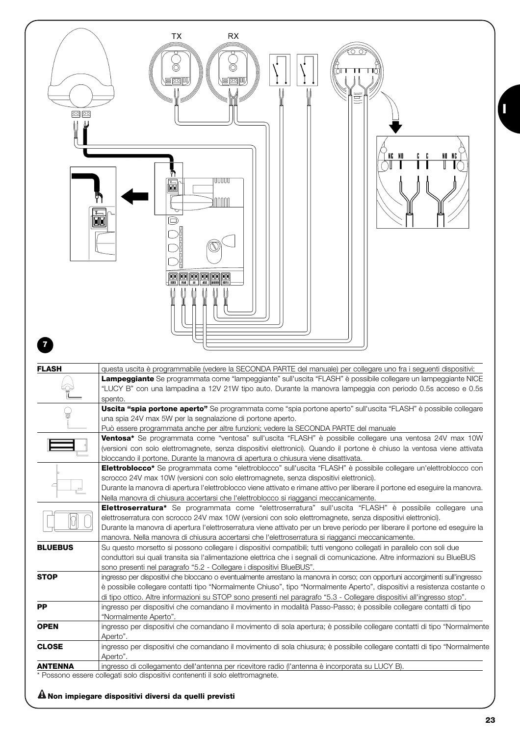7

| | |
|---|---|
| **FLASH** | questa uscita è programmabile (vedere la SECONDA PARTE del manuale) per collegare uno fra i seguenti dispositivi: |
| | **Lampeggiante** Se programmata come "lampeggiante" sull'uscita "FLASH" è possibile collegare un lampeggiante NICE "LUCY B" con una lampadina a 12V 21W tipo auto. Durante la manovra lampeggia con periodo 0.5s acceso e 0.5s spento. |
| | **Uscita "spia portone aperto"** Se programmata come "spia portone aperto" sull'uscita "FLASH" è possibile collegare una spia 24V max 5W per la segnalazione di portone aperto. Può essere programmata anche per altre funzioni; vedere la SECONDA PARTE del manuale |
| | **Ventosa*** Se programmata come "ventosa" sull'uscita "FLASH" è possibile collegare una ventosa 24V max 10W (versioni con solo elettromagnete, senza dispositivi elettronici). Quando il portone è chiuso la ventosa viene attivata bloccando il portone. Durante la manovra di apertura o chiusura viene disattivata. |
| | **Elettroblocco*** Se programmata come "elettroblocco" sull'uscita "FLASH" è possibile collegare un'elettroblocco con scrocco 24V max 10W (versioni con solo elettromagnete, senza dispositivi elettronici). Durante la manovra di apertura l'elettroblocco viene attivato e rimane attivo per liberare il portone ed eseguire la manovra. Nella manovra di chiusura accertarsi che l'elettroblocco si riagganci meccanicamente. |
| | **Elettroserratura*** Se programmata come "elettroserratura" sull'uscita "FLASH" è possibile collegare una elettroserratura con scrocco 24V max 10W (versioni con solo elettromagnete, senza dispositivi elettronici). Durante la manovra di apertura l'elettroserratura viene attivato per un breve periodo per liberare il portone ed eseguire la manovra. Nella manovra di chiusura accertarsi che l'elettroserratura si riagganci meccanicamente. |
| **BLUEBUS** | Su questo morsetto si possono collegare i dispositivi compatibili; tutti vengono collegati in parallelo con soli due conduttori sui quali transita sia l'alimentazione elettrica che i segnali di comunicazione. Altre informazioni su BlueBUS sono presenti nel paragrafo "5.2 - Collegare i dispositivi BlueBUS". |
| **STOP** | ingresso per dispositivi che bloccano o eventualmente arrestano la manovra in corso; con opportuni accorgimenti sull'ingresso è possibile collegare contatti tipo "Normalmente Chiuso", tipo "Normalmente Aperto", dispositivi a resistenza costante o di tipo ottico. Altre informazioni su STOP sono presenti nel paragrafo "5.3 - Collegare dispositivi all'ingresso stop". |
| **PP** | ingresso per dispositivi che comandano il movimento in modalità Passo-Passo; è possibile collegare contatti di tipo "Normalmente Aperto". |
| **OPEN** | ingresso per dispositivi che comandano il movimento di sola apertura; è possibile collegare contatti di tipo "Normalmente Aperto". |
| **CLOSE** | ingresso per dispositivi che comandano il movimento di sola chiusura; è possibile collegare contatti di tipo "Normalmente Aperto". |
| **ANTENNA** | ingresso di collegamento dell'antenna per ricevitore radio (l'antenna è incorporata su LUCY B). |

* Possono essere collegati solo dispositivi contenenti il solo elettromagnete.

⚠ **Non impiegare dispositivi diversi da quelli previsti**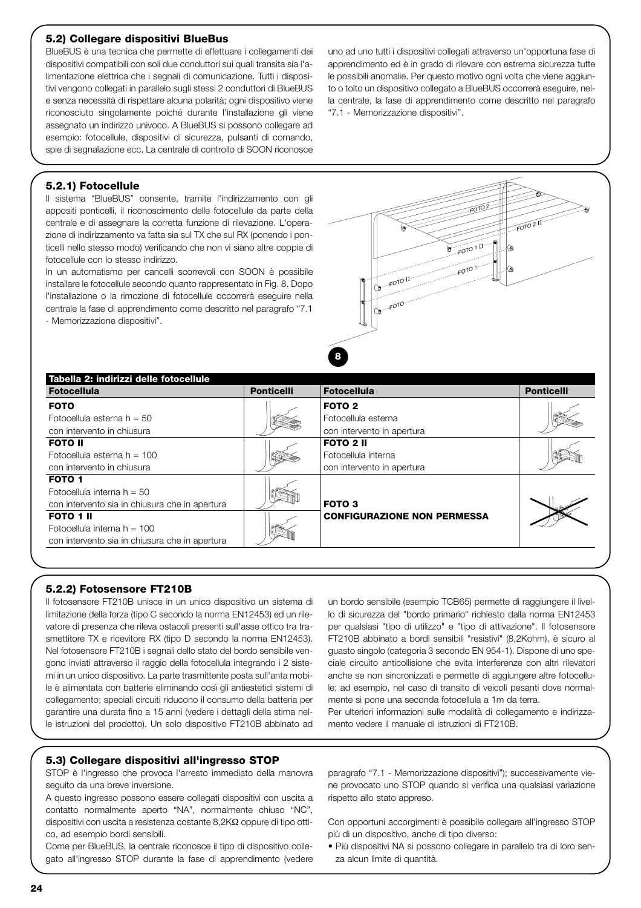### 5.2) Collegare dispositivi BlueBus

BlueBUS è una tecnica che permette di effettuare i collegamenti dei dispositivi compatibili con soli due conduttori sui quali transita sia l'alimentazione elettrica che i segnali di comunicazione. Tutti i dispositivi vengono collegati in parallelo sugli stessi 2 conduttori di BlueBUS e senza necessità di rispettare alcuna polarità; ogni dispositivo viene riconosciuto singolarmente poiché durante l'installazione gli viene assegnato un indirizzo univoco. A BlueBUS si possono collegare ad esempio: fotocellule, dispositivi di sicurezza, pulsanti di comando, spie di segnalazione ecc. La centrale di controllo di SOON riconosce uno ad uno tutti i dispositivi collegati attraverso un'opportuna fase di apprendimento ed è in grado di rilevare con estrema sicurezza tutte le possibili anomalie. Per questo motivo ogni volta che viene aggiunto o tolto un dispositivo collegato a BlueBUS occorrerà eseguire, nella centrale, la fase di apprendimento come descritto nel paragrafo "7.1 - Memorizzazione dispositivi".

#### 5.2.1) Fotocellule

Il sistema "BlueBUS" consente, tramite l'indirizzamento con gli appositi ponticelli, il riconoscimento delle fotocellule da parte della centrale e di assegnare la corretta funzione di rilevazione. L'operazione di indirizzamento va fatta sia sul TX che sul RX (ponendo i ponticelli nello stesso modo) verificando che non vi siano altre coppie di fotocellule con lo stesso indirizzo.

In un automatismo per cancelli scorrevoli con SOON è possibile installare le fotocellule secondo quanto rappresentato in Fig. 8. Dopo l'installazione o la rimozione di fotocellule occorrerà eseguire nella centrale la fase di apprendimento come descritto nel paragrafo "7.1 - Memorizzazione dispositivi".

8

**Tabella 2: indirizzi delle fotocellule**

| Fotocellula | Ponticelli | Fotocellula | Ponticelli |
|---|---|---|---|
| **FOTO**<br>Fotocellula esterna h = 50<br>con intervento in chiusura | | **FOTO 2**<br>Fotocellula esterna<br>con intervento in apertura | |
| **FOTO II**<br>Fotocellula esterna h = 100<br>con intervento in chiusura | | **FOTO 2 II**<br>Fotocellula interna<br>con intervento in apertura | |
| **FOTO 1**<br>Fotocellula interna h = 50<br>con intervento sia in chiusura che in apertura | | **FOTO 3**<br>**CONFIGURAZIONE NON PERMESSA** | |
| **FOTO 1 II**<br>Fotocellula interna h = 100<br>con intervento sia in chiusura che in apertura | | | |

#### 5.2.2) Fotosensore FT210B

Il fotosensore FT210B unisce in un unico dispositivo un sistema di limitazione della forza (tipo C secondo la norma EN12453) ed un rilevatore di presenza che rileva ostacoli presenti sull'asse ottico tra trasmettitore TX e ricevitore RX (tipo D secondo la norma EN12453). Nel fotosensore FT210B i segnali dello stato del bordo sensibile vengono inviati attraverso il raggio della fotocellula integrando i 2 sistemi in un unico dispositivo. La parte trasmittente posta sull'anta mobile è alimentata con batterie eliminando così gli antiestetici sistemi di collegamento; speciali circuiti riducono il consumo della batteria per garantire una durata fino a 15 anni (vedere i dettagli della stima nelle istruzioni del prodotto). Un solo dispositivo FT210B abbinato ad un bordo sensibile (esempio TCB65) permette di raggiungere il livello di sicurezza del "bordo primario" richiesto dalla norma EN12453 per qualsiasi "tipo di utilizzo" e "tipo di attivazione". Il fotosensore FT210B abbinato a bordi sensibili "resistivi" (8,2Kohm), è sicuro al guasto singolo (categoria 3 secondo EN 954-1). Dispone di uno speciale circuito anticollisione che evita interferenze con altri rilevatori anche se non sincronizzati e permette di aggiungere altre fotocellule; ad esempio, nel caso di transito di veicoli pesanti dove normalmente si pone una seconda fotocellula a 1m da terra.

Per ulteriori informazioni sulle modalità di collegamento e indirizzamento vedere il manuale di istruzioni di FT210B.

### 5.3) Collegare dispositivi all'ingresso STOP

STOP è l'ingresso che provoca l'arresto immediato della manovra seguito da una breve inversione.

A questo ingresso possono essere collegati dispositivi con uscita a contatto normalmente aperto "NA", normalmente chiuso "NC", dispositivi con uscita a resistenza costante 8,2KΩ oppure di tipo ottico, ad esempio bordi sensibili.

Come per BlueBUS, la centrale riconosce il tipo di dispositivo collegato all'ingresso STOP durante la fase di apprendimento (vedere paragrafo "7.1 - Memorizzazione dispositivi"); successivamente viene provocato uno STOP quando si verifica una qualsiasi variazione rispetto allo stato appreso.

Con opportuni accorgimenti è possibile collegare all'ingresso STOP più di un dispositivo, anche di tipo diverso:

- Più dispositivi NA si possono collegare in parallelo tra di loro senza alcun limite di quantità.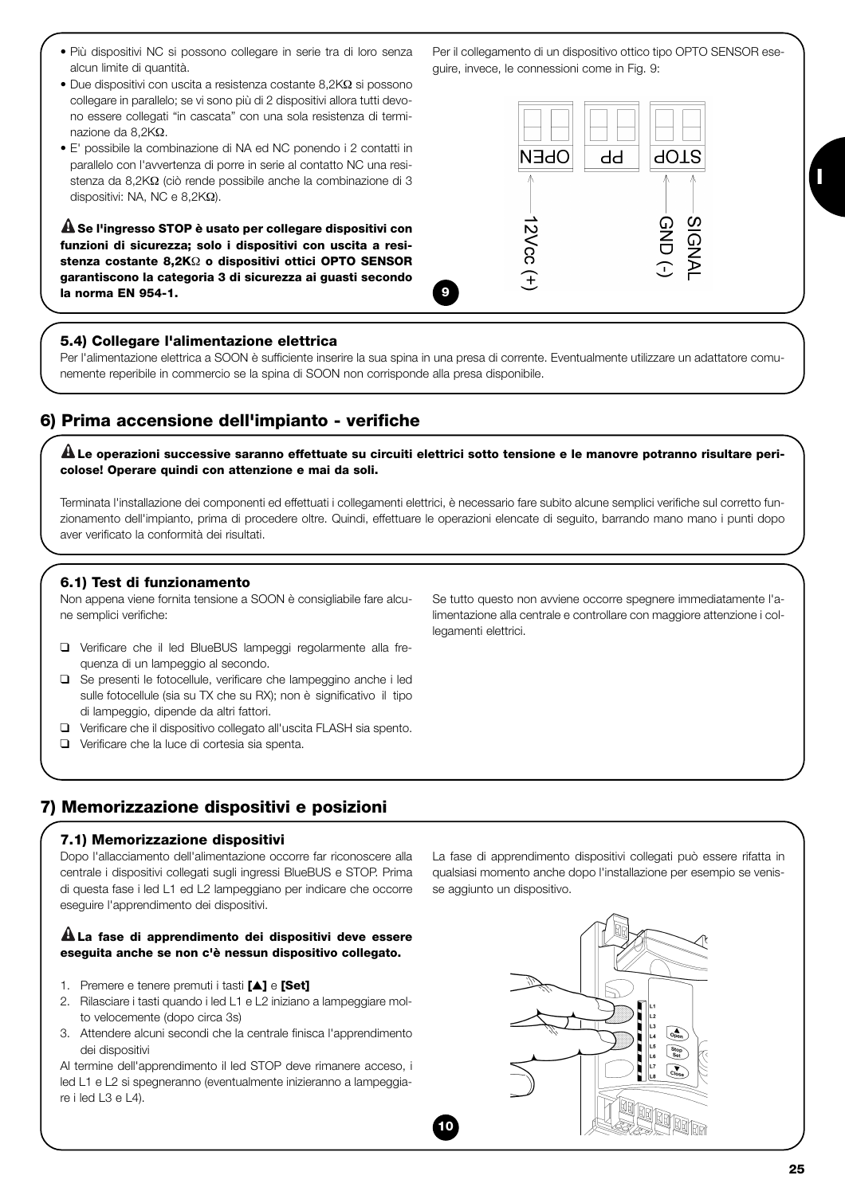- Più dispositivi NC si possono collegare in serie tra di loro senza alcun limite di quantità.
- Due dispositivi con uscita a resistenza costante 8,2KΩ si possono collegare in parallelo; se vi sono più di 2 dispositivi allora tutti devono essere collegati "in cascata" con una sola resistenza di terminazione da 8,2KΩ.
- E' possibile la combinazione di NA ed NC ponendo i 2 contatti in parallelo con l'avvertenza di porre in serie al contatto NC una resistenza da 8,2KΩ (ciò rende possibile anche la combinazione di 3 dispositivi: NA, NC e 8,2KΩ).

⚠ **Se l'ingresso STOP è usato per collegare dispositivi con funzioni di sicurezza; solo i dispositivi con uscita a resistenza costante 8,2KΩ o dispositivi ottici OPTO SENSOR garantiscono la categoria 3 di sicurezza ai guasti secondo la norma EN 954-1.**

Per il collegamento di un dispositivo ottico tipo OPTO SENSOR eseguire, invece, le connessioni come in Fig. 9:

OPEN PP STOP

12Vcc (+) GND (-) SIGNAL

9

### 5.4) Collegare l'alimentazione elettrica

Per l'alimentazione elettrica a SOON è sufficiente inserire la sua spina in una presa di corrente. Eventualmente utilizzare un adattatore comunemente reperibile in commercio se la spina di SOON non corrisponde alla presa disponibile.

## 6) Prima accensione dell'impianto - verifiche

⚠ **Le operazioni successive saranno effettuate su circuiti elettrici sotto tensione e le manovre potranno risultare pericolose! Operare quindi con attenzione e mai da soli.**

Terminata l'installazione dei componenti ed effettuati i collegamenti elettrici, è necessario fare subito alcune semplici verifiche sul corretto funzionamento dell'impianto, prima di procedere oltre. Quindi, effettuare le operazioni elencate di seguito, barrando mano mano i punti dopo aver verificato la conformità dei risultati.

### 6.1) Test di funzionamento

Non appena viene fornita tensione a SOON è consigliabile fare alcune semplici verifiche:

- ❑ Verificare che il led BlueBUS lampeggi regolarmente alla frequenza di un lampeggio al secondo.
- ❑ Se presenti le fotocellule, verificare che lampeggino anche i led sulle fotocellule (sia su TX che su RX); non è significativo il tipo di lampeggio, dipende da altri fattori.
- ❑ Verificare che il dispositivo collegato all'uscita FLASH sia spento.
- ❑ Verificare che la luce di cortesia sia spenta.

Se tutto questo non avviene occorre spegnere immediatamente l'alimentazione alla centrale e controllare con maggiore attenzione i collegamenti elettrici.

## 7) Memorizzazione dispositivi e posizioni

### 7.1) Memorizzazione dispositivi

Dopo l'allacciamento dell'alimentazione occorre far riconoscere alla centrale i dispositivi collegati sugli ingressi BlueBUS e STOP. Prima di questa fase i led L1 ed L2 lampeggiano per indicare che occorre eseguire l'apprendimento dei dispositivi.

⚠ **La fase di apprendimento dei dispositivi deve essere eseguita anche se non c'è nessun dispositivo collegato.**

1. Premere e tenere premuti i tasti **[▲]** e **[Set]**
2. Rilasciare i tasti quando i led L1 e L2 iniziano a lampeggiare molto velocemente (dopo circa 3s)
3. Attendere alcuni secondi che la centrale finisca l'apprendimento dei dispositivi

Al termine dell'apprendimento il led STOP deve rimanere acceso, i led L1 e L2 si spegneranno (eventualmente inizieranno a lampeggiare i led L3 e L4).

La fase di apprendimento dispositivi collegati può essere rifatta in qualsiasi momento anche dopo l'installazione per esempio se venisse aggiunto un dispositivo.

10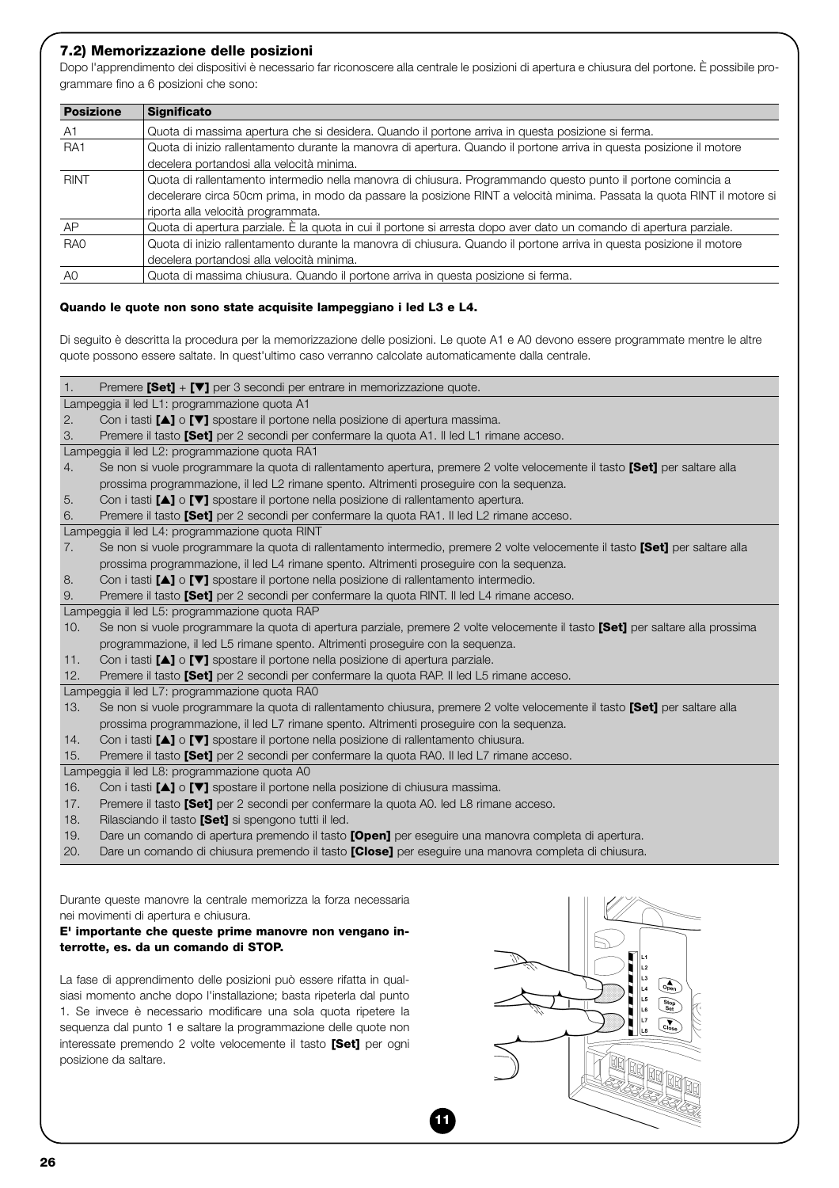### 7.2) Memorizzazione delle posizioni

Dopo l'apprendimento dei dispositivi è necessario far riconoscere alla centrale le posizioni di apertura e chiusura del portone. È possibile programmare fino a 6 posizioni che sono:

| Posizione | Significato |
|---|---|
| A1 | Quota di massima apertura che si desidera. Quando il portone arriva in questa posizione si ferma. |
| RA1 | Quota di inizio rallentamento durante la manovra di apertura. Quando il portone arriva in questa posizione il motore decelera portandosi alla velocità minima. |
| RINT | Quota di rallentamento intermedio nella manovra di chiusura. Programmando questo punto il portone comincia a decelerare circa 50cm prima, in modo da passare la posizione RINT a velocità minima. Passata la quota RINT il motore si riporta alla velocità programmata. |
| AP | Quota di apertura parziale. È la quota in cui il portone si arresta dopo aver dato un comando di apertura parziale. |
| RA0 | Quota di inizio rallentamento durante la manovra di chiusura. Quando il portone arriva in questa posizione il motore decelera portandosi alla velocità minima. |
| A0 | Quota di massima chiusura. Quando il portone arriva in questa posizione si ferma. |

**Quando le quote non sono state acquisite lampeggiano i led L3 e L4.**

Di seguito è descritta la procedura per la memorizzazione delle posizioni. Le quote A1 e A0 devono essere programmate mentre le altre quote possono essere saltate. In quest'ultimo caso verranno calcolate automaticamente dalla centrale.

1. Premere **[Set]** + **[▼]** per 3 secondi per entrare in memorizzazione quote.

Lampeggia il led L1: programmazione quota A1

2. Con i tasti **[▲]** o **[▼]** spostare il portone nella posizione di apertura massima.
3. Premere il tasto **[Set]** per 2 secondi per confermare la quota A1. Il led L1 rimane acceso.

Lampeggia il led L2: programmazione quota RA1

4. Se non si vuole programmare la quota di rallentamento apertura, premere 2 volte velocemente il tasto **[Set]** per saltare alla prossima programmazione, il led L2 rimane spento. Altrimenti proseguire con la sequenza.
5. Con i tasti **[▲]** o **[▼]** spostare il portone nella posizione di rallentamento apertura.
6. Premere il tasto **[Set]** per 2 secondi per confermare la quota RA1. Il led L2 rimane acceso.

Lampeggia il led L4: programmazione quota RINT

7. Se non si vuole programmare la quota di rallentamento intermedio, premere 2 volte velocemente il tasto **[Set]** per saltare alla prossima programmazione, il led L4 rimane spento. Altrimenti proseguire con la sequenza.
8. Con i tasti **[▲]** o **[▼]** spostare il portone nella posizione di rallentamento intermedio.
9. Premere il tasto **[Set]** per 2 secondi per confermare la quota RINT. Il led L4 rimane acceso.

Lampeggia il led L5: programmazione quota RAP

10. Se non si vuole programmare la quota di apertura parziale, premere 2 volte velocemente il tasto **[Set]** per saltare alla prossima programmazione, il led L5 rimane spento. Altrimenti proseguire con la sequenza.
11. Con i tasti **[▲]** o **[▼]** spostare il portone nella posizione di apertura parziale.
12. Premere il tasto **[Set]** per 2 secondi per confermare la quota RAP. Il led L5 rimane acceso.

Lampeggia il led L7: programmazione quota RA0

13. Se non si vuole programmare la quota di rallentamento chiusura, premere 2 volte velocemente il tasto **[Set]** per saltare alla prossima programmazione, il led L7 rimane spento. Altrimenti proseguire con la sequenza.
14. Con i tasti **[▲]** o **[▼]** spostare il portone nella posizione di rallentamento chiusura.
15. Premere il tasto **[Set]** per 2 secondi per confermare la quota RA0. Il led L7 rimane acceso.

Lampeggia il led L8: programmazione quota A0

16. Con i tasti **[▲]** o **[▼]** spostare il portone nella posizione di chiusura massima.
17. Premere il tasto **[Set]** per 2 secondi per confermare la quota A0. led L8 rimane acceso.
18. Rilasciando il tasto **[Set]** si spengono tutti il led.
19. Dare un comando di apertura premendo il tasto **[Open]** per eseguire una manovra completa di apertura.
20. Dare un comando di chiusura premendo il tasto **[Close]** per eseguire una manovra completa di chiusura.

Durante queste manovre la centrale memorizza la forza necessaria nei movimenti di apertura e chiusura.

**E' importante che queste prime manovre non vengano interrotte, es. da un comando di STOP.**

La fase di apprendimento delle posizioni può essere rifatta in qualsiasi momento anche dopo l'installazione; basta ripeterla dal punto 1. Se invece è necessario modificare una sola quota ripetere la sequenza dal punto 1 e saltare la programmazione delle quote non interessate premendo 2 volte velocemente il tasto **[Set]** per ogni posizione da saltare.

11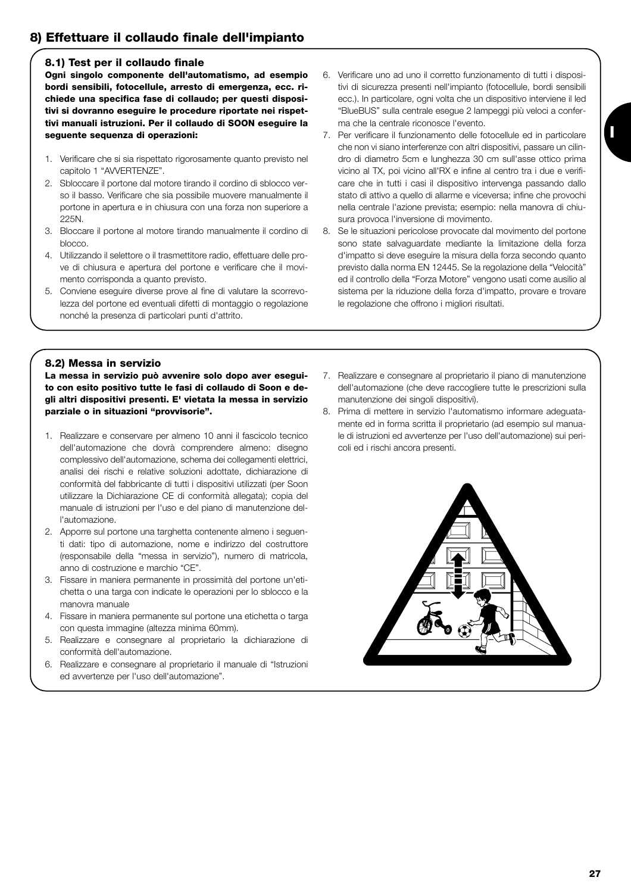## 8) Effettuare il collaudo finale dell'impianto

### 8.1) Test per il collaudo finale

**Ogni singolo componente dell'automatismo, ad esempio bordi sensibili, fotocellule, arresto di emergenza, ecc. richiede una specifica fase di collaudo; per questi dispositivi si dovranno eseguire le procedure riportate nei rispettivi manuali istruzioni. Per il collaudo di SOON eseguire la seguente sequenza di operazioni:**

1. Verificare che si sia rispettato rigorosamente quanto previsto nel capitolo 1 “AVVERTENZE”.
2. Sbloccare il portone dal motore tirando il cordino di sblocco verso il basso. Verificare che sia possibile muovere manualmente il portone in apertura e in chiusura con una forza non superiore a 225N.
3. Bloccare il portone al motore tirando manualmente il cordino di blocco.
4. Utilizzando il selettore o il trasmettitore radio, effettuare delle prove di chiusura e apertura del portone e verificare che il movimento corrisponda a quanto previsto.
5. Conviene eseguire diverse prove al fine di valutare la scorrevolezza del portone ed eventuali difetti di montaggio o regolazione nonché la presenza di particolari punti d'attrito.
6. Verificare uno ad uno il corretto funzionamento di tutti i dispositivi di sicurezza presenti nell'impianto (fotocellule, bordi sensibili ecc.). In particolare, ogni volta che un dispositivo interviene il led “BlueBUS” sulla centrale esegue 2 lampeggi più veloci a conferma che la centrale riconosce l'evento.
7. Per verificare il funzionamento delle fotocellule ed in particolare che non vi siano interferenze con altri dispositivi, passare un cilindro di diametro 5cm e lunghezza 30 cm sull'asse ottico prima vicino al TX, poi vicino all'RX e infine al centro tra i due e verificare che in tutti i casi il dispositivo intervenga passando dallo stato di attivo a quello di allarme e viceversa; infine che provochi nella centrale l'azione prevista; esempio: nella manovra di chiusura provoca l'inversione di movimento.
8. Se le situazioni pericolose provocate dal movimento del portone sono state salvaguardate mediante la limitazione della forza d'impatto si deve eseguire la misura della forza secondo quanto previsto dalla norma EN 12445. Se la regolazione della “Velocità” ed il controllo della “Forza Motore” vengono usati come ausilio al sistema per la riduzione della forza d'impatto, provare e trovare le regolazione che offrono i migliori risultati.

### 8.2) Messa in servizio

**La messa in servizio può avvenire solo dopo aver eseguito con esito positivo tutte le fasi di collaudo di Soon e degli altri dispositivi presenti. E' vietata la messa in servizio parziale o in situazioni “provvisorie”.**

1. Realizzare e conservare per almeno 10 anni il fascicolo tecnico dell'automazione che dovrà comprendere almeno: disegno complessivo dell'automazione, schema dei collegamenti elettrici, analisi dei rischi e relative soluzioni adottate, dichiarazione di conformità del fabbricante di tutti i dispositivi utilizzati (per Soon utilizzare la Dichiarazione CE di conformità allegata); copia del manuale di istruzioni per l'uso e del piano di manutenzione dell'automazione.
2. Apporre sul portone una targhetta contenente almeno i seguenti dati: tipo di automazione, nome e indirizzo del costruttore (responsabile della “messa in servizio”), numero di matricola, anno di costruzione e marchio “CE”.
3. Fissare in maniera permanente in prossimità del portone un'etichetta o una targa con indicate le operazioni per lo sblocco e la manovra manuale
4. Fissare in maniera permanente sul portone una etichetta o targa con questa immagine (altezza minima 60mm).
5. Realizzare e consegnare al proprietario la dichiarazione di conformità dell'automazione.
6. Realizzare e consegnare al proprietario il manuale di “Istruzioni ed avvertenze per l'uso dell'automazione”.
7. Realizzare e consegnare al proprietario il piano di manutenzione dell'automazione (che deve raccogliere tutte le prescrizioni sulla manutenzione dei singoli dispositivi).
8. Prima di mettere in servizio l'automatismo informare adeguatamente ed in forma scritta il proprietario (ad esempio sul manuale di istruzioni ed avvertenze per l'uso dell'automazione) sui pericoli ed i rischi ancora presenti.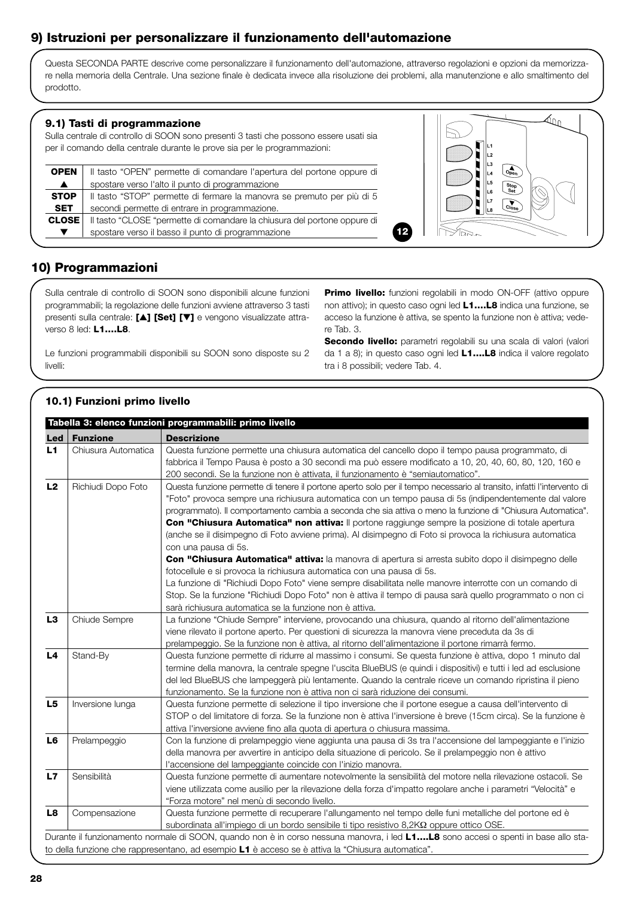## 9) Istruzioni per personalizzare il funzionamento dell'automazione

Questa SECONDA PARTE descrive come personalizzare il funzionamento dell'automazione, attraverso regolazioni e opzioni da memorizzare nella memoria della Centrale. Una sezione finale è dedicata invece alla risoluzione dei problemi, alla manutenzione e allo smaltimento del prodotto.

### 9.1) Tasti di programmazione

Sulla centrale di controllo di SOON sono presenti 3 tasti che possono essere usati sia per il comando della centrale durante le prove sia per le programmazioni:

| | |
|---|---|
| **OPEN ▲** | Il tasto "OPEN" permette di comandare l'apertura del portone oppure di spostare verso l'alto il punto di programmazione |
| **STOP SET** | Il tasto "STOP" permette di fermare la manovra se premuto per più di 5 secondi permette di entrare in programmazione. |
| **CLOSE ▼** | Il tasto "CLOSE "permette di comandare la chiusura del portone oppure di spostare verso il basso il punto di programmazione |

12

## 10) Programmazioni

Sulla centrale di controllo di SOON sono disponibili alcune funzioni programmabili; la regolazione delle funzioni avviene attraverso 3 tasti presenti sulla centrale: **[▲] [Set] [▼]** e vengono visualizzate attraverso 8 led: **L1….L8**.

Le funzioni programmabili disponibili su SOON sono disposte su 2 livelli:

**Primo livello:** funzioni regolabili in modo ON-OFF (attivo oppure non attivo); in questo caso ogni led **L1….L8** indica una funzione, se acceso la funzione è attiva, se spento la funzione non è attiva; vedere Tab. 3.

**Secondo livello:** parametri regolabili su una scala di valori (valori da 1 a 8); in questo caso ogni led **L1….L8** indica il valore regolato tra i 8 possibili; vedere Tab. 4.

### 10.1) Funzioni primo livello

**Tabella 3: elenco funzioni programmabili: primo livello**

| Led | Funzione | Descrizione |
|---|---|---|
| **L1** | Chiusura Automatica | Questa funzione permette una chiusura automatica del cancello dopo il tempo pausa programmato, di fabbrica il Tempo Pausa è posto a 30 secondi ma può essere modificato a 10, 20, 40, 60, 80, 120, 160 e 200 secondi. Se la funzione non è attivata, il funzionamento è "semiautomatico". |
| **L2** | Richiudi Dopo Foto | Questa funzione permette di tenere il portone aperto solo per il tempo necessario al transito, infatti l'intervento di "Foto" provoca sempre una richiusura automatica con un tempo pausa di 5s (indipendentemente dal valore programmato). Il comportamento cambia a seconda che sia attiva o meno la funzione di "Chiusura Automatica". **Con "Chiusura Automatica" non attiva:** Il portone raggiunge sempre la posizione di totale apertura (anche se il disimpegno di Foto avviene prima). Al disimpegno di Foto si provoca la richiusura automatica con una pausa di 5s. **Con "Chiusura Automatica" attiva:** la manovra di apertura si arresta subito dopo il disimpegno delle fotocellule e si provoca la richiusura automatica con una pausa di 5s. La funzione di "Richiudi Dopo Foto" viene sempre disabilitata nelle manovre interrotte con un comando di Stop. Se la funzione "Richiudi Dopo Foto" non è attiva il tempo di pausa sarà quello programmato o non ci sarà richiusura automatica se la funzione non è attiva. |
| **L3** | Chiude Sempre | La funzione "Chiude Sempre" interviene, provocando una chiusura, quando al ritorno dell'alimentazione viene rilevato il portone aperto. Per questioni di sicurezza la manovra viene preceduta da 3s di prelampeggio. Se la funzione non è attiva, al ritorno dell'alimentazione il portone rimarrà fermo. |
| **L4** | Stand-By | Questa funzione permette di ridurre al massimo i consumi. Se questa funzione è attiva, dopo 1 minuto dal termine della manovra, la centrale spegne l'uscita BlueBUS (e quindi i dispositivi) e tutti i led ad esclusione del led BlueBUS che lampeggerà più lentamente. Quando la centrale riceve un comando ripristina il pieno funzionamento. Se la funzione non è attiva non ci sarà riduzione dei consumi. |
| **L5** | Inversione lunga | Questa funzione permette di selezione il tipo inversione che il portone esegue a causa dell'intervento di STOP o del limitatore di forza. Se la funzione non è attiva l'inversione è breve (15cm circa). Se la funzione è attiva l'inversione avviene fino alla quota di apertura o chiusura massima. |
| **L6** | Prelampeggio | Con la funzione di prelampeggio viene aggiunta una pausa di 3s tra l'accensione del lampeggiante e l'inizio della manovra per avvertire in anticipo della situazione di pericolo. Se il prelampeggio non è attivo l'accensione del lampeggiante coincide con l'inizio manovra. |
| **L7** | Sensibilità | Questa funzione permette di aumentare notevolmente la sensibilità del motore nella rilevazione ostacoli. Se viene utilizzata come ausilio per la rilevazione della forza d'impatto regolare anche i parametri "Velocità" e "Forza motore" nel menù di secondo livello. |
| **L8** | Compensazione | Questa funzione permette di recuperare l'allungamento nel tempo delle funi metalliche del portone ed è subordinata all'impiego di un bordo sensibile ti tipo resistivo 8,2KΩ oppure ottico OSE. |

Durante il funzionamento normale di SOON, quando non è in corso nessuna manovra, i led **L1….L8** sono accesi o spenti in base allo stato della funzione che rappresentano, ad esempio **L1** è acceso se è attiva la "Chiusura automatica".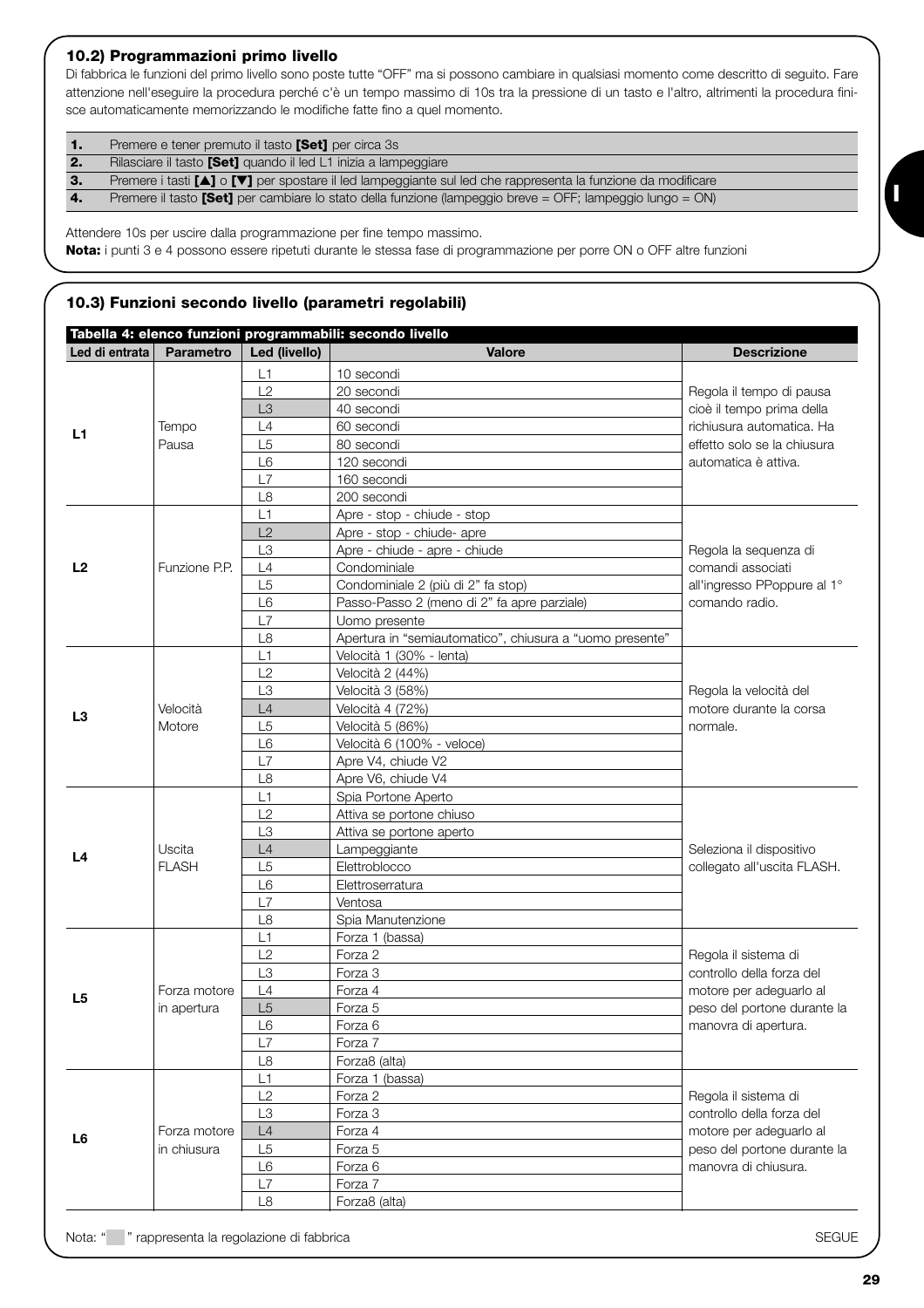### 10.2) Programmazioni primo livello

Di fabbrica le funzioni del primo livello sono poste tutte "OFF" ma si possono cambiare in qualsiasi momento come descritto di seguito. Fare attenzione nell'eseguire la procedura perché c'è un tempo massimo di 10s tra la pressione di un tasto e l'altro, altrimenti la procedura finisce automaticamente memorizzando le modifiche fatte fino a quel momento.

| | |
|---|---|
| **1.** | Premere e tener premuto il tasto **[Set]** per circa 3s |
| **2.** | Rilasciare il tasto **[Set]** quando il led L1 inizia a lampeggiare |
| **3.** | Premere i tasti **[▲]** o **[▼]** per spostare il led lampeggiante sul led che rappresenta la funzione da modificare |
| **4.** | Premere il tasto **[Set]** per cambiare lo stato della funzione (lampeggio breve = OFF; lampeggio lungo = ON) |

Attendere 10s per uscire dalla programmazione per fine tempo massimo.

**Nota:** i punti 3 e 4 possono essere ripetuti durante le stessa fase di programmazione per porre ON o OFF altre funzioni

### 10.3) Funzioni secondo livello (parametri regolabili)

**Tabella 4: elenco funzioni programmabili: secondo livello**

| Led di entrata | Parametro | Led (livello) | Valore | Descrizione |
|---|---|---|---|---|
| **L1** | Tempo Pausa | L1 | 10 secondi | Regola il tempo di pausa cioè il tempo prima della richiusura automatica. Ha effetto solo se la chiusura automatica è attiva. |
| | | L2 | 20 secondi | |
| | | L3 | 40 secondi | |
| | | L4 | 60 secondi | |
| | | L5 | 80 secondi | |
| | | L6 | 120 secondi | |
| | | L7 | 160 secondi | |
| | | L8 | 200 secondi | |
| **L2** | Funzione P.P. | L1 | Apre - stop - chiude - stop | Regola la sequenza di comandi associati all'ingresso PPoppure al 1° comando radio. |
| | | L2 | Apre - stop - chiude- apre | |
| | | L3 | Apre - chiude - apre - chiude | |
| | | L4 | Condominiale | |
| | | L5 | Condominiale 2 (più di 2" fa stop) | |
| | | L6 | Passo-Passo 2 (meno di 2" fa apre parziale) | |
| | | L7 | Uomo presente | |
| | | L8 | Apertura in "semiautomatico", chiusura a "uomo presente" | |
| **L3** | Velocità Motore | L1 | Velocità 1 (30% - lenta) | Regola la velocità del motore durante la corsa normale. |
| | | L2 | Velocità 2 (44%) | |
| | | L3 | Velocità 3 (58%) | |
| | | L4 | Velocità 4 (72%) | |
| | | L5 | Velocità 5 (86%) | |
| | | L6 | Velocità 6 (100% - veloce) | |
| | | L7 | Apre V4, chiude V2 | |
| | | L8 | Apre V6, chiude V4 | |
| **L4** | Uscita FLASH | L1 | Spia Portone Aperto | Seleziona il dispositivo collegato all'uscita FLASH. |
| | | L2 | Attiva se portone chiuso | |
| | | L3 | Attiva se portone aperto | |
| | | L4 | Lampeggiante | |
| | | L5 | Elettroblocco | |
| | | L6 | Elettroserratura | |
| | | L7 | Ventosa | |
| | | L8 | Spia Manutenzione | |
| **L5** | Forza motore in apertura | L1 | Forza 1 (bassa) | Regola il sistema di controllo della forza del motore per adeguarlo al peso del portone durante la manovra di apertura. |
| | | L2 | Forza 2 | |
| | | L3 | Forza 3 | |
| | | L4 | Forza 4 | |
| | | L5 | Forza 5 | |
| | | L6 | Forza 6 | |
| | | L7 | Forza 7 | |
| | | L8 | Forza8 (alta) | |
| **L6** | Forza motore in chiusura | L1 | Forza 1 (bassa) | Regola il sistema di controllo della forza del motore per adeguarlo al peso del portone durante la manovra di chiusura. |
| | | L2 | Forza 2 | |
| | | L3 | Forza 3 | |
| | | L4 | Forza 4 | |
| | | L5 | Forza 5 | |
| | | L6 | Forza 6 | |
| | | L7 | Forza 7 | |
| | | L8 | Forza8 (alta) | |

Nota: " " rappresenta la regolazione di fabbrica

SEGUE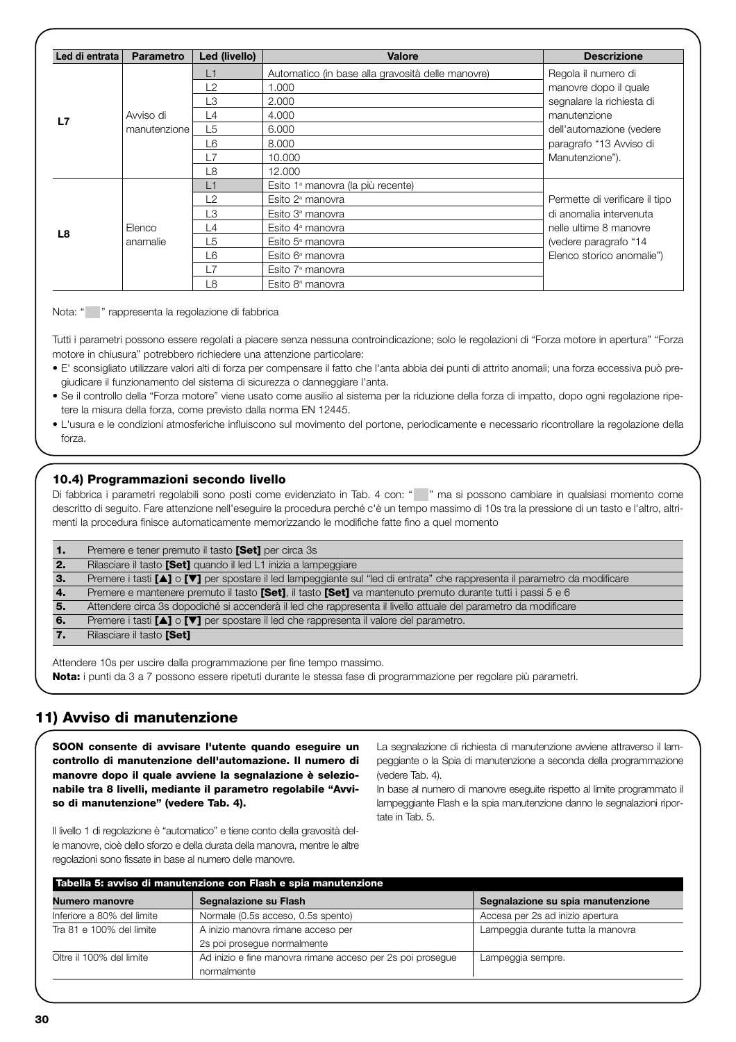| Led di entrata | Parametro | Led (livello) | Valore | Descrizione |
|---|---|---|---|---|
| **L7** | Avviso di manutenzione | L1 | Automatico (in base alla gravosità delle manovre) | Regola il numero di manovre dopo il quale segnalare la richiesta di manutenzione dell'automazione (vedere paragrafo "13 Avviso di Manutenzione"). |
| | | L2 | 1.000 | |
| | | L3 | 2.000 | |
| | | L4 | 4.000 | |
| | | L5 | 6.000 | |
| | | L6 | 8.000 | |
| | | L7 | 10.000 | |
| | | L8 | 12.000 | |
| **L8** | Elenco anamalie | L1 | Esito 1ª manovra (la più recente) | Permette di verificare il tipo di anomalia intervenuta nelle ultime 8 manovre (vedere paragrafo "14 Elenco storico anomalie") |
| | | L2 | Esito 2ª manovra | |
| | | L3 | Esito 3ª manovra | |
| | | L4 | Esito 4ª manovra | |
| | | L5 | Esito 5ª manovra | |
| | | L6 | Esito 6ª manovra | |
| | | L7 | Esito 7ª manovra | |
| | | L8 | Esito 8ª manovra | |

Nota: "   " rappresenta la regolazione di fabbrica

Tutti i parametri possono essere regolati a piacere senza nessuna controindicazione; solo le regolazioni di "Forza motore in apertura" "Forza motore in chiusura" potrebbero richiedere una attenzione particolare:

- E' sconsigliato utilizzare valori alti di forza per compensare il fatto che l'anta abbia dei punti di attrito anomali; una forza eccessiva può pregiudicare il funzionamento del sistema di sicurezza o danneggiare l'anta.
- Se il controllo della "Forza motore" viene usato come ausilio al sistema per la riduzione della forza di impatto, dopo ogni regolazione ripetere la misura della forza, come previsto dalla norma EN 12445.
- L'usura e le condizioni atmosferiche influiscono sul movimento del portone, periodicamente e necessario ricontrollare la regolazione della forza.

### 10.4) Programmazioni secondo livello

Di fabbrica i parametri regolabili sono posti come evidenziato in Tab. 4 con: "   " ma si possono cambiare in qualsiasi momento come descritto di seguito. Fare attenzione nell'eseguire la procedura perché c'è un tempo massimo di 10s tra la pressione di un tasto e l'altro, altrimenti la procedura finisce automaticamente memorizzando le modifiche fatte fino a quel momento

| | |
|---|---|
| **1.** | Premere e tener premuto il tasto **[Set]** per circa 3s |
| **2.** | Rilasciare il tasto **[Set]** quando il led L1 inizia a lampeggiare |
| **3.** | Premere i tasti **[▲]** o **[▼]** per spostare il led lampeggiante sul "led di entrata" che rappresenta il parametro da modificare |
| **4.** | Premere e mantenere premuto il tasto **[Set]**, il tasto **[Set]** va mantenuto premuto durante tutti i passi 5 e 6 |
| **5.** | Attendere circa 3s dopodiché si accenderà il led che rappresenta il livello attuale del parametro da modificare |
| **6.** | Premere i tasti **[▲]** o **[▼]** per spostare il led che rappresenta il valore del parametro. |
| **7.** | Rilasciare il tasto **[Set]** |

Attendere 10s per uscire dalla programmazione per fine tempo massimo.

**Nota:** i punti da 3 a 7 possono essere ripetuti durante le stessa fase di programmazione per regolare più parametri.

## 11) Avviso di manutenzione

**SOON consente di avvisare l'utente quando eseguire un controllo di manutenzione dell'automazione. Il numero di manovre dopo il quale avviene la segnalazione è selezionabile tra 8 livelli, mediante il parametro regolabile "Avviso di manutenzione" (vedere Tab. 4).**

Il livello 1 di regolazione è "automatico" e tiene conto della gravosità delle manovre, cioè dello sforzo e della durata della manovra, mentre le altre regolazioni sono fissate in base al numero delle manovre.

La segnalazione di richiesta di manutenzione avviene attraverso il lampeggiante o la Spia di manutenzione a seconda della programmazione (vedere Tab. 4).

In base al numero di manovre eseguite rispetto al limite programmato il lampeggiante Flash e la spia manutenzione danno le segnalazioni riportate in Tab. 5.

**Tabella 5: avviso di manutenzione con Flash e spia manutenzione**

| Numero manovre | Segnalazione su Flash | Segnalazione su spia manutenzione |
|---|---|---|
| Inferiore a 80% del limite | Normale (0.5s acceso, 0.5s spento) | Accesa per 2s ad inizio apertura |
| Tra 81 e 100% del limite | A inizio manovra rimane acceso per 2s poi prosegue normalmente | Lampeggia durante tutta la manovra |
| Oltre il 100% del limite | Ad inizio e fine manovra rimane acceso per 2s poi prosegue normalmente | Lampeggia sempre. |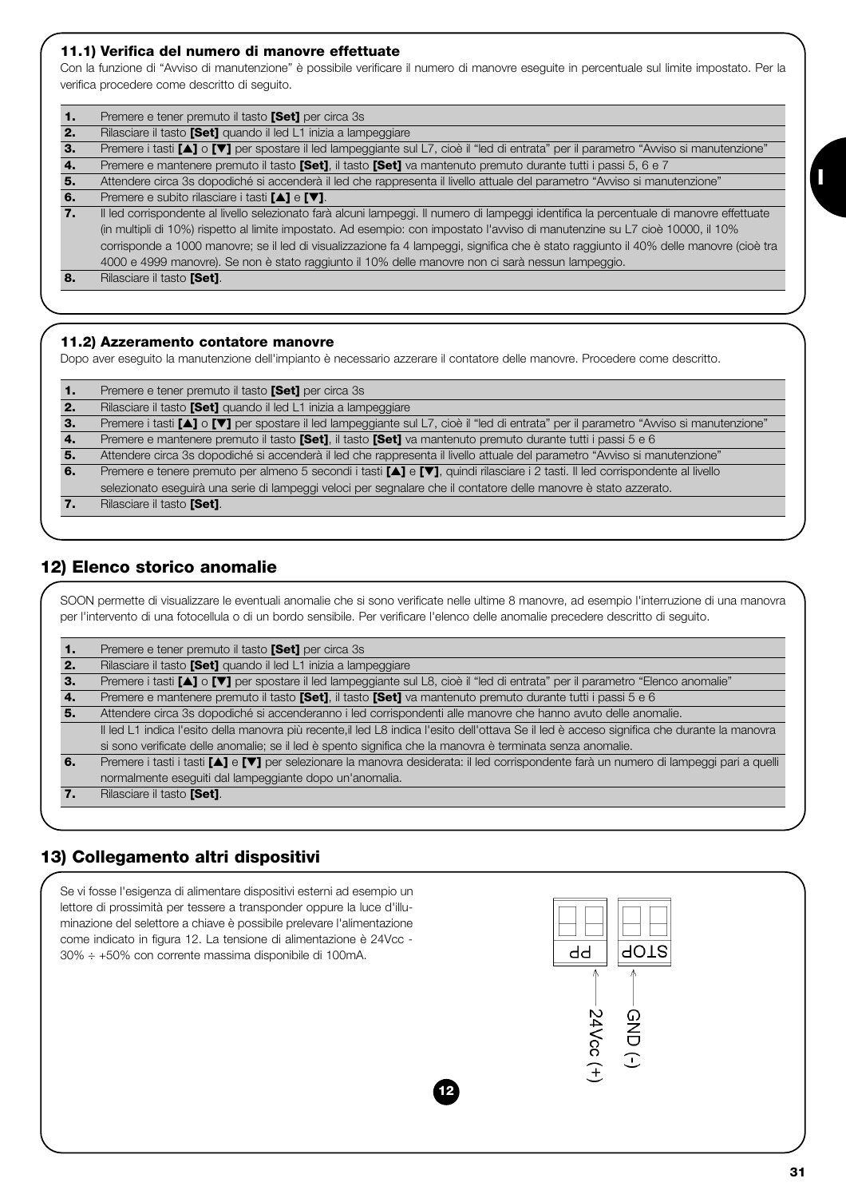### 11.1) Verifica del numero di manovre effettuate

Con la funzione di "Avviso di manutenzione" è possibile verificare il numero di manovre eseguite in percentuale sul limite impostato. Per la verifica procedere come descritto di seguito.

| | |
|---|---|
| **1.** | Premere e tener premuto il tasto **[Set]** per circa 3s |
| **2.** | Rilasciare il tasto **[Set]** quando il led L1 inizia a lampeggiare |
| **3.** | Premere i tasti **[▲]** o **[▼]** per spostare il led lampeggiante sul L7, cioè il "led di entrata" per il parametro "Avviso si manutenzione" |
| **4.** | Premere e mantenere premuto il tasto **[Set]**, il tasto **[Set]** va mantenuto premuto durante tutti i passi 5, 6 e 7 |
| **5.** | Attendere circa 3s dopodiché si accenderà il led che rappresenta il livello attuale del parametro "Avviso si manutenzione" |
| **6.** | Premere e subito rilasciare i tasti **[▲]** e **[▼]**. |
| **7.** | Il led corrispondente al livello selezionato farà alcuni lampeggi. Il numero di lampeggi identifica la percentuale di manovre effettuate (in multipli di 10%) rispetto al limite impostato. Ad esempio: con impostato l'avviso di manutenzine su L7 cioè 10000, il 10% corrisponde a 1000 manovre; se il led di visualizzazione fa 4 lampeggi, significa che è stato raggiunto il 40% delle manovre (cioè tra 4000 e 4999 manovre). Se non è stato raggiunto il 10% delle manovre non ci sarà nessun lampeggio. |
| **8.** | Rilasciare il tasto **[Set]**. |

### 11.2) Azzeramento contatore manovre

Dopo aver eseguito la manutenzione dell'impianto è necessario azzerare il contatore delle manovre. Procedere come descritto.

| | |
|---|---|
| **1.** | Premere e tener premuto il tasto **[Set]** per circa 3s |
| **2.** | Rilasciare il tasto **[Set]** quando il led L1 inizia a lampeggiare |
| **3.** | Premere i tasti **[▲]** o **[▼]** per spostare il led lampeggiante sul L7, cioè il "led di entrata" per il parametro "Avviso si manutenzione" |
| **4.** | Premere e mantenere premuto il tasto **[Set]**, il tasto **[Set]** va mantenuto premuto durante tutti i passi 5 e 6 |
| **5.** | Attendere circa 3s dopodiché si accenderà il led che rappresenta il livello attuale del parametro "Avviso si manutenzione" |
| **6.** | Premere e tenere premuto per almeno 5 secondi i tasti **[▲]** e **[▼]**, quindi rilasciare i 2 tasti. Il led corrispondente al livello selezionato eseguirà una serie di lampeggi veloci per segnalare che il contatore delle manovre è stato azzerato. |
| **7.** | Rilasciare il tasto **[Set]**. |

## 12) Elenco storico anomalie

SOON permette di visualizzare le eventuali anomalie che si sono verificate nelle ultime 8 manovre, ad esempio l'interruzione di una manovra per l'intervento di una fotocellula o di un bordo sensibile. Per verificare l'elenco delle anomalie precedere descritto di seguito.

| | |
|---|---|
| **1.** | Premere e tener premuto il tasto **[Set]** per circa 3s |
| **2.** | Rilasciare il tasto **[Set]** quando il led L1 inizia a lampeggiare |
| **3.** | Premere i tasti **[▲]** o **[▼]** per spostare il led lampeggiante sul L8, cioè il "led di entrata" per il parametro "Elenco anomalie" |
| **4.** | Premere e mantenere premuto il tasto **[Set]**, il tasto **[Set]** va mantenuto premuto durante tutti i passi 5 e 6 |
| **5.** | Attendere circa 3s dopodiché si accenderanno i led corrispondenti alle manovre che hanno avuto delle anomalie. Il led L1 indica l'esito della manovra più recente,il led L8 indica l'esito dell'ottava Se il led è acceso significa che durante la manovra si sono verificate delle anomalie; se il led è spento significa che la manovra è terminata senza anomalie. |
| **6.** | Premere i tasti i tasti **[▲]** e **[▼]** per selezionare la manovra desiderata: il led corrispondente farà un numero di lampeggi pari a quelli normalmente eseguiti dal lampeggiante dopo un'anomalia. |
| **7.** | Rilasciare il tasto **[Set]**. |

## 13) Collegamento altri dispositivi

Se vi fosse l'esigenza di alimentare dispositivi esterni ad esempio un lettore di prossimità per tessere a transponder oppure la luce d'illuminazione del selettore a chiave è possibile prelevare l'alimentazione come indicato in figura 12. La tensione di alimentazione è 24Vcc -30% ÷ +50% con corrente massima disponibile di 100mA.

PP STOP

24Vcc (+) GND (-)

12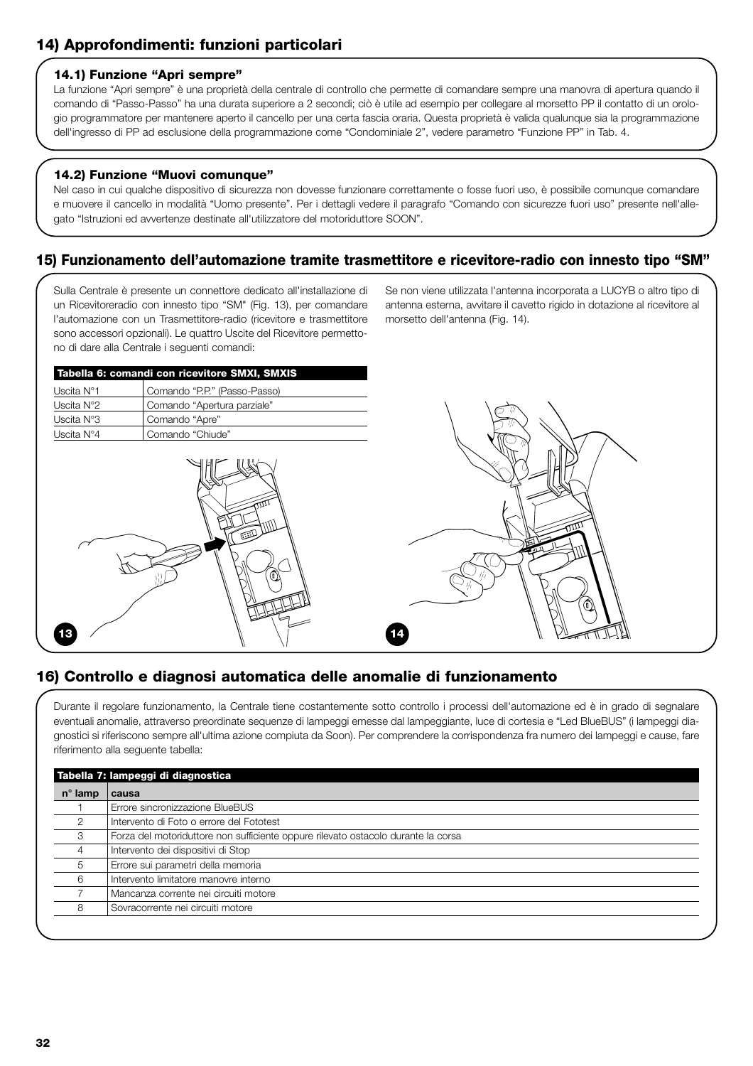## 14) Approfondimenti: funzioni particolari

### 14.1) Funzione "Apri sempre"

La funzione "Apri sempre" è una proprietà della centrale di controllo che permette di comandare sempre una manovra di apertura quando il comando di "Passo-Passo" ha una durata superiore a 2 secondi; ciò è utile ad esempio per collegare al morsetto PP il contatto di un orologio programmatore per mantenere aperto il cancello per una certa fascia oraria. Questa proprietà è valida qualunque sia la programmazione dell'ingresso di PP ad esclusione della programmazione come "Condominiale 2", vedere parametro "Funzione PP" in Tab. 4.

### 14.2) Funzione "Muovi comunque"

Nel caso in cui qualche dispositivo di sicurezza non dovesse funzionare correttamente o fosse fuori uso, è possibile comunque comandare e muovere il cancello in modalità "Uomo presente". Per i dettagli vedere il paragrafo "Comando con sicurezze fuori uso" presente nell'allegato "Istruzioni ed avvertenze destinate all'utilizzatore del motoriduttore SOON".

## 15) Funzionamento dell'automazione tramite trasmettitore e ricevitore-radio con innesto tipo "SM"

Sulla Centrale è presente un connettore dedicato all'installazione di un Ricevitoreradio con innesto tipo "SM" (Fig. 13), per comandare l'automazione con un Trasmettitore-radio (ricevitore e trasmettitore sono accessori opzionali). Le quattro Uscite del Ricevitore permettono di dare alla Centrale i seguenti comandi:

| Tabella 6: comandi con ricevitore SMXI, SMXIS | |
|---|---|
| Uscita N°1 | Comando "P.P." (Passo-Passo) |
| Uscita N°2 | Comando "Apertura parziale" |
| Uscita N°3 | Comando "Apre" |
| Uscita N°4 | Comando "Chiude" |

Se non viene utilizzata l'antenna incorporata a LUCYB o altro tipo di antenna esterna, avvitare il cavetto rigido in dotazione al ricevitore al morsetto dell'antenna (Fig. 14).

13

14

## 16) Controllo e diagnosi automatica delle anomalie di funzionamento

Durante il regolare funzionamento, la Centrale tiene costantemente sotto controllo i processi dell'automazione ed è in grado di segnalare eventuali anomalie, attraverso preordinate sequenze di lampeggi emesse dal lampeggiante, luce di cortesia e "Led BlueBUS" (i lampeggi diagnostici si riferiscono sempre all'ultima azione compiuta da Soon). Per comprendere la corrispondenza fra numero dei lampeggi e cause, fare riferimento alla seguente tabella:

**Tabella 7: lampeggi di diagnostica**

| n° lamp | causa |
|---|---|
| 1 | Errore sincronizzazione BlueBUS |
| 2 | Intervento di Foto o errore del Fototest |
| 3 | Forza del motoriduttore non sufficiente oppure rilevato ostacolo durante la corsa |
| 4 | Intervento dei dispositivi di Stop |
| 5 | Errore sui parametri della memoria |
| 6 | Intervento limitatore manovre interno |
| 7 | Mancanza corrente nei circuiti motore |
| 8 | Sovracorrente nei circuiti motore |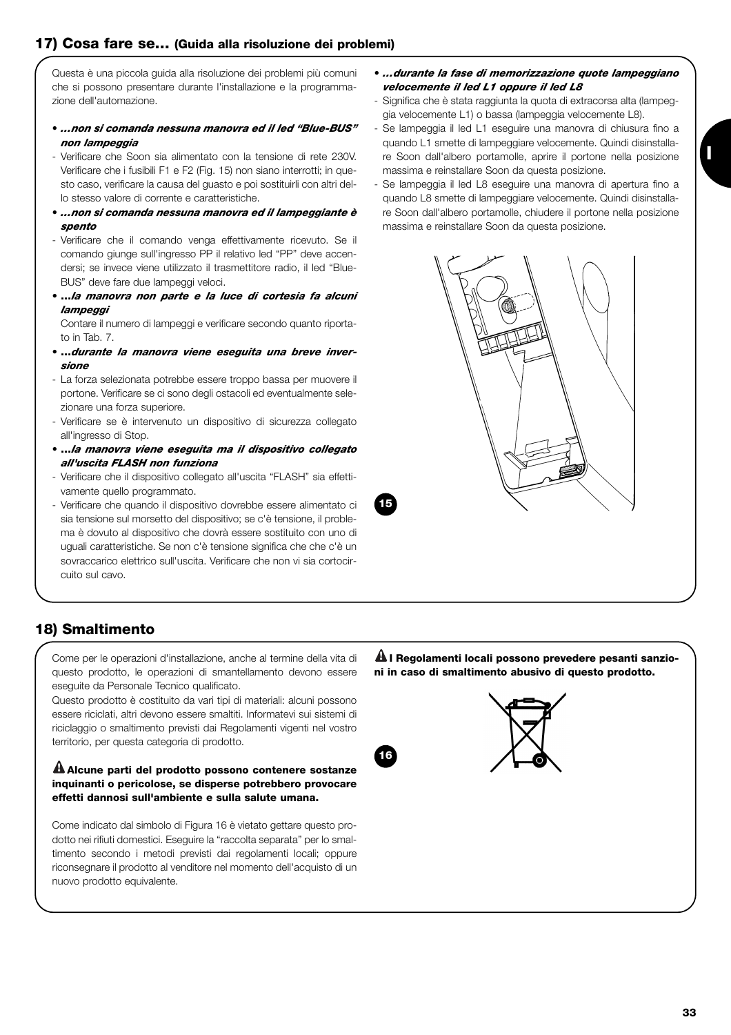## 17) Cosa fare se... (Guida alla risoluzione dei problemi)

Questa è una piccola guida alla risoluzione dei problemi più comuni che si possono presentare durante l'installazione e la programmazione dell'automazione.

- ***...non si comanda nessuna manovra ed il led "Blue-BUS" non lampeggia***
- Verificare che Soon sia alimentato con la tensione di rete 230V. Verificare che i fusibili F1 e F2 (Fig. 15) non siano interrotti; in questo caso, verificare la causa del guasto e poi sostituirli con altri dello stesso valore di corrente e caratteristiche.
- ***...non si comanda nessuna manovra ed il lampeggiante è spento***
- Verificare che il comando venga effettivamente ricevuto. Se il comando giunge sull'ingresso PP il relativo led "PP" deve accendersi; se invece viene utilizzato il trasmettitore radio, il led "Blue-BUS" deve fare due lampeggi veloci.
- ***...la manovra non parte e la luce di cortesia fa alcuni lampeggi***

  Contare il numero di lampeggi e verificare secondo quanto riportato in Tab. 7.
- ***...durante la manovra viene eseguita una breve inversione***
- La forza selezionata potrebbe essere troppo bassa per muovere il portone. Verificare se ci sono degli ostacoli ed eventualmente selezionare una forza superiore.
- Verificare se è intervenuto un dispositivo di sicurezza collegato all'ingresso di Stop.
- ***...la manovra viene eseguita ma il dispositivo collegato all'uscita FLASH non funziona***
- Verificare che il dispositivo collegato all'uscita "FLASH" sia effettivamente quello programmato.
- Verificare che quando il dispositivo dovrebbe essere alimentato ci sia tensione sul morsetto del dispositivo; se c'è tensione, il problema è dovuto al dispositivo che dovrà essere sostituito con uno di uguali caratteristiche. Se non c'è tensione significa che che c'è un sovraccarico elettrico sull'uscita. Verificare che non vi sia cortocircuito sul cavo.
- ***...durante la fase di memorizzazione quote lampeggiano velocemente il led L1 oppure il led L8***
- Significa che è stata raggiunta la quota di extracorsa alta (lampeggia velocemente L1) o bassa (lampeggia velocemente L8).
- Se lampeggia il led L1 eseguire una manovra di chiusura fino a quando L1 smette di lampeggiare velocemente. Quindi disinstallare Soon dall'albero portamolle, aprire il portone nella posizione massima e reinstallare Soon da questa posizione.
- Se lampeggia il led L8 eseguire una manovra di apertura fino a quando L8 smette di lampeggiare velocemente. Quindi disinstallare Soon dall'albero portamolle, chiudere il portone nella posizione massima e reinstallare Soon da questa posizione.

15

## 18) Smaltimento

Come per le operazioni d'installazione, anche al termine della vita di questo prodotto, le operazioni di smantellamento devono essere eseguite da Personale Tecnico qualificato.

Questo prodotto è costituito da vari tipi di materiali: alcuni possono essere riciclati, altri devono essere smaltiti. Informatevi sui sistemi di riciclaggio o smaltimento previsti dai Regolamenti vigenti nel vostro territorio, per questa categoria di prodotto.

**⚠ Alcune parti del prodotto possono contenere sostanze inquinanti o pericolose, se disperse potrebbero provocare effetti dannosi sull'ambiente e sulla salute umana.**

Come indicato dal simbolo di Figura 16 è vietato gettare questo prodotto nei rifiuti domestici. Eseguire la "raccolta separata" per lo smaltimento secondo i metodi previsti dai regolamenti locali; oppure riconsegnare il prodotto al venditore nel momento dell'acquisto di un nuovo prodotto equivalente.

**⚠ I Regolamenti locali possono prevedere pesanti sanzioni in caso di smaltimento abusivo di questo prodotto.**

16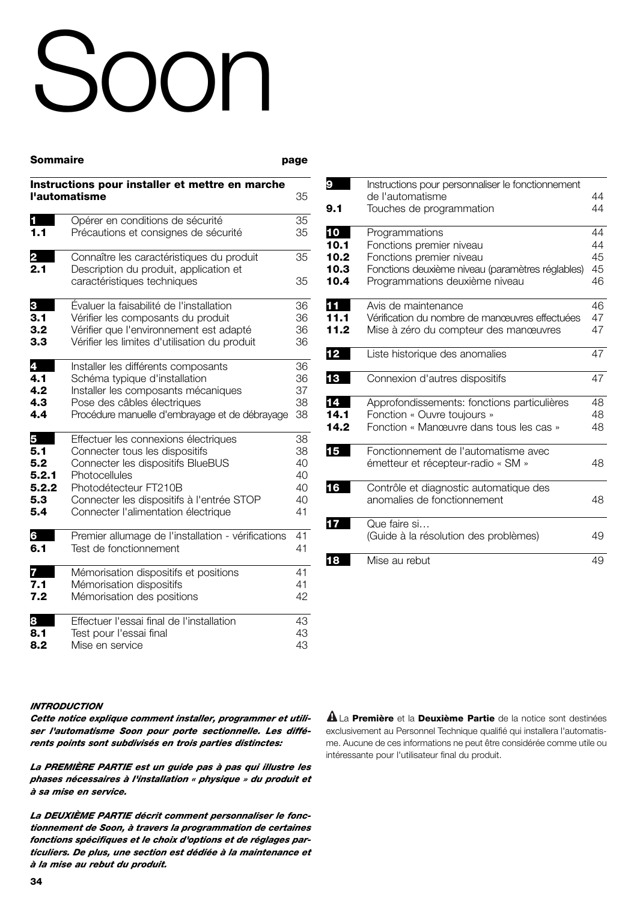# Soon

| Sommaire | | page |
|---|---|---|
| **Instructions pour installer et mettre en marche l'automatisme** | | 35 |
| **1** | Opérer en conditions de sécurité | 35 |
| **1.1** | Précautions et consignes de sécurité | 35 |
| **2** | Connaître les caractéristiques du produit | 35 |
| **2.1** | Description du produit, application et caractéristiques techniques | 35 |
| **3** | Évaluer la faisabilité de l'installation | 36 |
| **3.1** | Vérifier les composants du produit | 36 |
| **3.2** | Vérifier que l'environnement est adapté | 36 |
| **3.3** | Vérifier les limites d'utilisation du produit | 36 |
| **4** | Installer les différents composants | 36 |
| **4.1** | Schéma typique d'installation | 36 |
| **4.2** | Installer les composants mécaniques | 37 |
| **4.3** | Pose des câbles électriques | 38 |
| **4.4** | Procédure manuelle d'embrayage et de débrayage | 38 |
| **5** | Effectuer les connexions électriques | 38 |
| **5.1** | Connecter tous les dispositifs | 38 |
| **5.2** | Connecter les dispositifs BlueBUS | 40 |
| **5.2.1** | Photocellules | 40 |
| **5.2.2** | Photodétecteur FT210B | 40 |
| **5.3** | Connecter les dispositifs à l'entrée STOP | 40 |
| **5.4** | Connecter l'alimentation électrique | 41 |
| **6** | Premier allumage de l'installation - vérifications | 41 |
| **6.1** | Test de fonctionnement | 41 |
| **7** | Mémorisation dispositifs et positions | 41 |
| **7.1** | Mémorisation dispositifs | 41 |
| **7.2** | Mémorisation des positions | 42 |
| **8** | Effectuer l'essai final de l'installation | 43 |
| **8.1** | Test pour l'essai final | 43 |
| **8.2** | Mise en service | 43 |
| **9** | Instructions pour personnaliser le fonctionnement de l'automatisme | 44 |
| **9.1** | Touches de programmation | 44 |
| **10** | Programmations | 44 |
| **10.1** | Fonctions premier niveau | 44 |
| **10.2** | Fonctions premier niveau | 45 |
| **10.3** | Fonctions deuxième niveau (paramètres réglables) | 45 |
| **10.4** | Programmations deuxième niveau | 46 |
| **11** | Avis de maintenance | 46 |
| **11.1** | Vérification du nombre de manœuvres effectuées | 47 |
| **11.2** | Mise à zéro du compteur des manœuvres | 47 |
| **12** | Liste historique des anomalies | 47 |
| **13** | Connexion d'autres dispositifs | 47 |
| **14** | Approfondissements: fonctions particulières | 48 |
| **14.1** | Fonction « Ouvre toujours » | 48 |
| **14.2** | Fonction « Manœuvre dans tous les cas » | 48 |
| **15** | Fonctionnement de l'automatisme avec émetteur et récepteur-radio « SM » | 48 |
| **16** | Contrôle et diagnostic automatique des anomalies de fonctionnement | 48 |
| **17** | Que faire si… (Guide à la résolution des problèmes) | 49 |
| **18** | Mise au rebut | 49 |

***INTRODUCTION***

***Cette notice explique comment installer, programmer et utiliser l'automatisme Soon pour porte sectionnelle. Les différents points sont subdivisés en trois parties distinctes:***

***La PREMIÈRE PARTIE est un guide pas à pas qui illustre les phases nécessaires à l'installation « physique » du produit et à sa mise en service.***

***La DEUXIÈME PARTIE décrit comment personnaliser le fonctionnement de Soon, à travers la programmation de certaines fonctions spécifiques et le choix d'options et de réglages particuliers. De plus, une section est dédiée à la maintenance et à la mise au rebut du produit.***

⚠ La **Première** et la **Deuxième Partie** de la notice sont destinées exclusivement au Personnel Technique qualifié qui installera l'automatisme. Aucune de ces informations ne peut être considérée comme utile ou intéressante pour l'utilisateur final du produit.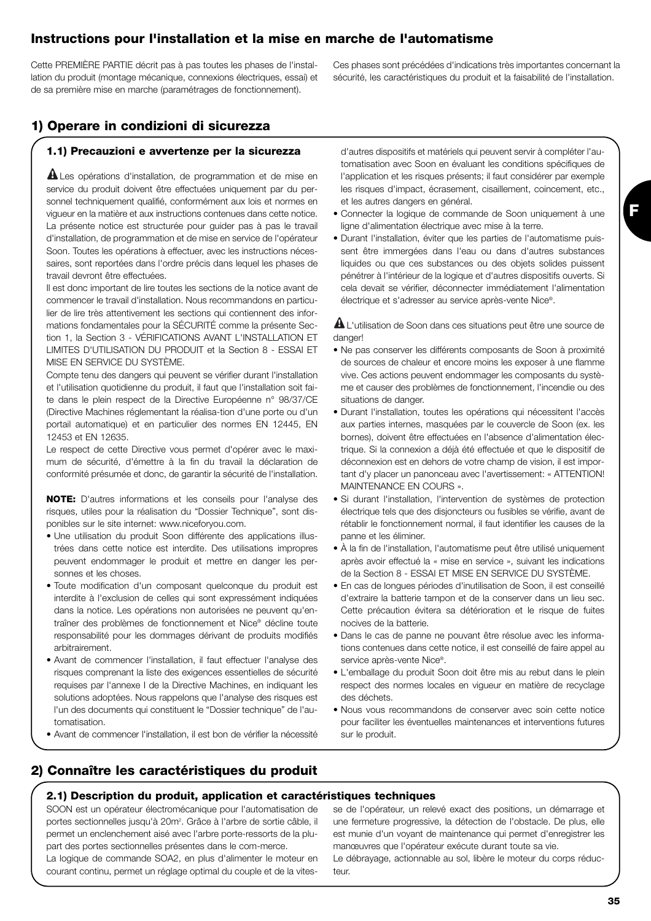## Instructions pour l'installation et la mise en marche de l'automatisme

Cette PREMIÈRE PARTIE décrit pas à pas toutes les phases de l'installation du produit (montage mécanique, connexions électriques, essai) et de sa première mise en marche (paramétrages de fonctionnement). Ces phases sont précédées d'indications très importantes concernant la sécurité, les caractéristiques du produit et la faisabilité de l'installation.

## 1) Operare in condizioni di sicurezza

### 1.1) Precauzioni e avvertenze per la sicurezza

⚠ Les opérations d'installation, de programmation et de mise en service du produit doivent être effectuées uniquement par du personnel techniquement qualifié, conformément aux lois et normes en vigueur en la matière et aux instructions contenues dans cette notice. La présente notice est structurée pour guider pas à pas le travail d'installation, de programmation et de mise en service de l'opérateur Soon. Toutes les opérations à effectuer, avec les instructions nécessaires, sont reportées dans l'ordre précis dans lequel les phases de travail devront être effectuées.

Il est donc important de lire toutes les sections de la notice avant de commencer le travail d'installation. Nous recommandons en particulier de lire très attentivement les sections qui contiennent des informations fondamentales pour la SÉCURITÉ comme la présente Section 1, la Section 3 - VÉRIFICATIONS AVANT L'INSTALLATION ET LIMITES D'UTILISATION DU PRODUIT et la Section 8 - ESSAI ET MISE EN SERVICE DU SYSTÈME.

Compte tenu des dangers qui peuvent se vérifier durant l'installation et l'utilisation quotidienne du produit, il faut que l'installation soit faite dans le plein respect de la Directive Européenne n° 98/37/CE (Directive Machines réglementant la réalisa-tion d'une porte ou d'un portail automatique) et en particulier des normes EN 12445, EN 12453 et EN 12635.

Le respect de cette Directive vous permet d'opérer avec le maximum de sécurité, d'émettre à la fin du travail la déclaration de conformité présumée et donc, de garantir la sécurité de l'installation.

**NOTE:** D'autres informations et les conseils pour l'analyse des risques, utiles pour la réalisation du "Dossier Technique", sont disponibles sur le site internet: www.niceforyou.com.

- Une utilisation du produit Soon différente des applications illustrées dans cette notice est interdite. Des utilisations impropres peuvent endommager le produit et mettre en danger les personnes et les choses.
- Toute modification d'un composant quelconque du produit est interdite à l'exclusion de celles qui sont expressément indiquées dans la notice. Les opérations non autorisées ne peuvent qu'entraîner des problèmes de fonctionnement et Nice® décline toute responsabilité pour les dommages dérivant de produits modifiés arbitrairement.
- Avant de commencer l'installation, il faut effectuer l'analyse des risques comprenant la liste des exigences essentielles de sécurité requises par l'annexe I de la Directive Machines, en indiquant les solutions adoptées. Nous rappelons que l'analyse des risques est l'un des documents qui constituent le "Dossier technique" de l'automatisation.
- Avant de commencer l'installation, il est bon de vérifier la nécessité d'autres dispositifs et matériels qui peuvent servir à compléter l'automatisation avec Soon en évaluant les conditions spécifiques de l'application et les risques présents; il faut considérer par exemple les risques d'impact, écrasement, cisaillement, coincement, etc., et les autres dangers en général.
- Connecter la logique de commande de Soon uniquement à une ligne d'alimentation électrique avec mise à la terre.
- Durant l'installation, éviter que les parties de l'automatisme puissent être immergées dans l'eau ou dans d'autres substances liquides ou que ces substances ou des objets solides puissent pénétrer à l'intérieur de la logique et d'autres dispositifs ouverts. Si cela devait se vérifier, déconnecter immédiatement l'alimentation électrique et s'adresser au service après-vente Nice®.

⚠ L'utilisation de Soon dans ces situations peut être une source de danger!

- Ne pas conserver les différents composants de Soon à proximité de sources de chaleur et encore moins les exposer à une flamme vive. Ces actions peuvent endommager les composants du système et causer des problèmes de fonctionnement, l'incendie ou des situations de danger.
- Durant l'installation, toutes les opérations qui nécessitent l'accès aux parties internes, masquées par le couvercle de Soon (ex. les bornes), doivent être effectuées en l'absence d'alimentation électrique. Si la connexion a déjà été effectuée et que le dispositif de déconnexion est en dehors de votre champ de vision, il est important d'y placer un panonceau avec l'avertissement: « ATTENTION! MAINTENANCE EN COURS ».
- Si durant l'installation, l'intervention de systèmes de protection électrique tels que des disjoncteurs ou fusibles se vérifie, avant de rétablir le fonctionnement normal, il faut identifier les causes de la panne et les éliminer.
- À la fin de l'installation, l'automatisme peut être utilisé uniquement après avoir effectué la « mise en service », suivant les indications de la Section 8 - ESSAI ET MISE EN SERVICE DU SYSTÈME.
- En cas de longues périodes d'inutilisation de Soon, il est conseillé d'extraire la batterie tampon et de la conserver dans un lieu sec. Cette précaution évitera sa détérioration et le risque de fuites nocives de la batterie.
- Dans le cas de panne ne pouvant être résolue avec les informations contenues dans cette notice, il est conseillé de faire appel au service après-vente Nice®.
- L'emballage du produit Soon doit être mis au rebut dans le plein respect des normes locales en vigueur en matière de recyclage des déchets.
- Nous vous recommandons de conserver avec soin cette notice pour faciliter les éventuelles maintenances et interventions futures sur le produit.

## 2) Connaître les caractéristiques du produit

### 2.1) Description du produit, application et caractéristiques techniques

SOON est un opérateur électromécanique pour l'automatisation de portes sectionnelles jusqu'à 20m². Grâce à l'arbre de sortie câble, il permet un enclenchement aisé avec l'arbre porte-ressorts de la plupart des portes sectionnelles présentes dans le com-merce.

La logique de commande SOA2, en plus d'alimenter le moteur en courant continu, permet un réglage optimal du couple et de la vitesse de l'opérateur, un relevé exact des positions, un démarrage et une fermeture progressive, la détection de l'obstacle. De plus, elle est munie d'un voyant de maintenance qui permet d'enregistrer les manœuvres que l'opérateur exécute durant toute sa vie.

Le débrayage, actionnable au sol, libère le moteur du corps réducteur.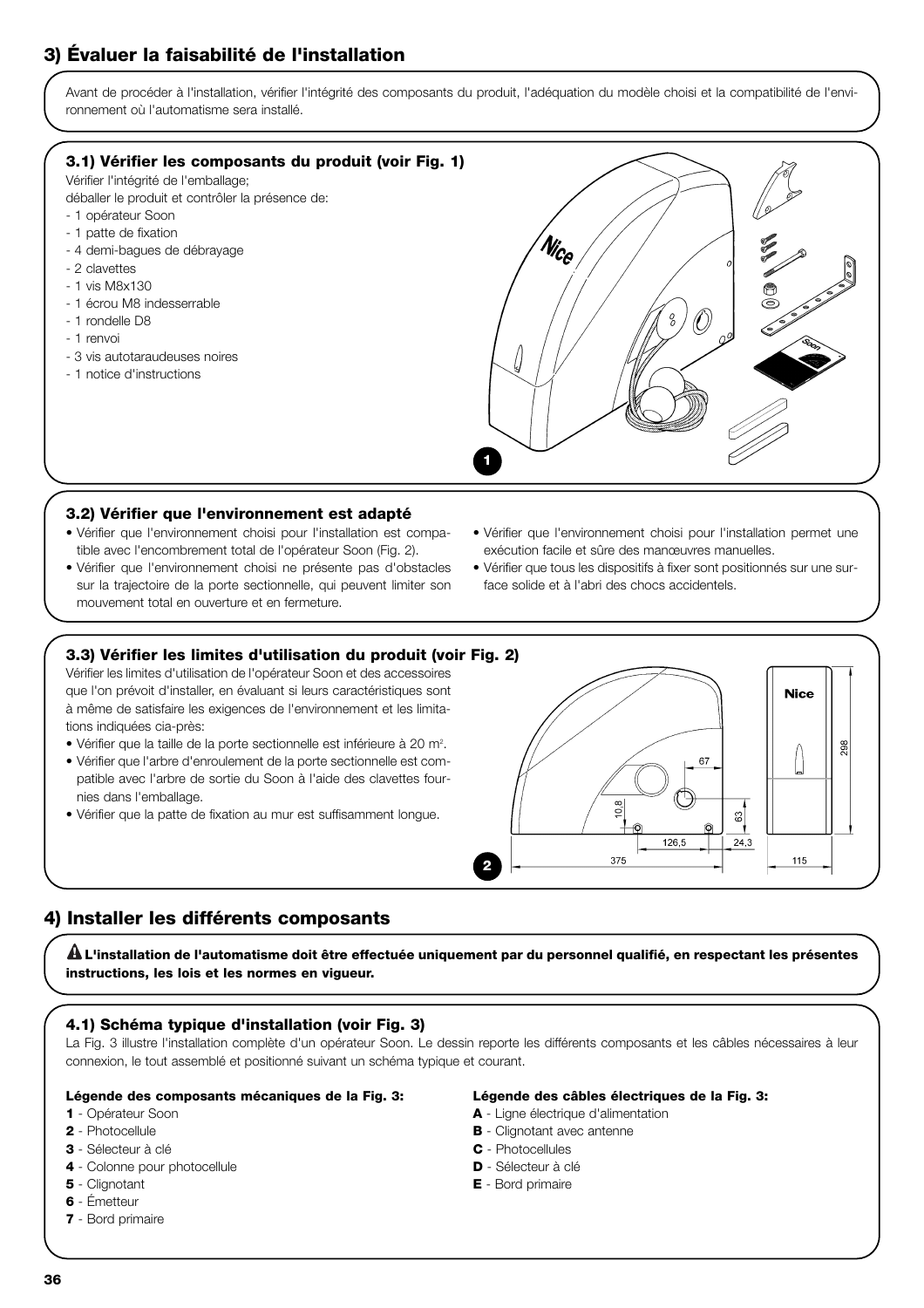## 3) Évaluer la faisabilité de l'installation

Avant de procéder à l'installation, vérifier l'intégrité des composants du produit, l'adéquation du modèle choisi et la compatibilité de l'environnement où l'automatisme sera installé.

### 3.1) Vérifier les composants du produit (voir Fig. 1)

Vérifier l'intégrité de l'emballage;
déballer le produit et contrôler la présence de:
- 1 opérateur Soon
- 1 patte de fixation
- 4 demi-bagues de débrayage
- 2 clavettes
- 1 vis M8x130
- 1 écrou M8 indesserrable
- 1 rondelle D8
- 1 renvoi
- 3 vis autotaraudeuses noires
- 1 notice d'instructions

1

### 3.2) Vérifier que l'environnement est adapté

- Vérifier que l'environnement choisi pour l'installation est compatible avec l'encombrement total de l'opérateur Soon (Fig. 2).
- Vérifier que l'environnement choisi ne présente pas d'obstacles sur la trajectoire de la porte sectionnelle, qui peuvent limiter son mouvement total en ouverture et en fermeture.
- Vérifier que l'environnement choisi pour l'installation permet une exécution facile et sûre des manœuvres manuelles.
- Vérifier que tous les dispositifs à fixer sont positionnés sur une surface solide et à l'abri des chocs accidentels.

### 3.3) Vérifier les limites d'utilisation du produit (voir Fig. 2)

Vérifier les limites d'utilisation de l'opérateur Soon et des accessoires que l'on prévoit d'installer, en évaluant si leurs caractéristiques sont à même de satisfaire les exigences de l'environnement et les limitations indiquées cia-près:

- Vérifier que la taille de la porte sectionnelle est inférieure à 20 m².
- Vérifier que l'arbre d'enroulement de la porte sectionnelle est compatible avec l'arbre de sortie du Soon à l'aide des clavettes fournies dans l'emballage.
- Vérifier que la patte de fixation au mur est suffisamment longue.

2

## 4) Installer les différents composants

**⚠ L'installation de l'automatisme doit être effectuée uniquement par du personnel qualifié, en respectant les présentes instructions, les lois et les normes en vigueur.**

### 4.1) Schéma typique d'installation (voir Fig. 3)

La Fig. 3 illustre l'installation complète d'un opérateur Soon. Le dessin reporte les différents composants et les câbles nécessaires à leur connexion, le tout assemblé et positionné suivant un schéma typique et courant.

**Légende des composants mécaniques de la Fig. 3:**

**1** - Opérateur Soon
**2** - Photocellule
**3** - Sélecteur à clé
**4** - Colonne pour photocellule
**5** - Clignotant
**6** - Émetteur
**7** - Bord primaire

**Légende des câbles électriques de la Fig. 3:**

**A** - Ligne électrique d'alimentation
**B** - Clignotant avec antenne
**C** - Photocellules
**D** - Sélecteur à clé
**E** - Bord primaire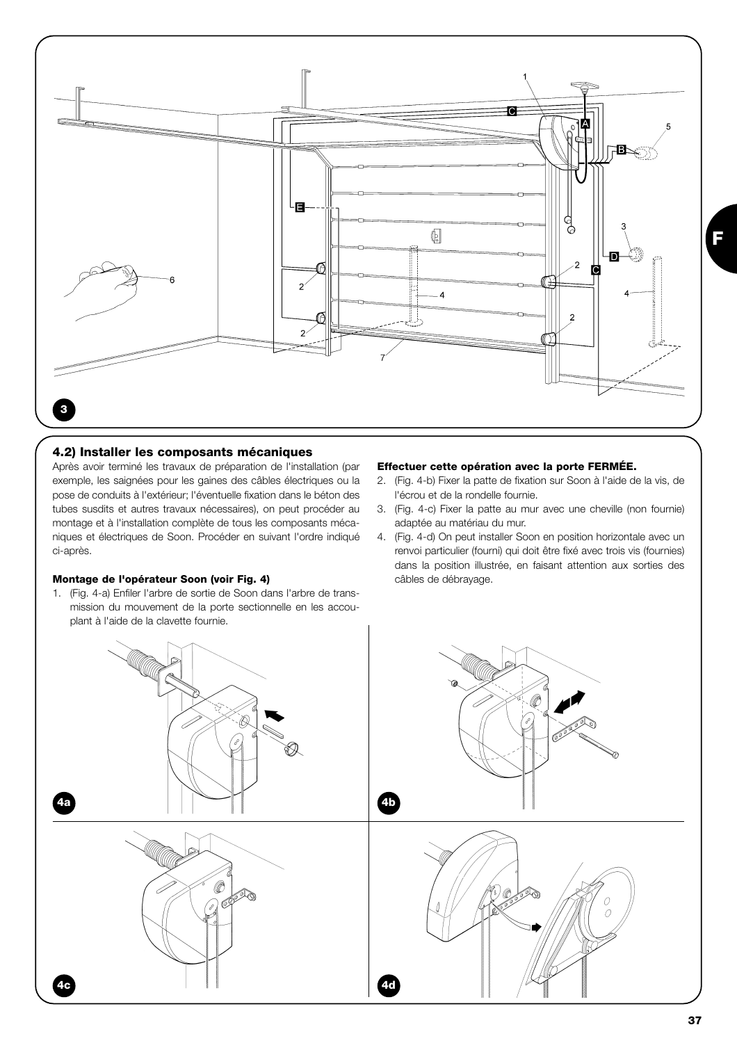## 4.2) Installer les composants mécaniques

Après avoir terminé les travaux de préparation de l'installation (par exemple, les saignées pour les gaines des câbles électriques ou la pose de conduits à l'extérieur; l'éventuelle fixation dans le béton des tubes susdits et autres travaux nécessaires), on peut procéder au montage et à l'installation complète de tous les composants mécaniques et électriques de Soon. Procéder en suivant l'ordre indiqué ci-après.

**Montage de l'opérateur Soon (voir Fig. 4)**

1. (Fig. 4-a) Enfiler l'arbre de sortie de Soon dans l'arbre de transmission du mouvement de la porte sectionnelle en les accouplant à l'aide de la clavette fournie.

**Effectuer cette opération avec la porte FERMÉE.**

2. (Fig. 4-b) Fixer la patte de fixation sur Soon à l'aide de la vis, de l'écrou et de la rondelle fournie.
3. (Fig. 4-c) Fixer la patte au mur avec une cheville (non fournie) adaptée au matériau du mur.
4. (Fig. 4-d) On peut installer Soon en position horizontale avec un renvoi particulier (fourni) qui doit être fixé avec trois vis (fournies) dans la position illustrée, en faisant attention aux sorties des câbles de débrayage.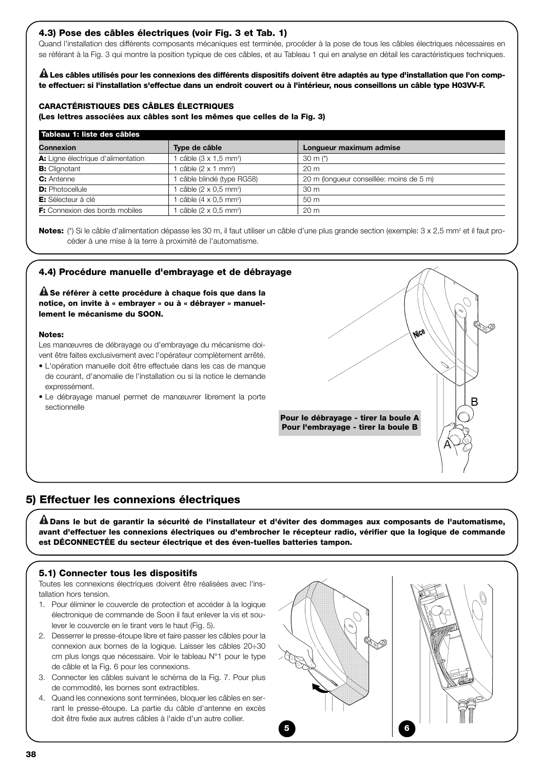### 4.3) Pose des câbles électriques (voir Fig. 3 et Tab. 1)

Quand l'installation des différents composants mécaniques est terminée, procéder à la pose de tous les câbles électriques nécessaires en se référant à la Fig. 3 qui montre la position typique de ces câbles, et au Tableau 1 qui en analyse en détail les caractéristiques techniques.

**⚠ Les câbles utilisés pour les connexions des différents dispositifs doivent être adaptés au type d'installation que l'on compte effectuer: si l'installation s'effectue dans un endroit couvert ou à l'intérieur, nous conseillons un câble type H03VV-F.**

**CARACTÉRISTIQUES DES CÂBLES ÉLECTRIQUES**
**(Les lettres associées aux câbles sont les mêmes que celles de la Fig. 3)**

**Tableau 1: liste des câbles**

| Connexion | Type de câble | Longueur maximum admise |
|---|---|---|
| **A:** Ligne électrique d'alimentation | 1 câble (3 x 1,5 mm²) | 30 m (*) |
| **B:** Clignotant | 1 câble (2 x 1 mm²) | 20 m |
| **C:** Antenne | 1 câble blindé (type RG58) | 20 m (longueur conseillée: moins de 5 m) |
| **D:** Photocellule | 1 câble (2 x 0,5 mm²) | 30 m |
| **E:** Sélecteur à clé | 1 câble (4 x 0,5 mm²) | 50 m |
| **F:** Connexion des bords mobiles | 1 câble (2 x 0,5 mm²) | 20 m |

**Notes:** (*) Si le câble d'alimentation dépasse les 30 m, il faut utiliser un câble d'une plus grande section (exemple: 3 x 2,5 mm² et il faut procéder à une mise à la terre à proximité de l'automatisme.

### 4.4) Procédure manuelle d'embrayage et de débrayage

**⚠ Se référer à cette procédure à chaque fois que dans la notice, on invite à « embrayer » ou à « débrayer » manuellement le mécanisme du SOON.**

**Notes:**

Les manœuvres de débrayage ou d'embrayage du mécanisme doivent être faites exclusivement avec l'opérateur complètement arrêté.

- L'opération manuelle doit être effectuée dans les cas de manque de courant, d'anomalie de l'installation ou si la notice le demande expressément.
- Le débrayage manuel permet de manœuvrer librement la porte sectionnelle

**Pour le débrayage - tirer la boule A**
**Pour l'embrayage - tirer la boule B**

## 5) Effectuer les connexions électriques

**⚠ Dans le but de garantir la sécurité de l'installateur et d'éviter des dommages aux composants de l'automatisme, avant d'effectuer les connexions électriques ou d'embrocher le récepteur radio, vérifier que la logique de commande est DÉCONNECTÉE du secteur électrique et des éven-tuelles batteries tampon.**

### 5.1) Connecter tous les dispositifs

Toutes les connexions électriques doivent être réalisées avec l'installation hors tension.

1. Pour éliminer le couvercle de protection et accéder à la logique électronique de commande de Soon il faut enlever la vis et soulever le couvercle en le tirant vers le haut (Fig. 5).
2. Desserrer le presse-étoupe libre et faire passer les câbles pour la connexion aux bornes de la logique. Laisser les câbles 20÷30 cm plus longs que nécessaire. Voir le tableau N°1 pour le type de câble et la Fig. 6 pour les connexions.
3. Connecter les câbles suivant le schéma de la Fig. 7. Pour plus de commodité, les bornes sont extractibles.
4. Quand les connexions sont terminées, bloquer les câbles en serrant le presse-étoupe. La partie du câble d'antenne en excès doit être fixée aux autres câbles à l'aide d'un autre collier.

5

6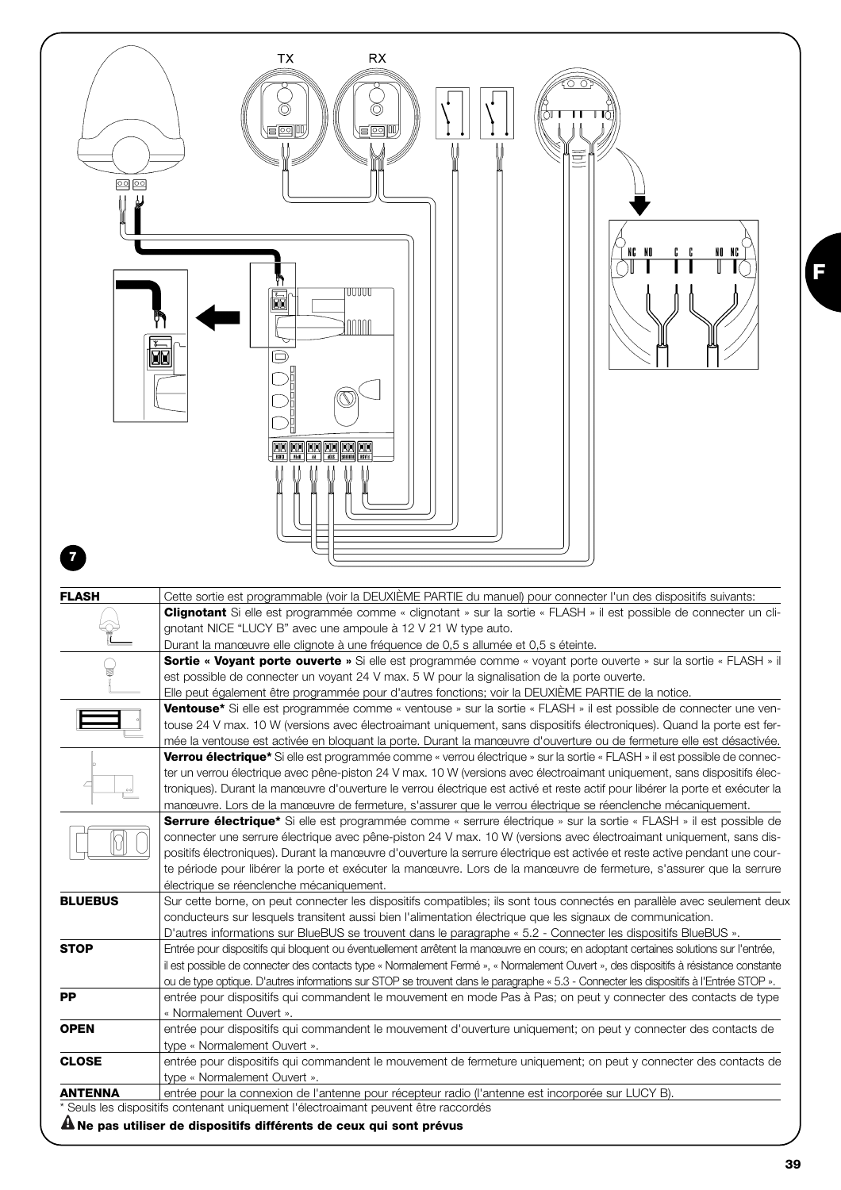7

| | |
|---|---|
| **FLASH** | Cette sortie est programmable (voir la DEUXIÈME PARTIE du manuel) pour connecter l'un des dispositifs suivants: |
| | **Clignotant** Si elle est programmée comme « clignotant » sur la sortie « FLASH » il est possible de connecter un clignotant NICE "LUCY B" avec une ampoule à 12 V 21 W type auto. Durant la manœuvre elle clignote à une fréquence de 0,5 s allumée et 0,5 s éteinte. |
| | **Sortie « Voyant porte ouverte »** Si elle est programmée comme « voyant porte ouverte » sur la sortie « FLASH » il est possible de connecter un voyant 24 V max. 5 W pour la signalisation de la porte ouverte. Elle peut également être programmée pour d'autres fonctions; voir la DEUXIÈME PARTIE de la notice. |
| | **Ventouse*** Si elle est programmée comme « ventouse » sur la sortie « FLASH » il est possible de connecter une ventouse 24 V max. 10 W (versions avec électroaimant uniquement, sans dispositifs électroniques). Quand la porte est fermée la ventouse est activée en bloquant la porte. Durant la manœuvre d'ouverture ou de fermeture elle est désactivée. |
| | **Verrou électrique*** Si elle est programmée comme « verrou électrique » sur la sortie « FLASH » il est possible de connecter un verrou électrique avec pêne-piston 24 V max. 10 W (versions avec électroaimant uniquement, sans dispositifs électroniques). Durant la manœuvre d'ouverture le verrou électrique est activé et reste actif pour libérer la porte et exécuter la manœuvre. Lors de la manœuvre de fermeture, s'assurer que le verrou électrique se réenclenche mécaniquement. |
| | **Serrure électrique*** Si elle est programmée comme « serrure électrique » sur la sortie « FLASH » il est possible de connecter une serrure électrique avec pêne-piston 24 V max. 10 W (versions avec électroaimant uniquement, sans dispositifs électroniques). Durant la manœuvre d'ouverture la serrure électrique est activée et reste active pendant une courte période pour libérer la porte et exécuter la manœuvre. Lors de la manœuvre de fermeture, s'assurer que la serrure électrique se réenclenche mécaniquement. |
| **BLUEBUS** | Sur cette borne, on peut connecter les dispositifs compatibles; ils sont tous connectés en parallèle avec seulement deux conducteurs sur lesquels transitent aussi bien l'alimentation électrique que les signaux de communication. D'autres informations sur BlueBUS se trouvent dans le paragraphe « 5.2 - Connecter les dispositifs BlueBUS ». |
| **STOP** | Entrée pour dispositifs qui bloquent ou éventuellement arrêtent la manœuvre en cours; en adoptant certaines solutions sur l'entrée, il est possible de connecter des contacts type « Normalement Fermé », « Normalement Ouvert », des dispositifs à résistance constante ou de type optique. D'autres informations sur STOP se trouvent dans le paragraphe « 5.3 - Connecter les dispositifs à l'Entrée STOP ». |
| **PP** | entrée pour dispositifs qui commandent le mouvement en mode Pas à Pas; on peut y connecter des contacts de type « Normalement Ouvert ». |
| **OPEN** | entrée pour dispositifs qui commandent le mouvement d'ouverture uniquement; on peut y connecter des contacts de type « Normalement Ouvert ». |
| **CLOSE** | entrée pour dispositifs qui commandent le mouvement de fermeture uniquement; on peut y connecter des contacts de type « Normalement Ouvert ». |
| **ANTENNA** | entrée pour la connexion de l'antenne pour récepteur radio (l'antenne est incorporée sur LUCY B). |

\* Seuls les dispositifs contenant uniquement l'électroaimant peuvent être raccordés

⚠ **Ne pas utiliser de dispositifs différents de ceux qui sont prévus**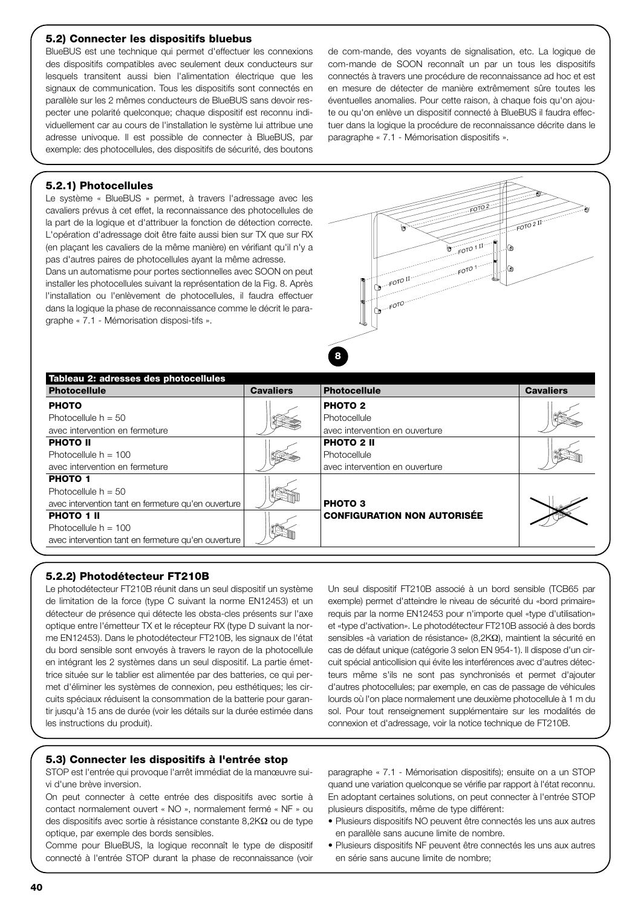### 5.2) Connecter les dispositifs bluebus

BlueBUS est une technique qui permet d'effectuer les connexions des dispositifs compatibles avec seulement deux conducteurs sur lesquels transitent aussi bien l'alimentation électrique que les signaux de communication. Tous les dispositifs sont connectés en parallèle sur les 2 mêmes conducteurs de BlueBUS sans devoir respecter une polarité quelconque; chaque dispositif est reconnu individuellement car au cours de l'installation le système lui attribue une adresse univoque. Il est possible de connecter à BlueBUS, par exemple: des photocellules, des dispositifs de sécurité, des boutons de com-mande, des voyants de signalisation, etc. La logique de com-mande de SOON reconnaît un par un tous les dispositifs connectés à travers une procédure de reconnaissance ad hoc et est en mesure de détecter de manière extrêmement sûre toutes les éventuelles anomalies. Pour cette raison, à chaque fois qu'on ajoute ou qu'on enlève un dispositif connecté à BlueBUS il faudra effectuer dans la logique la procédure de reconnaissance décrite dans le paragraphe « 7.1 - Mémorisation dispositifs ».

#### 5.2.1) Photocellules

Le système « BlueBUS » permet, à travers l'adressage avec les cavaliers prévus à cet effet, la reconnaissance des photocellules de la part de la logique et d'attribuer la fonction de détection correcte. L'opération d'adressage doit être faite aussi bien sur TX que sur RX (en plaçant les cavaliers de la même manière) en vérifiant qu'il n'y a pas d'autres paires de photocellules ayant la même adresse.

Dans un automatisme pour portes sectionnelles avec SOON on peut installer les photocellules suivant la représentation de la Fig. 8. Après l'installation ou l'enlèvement de photocellules, il faudra effectuer dans la logique la phase de reconnaissance comme le décrit le paragraphe « 7.1 - Mémorisation disposi-tifs ».

8

**Tableau 2: adresses des photocellules**

| Photocellule | Cavaliers | Photocellule | Cavaliers |
|---|---|---|---|
| **PHOTO**<br>Photocellule h = 50<br>avec intervention en fermeture | | **PHOTO 2**<br>Photocellule<br>avec intervention en ouverture | |
| **PHOTO II**<br>Photocellule h = 100<br>avec intervention en fermeture | | **PHOTO 2 II**<br>Photocellule<br>avec intervention en ouverture | |
| **PHOTO 1**<br>Photocellule h = 50<br>avec intervention tant en fermeture qu'en ouverture | | **PHOTO 3**<br>**CONFIGURATION NON AUTORISÉE** | |
| **PHOTO 1 II**<br>Photocellule h = 100<br>avec intervention tant en fermeture qu'en ouverture | | | |

#### 5.2.2) Photodétecteur FT210B

Le photodétecteur FT210B réunit dans un seul dispositif un système de limitation de la force (type C suivant la norme EN12453) et un détecteur de présence qui détecte les obsta-cles présents sur l'axe optique entre l'émetteur TX et le récepteur RX (type D suivant la norme EN12453). Dans le photodétecteur FT210B, les signaux de l'état du bord sensible sont envoyés à travers le rayon de la photocellule en intégrant les 2 systèmes dans un seul dispositif. La partie émettrice située sur le tablier est alimentée par des batteries, ce qui permet d'éliminer les systèmes de connexion, peu esthétiques; les circuits spéciaux réduisent la consommation de la batterie pour garantir jusqu'à 15 ans de durée (voir les détails sur la durée estimée dans les instructions du produit).

Un seul dispositif FT210B associé à un bord sensible (TCB65 par exemple) permet d'atteindre le niveau de sécurité du «bord primaire» requis par la norme EN12453 pour n'importe quel «type d'utilisation» et «type d'activation». Le photodétecteur FT210B associé à des bords sensibles «à variation de résistance» (8,2KΩ), maintient la sécurité en cas de défaut unique (catégorie 3 selon EN 954-1). Il dispose d'un circuit spécial anticollision qui évite les interférences avec d'autres détecteurs même s'ils ne sont pas synchronisés et permet d'ajouter d'autres photocellules; par exemple, en cas de passage de véhicules lourds où l'on place normalement une deuxième photocellule à 1 m du sol. Pour tout renseignement supplémentaire sur les modalités de connexion et d'adressage, voir la notice technique de FT210B.

### 5.3) Connecter les dispositifs à l'entrée stop

STOP est l'entrée qui provoque l'arrêt immédiat de la manœuvre suivi d'une brève inversion.

On peut connecter à cette entrée des dispositifs avec sortie à contact normalement ouvert « NO », normalement fermé « NF » ou des dispositifs avec sortie à résistance constante 8,2KΩ ou de type optique, par exemple des bords sensibles.

Comme pour BlueBUS, la logique reconnaît le type de dispositif connecté à l'entrée STOP durant la phase de reconnaissance (voir paragraphe « 7.1 - Mémorisation dispositifs); ensuite on a un STOP quand une variation quelconque se vérifie par rapport à l'état reconnu.

En adoptant certaines solutions, on peut connecter à l'entrée STOP plusieurs dispositifs, même de type différent:

- Plusieurs dispositifs NO peuvent être connectés les uns aux autres en parallèle sans aucune limite de nombre.
- Plusieurs dispositifs NF peuvent être connectés les uns aux autres en série sans aucune limite de nombre;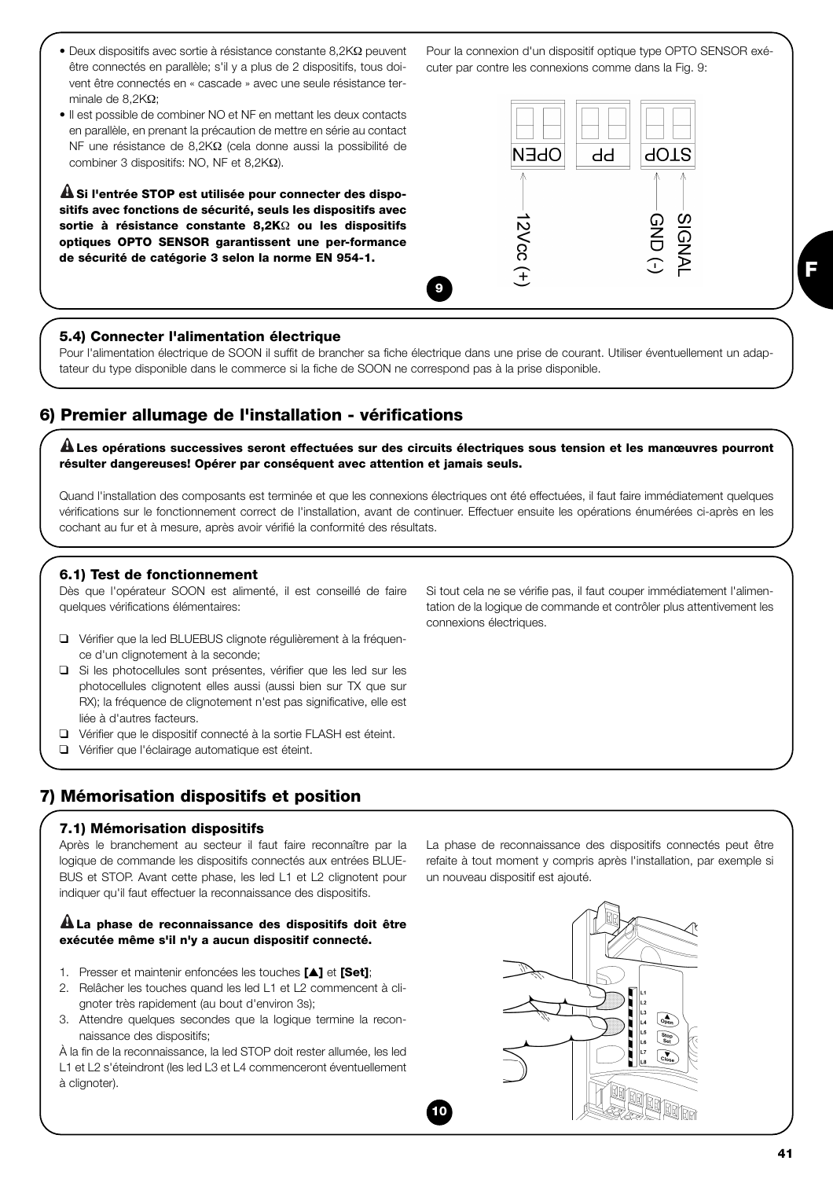- Deux dispositifs avec sortie à résistance constante 8,2KΩ peuvent être connectés en parallèle; s'il y a plus de 2 dispositifs, tous doivent être connectés en « cascade » avec une seule résistance terminale de 8,2KΩ;
- Il est possible de combiner NO et NF en mettant les deux contacts en parallèle, en prenant la précaution de mettre en série au contact NF une résistance de 8,2KΩ (cela donne aussi la possibilité de combiner 3 dispositifs: NO, NF et 8,2KΩ).

**⚠ Si l'entrée STOP est utilisée pour connecter des dispositifs avec fonctions de sécurité, seuls les dispositifs avec sortie à résistance constante 8,2KΩ ou les dispositifs optiques OPTO SENSOR garantissent une per-formance de sécurité de catégorie 3 selon la norme EN 954-1.**

Pour la connexion d'un dispositif optique type OPTO SENSOR exécuter par contre les connexions comme dans la Fig. 9:

OPEN | PP | STOP
12Vcc (+) | GND (-) | SIGNAL

9

#### 5.4) Connecter l'alimentation électrique

Pour l'alimentation électrique de SOON il suffit de brancher sa fiche électrique dans une prise de courant. Utiliser éventuellement un adaptateur du type disponible dans le commerce si la fiche de SOON ne correspond pas à la prise disponible.

## 6) Premier allumage de l'installation - vérifications

**⚠ Les opérations successives seront effectuées sur des circuits électriques sous tension et les manœuvres pourront résulter dangereuses! Opérer par conséquent avec attention et jamais seuls.**

Quand l'installation des composants est terminée et que les connexions électriques ont été effectuées, il faut faire immédiatement quelques vérifications sur le fonctionnement correct de l'installation, avant de continuer. Effectuer ensuite les opérations énumérées ci-après en les cochant au fur et à mesure, après avoir vérifié la conformité des résultats.

#### 6.1) Test de fonctionnement

Dès que l'opérateur SOON est alimenté, il est conseillé de faire quelques vérifications élémentaires:

- ❑ Vérifier que la led BLUEBUS clignote régulièrement à la fréquence d'un clignotement à la seconde;
- ❑ Si les photocellules sont présentes, vérifier que les led sur les photocellules clignotent elles aussi (aussi bien sur TX que sur RX); la fréquence de clignotement n'est pas significative, elle est liée à d'autres facteurs.
- ❑ Vérifier que le dispositif connecté à la sortie FLASH est éteint.
- ❑ Vérifier que l'éclairage automatique est éteint.

Si tout cela ne se vérifie pas, il faut couper immédiatement l'alimentation de la logique de commande et contrôler plus attentivement les connexions électriques.

## 7) Mémorisation dispositifs et position

#### 7.1) Mémorisation dispositifs

Après le branchement au secteur il faut faire reconnaître par la logique de commande les dispositifs connectés aux entrées BLUEBUS et STOP. Avant cette phase, les led L1 et L2 clignotent pour indiquer qu'il faut effectuer la reconnaissance des dispositifs.

**⚠ La phase de reconnaissance des dispositifs doit être exécutée même s'il n'y a aucun dispositif connecté.**

1. Presser et maintenir enfoncées les touches **[▲]** et **[Set]**;
2. Relâcher les touches quand les led L1 et L2 commencent à clignoter très rapidement (au bout d'environ 3s);
3. Attendre quelques secondes que la logique termine la reconnaissance des dispositifs;

À la fin de la reconnaissance, la led STOP doit rester allumée, les led L1 et L2 s'éteindront (les led L3 et L4 commenceront éventuellement à clignoter).

La phase de reconnaissance des dispositifs connectés peut être refaite à tout moment y compris après l'installation, par exemple si un nouveau dispositif est ajouté.

10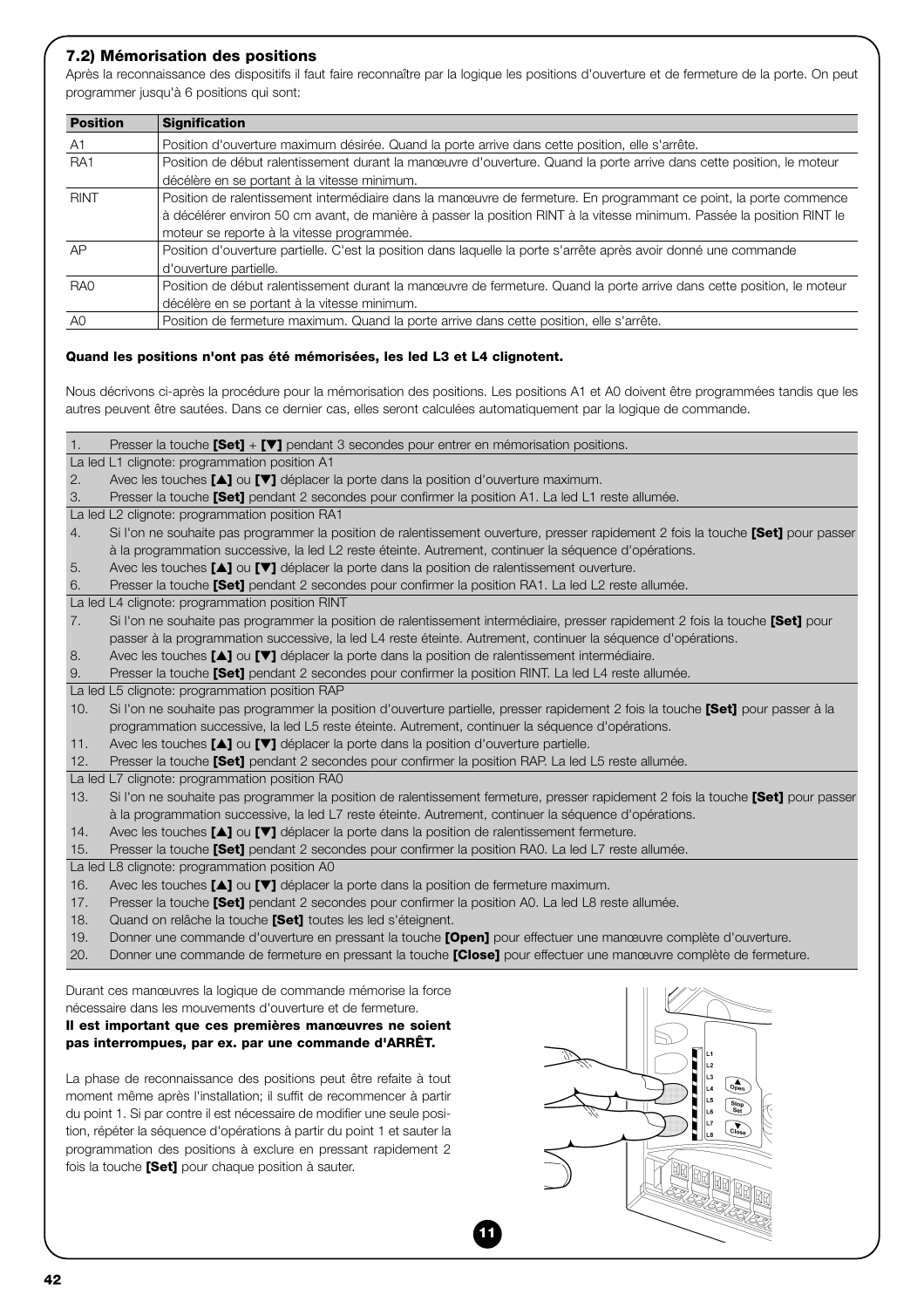### 7.2) Mémorisation des positions

Après la reconnaissance des dispositifs il faut faire reconnaître par la logique les positions d'ouverture et de fermeture de la porte. On peut programmer jusqu'à 6 positions qui sont:

| Position | Signification |
|---|---|
| A1 | Position d'ouverture maximum désirée. Quand la porte arrive dans cette position, elle s'arrête. |
| RA1 | Position de début ralentissement durant la manœuvre d'ouverture. Quand la porte arrive dans cette position, le moteur décélère en se portant à la vitesse minimum. |
| RINT | Position de ralentissement intermédiaire dans la manœuvre de fermeture. En programmant ce point, la porte commence à décélérer environ 50 cm avant, de manière à passer la position RINT à la vitesse minimum. Passée la position RINT le moteur se reporte à la vitesse programmée. |
| AP | Position d'ouverture partielle. C'est la position dans laquelle la porte s'arrête après avoir donné une commande d'ouverture partielle. |
| RA0 | Position de début ralentissement durant la manœuvre de fermeture. Quand la porte arrive dans cette position, le moteur décélère en se portant à la vitesse minimum. |
| A0 | Position de fermeture maximum. Quand la porte arrive dans cette position, elle s'arrête. |

**Quand les positions n'ont pas été mémorisées, les led L3 et L4 clignotent.**

Nous décrivons ci-après la procédure pour la mémorisation des positions. Les positions A1 et A0 doivent être programmées tandis que les autres peuvent être sautées. Dans ce dernier cas, elles seront calculées automatiquement par la logique de commande.

1. Presser la touche **[Set]** + **[▼]** pendant 3 secondes pour entrer en mémorisation positions.

La led L1 clignote: programmation position A1

2. Avec les touches **[▲]** ou **[▼]** déplacer la porte dans la position d'ouverture maximum.
3. Presser la touche **[Set]** pendant 2 secondes pour confirmer la position A1. La led L1 reste allumée.

La led L2 clignote: programmation position RA1

4. Si l'on ne souhaite pas programmer la position de ralentissement ouverture, presser rapidement 2 fois la touche **[Set]** pour passer à la programmation successive, la led L2 reste éteinte. Autrement, continuer la séquence d'opérations.
5. Avec les touches **[▲]** ou **[▼]** déplacer la porte dans la position de ralentissement ouverture.
6. Presser la touche **[Set]** pendant 2 secondes pour confirmer la position RA1. La led L2 reste allumée.

La led L4 clignote: programmation position RINT

7. Si l'on ne souhaite pas programmer la position de ralentissement intermédiaire, presser rapidement 2 fois la touche **[Set]** pour passer à la programmation successive, la led L4 reste éteinte. Autrement, continuer la séquence d'opérations.
8. Avec les touches **[▲]** ou **[▼]** déplacer la porte dans la position de ralentissement intermédiaire.
9. Presser la touche **[Set]** pendant 2 secondes pour confirmer la position RINT. La led L4 reste allumée.

La led L5 clignote: programmation position RAP

10. Si l'on ne souhaite pas programmer la position d'ouverture partielle, presser rapidement 2 fois la touche **[Set]** pour passer à la programmation successive, la led L5 reste éteinte. Autrement, continuer la séquence d'opérations.
11. Avec les touches **[▲]** ou **[▼]** déplacer la porte dans la position d'ouverture partielle.
12. Presser la touche **[Set]** pendant 2 secondes pour confirmer la position RAP. La led L5 reste allumée.

La led L7 clignote: programmation position RA0

13. Si l'on ne souhaite pas programmer la position de ralentissement fermeture, presser rapidement 2 fois la touche **[Set]** pour passer à la programmation successive, la led L7 reste éteinte. Autrement, continuer la séquence d'opérations.
14. Avec les touches **[▲]** ou **[▼]** déplacer la porte dans la position de ralentissement fermeture.
15. Presser la touche **[Set]** pendant 2 secondes pour confirmer la position RA0. La led L7 reste allumée.

La led L8 clignote: programmation position A0

16. Avec les touches **[▲]** ou **[▼]** déplacer la porte dans la position de fermeture maximum.
17. Presser la touche **[Set]** pendant 2 secondes pour confirmer la position A0. La led L8 reste allumée.
18. Quand on relâche la touche **[Set]** toutes les led s'éteignent.
19. Donner une commande d'ouverture en pressant la touche **[Open]** pour effectuer une manœuvre complète d'ouverture.
20. Donner une commande de fermeture en pressant la touche **[Close]** pour effectuer une manœuvre complète de fermeture.

Durant ces manœuvres la logique de commande mémorise la force nécessaire dans les mouvements d'ouverture et de fermeture.

**Il est important que ces premières manœuvres ne soient pas interrompues, par ex. par une commande d'ARRÊT.**

La phase de reconnaissance des positions peut être refaite à tout moment même après l'installation; il suffit de recommencer à partir du point 1. Si par contre il est nécessaire de modifier une seule position, répéter la séquence d'opérations à partir du point 1 et sauter la programmation des positions à exclure en pressant rapidement 2 fois la touche **[Set]** pour chaque position à sauter.

11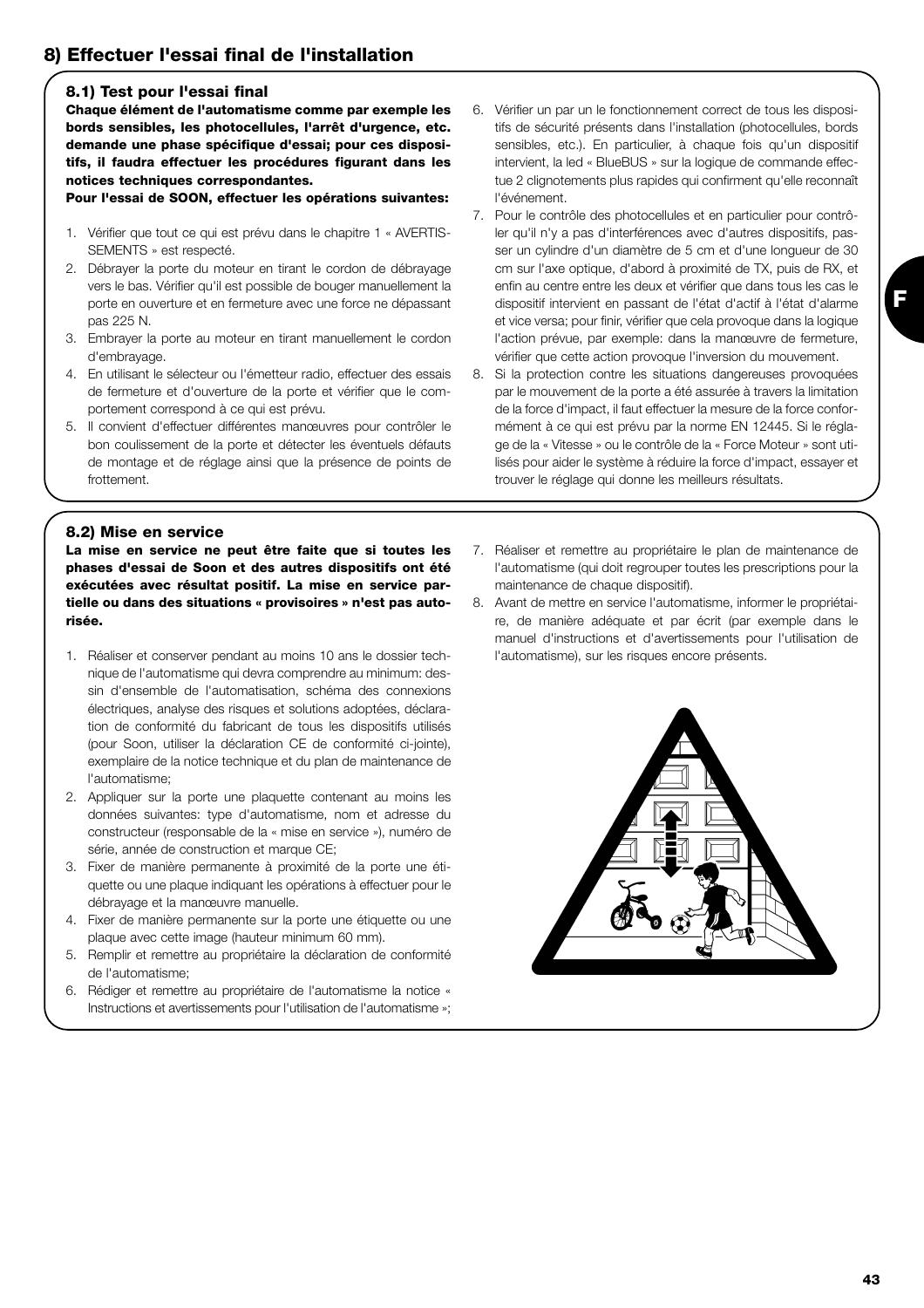## 8) Effectuer l'essai final de l'installation

### 8.1) Test pour l'essai final

**Chaque élément de l'automatisme comme par exemple les bords sensibles, les photocellules, l'arrêt d'urgence, etc. demande une phase spécifique d'essai; pour ces dispositifs, il faudra effectuer les procédures figurant dans les notices techniques correspondantes.**

**Pour l'essai de SOON, effectuer les opérations suivantes:**

1. Vérifier que tout ce qui est prévu dans le chapitre 1 « AVERTISSEMENTS » est respecté.
2. Débrayer la porte du moteur en tirant le cordon de débrayage vers le bas. Vérifier qu'il est possible de bouger manuellement la porte en ouverture et en fermeture avec une force ne dépassant pas 225 N.
3. Embrayer la porte au moteur en tirant manuellement le cordon d'embrayage.
4. En utilisant le sélecteur ou l'émetteur radio, effectuer des essais de fermeture et d'ouverture de la porte et vérifier que le comportement correspond à ce qui est prévu.
5. Il convient d'effectuer différentes manœuvres pour contrôler le bon coulissement de la porte et détecter les éventuels défauts de montage et de réglage ainsi que la présence de points de frottement.
6. Vérifier un par un le fonctionnement correct de tous les dispositifs de sécurité présents dans l'installation (photocellules, bords sensibles, etc.). En particulier, à chaque fois qu'un dispositif intervient, la led « BlueBUS » sur la logique de commande effectue 2 clignotements plus rapides qui confirment qu'elle reconnaît l'événement.
7. Pour le contrôle des photocellules et en particulier pour contrôler qu'il n'y a pas d'interférences avec d'autres dispositifs, passer un cylindre d'un diamètre de 5 cm et d'une longueur de 30 cm sur l'axe optique, d'abord à proximité de TX, puis de RX, et enfin au centre entre les deux et vérifier que dans tous les cas le dispositif intervient en passant de l'état d'actif à l'état d'alarme et vice versa; pour finir, vérifier que cela provoque dans la logique l'action prévue, par exemple: dans la manœuvre de fermeture, vérifier que cette action provoque l'inversion du mouvement.
8. Si la protection contre les situations dangereuses provoquées par le mouvement de la porte a été assurée à travers la limitation de la force d'impact, il faut effectuer la mesure de la force conformément à ce qui est prévu par la norme EN 12445. Si le réglage de la « Vitesse » ou le contrôle de la « Force Moteur » sont utilisés pour aider le système à réduire la force d'impact, essayer et trouver le réglage qui donne les meilleurs résultats.

### 8.2) Mise en service

**La mise en service ne peut être faite que si toutes les phases d'essai de Soon et des autres dispositifs ont été exécutées avec résultat positif. La mise en service partielle ou dans des situations « provisoires » n'est pas autorisée.**

1. Réaliser et conserver pendant au moins 10 ans le dossier technique de l'automatisme qui devra comprendre au minimum: dessin d'ensemble de l'automatisation, schéma des connexions électriques, analyse des risques et solutions adoptées, déclaration de conformité du fabricant de tous les dispositifs utilisés (pour Soon, utiliser la déclaration CE de conformité ci-jointe), exemplaire de la notice technique et du plan de maintenance de l'automatisme;
2. Appliquer sur la porte une plaquette contenant au moins les données suivantes: type d'automatisme, nom et adresse du constructeur (responsable de la « mise en service »), numéro de série, année de construction et marque CE;
3. Fixer de manière permanente à proximité de la porte une étiquette ou une plaque indiquant les opérations à effectuer pour le débrayage et la manœuvre manuelle.
4. Fixer de manière permanente sur la porte une étiquette ou une plaque avec cette image (hauteur minimum 60 mm).
5. Remplir et remettre au propriétaire la déclaration de conformité de l'automatisme;
6. Rédiger et remettre au propriétaire de l'automatisme la notice « Instructions et avertissements pour l'utilisation de l'automatisme »;
7. Réaliser et remettre au propriétaire le plan de maintenance de l'automatisme (qui doit regrouper toutes les prescriptions pour la maintenance de chaque dispositif).
8. Avant de mettre en service l'automatisme, informer le propriétaire, de manière adéquate et par écrit (par exemple dans le manuel d'instructions et d'avertissements pour l'utilisation de l'automatisme), sur les risques encore présents.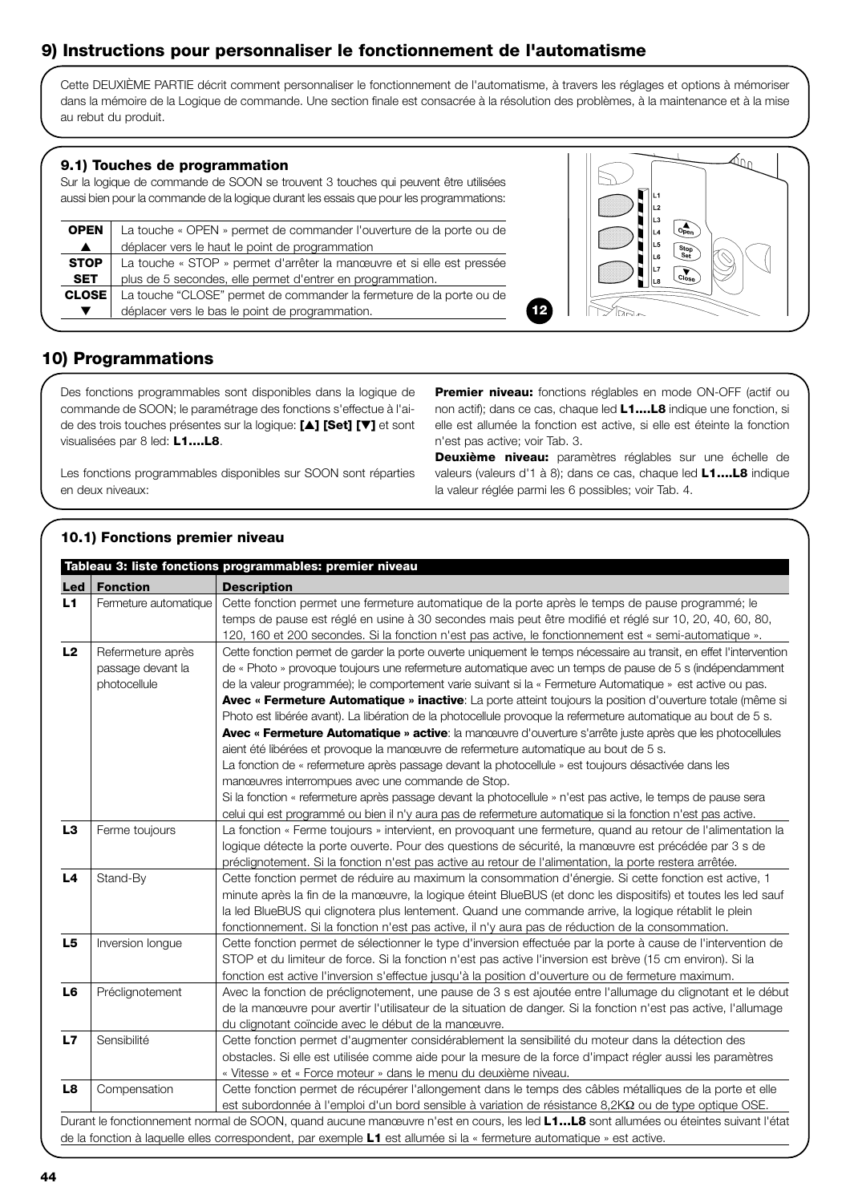## 9) Instructions pour personnaliser le fonctionnement de l'automatisme

Cette DEUXIÈME PARTIE décrit comment personnaliser le fonctionnement de l'automatisme, à travers les réglages et options à mémoriser dans la mémoire de la Logique de commande. Une section finale est consacrée à la résolution des problèmes, à la maintenance et à la mise au rebut du produit.

### 9.1) Touches de programmation

Sur la logique de commande de SOON se trouvent 3 touches qui peuvent être utilisées aussi bien pour la commande de la logique durant les essais que pour les programmations:

| | |
|---|---|
| **OPEN** ▲ | La touche « OPEN » permet de commander l'ouverture de la porte ou de déplacer vers le haut le point de programmation |
| **STOP SET** | La touche « STOP » permet d'arrêter la manœuvre et si elle est pressée plus de 5 secondes, elle permet d'entrer en programmation. |
| **CLOSE** ▼ | La touche "CLOSE" permet de commander la fermeture de la porte ou de déplacer vers le bas le point de programmation. |

12

## 10) Programmations

Des fonctions programmables sont disponibles dans la logique de commande de SOON; le paramétrage des fonctions s'effectue à l'aide des trois touches présentes sur la logique: **[▲] [Set] [▼]** et sont visualisées par 8 led: **L1….L8**.

Les fonctions programmables disponibles sur SOON sont réparties en deux niveaux:

**Premier niveau:** fonctions réglables en mode ON-OFF (actif ou non actif); dans ce cas, chaque led **L1….L8** indique une fonction, si elle est allumée la fonction est active, si elle est éteinte la fonction n'est pas active; voir Tab. 3.

**Deuxième niveau:** paramètres réglables sur une échelle de valeurs (valeurs d'1 à 8); dans ce cas, chaque led **L1….L8** indique la valeur réglée parmi les 6 possibles; voir Tab. 4.

### 10.1) Fonctions premier niveau

**Tableau 3: liste fonctions programmables: premier niveau**

| Led | Fonction | Description |
|---|---|---|
| **L1** | Fermeture automatique | Cette fonction permet une fermeture automatique de la porte après le temps de pause programmé; le temps de pause est réglé en usine à 30 secondes mais peut être modifié et réglé sur 10, 20, 40, 60, 80, 120, 160 et 200 secondes. Si la fonction n'est pas active, le fonctionnement est « semi-automatique ». |
| **L2** | Refermeture après passage devant la photocellule | Cette fonction permet de garder la porte ouverte uniquement le temps nécessaire au transit, en effet l'intervention de « Photo » provoque toujours une refermeture automatique avec un temps de pause de 5 s (indépendamment de la valeur programmée); le comportement varie suivant si la « Fermeture Automatique » est active ou pas. **Avec « Fermeture Automatique » inactive**: La porte atteint toujours la position d'ouverture totale (même si Photo est libérée avant). La libération de la photocellule provoque la refermeture automatique au bout de 5 s. **Avec « Fermeture Automatique » active**: la manœuvre d'ouverture s'arrête juste après que les photocellules aient été libérées et provoque la manœuvre de refermeture automatique au bout de 5 s. La fonction de « refermeture après passage devant la photocellule » est toujours désactivée dans les manœuvres interrompues avec une commande de Stop. Si la fonction « refermeture après passage devant la photocellule » n'est pas active, le temps de pause sera celui qui est programmé ou bien il n'y aura pas de refermeture automatique si la fonction n'est pas active. |
| **L3** | Ferme toujours | La fonction « Ferme toujours » intervient, en provoquant une fermeture, quand au retour de l'alimentation la logique détecte la porte ouverte. Pour des questions de sécurité, la manœuvre est précédée par 3 s de préclignotement. Si la fonction n'est pas active au retour de l'alimentation, la porte restera arrêtée. |
| **L4** | Stand-By | Cette fonction permet de réduire au maximum la consommation d'énergie. Si cette fonction est active, 1 minute après la fin de la manœuvre, la logique éteint BlueBUS (et donc les dispositifs) et toutes les led sauf la led BlueBUS qui clignotera plus lentement. Quand une commande arrive, la logique rétablit le plein fonctionnement. Si la fonction n'est pas active, il n'y aura pas de réduction de la consommation. |
| **L5** | Inversion longue | Cette fonction permet de sélectionner le type d'inversion effectuée par la porte à cause de l'intervention de STOP et du limiteur de force. Si la fonction n'est pas active l'inversion est brève (15 cm environ). Si la fonction est active l'inversion s'effectue jusqu'à la position d'ouverture ou de fermeture maximum. |
| **L6** | Préclignotement | Avec la fonction de préclignotement, une pause de 3 s est ajoutée entre l'allumage du clignotant et le début de la manœuvre pour avertir l'utilisateur de la situation de danger. Si la fonction n'est pas active, l'allumage du clignotant coïncide avec le début de la manœuvre. |
| **L7** | Sensibilité | Cette fonction permet d'augmenter considérablement la sensibilité du moteur dans la détection des obstacles. Si elle est utilisée comme aide pour la mesure de la force d'impact régler aussi les paramètres « Vitesse » et « Force moteur » dans le menu du deuxième niveau. |
| **L8** | Compensation | Cette fonction permet de récupérer l'allongement dans le temps des câbles métalliques de la porte et elle est subordonnée à l'emploi d'un bord sensible à variation de résistance 8,2KΩ ou de type optique OSE. |

Durant le fonctionnement normal de SOON, quand aucune manœuvre n'est en cours, les led **L1…L8** sont allumées ou éteintes suivant l'état de la fonction à laquelle elles correspondent, par exemple **L1** est allumée si la « fermeture automatique » est active.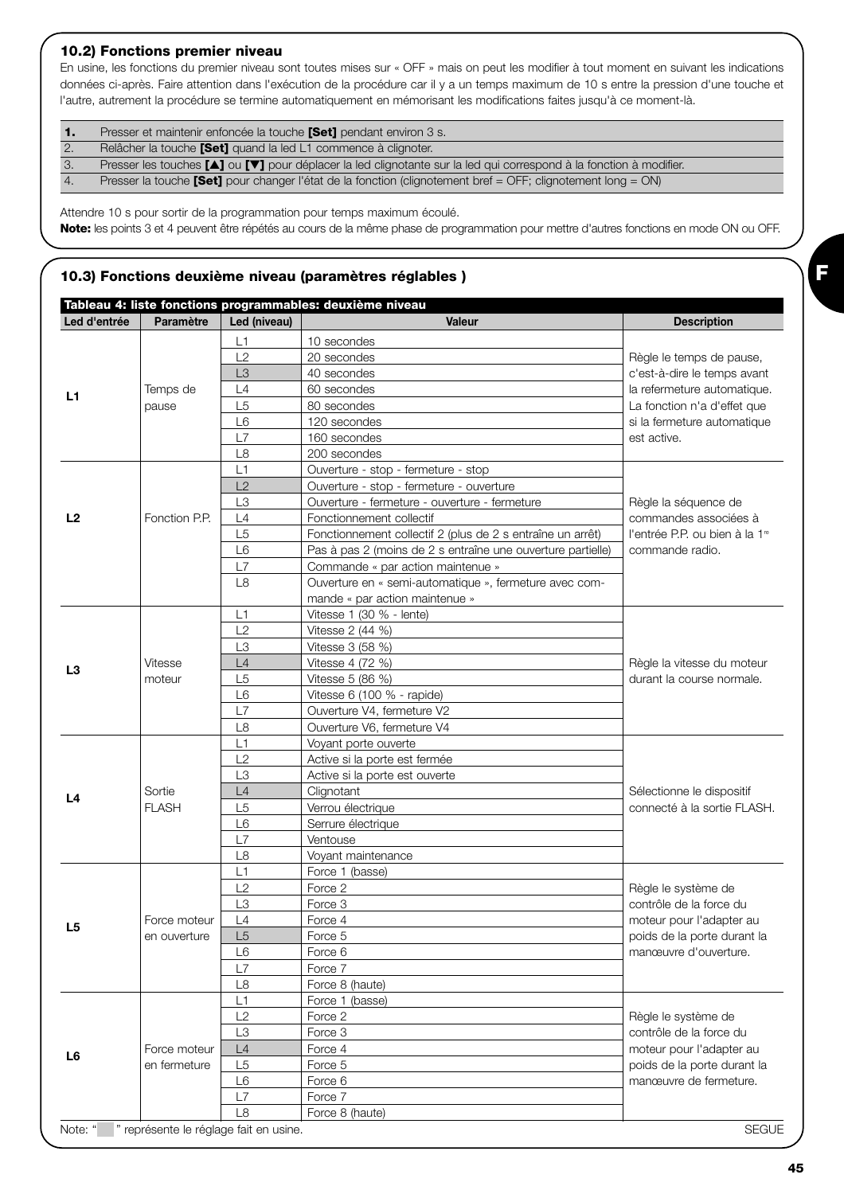### 10.2) Fonctions premier niveau

En usine, les fonctions du premier niveau sont toutes mises sur « OFF » mais on peut les modifier à tout moment en suivant les indications données ci-après. Faire attention dans l'exécution de la procédure car il y a un temps maximum de 10 s entre la pression d'une touche et l'autre, autrement la procédure se termine automatiquement en mémorisant les modifications faites jusqu'à ce moment-là.

| | |
|---|---|
| **1.** | Presser et maintenir enfoncée la touche **[Set]** pendant environ 3 s. |
| 2. | Relâcher la touche **[Set]** quand la led L1 commence à clignoter. |
| 3. | Presser les touches **[▲]** ou **[▼]** pour déplacer la led clignotante sur la led qui correspond à la fonction à modifier. |
| 4. | Presser la touche **[Set]** pour changer l'état de la fonction (clignotement bref = OFF; clignotement long = ON) |

Attendre 10 s pour sortir de la programmation pour temps maximum écoulé.

**Note:** les points 3 et 4 peuvent être répétés au cours de la même phase de programmation pour mettre d'autres fonctions en mode ON ou OFF.

### 10.3) Fonctions deuxième niveau (paramètres réglables )

**Tableau 4: liste fonctions programmables: deuxième niveau**

| Led d'entrée | Paramètre | Led (niveau) | Valeur | Description |
|---|---|---|---|---|
| **L1** | Temps de pause | L1 | 10 secondes | Règle le temps de pause, c'est-à-dire le temps avant la refermeture automatique. La fonction n'a d'effet que si la fermeture automatique est active. |
| | | L2 | 20 secondes | |
| | | L3 | 40 secondes | |
| | | L4 | 60 secondes | |
| | | L5 | 80 secondes | |
| | | L6 | 120 secondes | |
| | | L7 | 160 secondes | |
| | | L8 | 200 secondes | |
| **L2** | Fonction P.P. | L1 | Ouverture - stop - fermeture - stop | Règle la séquence de commandes associées à l'entrée P.P. ou bien à la 1re commande radio. |
| | | L2 | Ouverture - stop - fermeture - ouverture | |
| | | L3 | Ouverture - fermeture - ouverture - fermeture | |
| | | L4 | Fonctionnement collectif | |
| | | L5 | Fonctionnement collectif 2 (plus de 2 s entraîne un arrêt) | |
| | | L6 | Pas à pas 2 (moins de 2 s entraîne une ouverture partielle) | |
| | | L7 | Commande « par action maintenue » | |
| | | L8 | Ouverture en « semi-automatique », fermeture avec commande « par action maintenue » | |
| **L3** | Vitesse moteur | L1 | Vitesse 1 (30 % - lente) | Règle la vitesse du moteur durant la course normale. |
| | | L2 | Vitesse 2 (44 %) | |
| | | L3 | Vitesse 3 (58 %) | |
| | | L4 | Vitesse 4 (72 %) | |
| | | L5 | Vitesse 5 (86 %) | |
| | | L6 | Vitesse 6 (100 % - rapide) | |
| | | L7 | Ouverture V4, fermeture V2 | |
| | | L8 | Ouverture V6, fermeture V4 | |
| **L4** | Sortie FLASH | L1 | Voyant porte ouverte | Sélectionne le dispositif connecté à la sortie FLASH. |
| | | L2 | Active si la porte est fermée | |
| | | L3 | Active si la porte est ouverte | |
| | | L4 | Clignotant | |
| | | L5 | Verrou électrique | |
| | | L6 | Serrure électrique | |
| | | L7 | Ventouse | |
| | | L8 | Voyant maintenance | |
| **L5** | Force moteur en ouverture | L1 | Force 1 (basse) | Règle le système de contrôle de la force du moteur pour l'adapter au poids de la porte durant la manœuvre d'ouverture. |
| | | L2 | Force 2 | |
| | | L3 | Force 3 | |
| | | L4 | Force 4 | |
| | | L5 | Force 5 | |
| | | L6 | Force 6 | |
| | | L7 | Force 7 | |
| | | L8 | Force 8 (haute) | |
| **L6** | Force moteur en fermeture | L1 | Force 1 (basse) | Règle le système de contrôle de la force du moteur pour l'adapter au poids de la porte durant la manœuvre de fermeture. |
| | | L2 | Force 2 | |
| | | L3 | Force 3 | |
| | | L4 | Force 4 | |
| | | L5 | Force 5 | |
| | | L6 | Force 6 | |
| | | L7 | Force 7 | |
| | | L8 | Force 8 (haute) | |

Note: " " représente le réglage fait en usine. SEGUE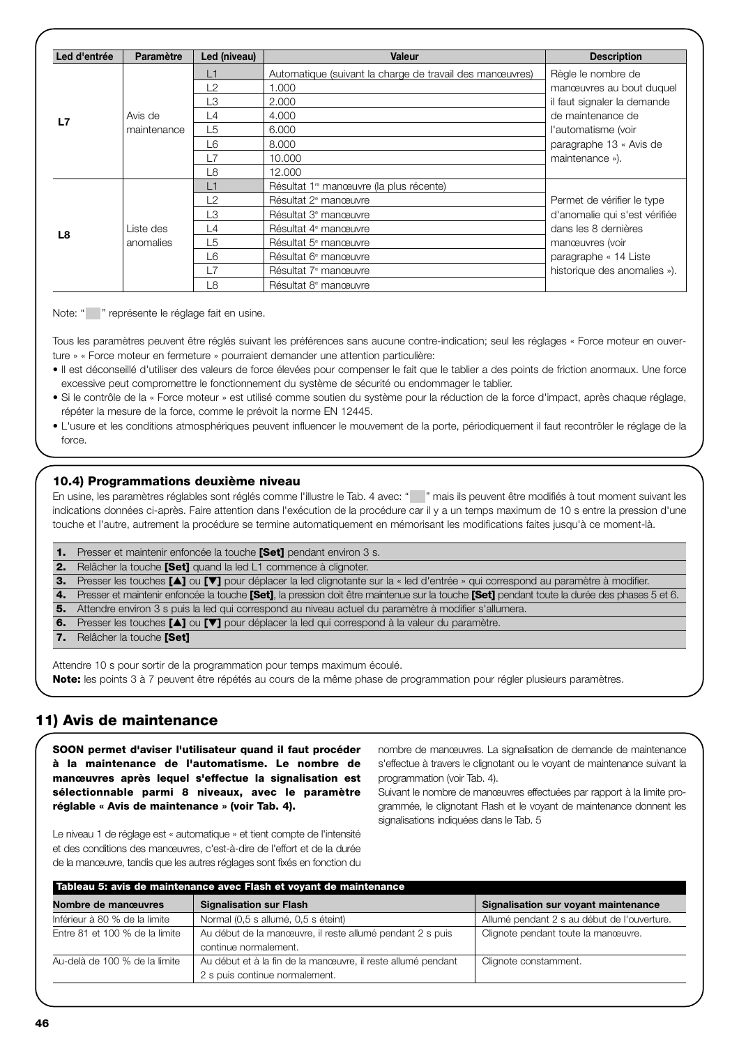| Led d'entrée | Paramètre | Led (niveau) | Valeur | Description |
|---|---|---|---|---|
| **L7** | Avis de maintenance | L1 | Automatique (suivant la charge de travail des manœuvres) | Règle le nombre de manœuvres au bout duquel il faut signaler la demande de maintenance de l'automatisme (voir paragraphe 13 « Avis de maintenance »). |
| | | L2 | 1.000 | |
| | | L3 | 2.000 | |
| | | L4 | 4.000 | |
| | | L5 | 6.000 | |
| | | L6 | 8.000 | |
| | | L7 | 10.000 | |
| | | L8 | 12.000 | |
| **L8** | Liste des anomalies | L1 | Résultat 1re manœuvre (la plus récente) | Permet de vérifier le type d'anomalie qui s'est vérifiée dans les 8 dernières manœuvres (voir paragraphe « 14 Liste historique des anomalies »). |
| | | L2 | Résultat 2e manœuvre | |
| | | L3 | Résultat 3e manœuvre | |
| | | L4 | Résultat 4e manœuvre | |
| | | L5 | Résultat 5e manœuvre | |
| | | L6 | Résultat 6e manœuvre | |
| | | L7 | Résultat 7e manœuvre | |
| | | L8 | Résultat 8e manœuvre | |

Note: " " représente le réglage fait en usine.

Tous les paramètres peuvent être réglés suivant les préférences sans aucune contre-indication; seul les réglages « Force moteur en ouverture » « Force moteur en fermeture » pourraient demander une attention particulière:

- Il est déconseillé d'utiliser des valeurs de force élevées pour compenser le fait que le tablier a des points de friction anormaux. Une force excessive peut compromettre le fonctionnement du système de sécurité ou endommager le tablier.
- Si le contrôle de la « Force moteur » est utilisé comme soutien du système pour la réduction de la force d'impact, après chaque réglage, répéter la mesure de la force, comme le prévoit la norme EN 12445.
- L'usure et les conditions atmosphériques peuvent influencer le mouvement de la porte, périodiquement il faut recontrôler le réglage de la force.

### 10.4) Programmations deuxième niveau

En usine, les paramètres réglables sont réglés comme l'illustre le Tab. 4 avec: " " mais ils peuvent être modifiés à tout moment suivant les indications données ci-après. Faire attention dans l'exécution de la procédure car il y a un temps maximum de 10 s entre la pression d'une touche et l'autre, autrement la procédure se termine automatiquement en mémorisant les modifications faites jusqu'à ce moment-là.

| | |
|---|---|
| **1.** | Presser et maintenir enfoncée la touche **[Set]** pendant environ 3 s. |
| **2.** | Relâcher la touche **[Set]** quand la led L1 commence à clignoter. |
| **3.** | Presser les touches **[▲]** ou **[▼]** pour déplacer la led clignotante sur la « led d'entrée » qui correspond au paramètre à modifier. |
| **4.** | Presser et maintenir enfoncée la touche **[Set]**, la pression doit être maintenue sur la touche **[Set]** pendant toute la durée des phases 5 et 6. |
| **5.** | Attendre environ 3 s puis la led qui correspond au niveau actuel du paramètre à modifier s'allumera. |
| **6.** | Presser les touches **[▲]** ou **[▼]** pour déplacer la led qui correspond à la valeur du paramètre. |
| **7.** | Relâcher la touche **[Set]** |

Attendre 10 s pour sortir de la programmation pour temps maximum écoulé.

**Note:** les points 3 à 7 peuvent être répétés au cours de la même phase de programmation pour régler plusieurs paramètres.

## 11) Avis de maintenance

**SOON permet d'aviser l'utilisateur quand il faut procéder à la maintenance de l'automatisme. Le nombre de manœuvres après lequel s'effectue la signalisation est sélectionnable parmi 8 niveaux, avec le paramètre réglable « Avis de maintenance » (voir Tab. 4).**

Le niveau 1 de réglage est « automatique » et tient compte de l'intensité et des conditions des manœuvres, c'est-à-dire de l'effort et de la durée de la manœuvre, tandis que les autres réglages sont fixés en fonction du nombre de manœuvres. La signalisation de demande de maintenance s'effectue à travers le clignotant ou le voyant de maintenance suivant la programmation (voir Tab. 4).

Suivant le nombre de manœuvres effectuées par rapport à la limite programmée, le clignotant Flash et le voyant de maintenance donnent les signalisations indiquées dans le Tab. 5

**Tableau 5: avis de maintenance avec Flash et voyant de maintenance**

| Nombre de manœuvres | Signalisation sur Flash | Signalisation sur voyant maintenance |
|---|---|---|
| Inférieur à 80 % de la limite | Normal (0,5 s allumé, 0,5 s éteint) | Allumé pendant 2 s au début de l'ouverture. |
| Entre 81 et 100 % de la limite | Au début de la manœuvre, il reste allumé pendant 2 s puis continue normalement. | Clignote pendant toute la manœuvre. |
| Au-delà de 100 % de la limite | Au début et à la fin de la manœuvre, il reste allumé pendant 2 s puis continue normalement. | Clignote constamment. |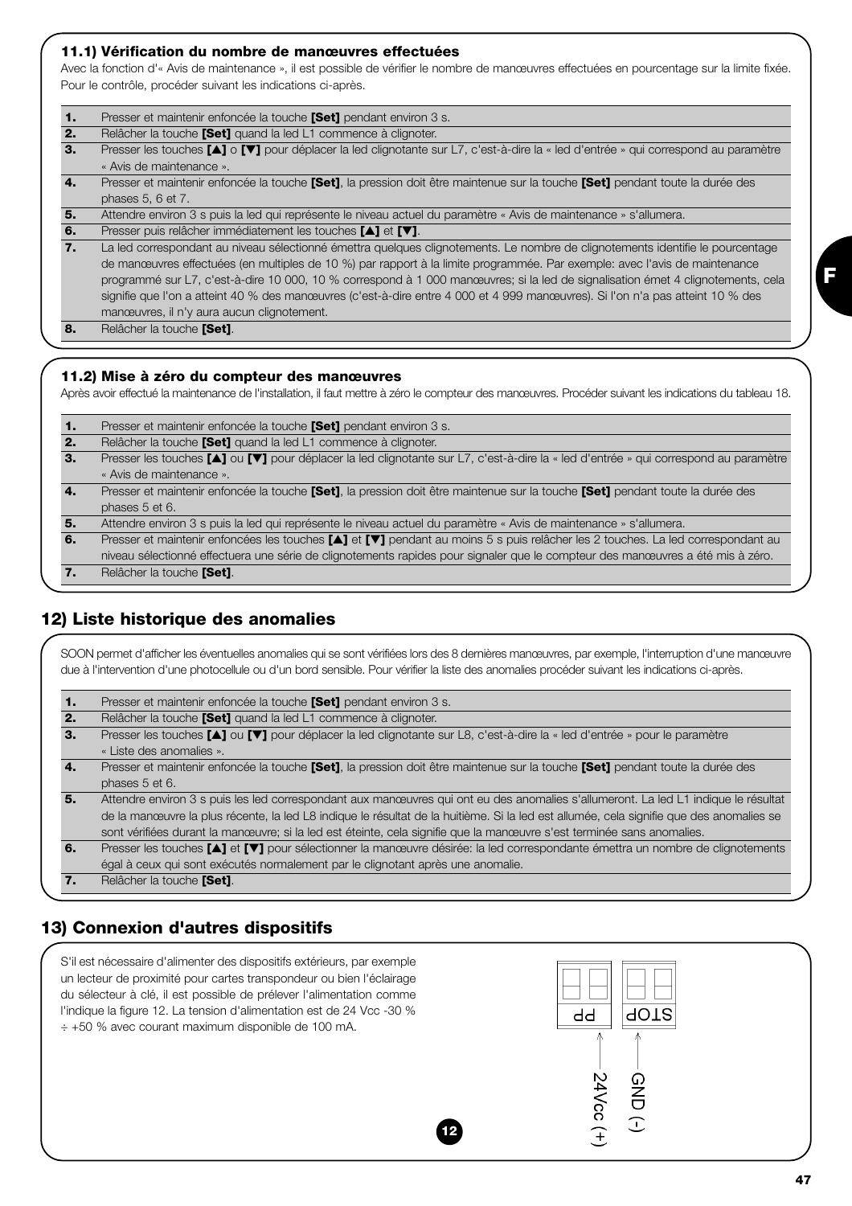### 11.1) Vérification du nombre de manœuvres effectuées

Avec la fonction d'« Avis de maintenance », il est possible de vérifier le nombre de manœuvres effectuées en pourcentage sur la limite fixée. Pour le contrôle, procéder suivant les indications ci-après.

| | |
|---|---|
| **1.** | Presser et maintenir enfoncée la touche **[Set]** pendant environ 3 s. |
| **2.** | Relâcher la touche **[Set]** quand la led L1 commence à clignoter. |
| **3.** | Presser les touches **[▲]** o **[▼]** pour déplacer la led clignotante sur L7, c'est-à-dire la « led d'entrée » qui correspond au paramètre « Avis de maintenance ». |
| **4.** | Presser et maintenir enfoncée la touche **[Set]**, la pression doit être maintenue sur la touche **[Set]** pendant toute la durée des phases 5, 6 et 7. |
| **5.** | Attendre environ 3 s puis la led qui représente le niveau actuel du paramètre « Avis de maintenance » s'allumera. |
| **6.** | Presser puis relâcher immédiatement les touches **[▲]** et **[▼]**. |
| **7.** | La led correspondant au niveau sélectionné émettra quelques clignotements. Le nombre de clignotements identifie le pourcentage de manœuvres effectuées (en multiples de 10 %) par rapport à la limite programmée. Par exemple: avec l'avis de maintenance programmé sur L7, c'est-à-dire 10 000, 10 % correspond à 1 000 manœuvres; si la led de signalisation émet 4 clignotements, cela signifie que l'on a atteint 40 % des manœuvres (c'est-à-dire entre 4 000 et 4 999 manœuvres). Si l'on n'a pas atteint 10 % des manœuvres, il n'y aura aucun clignotement. |
| **8.** | Relâcher la touche **[Set]**. |

### 11.2) Mise à zéro du compteur des manœuvres

Après avoir effectué la maintenance de l'installation, il faut mettre à zéro le compteur des manœuvres. Procéder suivant les indications du tableau 18.

| | |
|---|---|
| **1.** | Presser et maintenir enfoncée la touche **[Set]** pendant environ 3 s. |
| **2.** | Relâcher la touche **[Set]** quand la led L1 commence à clignoter. |
| **3.** | Presser les touches **[▲]** ou **[▼]** pour déplacer la led clignotante sur L7, c'est-à-dire la « led d'entrée » qui correspond au paramètre « Avis de maintenance ». |
| **4.** | Presser et maintenir enfoncée la touche **[Set]**, la pression doit être maintenue sur la touche **[Set]** pendant toute la durée des phases 5 et 6. |
| **5.** | Attendre environ 3 s puis la led qui représente le niveau actuel du paramètre « Avis de maintenance » s'allumera. |
| **6.** | Presser et maintenir enfoncées les touches **[▲]** et **[▼]** pendant au moins 5 s puis relâcher les 2 touches. La led correspondant au niveau sélectionné effectuera une série de clignotements rapides pour signaler que le compteur des manœuvres a été mis à zéro. |
| **7.** | Relâcher la touche **[Set]**. |

## 12) Liste historique des anomalies

SOON permet d'afficher les éventuelles anomalies qui se sont vérifiées lors des 8 dernières manœuvres, par exemple, l'interruption d'une manœuvre due à l'intervention d'une photocellule ou d'un bord sensible. Pour vérifier la liste des anomalies procéder suivant les indications ci-après.

| | |
|---|---|
| **1.** | Presser et maintenir enfoncée la touche **[Set]** pendant environ 3 s. |
| **2.** | Relâcher la touche **[Set]** quand la led L1 commence à clignoter. |
| **3.** | Presser les touches **[▲]** ou **[▼]** pour déplacer la led clignotante sur L8, c'est-à-dire la « led d'entrée » pour le paramètre « Liste des anomalies ». |
| **4.** | Presser et maintenir enfoncée la touche **[Set]**, la pression doit être maintenue sur la touche **[Set]** pendant toute la durée des phases 5 et 6. |
| **5.** | Attendre environ 3 s puis les led correspondant aux manœuvres qui ont eu des anomalies s'allumeront. La led L1 indique le résultat de la manœuvre la plus récente, la led L8 indique le résultat de la huitième. Si la led est allumée, cela signifie que des anomalies se sont vérifiées durant la manœuvre; si la led est éteinte, cela signifie que la manœuvre s'est terminée sans anomalies. |
| **6.** | Presser les touches **[▲]** et **[▼]** pour sélectionner la manœuvre désirée: la led correspondante émettra un nombre de clignotements égal à ceux qui sont exécutés normalement par le clignotant après une anomalie. |
| **7.** | Relâcher la touche **[Set]**. |

## 13) Connexion d'autres dispositifs

S'il est nécessaire d'alimenter des dispositifs extérieurs, par exemple un lecteur de proximité pour cartes transpondeur ou bien l'éclairage du sélecteur à clé, il est possible de prélever l'alimentation comme l'indique la figure 12. La tension d'alimentation est de 24 Vcc -30 % ÷ +50 % avec courant maximum disponible de 100 mA.

PP — 24Vcc (+)
STOP — GND (-)

12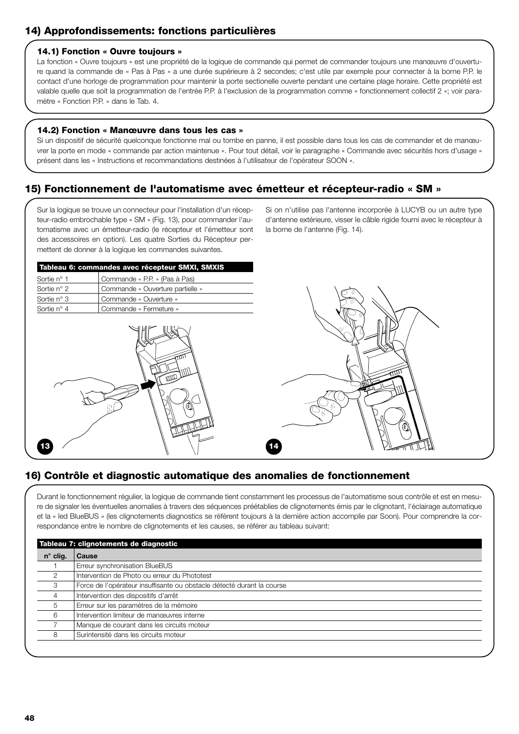## 14) Approfondissements: fonctions particulières

### 14.1) Fonction « Ouvre toujours »

La fonction « Ouvre toujours » est une propriété de la logique de commande qui permet de commander toujours une manœuvre d'ouverture quand la commande de « Pas à Pas » a une durée supérieure à 2 secondes; c'est utile par exemple pour connecter à la borne P.P. le contact d'une horloge de programmation pour maintenir la porte sectionelle ouverte pendant une certaine plage horaire. Cette propriété est valable quelle que soit la programmation de l'entrée P.P. à l'exclusion de la programmation comme « fonctionnement collectif 2 »; voir paramètre « Fonction P.P. » dans le Tab. 4.

### 14.2) Fonction « Manœuvre dans tous les cas »

Si un dispositif de sécurité quelconque fonctionne mal ou tombe en panne, il est possible dans tous les cas de commander et de manœuvrer la porte en mode « commande par action maintenue ». Pour tout détail, voir le paragraphe « Commande avec sécurités hors d'usage » présent dans les « Instructions et recommandations destinées à l'utilisateur de l'opérateur SOON ».

## 15) Fonctionnement de l'automatisme avec émetteur et récepteur-radio « SM »

Sur la logique se trouve un connecteur pour l'installation d'un récepteur-radio embrochable type « SM » (Fig. 13), pour commander l'automatisme avec un émetteur-radio (le récepteur et l'émetteur sont des accessoires en option). Les quatre Sorties du Récepteur permettent de donner à la logique les commandes suivantes.

**Tableau 6: commandes avec récepteur SMXI, SMXIS**

| | |
|---|---|
| Sortie n° 1 | Commande « P.P. » (Pas à Pas) |
| Sortie n° 2 | Commande « Ouverture partielle » |
| Sortie n° 3 | Commande « Ouverture » |
| Sortie n° 4 | Commande « Fermeture » |

Si on n'utilise pas l'antenne incorporée à LUCYB ou un autre type d'antenne extérieure, visser le câble rigide fourni avec le récepteur à la borne de l'antenne (Fig. 14).

13

14

## 16) Contrôle et diagnostic automatique des anomalies de fonctionnement

Durant le fonctionnement régulier, la logique de commande tient constamment les processus de l'automatisme sous contrôle et est en mesure de signaler les éventuelles anomalies à travers des séquences préétablies de clignotements émis par le clignotant, l'éclairage automatique et la « led BlueBUS » (les clignotements diagnostics se réfèrent toujours à la dernière action accomplie par Soon). Pour comprendre la correspondance entre le nombre de clignotements et les causes, se référer au tableau suivant:

**Tableau 7: clignotements de diagnostic**

| n° clig. | Cause |
|---|---|
| 1 | Erreur synchronisation BlueBUS |
| 2 | Intervention de Photo ou erreur du Phototest |
| 3 | Force de l'opérateur insuffisante ou obstacle détecté durant la course |
| 4 | Intervention des dispositifs d'arrêt |
| 5 | Erreur sur les paramètres de la mémoire |
| 6 | Intervention limiteur de manœuvres interne |
| 7 | Manque de courant dans les circuits moteur |
| 8 | Surintensité dans les circuits moteur |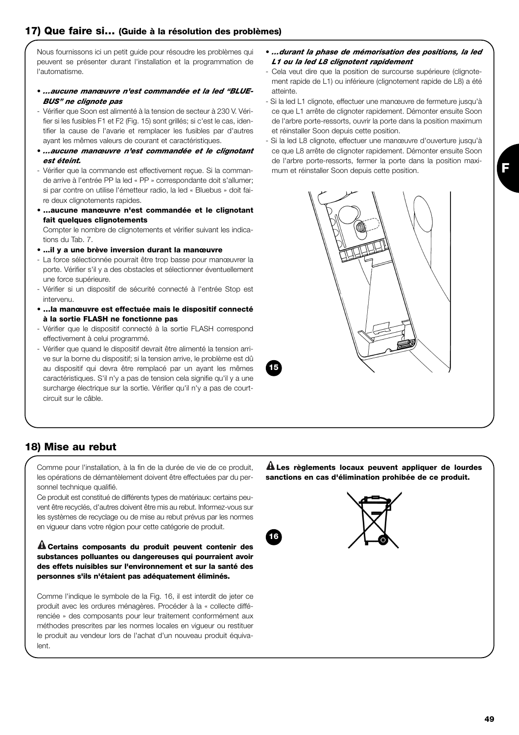## 17) Que faire si... (Guide à la résolution des problèmes)

Nous fournissons ici un petit guide pour résoudre les problèmes qui peuvent se présenter durant l'installation et la programmation de l'automatisme.

- ***...aucune manœuvre n'est commandée et la led "BLUE-BUS" ne clignote pas***
- Vérifier que Soon est alimenté à la tension de secteur à 230 V. Vérifier si les fusibles F1 et F2 (Fig. 15) sont grillés; si c'est le cas, identifier la cause de l'avarie et remplacer les fusibles par d'autres ayant les mêmes valeurs de courant et caractéristiques.
- ***...aucune manœuvre n'est commandée et le clignotant est éteint.***
- Vérifier que la commande est effectivement reçue. Si la commande arrive à l'entrée PP la led « PP » correspondante doit s'allumer; si par contre on utilise l'émetteur radio, la led « Bluebus » doit faire deux clignotements rapides.
- **...aucune manœuvre n'est commandée et le clignotant fait quelques clignotements**
  Compter le nombre de clignotements et vérifier suivant les indications du Tab. 7.
- **...il y a une brève inversion durant la manœuvre**
- La force sélectionnée pourrait être trop basse pour manœuvrer la porte. Vérifier s'il y a des obstacles et sélectionner éventuellement une force supérieure.
- Vérifier si un dispositif de sécurité connecté à l'entrée Stop est intervenu.
- **...la manœuvre est effectuée mais le dispositif connecté à la sortie FLASH ne fonctionne pas**
- Vérifier que le dispositif connecté à la sortie FLASH correspond effectivement à celui programmé.
- Vérifier que quand le dispositif devrait être alimenté la tension arrive sur la borne du dispositif; si la tension arrive, le problème est dû au dispositif qui devra être remplacé par un ayant les mêmes caractéristiques. S'il n'y a pas de tension cela signifie qu'il y a une surcharge électrique sur la sortie. Vérifier qu'il n'y a pas de court-circuit sur le câble.
- ***...durant la phase de mémorisation des positions, la led L1 ou la led L8 clignotent rapidement***
- Cela veut dire que la position de surcourse supérieure (clignotement rapide de L1) ou inférieure (clignotement rapide de L8) a été atteinte.
- Si la led L1 clignote, effectuer une manœuvre de fermeture jusqu'à ce que L1 arrête de clignoter rapidement. Démonter ensuite Soon de l'arbre porte-ressorts, ouvrir la porte dans la position maximum et réinstaller Soon depuis cette position.
- Si la led L8 clignote, effectuer une manœuvre d'ouverture jusqu'à ce que L8 arrête de clignoter rapidement. Démonter ensuite Soon de l'arbre porte-ressorts, fermer la porte dans la position maximum et réinstaller Soon depuis cette position.

15

## 18) Mise au rebut

Comme pour l'installation, à la fin de la durée de vie de ce produit, les opérations de démantèlement doivent être effectuées par du personnel technique qualifié.

Ce produit est constitué de différents types de matériaux: certains peuvent être recyclés, d'autres doivent être mis au rebut. Informez-vous sur les systèmes de recyclage ou de mise au rebut prévus par les normes en vigueur dans votre région pour cette catégorie de produit.

⚠ **Certains composants du produit peuvent contenir des substances polluantes ou dangereuses qui pourraient avoir des effets nuisibles sur l'environnement et sur la santé des personnes s'ils n'étaient pas adéquatement éliminés.**

Comme l'indique le symbole de la Fig. 16, il est interdit de jeter ce produit avec les ordures ménagères. Procéder à la « collecte différenciée » des composants pour leur traitement conformément aux méthodes prescrites par les normes locales en vigueur ou restituer le produit au vendeur lors de l'achat d'un nouveau produit équivalent.

⚠ **Les règlements locaux peuvent appliquer de lourdes sanctions en cas d'élimination prohibée de ce produit.**

16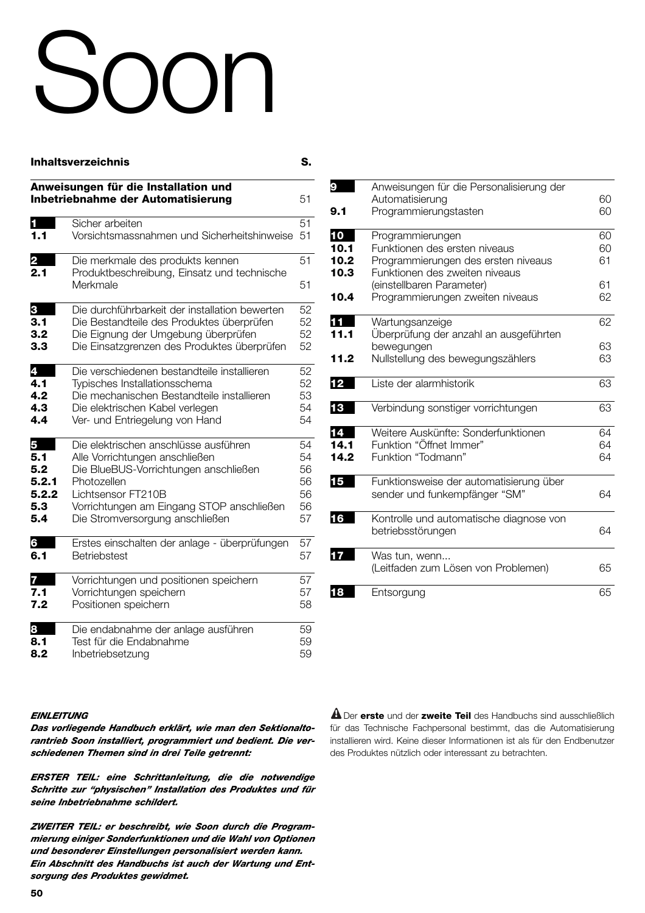# Soon

| Inhaltsverzeichnis | | S. |
|---|---|---|
| **Anweisungen für die Installation und Inbetriebnahme der Automatisierung** | | 51 |
| **1** | Sicher arbeiten | 51 |
| **1.1** | Vorsichtsmassnahmen und Sicherheitshinweise | 51 |
| **2** | Die merkmale des produkts kennen | 51 |
| **2.1** | Produktbeschreibung, Einsatz und technische Merkmale | 51 |
| **3** | Die durchführbarkeit der installation bewerten | 52 |
| **3.1** | Die Bestandteile des Produktes überprüfen | 52 |
| **3.2** | Die Eignung der Umgebung überprüfen | 52 |
| **3.3** | Die Einsatzgrenzen des Produktes überprüfen | 52 |
| **4** | Die verschiedenen bestandteile installieren | 52 |
| **4.1** | Typisches Installationsschema | 52 |
| **4.2** | Die mechanischen Bestandteile installieren | 53 |
| **4.3** | Die elektrischen Kabel verlegen | 54 |
| **4.4** | Ver- und Entriegelung von Hand | 54 |
| **5** | Die elektrischen anschlüsse ausführen | 54 |
| **5.1** | Alle Vorrichtungen anschließen | 54 |
| **5.2** | Die BlueBUS-Vorrichtungen anschließen | 56 |
| **5.2.1** | Photozellen | 56 |
| **5.2.2** | Lichtsensor FT210B | 56 |
| **5.3** | Vorrichtungen am Eingang STOP anschließen | 56 |
| **5.4** | Die Stromversorgung anschließen | 57 |
| **6** | Erstes einschalten der anlage - überprüfungen | 57 |
| **6.1** | Betriebstest | 57 |
| **7** | Vorrichtungen und positionen speichern | 57 |
| **7.1** | Vorrichtungen speichern | 57 |
| **7.2** | Positionen speichern | 58 |
| **8** | Die endabnahme der anlage ausführen | 59 |
| **8.1** | Test für die Endabnahme | 59 |
| **8.2** | Inbetriebsetzung | 59 |
| **9** | Anweisungen für die Personalisierung der Automatisierung | 60 |
| **9.1** | Programmierungstasten | 60 |
| **10** | Programmierungen | 60 |
| **10.1** | Funktionen des ersten niveaus | 60 |
| **10.2** | Programmierungen des ersten niveaus | 61 |
| **10.3** | Funktionen des zweiten niveaus (einstellbaren Parameter) | 61 |
| **10.4** | Programmierungen zweiten niveaus | 62 |
| **11** | Wartungsanzeige | 62 |
| **11.1** | Überprüfung der anzahl an ausgeführten bewegungen | 63 |
| **11.2** | Nullstellung des bewegungszählers | 63 |
| **12** | Liste der alarmhistorik | 63 |
| **13** | Verbindung sonstiger vorrichtungen | 63 |
| **14** | Weitere Auskünfte: Sonderfunktionen | 64 |
| **14.1** | Funktion "Öffnet Immer" | 64 |
| **14.2** | Funktion "Todmann" | 64 |
| **15** | Funktionsweise der automatisierung über sender und funkempfänger "SM" | 64 |
| **16** | Kontrolle und automatische diagnose von betriebsstörungen | 64 |
| **17** | Was tun, wenn... (Leitfaden zum Lösen von Problemen) | 65 |
| **18** | Entsorgung | 65 |

***EINLEITUNG***

***Das vorliegende Handbuch erklärt, wie man den Sektionaltorantrieb Soon installiert, programmiert und bedient. Die verschiedenen Themen sind in drei Teile getrennt:***

***ERSTER TEIL: eine Schrittanleitung, die die notwendige Schritte zur "physischen" Installation des Produktes und für seine Inbetriebnahme schildert.***

***ZWEITER TEIL: er beschreibt, wie Soon durch die Programmierung einiger Sonderfunktionen und die Wahl von Optionen und besonderer Einstellungen personalisiert werden kann.***
***Ein Abschnitt des Handbuchs ist auch der Wartung und Entsorgung des Produktes gewidmet.***

⚠ Der **erste** und der **zweite Teil** des Handbuchs sind ausschließlich für das Technische Fachpersonal bestimmt, das die Automatisierung installieren wird. Keine dieser Informationen ist als für den Endbenutzer des Produktes nützlich oder interessant zu betrachten.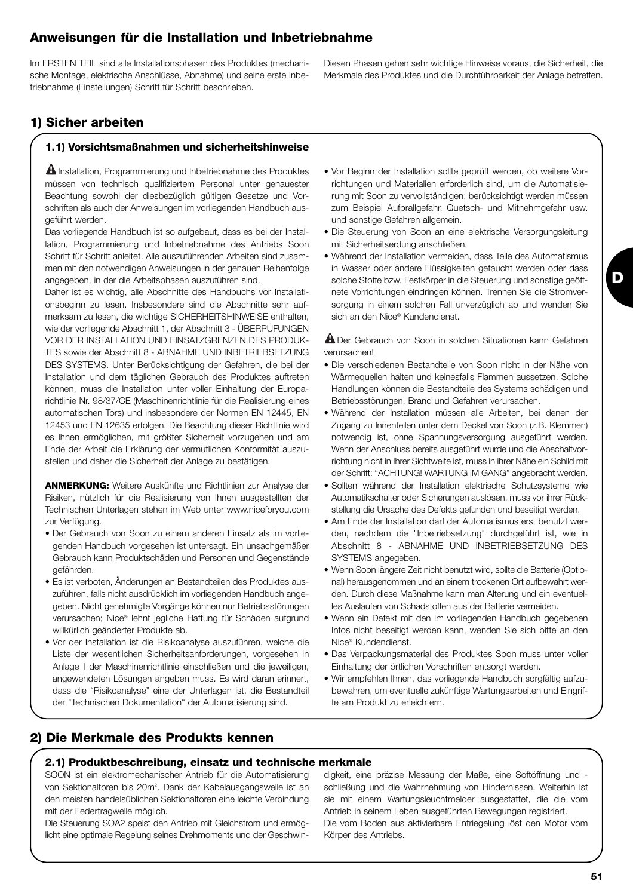## Anweisungen für die Installation und Inbetriebnahme

Im ERSTEN TEIL sind alle Installationsphasen des Produktes (mechanische Montage, elektrische Anschlüsse, Abnahme) und seine erste Inbetriebnahme (Einstellungen) Schritt für Schritt beschrieben.

Diesen Phasen gehen sehr wichtige Hinweise voraus, die Sicherheit, die Merkmale des Produktes und die Durchführbarkeit der Anlage betreffen.

## 1) Sicher arbeiten

### 1.1) Vorsichtsmaßnahmen und sicherheitshinweise

⚠ Installation, Programmierung und Inbetriebnahme des Produktes müssen von technisch qualifiziertem Personal unter genauester Beachtung sowohl der diesbezüglich gültigen Gesetze und Vorschriften als auch der Anweisungen im vorliegenden Handbuch ausgeführt werden.

Das vorliegende Handbuch ist so aufgebaut, dass es bei der Installation, Programmierung und Inbetriebnahme des Antriebs Soon Schritt für Schritt anleitet. Alle auszuführenden Arbeiten sind zusammen mit den notwendigen Anweisungen in der genauen Reihenfolge angegeben, in der die Arbeitsphasen auszuführen sind.

Daher ist es wichtig, alle Abschnitte des Handbuchs vor Installationsbeginn zu lesen. Insbesondere sind die Abschnitte sehr aufmerksam zu lesen, die wichtige SICHERHEITSHINWEISE enthalten, wie der vorliegende Abschnitt 1, der Abschnitt 3 - ÜBERPÜFUNGEN VOR DER INSTALLATION UND EINSATZGRENZEN DES PRODUKTES sowie der Abschnitt 8 - ABNAHME UND INBETRIEBSETZUNG DES SYSTEMS. Unter Berücksichtigung der Gefahren, die bei der Installation und dem täglichen Gebrauch des Produktes auftreten können, muss die Installation unter voller Einhaltung der Europarichtlinie Nr. 98/37/CE (Maschinenrichtlinie für die Realisierung eines automatischen Tors) und insbesondere der Normen EN 12445, EN 12453 und EN 12635 erfolgen. Die Beachtung dieser Richtlinie wird es Ihnen ermöglichen, mit größter Sicherheit vorzugehen und am Ende der Arbeit die Erklärung der vermutlichen Konformität auszustellen und daher die Sicherheit der Anlage zu bestätigen.

**ANMERKUNG:** Weitere Auskünfte und Richtlinien zur Analyse der Risiken, nützlich für die Realisierung von Ihnen ausgestellten der Technischen Unterlagen stehen im Web unter www.niceforyou.com zur Verfügung.

- Der Gebrauch von Soon zu einem anderen Einsatz als im vorliegenden Handbuch vorgesehen ist untersagt. Ein unsachgemäßer Gebrauch kann Produktschäden und Personen und Gegenstände gefährden.
- Es ist verboten, Änderungen an Bestandteilen des Produktes auszuführen, falls nicht ausdrücklich im vorliegenden Handbuch angegeben. Nicht genehmigte Vorgänge können nur Betriebsstörungen verursachen; Nice® lehnt jegliche Haftung für Schäden aufgrund willkürlich geänderter Produkte ab.
- Vor der Installation ist die Risikoanalyse auszuführen, welche die Liste der wesentlichen Sicherheitsanforderungen, vorgesehen in Anlage I der Maschinenrichtlinie einschließen und die jeweiligen, angewendeten Lösungen angeben muss. Es wird daran erinnert, dass die "Risikoanalyse" eine der Unterlagen ist, die Bestandteil der "Technischen Dokumentation" der Automatisierung sind.
- Vor Beginn der Installation sollte geprüft werden, ob weitere Vorrichtungen und Materialien erforderlich sind, um die Automatisierung mit Soon zu vervollständigen; berücksichtigt werden müssen zum Beispiel Aufprallgefahr, Quetsch- und Mitnehmgefahr usw. und sonstige Gefahren allgemein.
- Die Steuerung von Soon an eine elektrische Versorgungsleitung mit Sicherheitserdung anschließen.
- Während der Installation vermeiden, dass Teile des Automatismus in Wasser oder andere Flüssigkeiten getaucht werden oder dass solche Stoffe bzw. Festkörper in die Steuerung und sonstige geöffnete Vorrichtungen eindringen können. Trennen Sie die Stromversorgung in einem solchen Fall unverzüglich ab und wenden Sie sich an den Nice® Kundendienst.

⚠ Der Gebrauch von Soon in solchen Situationen kann Gefahren verursachen!

- Die verschiedenen Bestandteile von Soon nicht in der Nähe von Wärmequellen halten und keinesfalls Flammen aussetzen. Solche Handlungen können die Bestandteile des Systems schädigen und Betriebsstörungen, Brand und Gefahren verursachen.
- Während der Installation müssen alle Arbeiten, bei denen der Zugang zu Innenteilen unter dem Deckel von Soon (z.B. Klemmen) notwendig ist, ohne Spannungsversorgung ausgeführt werden. Wenn der Anschluss bereits ausgeführt wurde und die Abschaltvorrichtung nicht in Ihrer Sichtweite ist, muss in ihrer Nähe ein Schild mit der Schrift: "ACHTUNG! WARTUNG IM GANG" angebracht werden.
- Sollten während der Installation elektrische Schutzsysteme wie Automatikschalter oder Sicherungen auslösen, muss vor ihrer Rückstellung die Ursache des Defekts gefunden und beseitigt werden.
- Am Ende der Installation darf der Automatismus erst benutzt werden, nachdem die "Inbetriebsetzung" durchgeführt ist, wie in Abschnitt 8 - ABNAHME UND INBETRIEBSETZUNG DES SYSTEMS angegeben.
- Wenn Soon längere Zeit nicht benutzt wird, sollte die Batterie (Optional) herausgenommen und an einem trockenen Ort aufbewahrt werden. Durch diese Maßnahme kann man Alterung und ein eventuelles Auslaufen von Schadstoffen aus der Batterie vermeiden.
- Wenn ein Defekt mit den im vorliegenden Handbuch gegebenen Infos nicht beseitigt werden kann, wenden Sie sich bitte an den Nice® Kundendienst.
- Das Verpackungsmaterial des Produktes Soon muss unter voller Einhaltung der örtlichen Vorschriften entsorgt werden.
- Wir empfehlen Ihnen, das vorliegende Handbuch sorgfältig aufzubewahren, um eventuelle zukünftige Wartungsarbeiten und Eingriffe am Produkt zu erleichtern.

## 2) Die Merkmale des Produkts kennen

### 2.1) Produktbeschreibung, einsatz und technische merkmale

SOON ist ein elektromechanischer Antrieb für die Automatisierung von Sektionaltoren bis 20m². Dank der Kabelausgangswelle ist an den meisten handelsüblichen Sektionaltoren eine leichte Verbindung mit der Federtragwelle möglich.

Die Steuerung SOA2 speist den Antrieb mit Gleichstrom und ermöglicht eine optimale Regelung seines Drehmoments und der Geschwindigkeit, eine präzise Messung der Maße, eine Softöffnung und -schließung und die Wahrnehmung von Hindernissen. Weiterhin ist sie mit einem Wartungsleuchtmelder ausgestattet, die die vom Antrieb in seinem Leben ausgeführten Bewegungen registriert.

Die vom Boden aus aktivierbare Entriegelung löst den Motor vom Körper des Antriebs.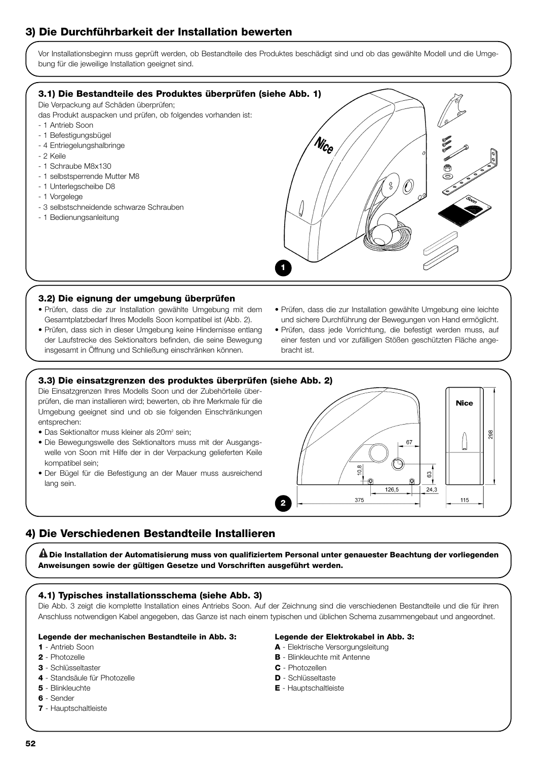## 3) Die Durchführbarkeit der Installation bewerten

Vor Installationsbeginn muss geprüft werden, ob Bestandteile des Produktes beschädigt sind und ob das gewählte Modell und die Umgebung für die jeweilige Installation geeignet sind.

### 3.1) Die Bestandteile des Produktes überprüfen (siehe Abb. 1)

Die Verpackung auf Schäden überprüfen;
das Produkt auspacken und prüfen, ob folgendes vorhanden ist:

- 1 Antrieb Soon
- 1 Befestigungsbügel
- 4 Entriegelungshalbringe
- 2 Keile
- 1 Schraube M8x130
- 1 selbstsperrende Mutter M8
- 1 Unterlegscheibe D8
- 1 Vorgelege
- 3 selbstschneidende schwarze Schrauben
- 1 Bedienungsanleitung

1

### 3.2) Die eignung der umgebung überprüfen

- Prüfen, dass die zur Installation gewählte Umgebung mit dem Gesamtplatzbedarf Ihres Modells Soon kompatibel ist (Abb. 2).
- Prüfen, dass sich in dieser Umgebung keine Hindernisse entlang der Laufstrecke des Sektionaltors befinden, die seine Bewegung insgesamt in Öffnung und Schließung einschränken können.
- Prüfen, dass die zur Installation gewählte Umgebung eine leichte und sichere Durchführung der Bewegungen von Hand ermöglicht.
- Prüfen, dass jede Vorrichtung, die befestigt werden muss, auf einer festen und vor zufälligen Stößen geschützten Fläche angebracht ist.

### 3.3) Die einsatzgrenzen des produktes überprüfen (siehe Abb. 2)

Die Einsatzgrenzen Ihres Modells Soon und der Zubehörteile überprüfen, die man installieren wird; bewerten, ob ihre Merkmale für die Umgebung geeignet sind und ob sie folgenden Einschränkungen entsprechen:

- Das Sektionaltor muss kleiner als 20m² sein;
- Die Bewegungswelle des Sektionaltors muss mit der Ausgangswelle von Soon mit Hilfe der in der Verpackung gelieferten Keile kompatibel sein;
- Der Bügel für die Befestigung an der Mauer muss ausreichend lang sein.

2

## 4) Die Verschiedenen Bestandteile Installieren

**⚠ Die Installation der Automatisierung muss von qualifiziertem Personal unter genauester Beachtung der vorliegenden Anweisungen sowie der gültigen Gesetze und Vorschriften ausgeführt werden.**

### 4.1) Typisches installationsschema (siehe Abb. 3)

Die Abb. 3 zeigt die komplette Installation eines Antriebs Soon. Auf der Zeichnung sind die verschiedenen Bestandteile und die für ihren Anschluss notwendigen Kabel angegeben, das Ganze ist nach einem typischen und üblichen Schema zusammengebaut und angeordnet.

**Legende der mechanischen Bestandteile in Abb. 3:**

**1** - Antrieb Soon
**2** - Photozelle
**3** - Schlüsseltaster
**4** - Standsäule für Photozelle
**5** - Blinkleuchte
**6** - Sender
**7** - Hauptschaltleiste

**Legende der Elektrokabel in Abb. 3:**

**A** - Elektrische Versorgungsleitung
**B** - Blinkleuchte mit Antenne
**C** - Photozellen
**D** - Schlüsseltaste
**E** - Hauptschaltleiste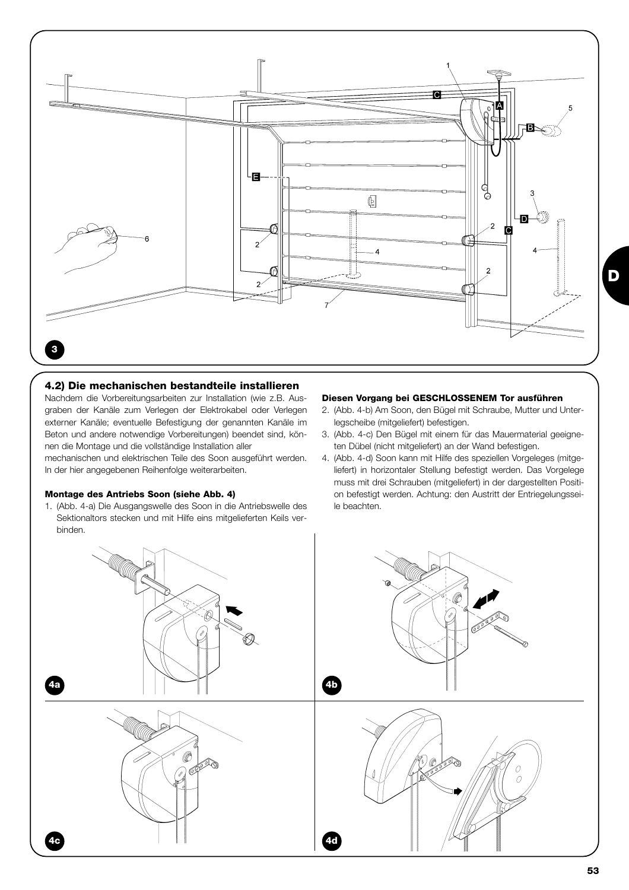## 4.2) Die mechanischen bestandteile installieren

Nachdem die Vorbereitungsarbeiten zur Installation (wie z.B. Ausgraben der Kanäle zum Verlegen der Elektrokabel oder Verlegen externer Kanäle; eventuelle Befestigung der genannten Kanäle im Beton und andere notwendige Vorbereitungen) beendet sind, können die Montage und die vollständige Installation aller mechanischen und elektrischen Teile des Soon ausgeführt werden. In der hier angegebenen Reihenfolge weiterarbeiten.

**Montage des Antriebs Soon (siehe Abb. 4)**

1. (Abb. 4-a) Die Ausgangswelle des Soon in die Antriebswelle des Sektionaltors stecken und mit Hilfe eins mitgelieferten Keils verbinden.

**Diesen Vorgang bei GESCHLOSSENEM Tor ausführen**

2. (Abb. 4-b) Am Soon, den Bügel mit Schraube, Mutter und Unterlegscheibe (mitgeliefert) befestigen.
3. (Abb. 4-c) Den Bügel mit einem für das Mauermaterial geeigneten Dübel (nicht mitgeliefert) an der Wand befestigen.
4. (Abb. 4-d) Soon kann mit Hilfe des speziellen Vorgeleges (mitgeliefert) in horizontaler Stellung befestigt werden. Das Vorgelege muss mit drei Schrauben (mitgeliefert) in der dargestellten Position befestigt werden. Achtung: den Austritt der Entriegelungsseile beachten.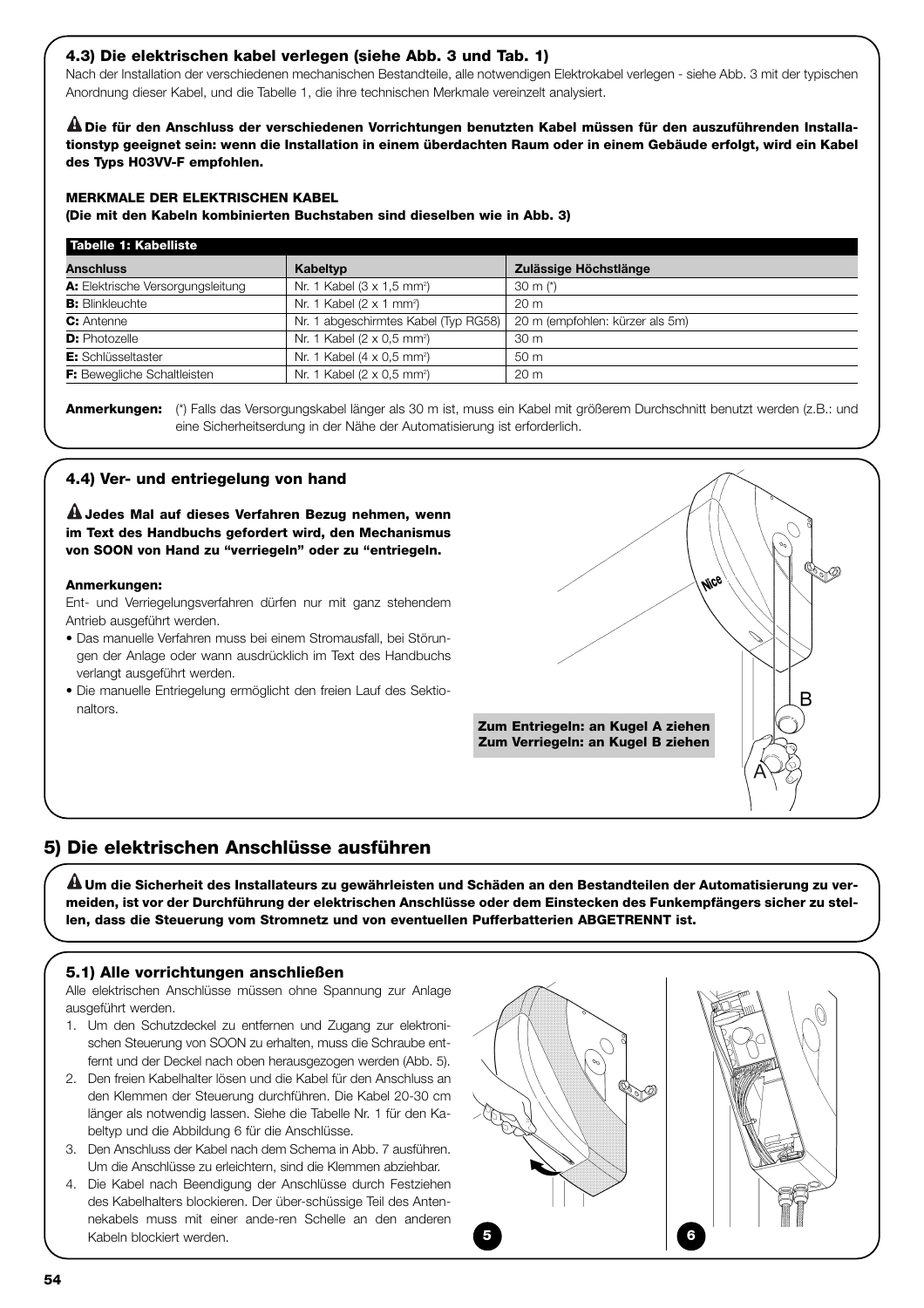### 4.3) Die elektrischen kabel verlegen (siehe Abb. 3 und Tab. 1)

Nach der Installation der verschiedenen mechanischen Bestandteile, alle notwendigen Elektrokabel verlegen - siehe Abb. 3 mit der typischen Anordnung dieser Kabel, und die Tabelle 1, die ihre technischen Merkmale vereinzelt analysiert.

**⚠ Die für den Anschluss der verschiedenen Vorrichtungen benutzten Kabel müssen für den auszuführenden Installationstyp geeignet sein: wenn die Installation in einem überdachten Raum oder in einem Gebäude erfolgt, wird ein Kabel des Typs H03VV-F empfohlen.**

**MERKMALE DER ELEKTRISCHEN KABEL**
**(Die mit den Kabeln kombinierten Buchstaben sind dieselben wie in Abb. 3)**

**Tabelle 1: Kabelliste**

| Anschluss | Kabeltyp | Zulässige Höchstlänge |
|---|---|---|
| **A:** Elektrische Versorgungsleitung | Nr. 1 Kabel (3 x 1,5 mm²) | 30 m (*) |
| **B:** Blinkleuchte | Nr. 1 Kabel (2 x 1 mm²) | 20 m |
| **C:** Antenne | Nr. 1 abgeschirmtes Kabel (Typ RG58) | 20 m (empfohlen: kürzer als 5m) |
| **D:** Photozelle | Nr. 1 Kabel (2 x 0,5 mm²) | 30 m |
| **E:** Schlüsseltaster | Nr. 1 Kabel (4 x 0,5 mm²) | 50 m |
| **F:** Bewegliche Schaltleisten | Nr. 1 Kabel (2 x 0,5 mm²) | 20 m |

**Anmerkungen:** (*) Falls das Versorgungskabel länger als 30 m ist, muss ein Kabel mit größerem Durchschnitt benutzt werden (z.B.: und eine Sicherheitserdung in der Nähe der Automatisierung ist erforderlich.

### 4.4) Ver- und entriegelung von hand

**⚠ Jedes Mal auf dieses Verfahren Bezug nehmen, wenn im Text des Handbuchs gefordert wird, den Mechanismus von SOON von Hand zu "verriegeln" oder zu "entriegeln.**

**Anmerkungen:**

Ent- und Verriegelungsverfahren dürfen nur mit ganz stehendem Antrieb ausgeführt werden.

- Das manuelle Verfahren muss bei einem Stromausfall, bei Störungen der Anlage oder wann ausdrücklich im Text des Handbuchs verlangt ausgeführt werden.
- Die manuelle Entriegelung ermöglicht den freien Lauf des Sektionaltors.

**Zum Entriegeln: an Kugel A ziehen**
**Zum Verriegeln: an Kugel B ziehen**

## 5) Die elektrischen Anschlüsse ausführen

**⚠ Um die Sicherheit des Installateurs zu gewährleisten und Schäden an den Bestandteilen der Automatisierung zu vermeiden, ist vor der Durchführung der elektrischen Anschlüsse oder dem Einstecken des Funkempfängers sicher zu stellen, dass die Steuerung vom Stromnetz und von eventuellen Pufferbatterien ABGETRENNT ist.**

### 5.1) Alle vorrichtungen anschließen

Alle elektrischen Anschlüsse müssen ohne Spannung zur Anlage ausgeführt werden.

1. Um den Schutzdeckel zu entfernen und Zugang zur elektronischen Steuerung von SOON zu erhalten, muss die Schraube entfernt und der Deckel nach oben herausgezogen werden (Abb. 5).
2. Den freien Kabelhalter lösen und die Kabel für den Anschluss an den Klemmen der Steuerung durchführen. Die Kabel 20-30 cm länger als notwendig lassen. Siehe die Tabelle Nr. 1 für den Kabeltyp und die Abbildung 6 für die Anschlüsse.
3. Den Anschluss der Kabel nach dem Schema in Abb. 7 ausführen. Um die Anschlüsse zu erleichtern, sind die Klemmen abziehbar.
4. Die Kabel nach Beendigung der Anschlüsse durch Festziehen des Kabelhalters blockieren. Der über-schüssige Teil des Antennenkabels muss mit einer ande-ren Schelle an den anderen Kabeln blockiert werden.

5

6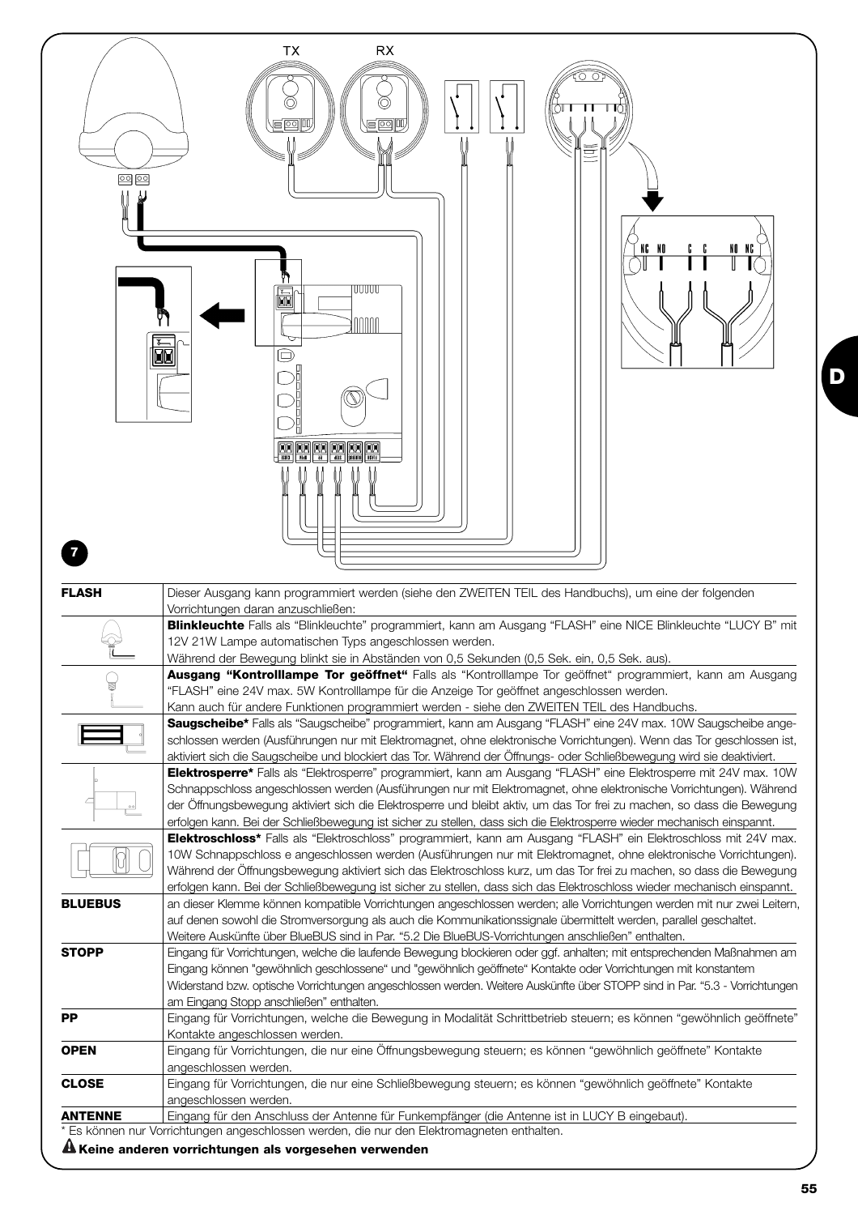**7**

| **FLASH** | Dieser Ausgang kann programmiert werden (siehe den ZWEITEN TEIL des Handbuchs), um eine der folgenden Vorrichtungen daran anzuschließen: |
|---|---|
| | **Blinkleuchte** Falls als "Blinkleuchte" programmiert, kann am Ausgang "FLASH" eine NICE Blinkleuchte "LUCY B" mit 12V 21W Lampe automatischen Typs angeschlossen werden. Während der Bewegung blinkt sie in Abständen von 0,5 Sekunden (0,5 Sek. ein, 0,5 Sek. aus). |
| | **Ausgang "Kontrolllampe Tor geöffnet"** Falls als "Kontrolllampe Tor geöffnet" programmiert, kann am Ausgang "FLASH" eine 24V max. 5W Kontrolllampe für die Anzeige Tor geöffnet angeschlossen werden. Kann auch für andere Funktionen programmiert werden - siehe den ZWEITEN TEIL des Handbuchs. |
| | **Saugscheibe*** Falls als "Saugscheibe" programmiert, kann am Ausgang "FLASH" eine 24V max. 10W Saugscheibe angeschlossen werden (Ausführungen nur mit Elektromagnet, ohne elektronische Vorrichtungen). Wenn das Tor geschlossen ist, aktiviert sich die Saugscheibe und blockiert das Tor. Während der Öffnungs- oder Schließbewegung wird sie deaktiviert. |
| | **Elektrosperre*** Falls als "Elektrosperre" programmiert, kann am Ausgang "FLASH" eine Elektrosperre mit 24V max. 10W Schnappschloss angeschlossen werden (Ausführungen nur mit Elektromagnet, ohne elektronische Vorrichtungen). Während der Öffnungsbewegung aktiviert sich die Elektrosperre und bleibt aktiv, um das Tor frei zu machen, so dass die Bewegung erfolgen kann. Bei der Schließbewegung ist sicher zu stellen, dass sich die Elektrosperre wieder mechanisch einspannt. |
| | **Elektroschloss*** Falls als "Elektroschloss" programmiert, kann am Ausgang "FLASH" ein Elektroschloss mit 24V max. 10W Schnappschloss e angeschlossen werden (Ausführungen nur mit Elektromagnet, ohne elektronische Vorrichtungen). Während der Öffnungsbewegung aktiviert sich das Elektroschloss kurz, um das Tor frei zu machen, so dass die Bewegung erfolgen kann. Bei der Schließbewegung ist sicher zu stellen, dass sich das Elektroschloss wieder mechanisch einspannt. |
| **BLUEBUS** | an dieser Klemme können kompatible Vorrichtungen angeschlossen werden; alle Vorrichtungen werden mit nur zwei Leitern, auf denen sowohl die Stromversorgung als auch die Kommunikationssignale übermittelt werden, parallel geschaltet. Weitere Auskünfte über BlueBUS sind in Par. "5.2 Die BlueBUS-Vorrichtungen anschließen" enthalten. |
| **STOPP** | Eingang für Vorrichtungen, welche die laufende Bewegung blockieren oder ggf. anhalten; mit entsprechenden Maßnahmen am Eingang können "gewöhnlich geschlossene" und "gewöhnlich geöffnete" Kontakte oder Vorrichtungen mit konstantem Widerstand bzw. optische Vorrichtungen angeschlossen werden. Weitere Auskünfte über STOPP sind in Par. "5.3 - Vorrichtungen am Eingang Stopp anschließen" enthalten. |
| **PP** | Eingang für Vorrichtungen, welche die Bewegung in Modalität Schrittbetrieb steuern; es können "gewöhnlich geöffnete" Kontakte angeschlossen werden. |
| **OPEN** | Eingang für Vorrichtungen, die nur eine Öffnungsbewegung steuern; es können "gewöhnlich geöffnete" Kontakte angeschlossen werden. |
| **CLOSE** | Eingang für Vorrichtungen, die nur eine Schließbewegung steuern; es können "gewöhnlich geöffnete" Kontakte angeschlossen werden. |
| **ANTENNE** | Eingang für den Anschluss der Antenne für Funkempfänger (die Antenne ist in LUCY B eingebaut). |

* Es können nur Vorrichtungen angeschlossen werden, die nur den Elektromagneten enthalten.

⚠ **Keine anderen vorrichtungen als vorgesehen verwenden**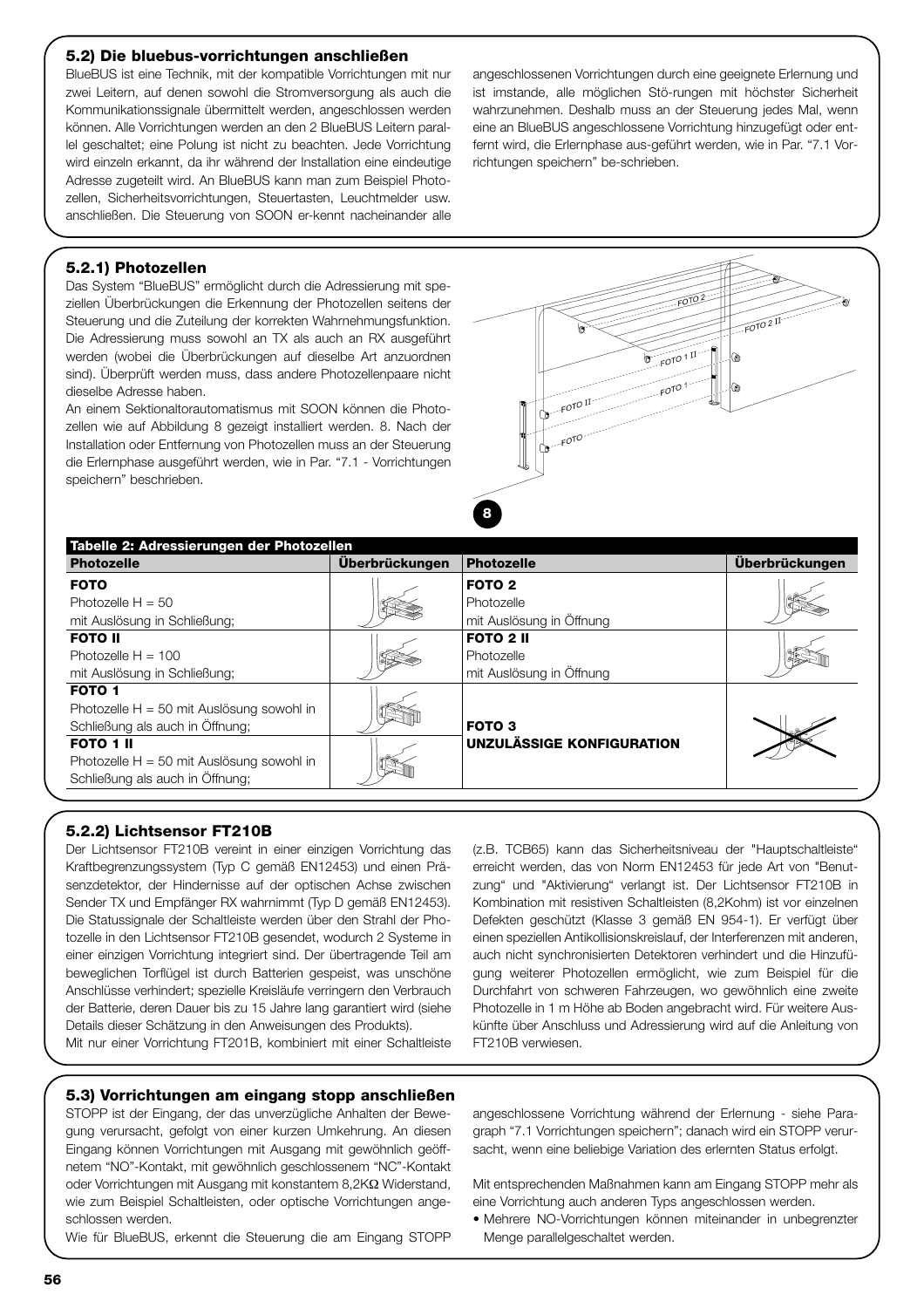### 5.2) Die bluebus-vorrichtungen anschließen

BlueBUS ist eine Technik, mit der kompatible Vorrichtungen mit nur zwei Leitern, auf denen sowohl die Stromversorgung als auch die Kommunikationssignale übermittelt werden, angeschlossen werden können. Alle Vorrichtungen werden an den 2 BlueBUS Leitern parallel geschaltet; eine Polung ist nicht zu beachten. Jede Vorrichtung wird einzeln erkannt, da ihr während der Installation eine eindeutige Adresse zugeteilt wird. An BlueBUS kann man zum Beispiel Photozellen, Sicherheitsvorrichtungen, Steuertasten, Leuchtmelder usw. anschließen. Die Steuerung von SOON er-kennt nacheinander alle angeschlossenen Vorrichtungen durch eine geeignete Erlernung und ist imstande, alle möglichen Stö-rungen mit höchster Sicherheit wahrzunehmen. Deshalb muss an der Steuerung jedes Mal, wenn eine an BlueBUS angeschlossene Vorrichtung hinzugefügt oder entfernt wird, die Erlernphase aus-geführt werden, wie in Par. "7.1 Vorrichtungen speichern" be-schrieben.

### 5.2.1) Photozellen

Das System "BlueBUS" ermöglicht durch die Adressierung mit speziellen Überbrückungen die Erkennung der Photozellen seitens der Steuerung und die Zuteilung der korrekten Wahrnehmungsfunktion. Die Adressierung muss sowohl an TX als auch an RX ausgeführt werden (wobei die Überbrückungen auf dieselbe Art anzuordnen sind). Überprüft werden muss, dass andere Photozellenpaare nicht dieselbe Adresse haben.

An einem Sektionaltorautomatismus mit SOON können die Photozellen wie auf Abbildung 8 gezeigt installiert werden. 8. Nach der Installation oder Entfernung von Photozellen muss an der Steuerung die Erlernphase ausgeführt werden, wie in Par. "7.1 - Vorrichtungen speichern" beschrieben.

FOTO 2, FOTO 2 II, FOTO 1 II, FOTO 1, FOTO II, FOTO

8

**Tabelle 2: Adressierungen der Photozellen**

| Photozelle | Überbrückungen | Photozelle | Überbrückungen |
|---|---|---|---|
| **FOTO**<br>Photozelle H = 50<br>mit Auslösung in Schließung; | | **FOTO 2**<br>Photozelle<br>mit Auslösung in Öffnung | |
| **FOTO II**<br>Photozelle H = 100<br>mit Auslösung in Schließung; | | **FOTO 2 II**<br>Photozelle<br>mit Auslösung in Öffnung | |
| **FOTO 1**<br>Photozelle H = 50 mit Auslösung sowohl in Schließung als auch in Öffnung; | | **FOTO 3**<br>**UNZULÄSSIGE KONFIGURATION** | |
| **FOTO 1 II**<br>Photozelle H = 50 mit Auslösung sowohl in Schließung als auch in Öffnung; | | | |

### 5.2.2) Lichtsensor FT210B

Der Lichtsensor FT210B vereint in einer einzigen Vorrichtung das Kraftbegrenzungssystem (Typ C gemäß EN12453) und einen Präsenzdetektor, der Hindernisse auf der optischen Achse zwischen Sender TX und Empfänger RX wahrnimmt (Typ D gemäß EN12453). Die Statussignale der Schaltleiste werden über den Strahl der Photozelle in den Lichtsensor FT210B gesendet, wodurch 2 Systeme in einer einzigen Vorrichtung integriert sind. Der übertragende Teil am beweglichen Torflügel ist durch Batterien gespeist, was unschöne Anschlüsse verhindert; spezielle Kreisläufe verringern den Verbrauch der Batterie, deren Dauer bis zu 15 Jahre lang garantiert wird (siehe Details dieser Schätzung in den Anweisungen des Produkts).

Mit nur einer Vorrichtung FT201B, kombiniert mit einer Schaltleiste (z.B. TCB65) kann das Sicherheitsniveau der "Hauptschaltleiste" erreicht werden, das von Norm EN12453 für jede Art von "Benutzung" und "Aktivierung" verlangt ist. Der Lichtsensor FT210B in Kombination mit resistiven Schaltleisten (8,2Kohm) ist vor einzelnen Defekten geschützt (Klasse 3 gemäß EN 954-1). Er verfügt über einen speziellen Antikollisionskreislauf, der Interferenzen mit anderen, auch nicht synchronisierten Detektoren verhindert und die Hinzufügung weiterer Photozellen ermöglicht, wie zum Beispiel für die Durchfahrt von schweren Fahrzeugen, wo gewöhnlich eine zweite Photozelle in 1 m Höhe ab Boden angebracht wird. Für weitere Auskünfte über Anschluss und Adressierung wird auf die Anleitung von FT210B verwiesen.

### 5.3) Vorrichtungen am eingang stopp anschließen

STOPP ist der Eingang, der das unverzügliche Anhalten der Bewegung verursacht, gefolgt von einer kurzen Umkehrung. An diesen Eingang können Vorrichtungen mit Ausgang mit gewöhnlich geöffnetem "NO"-Kontakt, mit gewöhnlich geschlossenem "NC"-Kontakt oder Vorrichtungen mit Ausgang mit konstantem 8,2KΩ Widerstand, wie zum Beispiel Schaltleisten, oder optische Vorrichtungen angeschlossen werden.

Wie für BlueBUS, erkennt die Steuerung die am Eingang STOPP angeschlossene Vorrichtung während der Erlernung - siehe Paragraph "7.1 Vorrichtungen speichern"; danach wird ein STOPP verursacht, wenn eine beliebige Variation des erlernten Status erfolgt.

Mit entsprechenden Maßnahmen kann am Eingang STOPP mehr als eine Vorrichtung auch anderen Typs angeschlossen werden.

- Mehrere NO-Vorrichtungen können miteinander in unbegrenzter Menge parallelgeschaltet werden.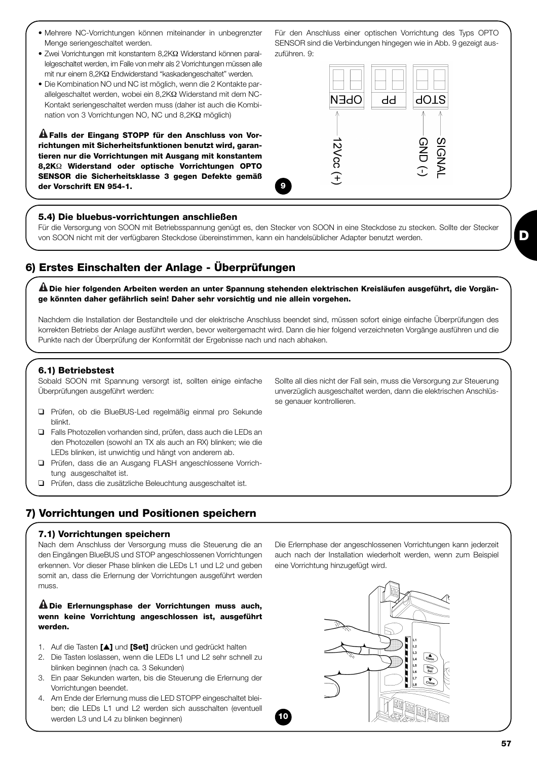- Mehrere NC-Vorrichtungen können miteinander in unbegrenzter Menge seriengeschaltet werden.
- Zwei Vorrichtungen mit konstantem 8,2KΩ Widerstand können parallelgeschaltet werden, im Falle von mehr als 2 Vorrichtungen müssen alle mit nur einem 8,2KΩ Endwiderstand "kaskadengeschaltet" werden.
- Die Kombination NO und NC ist möglich, wenn die 2 Kontakte parallelgeschaltet werden, wobei ein 8,2KΩ Widerstand mit dem NC-Kontakt seriengeschaltet werden muss (daher ist auch die Kombination von 3 Vorrichtungen NO, NC und 8,2KΩ möglich)

**⚠ Falls der Eingang STOPP für den Anschluss von Vorrichtungen mit Sicherheitsfunktionen benutzt wird, garantieren nur die Vorrichtungen mit Ausgang mit konstantem 8,2KΩ Widerstand oder optische Vorrichtungen OPTO SENSOR die Sicherheitsklasse 3 gegen Defekte gemäß der Vorschrift EN 954-1.**

Für den Anschluss einer optischen Vorrichtung des Typs OPTO SENSOR sind die Verbindungen hingegen wie in Abb. 9 gezeigt auszuführen. 9:

OPEN PP STOP

12Vcc (+) GND (-) SIGNAL

9

### 5.4) Die bluebus-vorrichtungen anschließen

Für die Versorgung von SOON mit Betriebsspannung genügt es, den Stecker von SOON in eine Steckdose zu stecken. Sollte der Stecker von SOON nicht mit der verfügbaren Steckdose übereinstimmen, kann ein handelsüblicher Adapter benutzt werden.

## 6) Erstes Einschalten der Anlage - Überprüfungen

**⚠ Die hier folgenden Arbeiten werden an unter Spannung stehenden elektrischen Kreisläufen ausgeführt, die Vorgänge könnten daher gefährlich sein! Daher sehr vorsichtig und nie allein vorgehen.**

Nachdem die Installation der Bestandteile und der elektrische Anschluss beendet sind, müssen sofort einige einfache Überprüfungen des korrekten Betriebs der Anlage ausführt werden, bevor weitergemacht wird. Dann die hier folgend verzeichneten Vorgänge ausführen und die Punkte nach der Überprüfung der Konformität der Ergebnisse nach und nach abhaken.

### 6.1) Betriebstest

Sobald SOON mit Spannung versorgt ist, sollten einige einfache Überprüfungen ausgeführt werden:

- ❑ Prüfen, ob die BlueBUS-Led regelmäßig einmal pro Sekunde blinkt.
- ❑ Falls Photozellen vorhanden sind, prüfen, dass auch die LEDs an den Photozellen (sowohl an TX als auch an RX) blinken; wie die LEDs blinken, ist unwichtig und hängt von anderem ab.
- ❑ Prüfen, dass die an Ausgang FLASH angeschlossene Vorrichtung ausgeschaltet ist.
- ❑ Prüfen, dass die zusätzliche Beleuchtung ausgeschaltet ist.

Sollte all dies nicht der Fall sein, muss die Versorgung zur Steuerung unverzüglich ausgeschaltet werden, dann die elektrischen Anschlüsse genauer kontrollieren.

## 7) Vorrichtungen und Positionen speichern

### 7.1) Vorrichtungen speichern

Nach dem Anschluss der Versorgung muss die Steuerung die an den Eingängen BlueBUS und STOP angeschlossenen Vorrichtungen erkennen. Vor dieser Phase blinken die LEDs L1 und L2 und geben somit an, dass die Erlernung der Vorrichtungen ausgeführt werden muss.

**⚠ Die Erlernungsphase der Vorrichtungen muss auch, wenn keine Vorrichtung angeschlossen ist, ausgeführt werden.**

1. Auf die Tasten **[▲]** und **[Set]** drücken und gedrückt halten
2. Die Tasten loslassen, wenn die LEDs L1 und L2 sehr schnell zu blinken beginnen (nach ca. 3 Sekunden)
3. Ein paar Sekunden warten, bis die Steuerung die Erlernung der Vorrichtungen beendet.
4. Am Ende der Erlernung muss die LED STOPP eingeschaltet bleiben; die LEDs L1 und L2 werden sich ausschalten (eventuell werden L3 und L4 zu blinken beginnen)

Die Erlernphase der angeschlossenen Vorrichtungen kann jederzeit auch nach der Installation wiederholt werden, wenn zum Beispiel eine Vorrichtung hinzugefügt wird.

10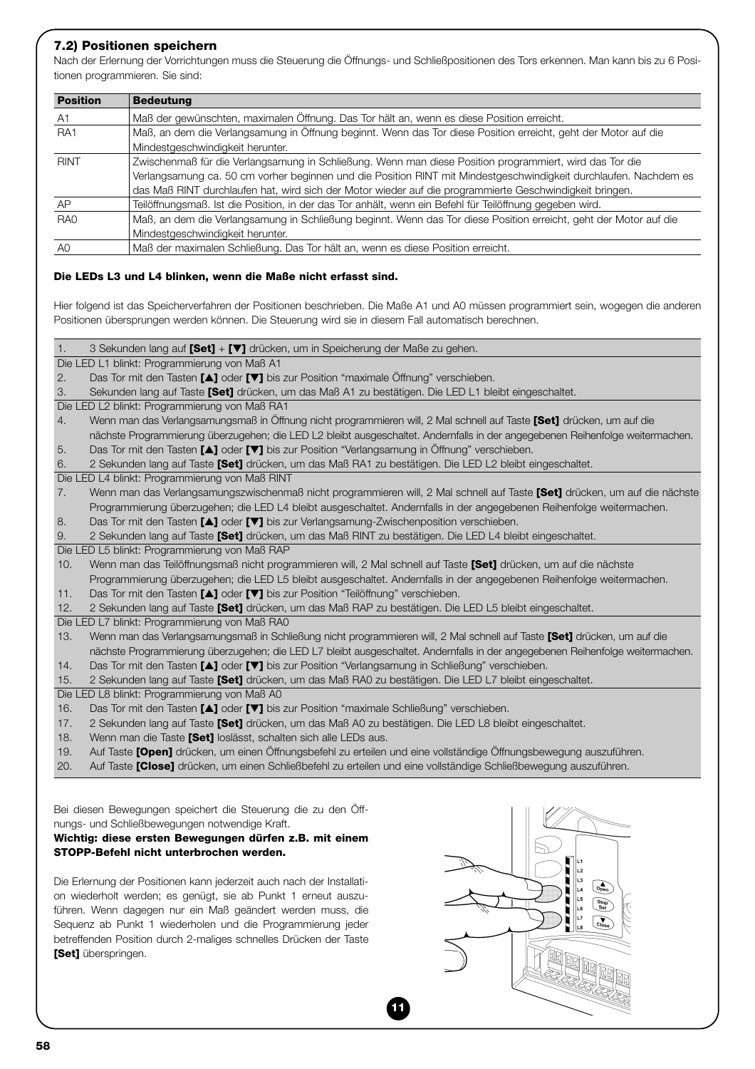### 7.2) Positionen speichern

Nach der Erlernung der Vorrichtungen muss die Steuerung die Öffnungs- und Schließpositionen des Tors erkennen. Man kann bis zu 6 Positionen programmieren. Sie sind:

| Position | Bedeutung |
|---|---|
| A1 | Maß der gewünschten, maximalen Öffnung. Das Tor hält an, wenn es diese Position erreicht. |
| RA1 | Maß, an dem die Verlangsamung in Öffnung beginnt. Wenn das Tor diese Position erreicht, geht der Motor auf die Mindestgeschwindigkeit herunter. |
| RINT | Zwischenmaß für die Verlangsamung in Schließung. Wenn man diese Position programmiert, wird das Tor die Verlangsamung ca. 50 cm vorher beginnen und die Position RINT mit Mindestgeschwindigkeit durchlaufen. Nachdem es das Maß RINT durchlaufen hat, wird sich der Motor wieder auf die programmierte Geschwindigkeit bringen. |
| AP | Teilöffnungsmaß. Ist die Position, in der das Tor anhält, wenn ein Befehl für Teilöffnung gegeben wird. |
| RA0 | Maß, an dem die Verlangsamung in Schließung beginnt. Wenn das Tor diese Position erreicht, geht der Motor auf die Mindestgeschwindigkeit herunter. |
| A0 | Maß der maximalen Schließung. Das Tor hält an, wenn es diese Position erreicht. |

**Die LEDs L3 und L4 blinken, wenn die Maße nicht erfasst sind.**

Hier folgend ist das Speicherverfahren der Positionen beschrieben. Die Maße A1 und A0 müssen programmiert sein, wogegen die anderen Positionen übersprungen werden können. Die Steuerung wird sie in diesem Fall automatisch berechnen.

1. 3 Sekunden lang auf **[Set]** + **[▼]** drücken, um in Speicherung der Maße zu gehen.

Die LED L1 blinkt: Programmierung von Maß A1

2. Das Tor mit den Tasten **[▲]** oder **[▼]** bis zur Position “maximale Öffnung” verschieben.
3. Sekunden lang auf Taste **[Set]** drücken, um das Maß A1 zu bestätigen. Die LED L1 bleibt eingeschaltet.

Die LED L2 blinkt: Programmierung von Maß RA1

4. Wenn man das Verlangsamungsmaß in Öffnung nicht programmieren will, 2 Mal schnell auf Taste **[Set]** drücken, um auf die nächste Programmierung überzugehen; die LED L2 bleibt ausgeschaltet. Andernfalls in der angegebenen Reihenfolge weitermachen.
5. Das Tor mit den Tasten **[▲]** oder **[▼]** bis zur Position “Verlangsamung in Öffnung” verschieben.
6. 2 Sekunden lang auf Taste **[Set]** drücken, um das Maß RA1 zu bestätigen. Die LED L2 bleibt eingeschaltet.

Die LED L4 blinkt: Programmierung von Maß RINT

7. Wenn man das Verlangsamungszwischenmaß nicht programmieren will, 2 Mal schnell auf Taste **[Set]** drücken, um auf die nächste Programmierung überzugehen; die LED L4 bleibt ausgeschaltet. Andernfalls in der angegebenen Reihenfolge weitermachen.
8. Das Tor mit den Tasten **[▲]** oder **[▼]** bis zur Verlangsamung-Zwischenposition verschieben.
9. 2 Sekunden lang auf Taste **[Set]** drücken, um das Maß RINT zu bestätigen. Die LED L4 bleibt eingeschaltet.

Die LED L5 blinkt: Programmierung von Maß RAP

10. Wenn man das Teilöffnungsmaß nicht programmieren will, 2 Mal schnell auf Taste **[Set]** drücken, um auf die nächste Programmierung überzugehen; die LED L5 bleibt ausgeschaltet. Andernfalls in der angegebenen Reihenfolge weitermachen.
11. Das Tor mit den Tasten **[▲]** oder **[▼]** bis zur Position “Teilöffnung” verschieben.
12. 2 Sekunden lang auf Taste **[Set]** drücken, um das Maß RAP zu bestätigen. Die LED L5 bleibt eingeschaltet.

Die LED L7 blinkt: Programmierung von Maß RA0

13. Wenn man das Verlangsamungsmaß in Schließung nicht programmieren will, 2 Mal schnell auf Taste **[Set]** drücken, um auf die nächste Programmierung überzugehen; die LED L7 bleibt ausgeschaltet. Andernfalls in der angegebenen Reihenfolge weitermachen.
14. Das Tor mit den Tasten **[▲]** oder **[▼]** bis zur Position “Verlangsamung in Schließung” verschieben.
15. 2 Sekunden lang auf Taste **[Set]** drücken, um das Maß RA0 zu bestätigen. Die LED L7 bleibt eingeschaltet.

Die LED L8 blinkt: Programmierung von Maß A0

16. Das Tor mit den Tasten **[▲]** oder **[▼]** bis zur Position “maximale Schließung” verschieben.
17. 2 Sekunden lang auf Taste **[Set]** drücken, um das Maß A0 zu bestätigen. Die LED L8 bleibt eingeschaltet.
18. Wenn man die Taste **[Set]** loslässt, schalten sich alle LEDs aus.
19. Auf Taste **[Open]** drücken, um einen Öffnungsbefehl zu erteilen und eine vollständige Öffnungsbewegung auszuführen.
20. Auf Taste **[Close]** drücken, um einen Schließbefehl zu erteilen und eine vollständige Schließbewegung auszuführen.

Bei diesen Bewegungen speichert die Steuerung die zu den Öffnungs- und Schließbewegungen notwendige Kraft.
**Wichtig: diese ersten Bewegungen dürfen z.B. mit einem STOPP-Befehl nicht unterbrochen werden.**

Die Erlernung der Positionen kann jederzeit auch nach der Installation wiederholt werden; es genügt, sie ab Punkt 1 erneut auszuführen. Wenn dagegen nur ein Maß geändert werden muss, die Sequenz ab Punkt 1 wiederholen und die Programmierung jeder betreffenden Position durch 2-maliges schnelles Drücken der Taste **[Set]** überspringen.

11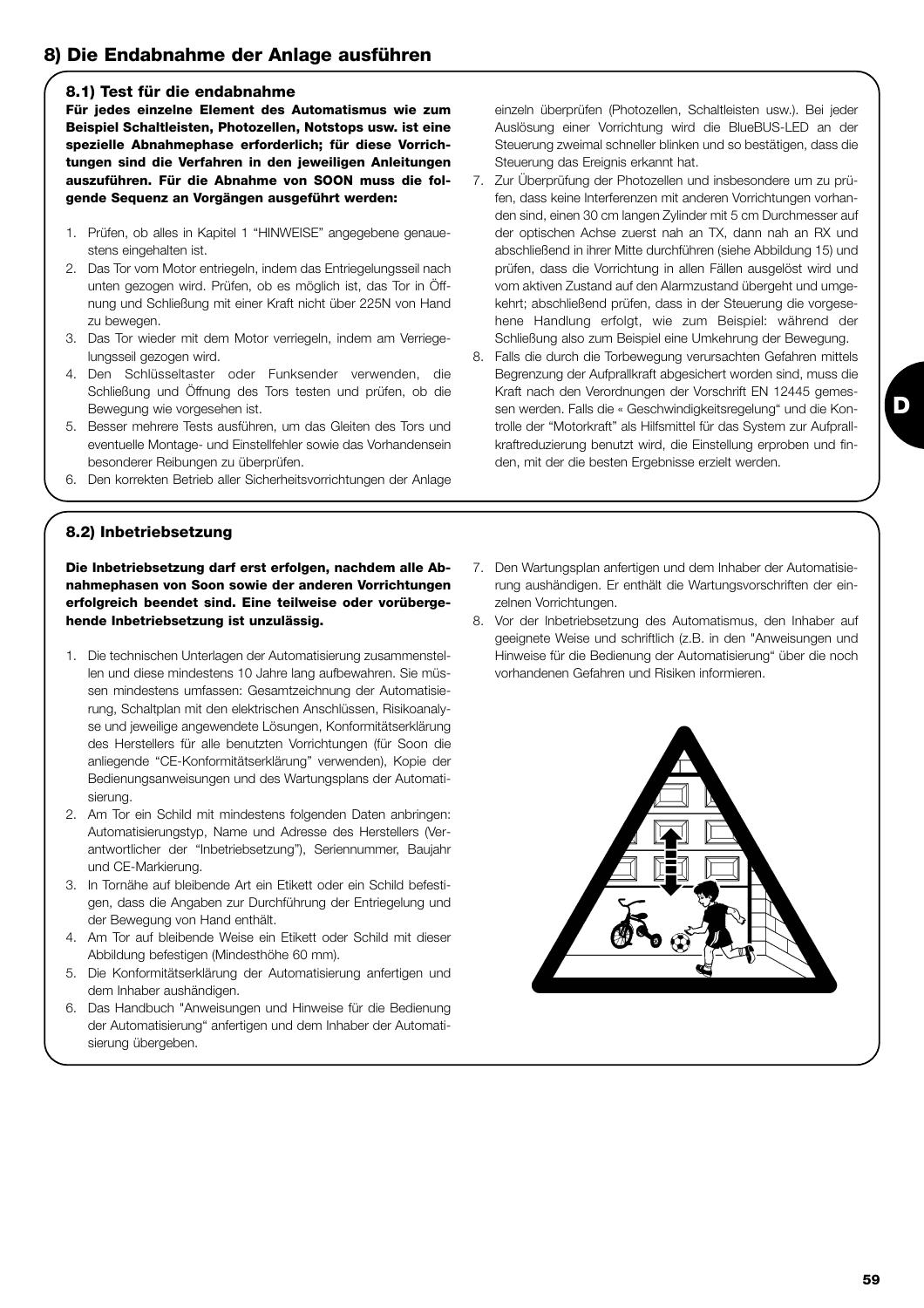## 8) Die Endabnahme der Anlage ausführen

### 8.1) Test für die endabnahme

**Für jedes einzelne Element des Automatismus wie zum Beispiel Schaltleisten, Photozellen, Notstops usw. ist eine spezielle Abnahmephase erforderlich; für diese Vorrichtungen sind die Verfahren in den jeweiligen Anleitungen auszuführen. Für die Abnahme von SOON muss die folgende Sequenz an Vorgängen ausgeführt werden:**

1. Prüfen, ob alles in Kapitel 1 "HINWEISE" angegebene genauestens eingehalten ist.
2. Das Tor vom Motor entriegeln, indem das Entriegelungsseil nach unten gezogen wird. Prüfen, ob es möglich ist, das Tor in Öffnung und Schließung mit einer Kraft nicht über 225N von Hand zu bewegen.
3. Das Tor wieder mit dem Motor verriegeln, indem am Verriegelungsseil gezogen wird.
4. Den Schlüsseltaster oder Funksender verwenden, die Schließung und Öffnung des Tors testen und prüfen, ob die Bewegung wie vorgesehen ist.
5. Besser mehrere Tests ausführen, um das Gleiten des Tors und eventuelle Montage- und Einstellfehler sowie das Vorhandensein besonderer Reibungen zu überprüfen.
6. Den korrekten Betrieb aller Sicherheitsvorrichtungen der Anlage einzeln überprüfen (Photozellen, Schaltleisten usw.). Bei jeder Auslösung einer Vorrichtung wird die BlueBUS-LED an der Steuerung zweimal schneller blinken und so bestätigen, dass die Steuerung das Ereignis erkannt hat.
7. Zur Überprüfung der Photozellen und insbesondere um zu prüfen, dass keine Interferenzen mit anderen Vorrichtungen vorhanden sind, einen 30 cm langen Zylinder mit 5 cm Durchmesser auf der optischen Achse zuerst nah an TX, dann nah an RX und abschließend in ihrer Mitte durchführen (siehe Abbildung 15) und prüfen, dass die Vorrichtung in allen Fällen ausgelöst wird und vom aktiven Zustand auf den Alarmzustand übergeht und umgekehrt; abschließend prüfen, dass in der Steuerung die vorgesehene Handlung erfolgt, wie zum Beispiel: während der Schließung also zum Beispiel eine Umkehrung der Bewegung.
8. Falls die durch die Torbewegung verursachten Gefahren mittels Begrenzung der Aufprallkraft abgesichert worden sind, muss die Kraft nach den Verordnungen der Vorschrift EN 12445 gemessen werden. Falls die « Geschwindigkeitsregelung“ und die Kontrolle der "Motorkraft" als Hilfsmittel für das System zur Aufprallkraftreduzierung benutzt wird, die Einstellung erproben und finden, mit der die besten Ergebnisse erzielt werden.

### 8.2) Inbetriebsetzung

**Die Inbetriebsetzung darf erst erfolgen, nachdem alle Abnahmephasen von Soon sowie der anderen Vorrichtungen erfolgreich beendet sind. Eine teilweise oder vorübergehende Inbetriebsetzung ist unzulässig.**

1. Die technischen Unterlagen der Automatisierung zusammenstellen und diese mindestens 10 Jahre lang aufbewahren. Sie müssen mindestens umfassen: Gesamtzeichnung der Automatisierung, Schaltplan mit den elektrischen Anschlüssen, Risikoanalyse und jeweilige angewendete Lösungen, Konformitätserklärung des Herstellers für alle benutzten Vorrichtungen (für Soon die anliegende "CE-Konformitätserklärung" verwenden), Kopie der Bedienungsanweisungen und des Wartungsplans der Automatisierung.
2. Am Tor ein Schild mit mindestens folgenden Daten anbringen: Automatisierungstyp, Name und Adresse des Herstellers (Verantwortlicher der "Inbetriebsetzung"), Seriennummer, Baujahr und CE-Markierung.
3. In Tornähe auf bleibende Art ein Etikett oder ein Schild befestigen, dass die Angaben zur Durchführung der Entriegelung und der Bewegung von Hand enthält.
4. Am Tor auf bleibende Weise ein Etikett oder Schild mit dieser Abbildung befestigen (Mindesthöhe 60 mm).
5. Die Konformitätserklärung der Automatisierung anfertigen und dem Inhaber aushändigen.
6. Das Handbuch "Anweisungen und Hinweise für die Bedienung der Automatisierung“ anfertigen und dem Inhaber der Automatisierung übergeben.
7. Den Wartungsplan anfertigen und dem Inhaber der Automatisierung aushändigen. Er enthält die Wartungsvorschriften der einzelnen Vorrichtungen.
8. Vor der Inbetriebsetzung des Automatismus, den Inhaber auf geeignete Weise und schriftlich (z.B. in den "Anweisungen und Hinweise für die Bedienung der Automatisierung" über die noch vorhandenen Gefahren und Risiken informieren.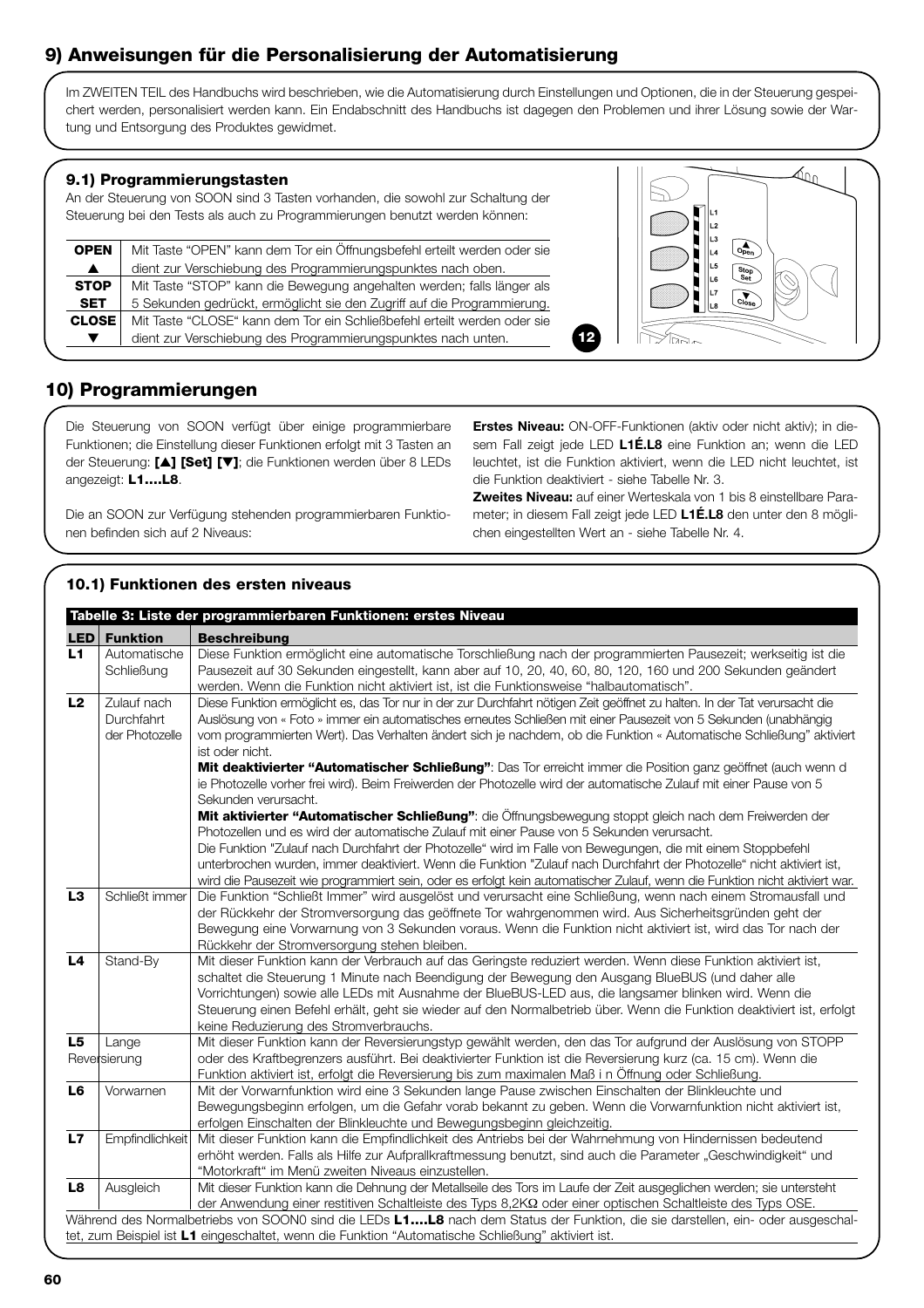## 9) Anweisungen für die Personalisierung der Automatisierung

Im ZWEITEN TEIL des Handbuchs wird beschrieben, wie die Automatisierung durch Einstellungen und Optionen, die in der Steuerung gespeichert werden, personalisiert werden kann. Ein Endabschnitt des Handbuchs ist dagegen den Problemen und ihrer Lösung sowie der Wartung und Entsorgung des Produktes gewidmet.

### 9.1) Programmierungstasten

An der Steuerung von SOON sind 3 Tasten vorhanden, die sowohl zur Schaltung der Steuerung bei den Tests als auch zu Programmierungen benutzt werden können:

| | |
|---|---|
| **OPEN ▲** | Mit Taste "OPEN" kann dem Tor ein Öffnungsbefehl erteilt werden oder sie dient zur Verschiebung des Programmierungspunktes nach oben. |
| **STOP SET** | Mit Taste "STOP" kann die Bewegung angehalten werden; falls länger als 5 Sekunden gedrückt, ermöglicht sie den Zugriff auf die Programmierung. |
| **CLOSE ▼** | Mit Taste "CLOSE" kann dem Tor ein Schließbefehl erteilt werden oder sie dient zur Verschiebung des Programmierungspunktes nach unten. |

12

## 10) Programmierungen

Die Steuerung von SOON verfügt über einige programmierbare Funktionen; die Einstellung dieser Funktionen erfolgt mit 3 Tasten an der Steuerung: **[▲] [Set] [▼]**; die Funktionen werden über 8 LEDs angezeigt: **L1….L8**.

Die an SOON zur Verfügung stehenden programmierbaren Funktionen befinden sich auf 2 Niveaus:

**Erstes Niveau:** ON-OFF-Funktionen (aktiv oder nicht aktiv); in diesem Fall zeigt jede LED **L1É.L8** eine Funktion an; wenn die LED leuchtet, ist die Funktion aktiviert, wenn die LED nicht leuchtet, ist die Funktion deaktiviert - siehe Tabelle Nr. 3.

**Zweites Niveau:** auf einer Werteskala von 1 bis 8 einstellbare Parameter; in diesem Fall zeigt jede LED **L1É.L8** den unter den 8 möglichen eingestellten Wert an - siehe Tabelle Nr. 4.

### 10.1) Funktionen des ersten niveaus

**Tabelle 3: Liste der programmierbaren Funktionen: erstes Niveau**

| LED | Funktion | Beschreibung |
|---|---|---|
| **L1** | Automatische Schließung | Diese Funktion ermöglicht eine automatische Torschließung nach der programmierten Pausezeit; werkseitig ist die Pausezeit auf 30 Sekunden eingestellt, kann aber auf 10, 20, 40, 60, 80, 120, 160 und 200 Sekunden geändert werden. Wenn die Funktion nicht aktiviert ist, ist die Funktionsweise "halbautomatisch". |
| **L2** | Zulauf nach Durchfahrt der Photozelle | Diese Funktion ermöglicht es, das Tor nur in der zur Durchfahrt nötigen Zeit geöffnet zu halten. In der Tat verursacht die Auslösung von « Foto » immer ein automatisches erneutes Schließen mit einer Pausezeit von 5 Sekunden (unabhängig vom programmierten Wert). Das Verhalten ändert sich je nachdem, ob die Funktion « Automatische Schließung" aktiviert ist oder nicht. **Mit deaktivierter "Automatischer Schließung"**: Das Tor erreicht immer die Position ganz geöffnet (auch wenn d ie Photozelle vorher frei wird). Beim Freiwerden der Photozelle wird der automatische Zulauf mit einer Pause von 5 Sekunden verursacht. **Mit aktivierter "Automatischer Schließung"**: die Öffnungsbewegung stoppt gleich nach dem Freiwerden der Photozellen und es wird der automatische Zulauf mit einer Pause von 5 Sekunden verursacht. Die Funktion "Zulauf nach Durchfahrt der Photozelle" wird im Falle von Bewegungen, die mit einem Stoppbefehl unterbrochen wurden, immer deaktiviert. Wenn die Funktion "Zulauf nach Durchfahrt der Photozelle" nicht aktiviert ist, wird die Pausezeit wie programmiert sein, oder es erfolgt kein automatischer Zulauf, wenn die Funktion nicht aktiviert war. |
| **L3** | Schließt immer | Die Funktion "Schließt Immer" wird ausgelöst und verursacht eine Schließung, wenn nach einem Stromausfall und der Rückkehr der Stromversorgung das geöffnete Tor wahrgenommen wird. Aus Sicherheitsgründen geht der Bewegung eine Vorwarnung von 3 Sekunden voraus. Wenn die Funktion nicht aktiviert ist, wird das Tor nach der Rückkehr der Stromversorgung stehen bleiben. |
| **L4** | Stand-By | Mit dieser Funktion kann der Verbrauch auf das Geringste reduziert werden. Wenn diese Funktion aktiviert ist, schaltet die Steuerung 1 Minute nach Beendigung der Bewegung den Ausgang BlueBUS (und daher alle Vorrichtungen) sowie alle LEDs mit Ausnahme der BlueBUS-LED aus, die langsamer blinken wird. Wenn die Steuerung einen Befehl erhält, geht sie wieder auf den Normalbetrieb über. Wenn die Funktion deaktiviert ist, erfolgt keine Reduzierung des Stromverbrauchs. |
| **L5** | Lange Reversierung | Mit dieser Funktion kann der Reversierungstyp gewählt werden, den das Tor aufgrund der Auslösung von STOPP oder des Kraftbegrenzers ausführt. Bei deaktivierter Funktion ist die Reversierung kurz (ca. 15 cm). Wenn die Funktion aktiviert ist, erfolgt die Reversierung bis zum maximalen Maß i n Öffnung oder Schließung. |
| **L6** | Vorwarnen | Mit der Vorwarnfunktion wird eine 3 Sekunden lange Pause zwischen Einschalten der Blinkleuchte und Bewegungsbeginn erfolgen, um die Gefahr vorab bekannt zu geben. Wenn die Vorwarnfunktion nicht aktiviert ist, erfolgen Einschalten der Blinkleuchte und Bewegungsbeginn gleichzeitig. |
| **L7** | Empfindlichkeit | Mit dieser Funktion kann die Empfindlichkeit des Antriebs bei der Wahrnehmung von Hindernissen bedeutend erhöht werden. Falls als Hilfe zur Aufprallkraftmessung benutzt, sind auch die Parameter „Geschwindigkeit" und "Motorkraft" im Menü zweiten Niveaus einzustellen. |
| **L8** | Ausgleich | Mit dieser Funktion kann die Dehnung der Metallseile des Tors im Laufe der Zeit ausgeglichen werden; sie untersteht der Anwendung einer restitiven Schaltleiste des Typs 8,2KΩ oder einer optischen Schaltleiste des Typs OSE. |

Während des Normalbetriebs von SOON0 sind die LEDs **L1….L8** nach dem Status der Funktion, die sie darstellen, ein- oder ausgeschaltet, zum Beispiel ist **L1** eingeschaltet, wenn die Funktion "Automatische Schließung" aktiviert ist.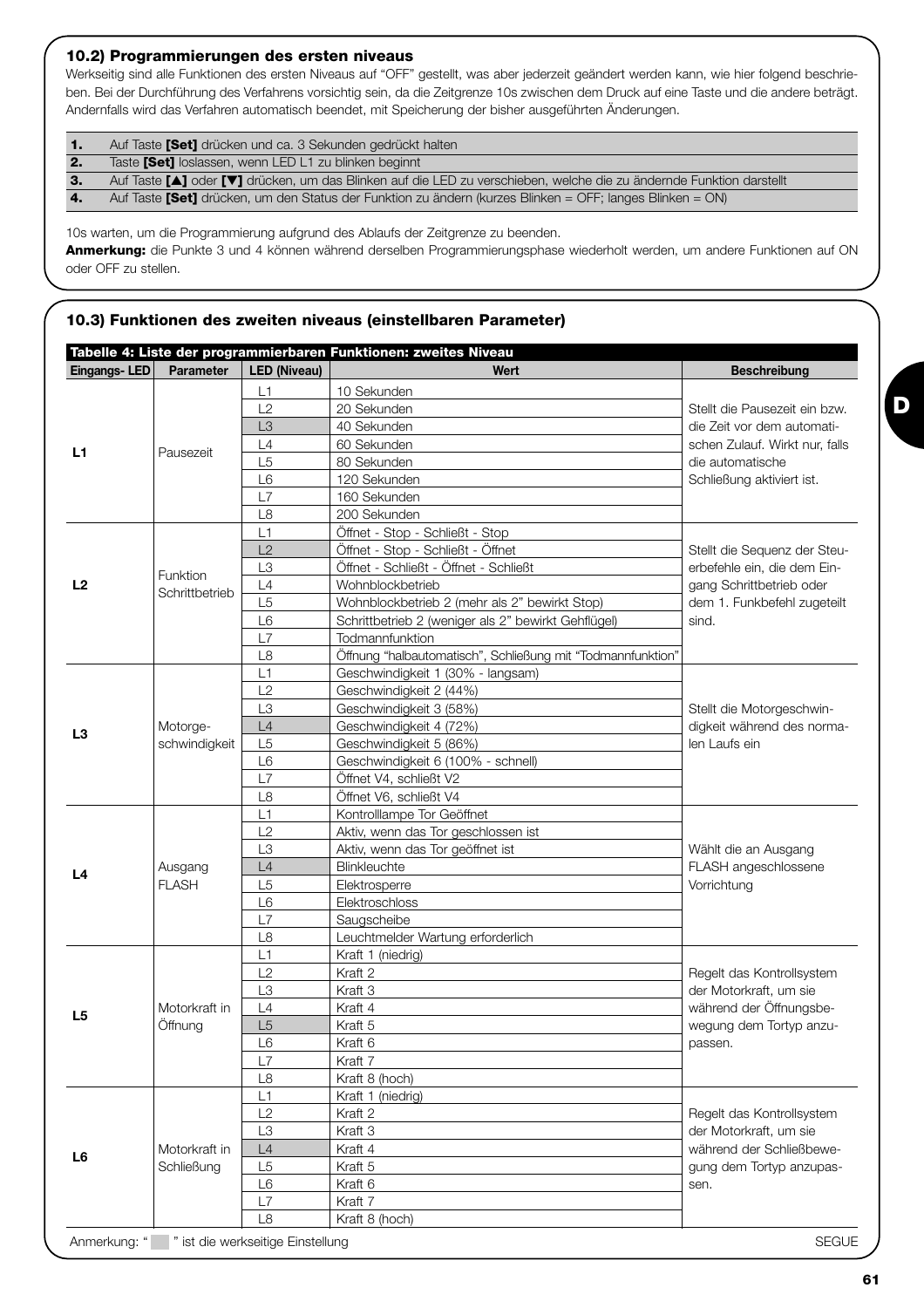### 10.2) Programmierungen des ersten niveaus

Werkseitig sind alle Funktionen des ersten Niveaus auf “OFF” gestellt, was aber jederzeit geändert werden kann, wie hier folgend beschrieben. Bei der Durchführung des Verfahrens vorsichtig sein, da die Zeitgrenze 10s zwischen dem Druck auf eine Taste und die andere beträgt. Andernfalls wird das Verfahren automatisch beendet, mit Speicherung der bisher ausgeführten Änderungen.

| | |
|---|---|
| **1.** | Auf Taste **[Set]** drücken und ca. 3 Sekunden gedrückt halten |
| **2.** | Taste **[Set]** loslassen, wenn LED L1 zu blinken beginnt |
| **3.** | Auf Taste **[▲]** oder **[▼]** drücken, um das Blinken auf die LED zu verschieben, welche die zu ändernde Funktion darstellt |
| **4.** | Auf Taste **[Set]** drücken, um den Status der Funktion zu ändern (kurzes Blinken = OFF; langes Blinken = ON) |

10s warten, um die Programmierung aufgrund des Ablaufs der Zeitgrenze zu beenden.

**Anmerkung:** die Punkte 3 und 4 können während derselben Programmierungsphase wiederholt werden, um andere Funktionen auf ON oder OFF zu stellen.

### 10.3) Funktionen des zweiten niveaus (einstellbaren Parameter)

**Tabelle 4: Liste der programmierbaren Funktionen: zweites Niveau**

| Eingangs- LED | Parameter | LED (Niveau) | Wert | Beschreibung |
|---|---|---|---|---|
| **L1** | Pausezeit | L1 | 10 Sekunden | Stellt die Pausezeit ein bzw. die Zeit vor dem automatischen Zulauf. Wirkt nur, falls die automatische Schließung aktiviert ist. |
| | | L2 | 20 Sekunden | |
| | | L3 | 40 Sekunden | |
| | | L4 | 60 Sekunden | |
| | | L5 | 80 Sekunden | |
| | | L6 | 120 Sekunden | |
| | | L7 | 160 Sekunden | |
| | | L8 | 200 Sekunden | |
| **L2** | Funktion Schrittbetrieb | L1 | Öffnet - Stop - Schließt - Stop | Stellt die Sequenz der Steuerbefehle ein, die dem Eingang Schrittbetrieb oder dem 1. Funkbefehl zugeteilt sind. |
| | | L2 | Öffnet - Stop - Schließt - Öffnet | |
| | | L3 | Öffnet - Schließt - Öffnet - Schließt | |
| | | L4 | Wohnblockbetrieb | |
| | | L5 | Wohnblockbetrieb 2 (mehr als 2” bewirkt Stop) | |
| | | L6 | Schrittbetrieb 2 (weniger als 2” bewirkt Gehflügel) | |
| | | L7 | Todmannfunktion | |
| | | L8 | Öffnung “halbautomatisch”, Schließung mit “Todmannfunktion” | |
| **L3** | Motorgeschwindigkeit | L1 | Geschwindigkeit 1 (30% - langsam) | Stellt die Motorgeschwindigkeit während des normalen Laufs ein |
| | | L2 | Geschwindigkeit 2 (44%) | |
| | | L3 | Geschwindigkeit 3 (58%) | |
| | | L4 | Geschwindigkeit 4 (72%) | |
| | | L5 | Geschwindigkeit 5 (86%) | |
| | | L6 | Geschwindigkeit 6 (100% - schnell) | |
| | | L7 | Öffnet V4, schließt V2 | |
| | | L8 | Öffnet V6, schließt V4 | |
| **L4** | Ausgang FLASH | L1 | Kontrolllampe Tor Geöffnet | Wählt die an Ausgang FLASH angeschlossene Vorrichtung |
| | | L2 | Aktiv, wenn das Tor geschlossen ist | |
| | | L3 | Aktiv, wenn das Tor geöffnet ist | |
| | | L4 | Blinkleuchte | |
| | | L5 | Elektrosperre | |
| | | L6 | Elektroschloss | |
| | | L7 | Saugscheibe | |
| | | L8 | Leuchtmelder Wartung erforderlich | |
| **L5** | Motorkraft in Öffnung | L1 | Kraft 1 (niedrig) | Regelt das Kontrollsystem der Motorkraft, um sie während der Öffnungsbewegung dem Tortyp anzupassen. |
| | | L2 | Kraft 2 | |
| | | L3 | Kraft 3 | |
| | | L4 | Kraft 4 | |
| | | L5 | Kraft 5 | |
| | | L6 | Kraft 6 | |
| | | L7 | Kraft 7 | |
| | | L8 | Kraft 8 (hoch) | |
| **L6** | Motorkraft in Schließung | L1 | Kraft 1 (niedrig) | Regelt das Kontrollsystem der Motorkraft, um sie während der Schließbewegung dem Tortyp anzupassen. |
| | | L2 | Kraft 2 | |
| | | L3 | Kraft 3 | |
| | | L4 | Kraft 4 | |
| | | L5 | Kraft 5 | |
| | | L6 | Kraft 6 | |
| | | L7 | Kraft 7 | |
| | | L8 | Kraft 8 (hoch) | |

Anmerkung: “ ” ist die werkseitige Einstellung (Werkseinstellungen: L1 → L3; L2 → L2; L3 → L4; L4 → L4; L5 → L5; L6 → L4)

SEGUE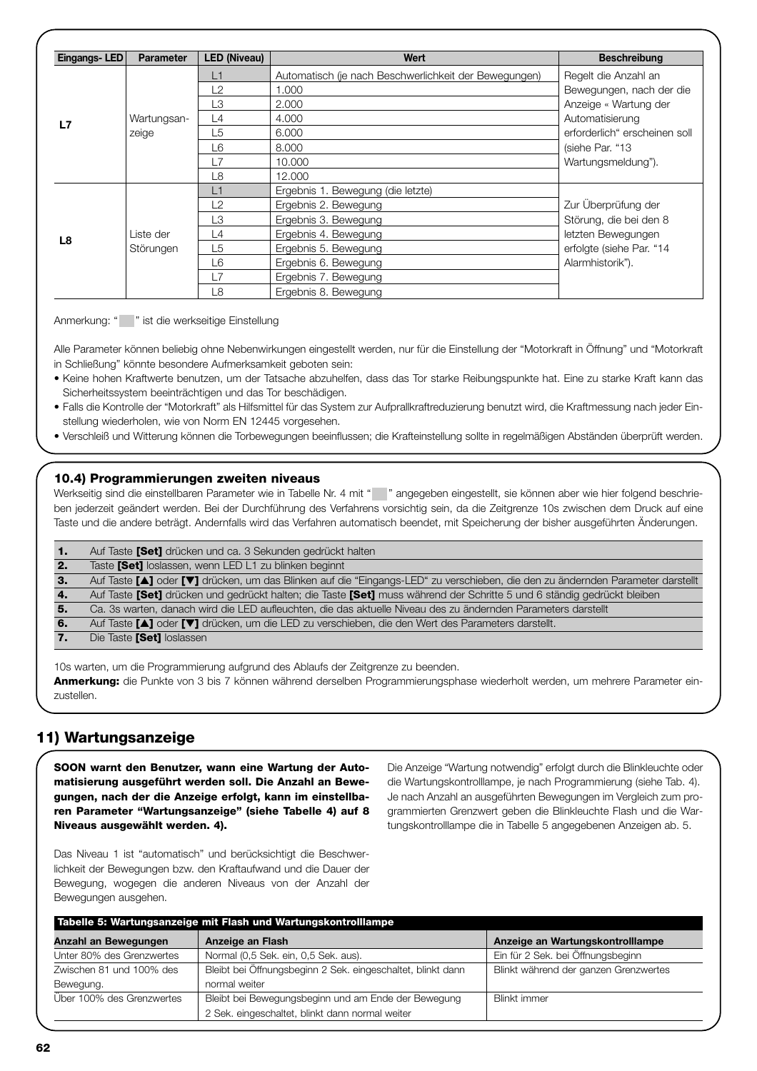| Eingangs- LED | Parameter | LED (Niveau) | Wert | Beschreibung |
|---|---|---|---|---|
| **L7** | Wartungsanzeige | L1 | Automatisch (je nach Beschwerlichkeit der Bewegungen) | Regelt die Anzahl an Bewegungen, nach der die Anzeige « Wartung der Automatisierung erforderlich" erscheinen soll (siehe Par. "13 Wartungsmeldung"). |
| | | L2 | 1.000 | |
| | | L3 | 2.000 | |
| | | L4 | 4.000 | |
| | | L5 | 6.000 | |
| | | L6 | 8.000 | |
| | | L7 | 10.000 | |
| | | L8 | 12.000 | |
| **L8** | Liste der Störungen | L1 | Ergebnis 1. Bewegung (die letzte) | Zur Überprüfung der Störung, die bei den 8 letzten Bewegungen erfolgte (siehe Par. "14 Alarmhistorik"). |
| | | L2 | Ergebnis 2. Bewegung | |
| | | L3 | Ergebnis 3. Bewegung | |
| | | L4 | Ergebnis 4. Bewegung | |
| | | L5 | Ergebnis 5. Bewegung | |
| | | L6 | Ergebnis 6. Bewegung | |
| | | L7 | Ergebnis 7. Bewegung | |
| | | L8 | Ergebnis 8. Bewegung | |

Anmerkung: " " ist die werkseitige Einstellung

Alle Parameter können beliebig ohne Nebenwirkungen eingestellt werden, nur für die Einstellung der "Motorkraft in Öffnung" und "Motorkraft in Schließung" könnte besondere Aufmerksamkeit geboten sein:

- Keine hohen Kraftwerte benutzen, um der Tatsache abzuhelfen, dass das Tor starke Reibungspunkte hat. Eine zu starke Kraft kann das Sicherheitssystem beeinträchtigen und das Tor beschädigen.
- Falls die Kontrolle der "Motorkraft" als Hilfsmittel für das System zur Aufprallkraftreduzierung benutzt wird, die Kraftmessung nach jeder Einstellung wiederholen, wie von Norm EN 12445 vorgesehen.
- Verschleiß und Witterung können die Torbewegungen beeinflussen; die Krafteinstellung sollte in regelmäßigen Abständen überprüft werden.

### 10.4) Programmierungen zweiten niveaus

Werkseitig sind die einstellbaren Parameter wie in Tabelle Nr. 4 mit " " angegeben eingestellt, sie können aber wie hier folgend beschrieben jederzeit geändert werden. Bei der Durchführung des Verfahrens vorsichtig sein, da die Zeitgrenze 10s zwischen dem Druck auf eine Taste und die andere beträgt. Andernfalls wird das Verfahren automatisch beendet, mit Speicherung der bisher ausgeführten Änderungen.

| | |
|---|---|
| **1.** | Auf Taste **[Set]** drücken und ca. 3 Sekunden gedrückt halten |
| **2.** | Taste **[Set]** loslassen, wenn LED L1 zu blinken beginnt |
| **3.** | Auf Taste **[▲]** oder **[▼]** drücken, um das Blinken auf die "Eingangs-LED" zu verschieben, die den zu ändernden Parameter darstellt |
| **4.** | Auf Taste **[Set]** drücken und gedrückt halten; die Taste **[Set]** muss während der Schritte 5 und 6 ständig gedrückt bleiben |
| **5.** | Ca. 3s warten, danach wird die LED aufleuchten, die das aktuelle Niveau des zu ändernden Parameters darstellt |
| **6.** | Auf Taste **[▲]** oder **[▼]** drücken, um die LED zu verschieben, die den Wert des Parameters darstellt. |
| **7.** | Die Taste **[Set]** loslassen |

10s warten, um die Programmierung aufgrund des Ablaufs der Zeitgrenze zu beenden.

**Anmerkung:** die Punkte von 3 bis 7 können während derselben Programmierungsphase wiederholt werden, um mehrere Parameter einzustellen.

## 11) Wartungsanzeige

**SOON warnt den Benutzer, wann eine Wartung der Automatisierung ausgeführt werden soll. Die Anzahl an Bewegungen, nach der die Anzeige erfolgt, kann im einstellbaren Parameter "Wartungsanzeige" (siehe Tabelle 4) auf 8 Niveaus ausgewählt werden. 4).**

Das Niveau 1 ist "automatisch" und berücksichtigt die Beschwerlichkeit der Bewegungen bzw. den Kraftaufwand und die Dauer der Bewegung, wogegen die anderen Niveaus von der Anzahl der Bewegungen ausgehen.

Die Anzeige "Wartung notwendig" erfolgt durch die Blinkleuchte oder die Wartungskontrolllampe, je nach Programmierung (siehe Tab. 4). Je nach Anzahl an ausgeführten Bewegungen im Vergleich zum programmierten Grenzwert geben die Blinkleuchte Flash und die Wartungskontrolllampe die in Tabelle 5 angegebenen Anzeigen ab. 5.

**Tabelle 5: Wartungsanzeige mit Flash und Wartungskontrolllampe**

| Anzahl an Bewegungen | Anzeige an Flash | Anzeige an Wartungskontrolllampe |
|---|---|---|
| Unter 80% des Grenzwertes | Normal (0,5 Sek. ein, 0,5 Sek. aus). | Ein für 2 Sek. bei Öffnungsbeginn |
| Zwischen 81 und 100% des Bewegung. | Bleibt bei Öffnungsbeginn 2 Sek. eingeschaltet, blinkt dann normal weiter | Blinkt während der ganzen Grenzwertes |
| Über 100% des Grenzwertes | Bleibt bei Bewegungsbeginn und am Ende der Bewegung 2 Sek. eingeschaltet, blinkt dann normal weiter | Blinkt immer |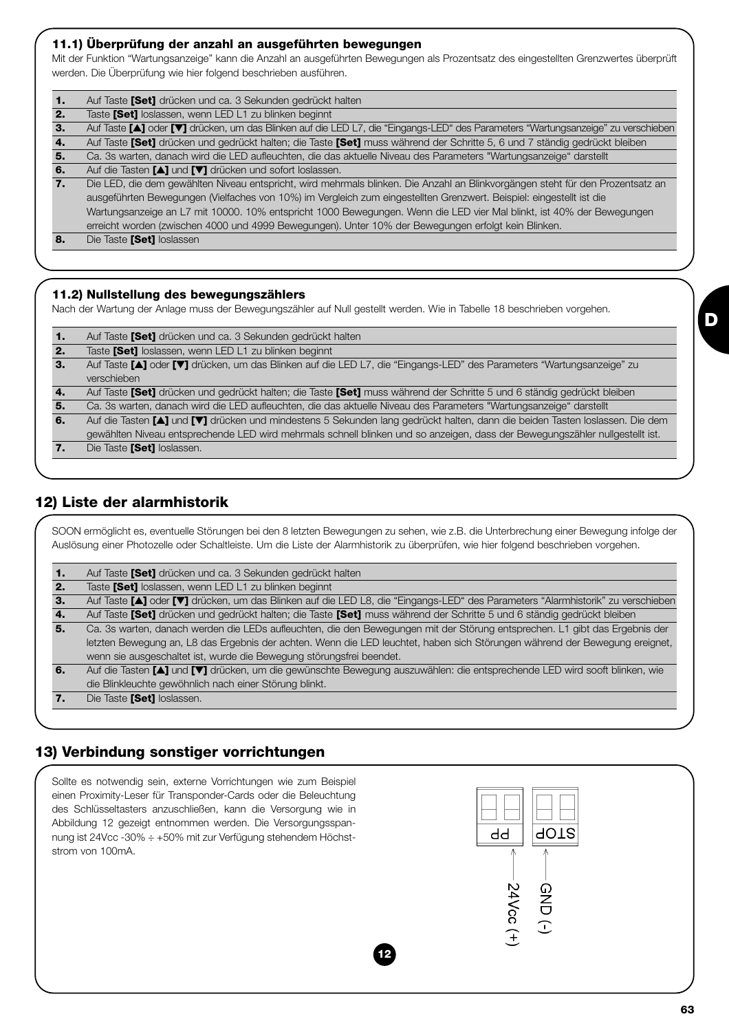### 11.1) Überprüfung der anzahl an ausgeführten bewegungen

Mit der Funktion "Wartungsanzeige" kann die Anzahl an ausgeführten Bewegungen als Prozentsatz des eingestellten Grenzwertes überprüft werden. Die Überprüfung wie hier folgend beschrieben ausführen.

| | |
|---|---|
| **1.** | Auf Taste **[Set]** drücken und ca. 3 Sekunden gedrückt halten |
| **2.** | Taste **[Set]** loslassen, wenn LED L1 zu blinken beginnt |
| **3.** | Auf Taste **[▲]** oder **[▼]** drücken, um das Blinken auf die LED L7, die "Eingangs-LED" des Parameters "Wartungsanzeige" zu verschieben |
| **4.** | Auf Taste **[Set]** drücken und gedrückt halten; die Taste **[Set]** muss während der Schritte 5, 6 und 7 ständig gedrückt bleiben |
| **5.** | Ca. 3s warten, danach wird die LED aufleuchten, die das aktuelle Niveau des Parameters "Wartungsanzeige" darstellt |
| **6.** | Auf die Tasten **[▲]** und **[▼]** drücken und sofort loslassen. |
| **7.** | Die LED, die dem gewählten Niveau entspricht, wird mehrmals blinken. Die Anzahl an Blinkvorgängen steht für den Prozentsatz an ausgeführten Bewegungen (Vielfaches von 10%) im Vergleich zum eingestellten Grenzwert. Beispiel: eingestellt ist die Wartungsanzeige an L7 mit 10000. 10% entspricht 1000 Bewegungen. Wenn die LED vier Mal blinkt, ist 40% der Bewegungen erreicht worden (zwischen 4000 und 4999 Bewegungen). Unter 10% der Bewegungen erfolgt kein Blinken. |
| **8.** | Die Taste **[Set]** loslassen |

### 11.2) Nullstellung des bewegungszählers

Nach der Wartung der Anlage muss der Bewegungszähler auf Null gestellt werden. Wie in Tabelle 18 beschrieben vorgehen.

| | |
|---|---|
| **1.** | Auf Taste **[Set]** drücken und ca. 3 Sekunden gedrückt halten |
| **2.** | Taste **[Set]** loslassen, wenn LED L1 zu blinken beginnt |
| **3.** | Auf Taste **[▲]** oder **[▼]** drücken, um das Blinken auf die LED L7, die "Eingangs-LED" des Parameters "Wartungsanzeige" zu verschieben |
| **4.** | Auf Taste **[Set]** drücken und gedrückt halten; die Taste **[Set]** muss während der Schritte 5 und 6 ständig gedrückt bleiben |
| **5.** | Ca. 3s warten, danach wird die LED aufleuchten, die das aktuelle Niveau des Parameters "Wartungsanzeige" darstellt |
| **6.** | Auf die Tasten **[▲]** und **[▼]** drücken und mindestens 5 Sekunden lang gedrückt halten, dann die beiden Tasten loslassen. Die dem gewählten Niveau entsprechende LED wird mehrmals schnell blinken und so anzeigen, dass der Bewegungszähler nullgestellt ist. |
| **7.** | Die Taste **[Set]** loslassen. |

## 12) Liste der alarmhistorik

SOON ermöglicht es, eventuelle Störungen bei den 8 letzten Bewegungen zu sehen, wie z.B. die Unterbrechung einer Bewegung infolge der Auslösung einer Photozelle oder Schaltleiste. Um die Liste der Alarmhistorik zu überprüfen, wie hier folgend beschrieben vorgehen.

| | |
|---|---|
| **1.** | Auf Taste **[Set]** drücken und ca. 3 Sekunden gedrückt halten |
| **2.** | Taste **[Set]** loslassen, wenn LED L1 zu blinken beginnt |
| **3.** | Auf Taste **[▲]** oder **[▼]** drücken, um das Blinken auf die LED L8, die "Eingangs-LED" des Parameters "Alarmhistorik" zu verschieben |
| **4.** | Auf Taste **[Set]** drücken und gedrückt halten; die Taste **[Set]** muss während der Schritte 5 und 6 ständig gedrückt bleiben |
| **5.** | Ca. 3s warten, danach werden die LEDs aufleuchten, die den Bewegungen mit der Störung entsprechen. L1 gibt das Ergebnis der letzten Bewegung an, L8 das Ergebnis der achten. Wenn die LED leuchtet, haben sich Störungen während der Bewegung ereignet, wenn sie ausgeschaltet ist, wurde die Bewegung störungsfrei beendet. |
| **6.** | Auf die Tasten **[▲]** und **[▼]** drücken, um die gewünschte Bewegung auszuwählen: die entsprechende LED wird sooft blinken, wie die Blinkleuchte gewöhnlich nach einer Störung blinkt. |
| **7.** | Die Taste **[Set]** loslassen. |

## 13) Verbindung sonstiger vorrichtungen

Sollte es notwendig sein, externe Vorrichtungen wie zum Beispiel einen Proximity-Leser für Transponder-Cards oder die Beleuchtung des Schlüsseltasters anzuschließen, kann die Versorgung wie in Abbildung 12 gezeigt entnommen werden. Die Versorgungsspannung ist 24Vcc -30% ÷ +50% mit zur Verfügung stehendem Höchststrom von 100mA.

PP — 24Vcc (+)

STOP — GND (-)

12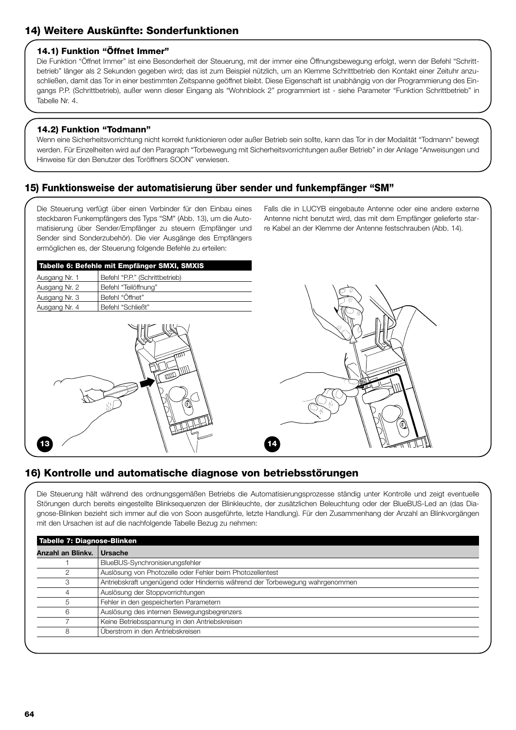## 14) Weitere Auskünfte: Sonderfunktionen

### 14.1) Funktion "Öffnet Immer"

Die Funktion "Öffnet Immer" ist eine Besonderheit der Steuerung, mit der immer eine Öffnungsbewegung erfolgt, wenn der Befehl "Schrittbetrieb" länger als 2 Sekunden gegeben wird; das ist zum Beispiel nützlich, um an Klemme Schrittbetrieb den Kontakt einer Zeituhr anzuschließen, damit das Tor in einer bestimmten Zeitspanne geöffnet bleibt. Diese Eigenschaft ist unabhängig von der Programmierung des Eingangs P.P. (Schrittbetrieb), außer wenn dieser Eingang als "Wohnblock 2" programmiert ist - siehe Parameter "Funktion Schrittbetrieb" in Tabelle Nr. 4.

### 14.2) Funktion "Todmann"

Wenn eine Sicherheitsvorrichtung nicht korrekt funktionieren oder außer Betrieb sein sollte, kann das Tor in der Modalität "Todmann" bewegt werden. Für Einzelheiten wird auf den Paragraph "Torbewegung mit Sicherheitsvorrichtungen außer Betrieb" in der Anlage "Anweisungen und Hinweise für den Benutzer des Toröffners SOON" verwiesen.

## 15) Funktionsweise der automatisierung über sender und funkempfänger "SM"

Die Steuerung verfügt über einen Verbinder für den Einbau eines steckbaren Funkempfängers des Typs "SM" (Abb. 13), um die Automatisierung über Sender/Empfänger zu steuern (Empfänger und Sender sind Sonderzubehör). Die vier Ausgänge des Empfängers ermöglichen es, der Steuerung folgende Befehle zu erteilen:

**Tabelle 6: Befehle mit Empfänger SMXI, SMXIS**

| | |
|---|---|
| Ausgang Nr. 1 | Befehl "P.P." (Schrittbetrieb) |
| Ausgang Nr. 2 | Befehl "Teilöffnung" |
| Ausgang Nr. 3 | Befehl "Öffnet" |
| Ausgang Nr. 4 | Befehl "Schließt" |

Falls die in LUCYB eingebaute Antenne oder eine andere externe Antenne nicht benutzt wird, das mit dem Empfänger gelieferte starre Kabel an der Klemme der Antenne festschrauben (Abb. 14).

13

14

## 16) Kontrolle und automatische diagnose von betriebsstörungen

Die Steuerung hält während des ordnungsgemäßen Betriebs die Automatisierungsprozesse ständig unter Kontrolle und zeigt eventuelle Störungen durch bereits eingestellte Blinksequenzen der Blinkleuchte, der zusätzlichen Beleuchtung oder der BlueBUS-Led an (das Diagnose-Blinken bezieht sich immer auf die von Soon ausgeführte, letzte Handlung). Für den Zusammenhang der Anzahl an Blinkvorgängen mit den Ursachen ist auf die nachfolgende Tabelle Bezug zu nehmen:

**Tabelle 7: Diagnose-Blinken**

| Anzahl an Blinkv. | Ursache |
|---|---|
| 1 | BlueBUS-Synchronisierungsfehler |
| 2 | Auslösung von Photozelle oder Fehler beim Photozellentest |
| 3 | Antriebskraft ungenügend oder Hindernis während der Torbewegung wahrgenommen |
| 4 | Auslösung der Stoppvorrichtungen |
| 5 | Fehler in den gespeicherten Parametern |
| 6 | Auslösung des internen Bewegungsbegrenzers |
| 7 | Keine Betriebsspannung in den Antriebskreisen |
| 8 | Überstrom in den Antriebskreisen |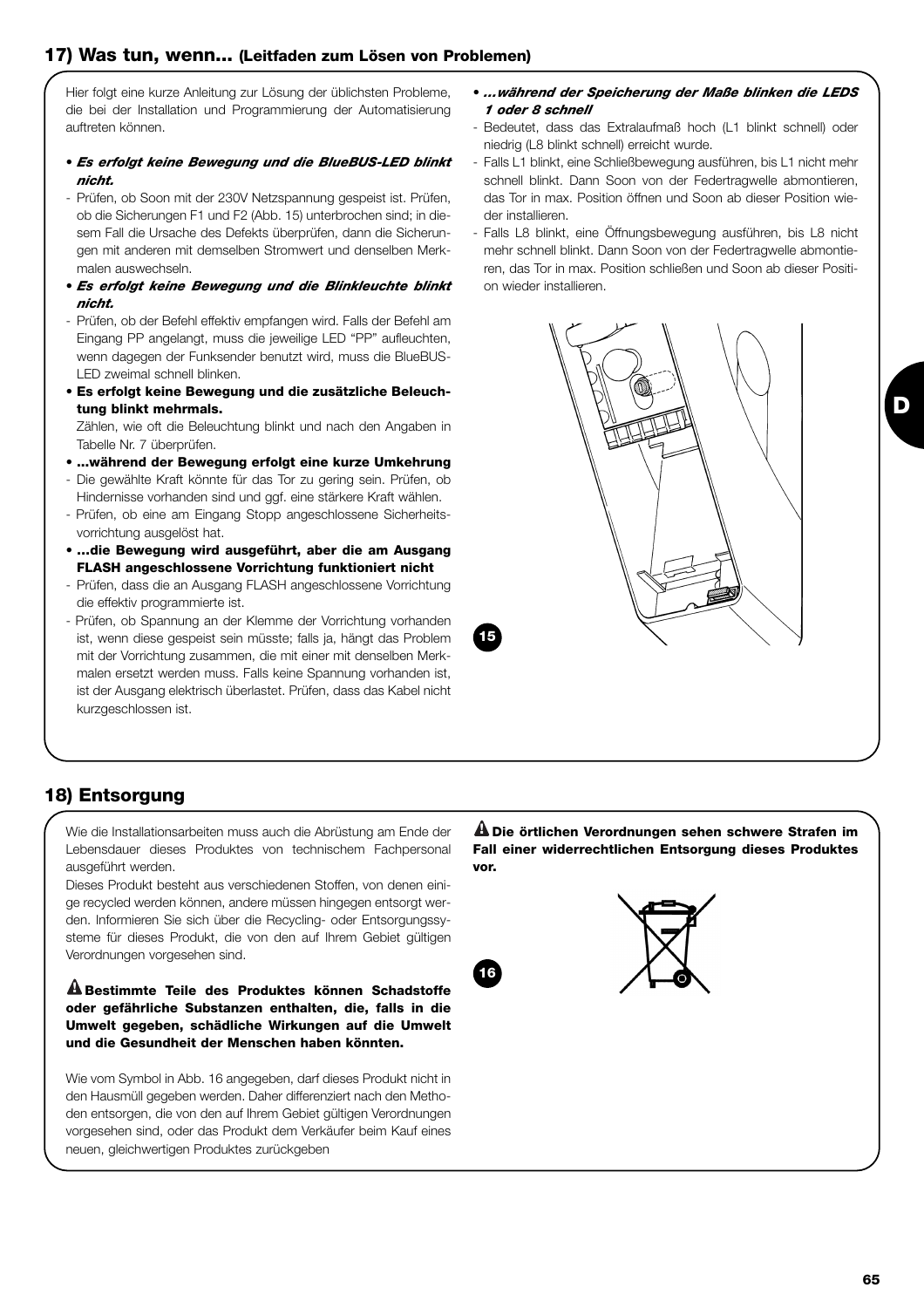## 17) Was tun, wenn... (Leitfaden zum Lösen von Problemen)

Hier folgt eine kurze Anleitung zur Lösung der üblichsten Probleme, die bei der Installation und Programmierung der Automatisierung auftreten können.

- ***Es erfolgt keine Bewegung und die BlueBUS-LED blinkt nicht.***
- Prüfen, ob Soon mit der 230V Netzspannung gespeist ist. Prüfen, ob die Sicherungen F1 und F2 (Abb. 15) unterbrochen sind; in diesem Fall die Ursache des Defekts überprüfen, dann die Sicherungen mit anderen mit demselben Stromwert und denselben Merkmalen auswechseln.
- ***Es erfolgt keine Bewegung und die Blinkleuchte blinkt nicht.***
- Prüfen, ob der Befehl effektiv empfangen wird. Falls der Befehl am Eingang PP angelangt, muss die jeweilige LED "PP" aufleuchten, wenn dagegen der Funksender benutzt wird, muss die BlueBUS-LED zweimal schnell blinken.
- **Es erfolgt keine Bewegung und die zusätzliche Beleuchtung blinkt mehrmals.**
  Zählen, wie oft die Beleuchtung blinkt und nach den Angaben in Tabelle Nr. 7 überprüfen.
- **...während der Bewegung erfolgt eine kurze Umkehrung**
- Die gewählte Kraft könnte für das Tor zu gering sein. Prüfen, ob Hindernisse vorhanden sind und ggf. eine stärkere Kraft wählen.
- Prüfen, ob eine am Eingang Stopp angeschlossene Sicherheitsvorrichtung ausgelöst hat.
- **...die Bewegung wird ausgeführt, aber die am Ausgang FLASH angeschlossene Vorrichtung funktioniert nicht**
- Prüfen, dass die an Ausgang FLASH angeschlossene Vorrichtung die effektiv programmierte ist.
- Prüfen, ob Spannung an der Klemme der Vorrichtung vorhanden ist, wenn diese gespeist sein müsste; falls ja, hängt das Problem mit der Vorrichtung zusammen, die mit einer mit denselben Merkmalen ersetzt werden muss. Falls keine Spannung vorhanden ist, ist der Ausgang elektrisch überlastet. Prüfen, dass das Kabel nicht kurzgeschlossen ist.
- ***...während der Speicherung der Maße blinken die LEDS 1 oder 8 schnell***
- Bedeutet, dass das Extralaufmaß hoch (L1 blinkt schnell) oder niedrig (L8 blinkt schnell) erreicht wurde.
- Falls L1 blinkt, eine Schließbewegung ausführen, bis L1 nicht mehr schnell blinkt. Dann Soon von der Federtragwelle abmontieren, das Tor in max. Position öffnen und Soon ab dieser Position wieder installieren.
- Falls L8 blinkt, eine Öffnungsbewegung ausführen, bis L8 nicht mehr schnell blinkt. Dann Soon von der Federtragwelle abmontieren, das Tor in max. Position schließen und Soon ab dieser Position wieder installieren.

15

## 18) Entsorgung

Wie die Installationsarbeiten muss auch die Abrüstung am Ende der Lebensdauer dieses Produktes von technischem Fachpersonal ausgeführt werden.

Dieses Produkt besteht aus verschiedenen Stoffen, von denen einige recycled werden können, andere müssen hingegen entsorgt werden. Informieren Sie sich über die Recycling- oder Entsorgungssysteme für dieses Produkt, die von den auf Ihrem Gebiet gültigen Verordnungen vorgesehen sind.

⚠ **Bestimmte Teile des Produktes können Schadstoffe oder gefährliche Substanzen enthalten, die, falls in die Umwelt gegeben, schädliche Wirkungen auf die Umwelt und die Gesundheit der Menschen haben könnten.**

Wie vom Symbol in Abb. 16 angegeben, darf dieses Produkt nicht in den Hausmüll gegeben werden. Daher differenziert nach den Methoden entsorgen, die von den auf Ihrem Gebiet gültigen Verordnungen vorgesehen sind, oder das Produkt dem Verkäufer beim Kauf eines neuen, gleichwertigen Produktes zurückgeben

⚠ **Die örtlichen Verordnungen sehen schwere Strafen im Fall einer widerrechtlichen Entsorgung dieses Produktes vor.**

16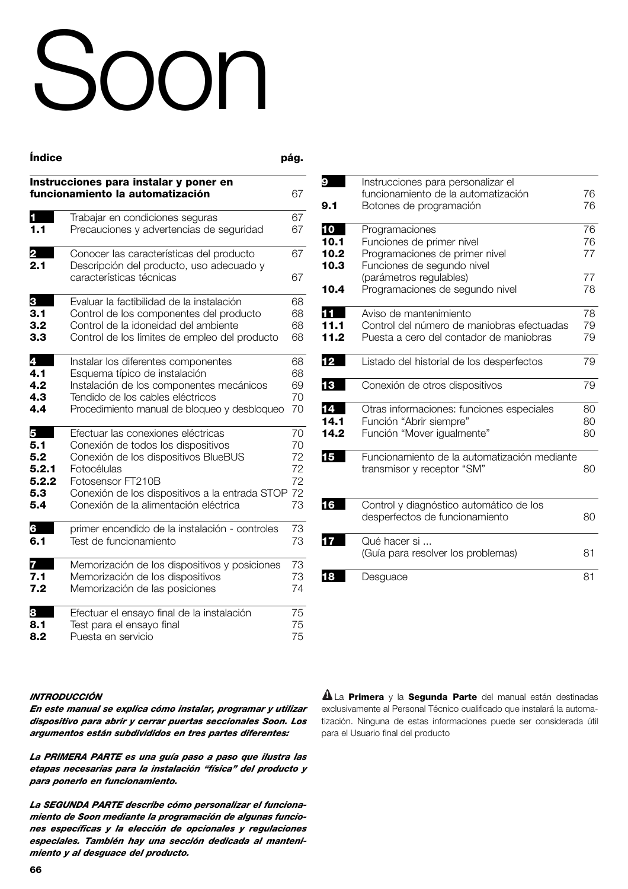# Soon

| Índice | | pág. |
|---|---|---|
| **Instrucciones para instalar y poner en funcionamiento la automatización** | | 67 |
| **1** | Trabajar en condiciones seguras | 67 |
| **1.1** | Precauciones y advertencias de seguridad | 67 |
| **2** | Conocer las características del producto | 67 |
| **2.1** | Descripción del producto, uso adecuado y características técnicas | 67 |
| **3** | Evaluar la factibilidad de la instalación | 68 |
| **3.1** | Control de los componentes del producto | 68 |
| **3.2** | Control de la idoneidad del ambiente | 68 |
| **3.3** | Control de los límites de empleo del producto | 68 |
| **4** | Instalar los diferentes componentes | 68 |
| **4.1** | Esquema típico de instalación | 68 |
| **4.2** | Instalación de los componentes mecánicos | 69 |
| **4.3** | Tendido de los cables eléctricos | 70 |
| **4.4** | Procedimiento manual de bloqueo y desbloqueo | 70 |
| **5** | Efectuar las conexiones eléctricas | 70 |
| **5.1** | Conexión de todos los dispositivos | 70 |
| **5.2** | Conexión de los dispositivos BlueBUS | 72 |
| **5.2.1** | Fotocélulas | 72 |
| **5.2.2** | Fotosensor FT210B | 72 |
| **5.3** | Conexión de los dispositivos a la entrada STOP | 72 |
| **5.4** | Conexión de la alimentación eléctrica | 73 |
| **6** | primer encendido de la instalación - controles | 73 |
| **6.1** | Test de funcionamiento | 73 |
| **7** | Memorización de los dispositivos y posiciones | 73 |
| **7.1** | Memorización de los dispositivos | 73 |
| **7.2** | Memorización de las posiciones | 74 |
| **8** | Efectuar el ensayo final de la instalación | 75 |
| **8.1** | Test para el ensayo final | 75 |
| **8.2** | Puesta en servicio | 75 |
| **9** | Instrucciones para personalizar el funcionamiento de la automatización | 76 |
| **9.1** | Botones de programación | 76 |
| **10** | Programaciones | 76 |
| **10.1** | Funciones de primer nivel | 76 |
| **10.2** | Programaciones de primer nivel | 77 |
| **10.3** | Funciones de segundo nivel (parámetros regulables) | 77 |
| **10.4** | Programaciones de segundo nivel | 78 |
| **11** | Aviso de mantenimiento | 78 |
| **11.1** | Control del número de maniobras efectuadas | 79 |
| **11.2** | Puesta a cero del contador de maniobras | 79 |
| **12** | Listado del historial de los desperfectos | 79 |
| **13** | Conexión de otros dispositivos | 79 |
| **14** | Otras informaciones: funciones especiales | 80 |
| **14.1** | Función "Abrir siempre" | 80 |
| **14.2** | Función "Mover igualmente" | 80 |
| **15** | Funcionamiento de la automatización mediante transmisor y receptor "SM" | 80 |
| **16** | Control y diagnóstico automático de los desperfectos de funcionamiento | 80 |
| **17** | Qué hacer si ... (Guía para resolver los problemas) | 81 |
| **18** | Desguace | 81 |

***INTRODUCCIÓN***

***En este manual se explica cómo instalar, programar y utilizar dispositivo para abrir y cerrar puertas seccionales Soon. Los argumentos están subdivididos en tres partes diferentes:***

***La PRIMERA PARTE es una guía paso a paso que ilustra las etapas necesarias para la instalación "física" del producto y para ponerlo en funcionamiento.***

***La SEGUNDA PARTE describe cómo personalizar el funcionamiento de Soon mediante la programación de algunas funciones específicas y la elección de opcionales y regulaciones especiales. También hay una sección dedicada al mantenimiento y al desguace del producto.***

⚠ La **Primera** y la **Segunda Parte** del manual están destinadas exclusivamente al Personal Técnico cualificado que instalará la automatización. Ninguna de estas informaciones puede ser considerada útil para el Usuario final del producto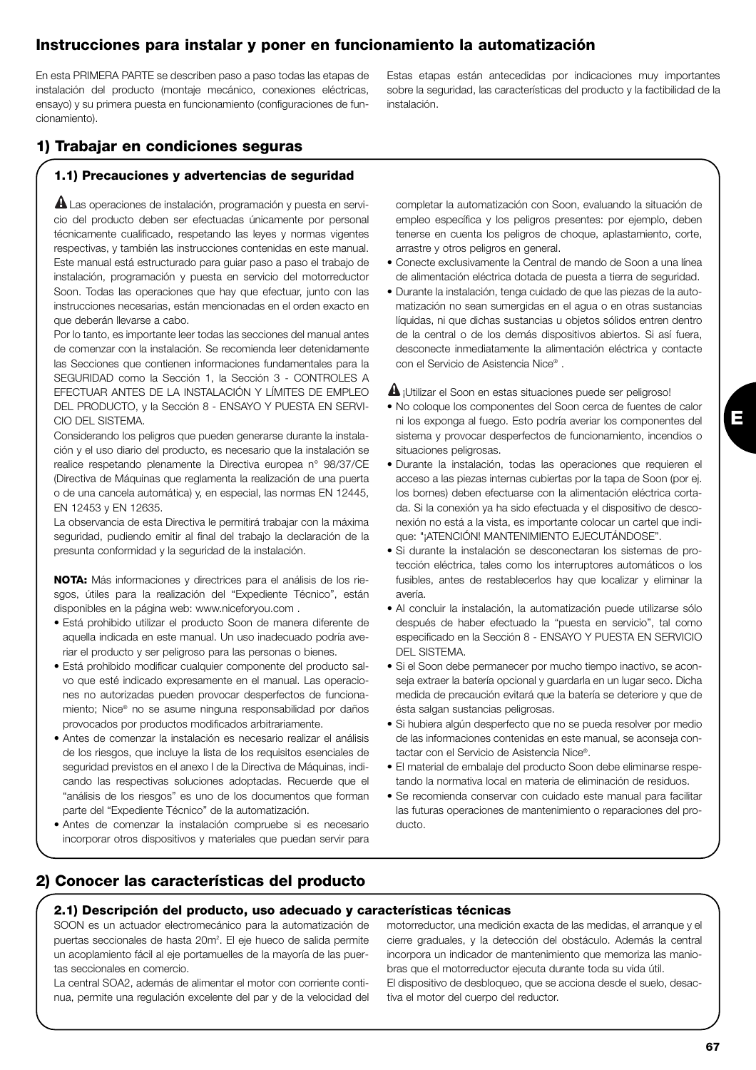## Instrucciones para instalar y poner en funcionamiento la automatización

En esta PRIMERA PARTE se describen paso a paso todas las etapas de instalación del producto (montaje mecánico, conexiones eléctricas, ensayo) y su primera puesta en funcionamiento (configuraciones de funcionamiento).

Estas etapas están antecedidas por indicaciones muy importantes sobre la seguridad, las características del producto y la factibilidad de la instalación.

## 1) Trabajar en condiciones seguras

### 1.1) Precauciones y advertencias de seguridad

⚠ Las operaciones de instalación, programación y puesta en servicio del producto deben ser efectuadas únicamente por personal técnicamente cualificado, respetando las leyes y normas vigentes respectivas, y también las instrucciones contenidas en este manual. Este manual está estructurado para guiar paso a paso el trabajo de instalación, programación y puesta en servicio del motorreductor Soon. Todas las operaciones que hay que efectuar, junto con las instrucciones necesarias, están mencionadas en el orden exacto en que deberán llevarse a cabo.

Por lo tanto, es importante leer todas las secciones del manual antes de comenzar con la instalación. Se recomienda leer detenidamente las Secciones que contienen informaciones fundamentales para la SEGURIDAD como la Sección 1, la Sección 3 - CONTROLES A EFECTUAR ANTES DE LA INSTALACIÓN Y LÍMITES DE EMPLEO DEL PRODUCTO, y la Sección 8 - ENSAYO Y PUESTA EN SERVICIO DEL SISTEMA.

Considerando los peligros que pueden generarse durante la instalación y el uso diario del producto, es necesario que la instalación se realice respetando plenamente la Directiva europea n° 98/37/CE (Directiva de Máquinas que reglamenta la realización de una puerta o de una cancela automática) y, en especial, las normas EN 12445, EN 12453 y EN 12635.

La observancia de esta Directiva le permitirá trabajar con la máxima seguridad, pudiendo emitir al final del trabajo la declaración de la presunta conformidad y la seguridad de la instalación.

**NOTA:** Más informaciones y directrices para el análisis de los riesgos, útiles para la realización del "Expediente Técnico", están disponibles en la página web: www.niceforyou.com .

- Está prohibido utilizar el producto Soon de manera diferente de aquella indicada en este manual. Un uso inadecuado podría averiar el producto y ser peligroso para las personas o bienes.
- Está prohibido modificar cualquier componente del producto salvo que esté indicado expresamente en el manual. Las operaciones no autorizadas pueden provocar desperfectos de funcionamiento; Nice® no se asume ninguna responsabilidad por daños provocados por productos modificados arbitrariamente.
- Antes de comenzar la instalación es necesario realizar el análisis de los riesgos, que incluye la lista de los requisitos esenciales de seguridad previstos en el anexo I de la Directiva de Máquinas, indicando las respectivas soluciones adoptadas. Recuerde que el "análisis de los riesgos" es uno de los documentos que forman parte del "Expediente Técnico" de la automatización.
- Antes de comenzar la instalación compruebe si es necesario incorporar otros dispositivos y materiales que puedan servir para completar la automatización con Soon, evaluando la situación de empleo específica y los peligros presentes: por ejemplo, deben tenerse en cuenta los peligros de choque, aplastamiento, corte, arrastre y otros peligros en general.
- Conecte exclusivamente la Central de mando de Soon a una línea de alimentación eléctrica dotada de puesta a tierra de seguridad.
- Durante la instalación, tenga cuidado de que las piezas de la automatización no sean sumergidas en el agua o en otras sustancias líquidas, ni que dichas sustancias u objetos sólidos entren dentro de la central o de los demás dispositivos abiertos. Si así fuera, desconecte inmediatamente la alimentación eléctrica y contacte con el Servicio de Asistencia Nice®.

⚠ ¡Utilizar el Soon en estas situaciones puede ser peligroso!

- No coloque los componentes del Soon cerca de fuentes de calor ni los exponga al fuego. Esto podría averiar los componentes del sistema y provocar desperfectos de funcionamiento, incendios o situaciones peligrosas.
- Durante la instalación, todas las operaciones que requieren el acceso a las piezas internas cubiertas por la tapa de Soon (por ej. los bornes) deben efectuarse con la alimentación eléctrica cortada. Si la conexión ya ha sido efectuada y el dispositivo de desconexión no está a la vista, es importante colocar un cartel que indique: "¡ATENCIÓN! MANTENIMIENTO EJECUTÁNDOSE".
- Si durante la instalación se desconectaran los sistemas de protección eléctrica, tales como los interruptores automáticos o los fusibles, antes de restablecerlos hay que localizar y eliminar la avería.
- Al concluir la instalación, la automatización puede utilizarse sólo después de haber efectuado la "puesta en servicio", tal como especificado en la Sección 8 - ENSAYO Y PUESTA EN SERVICIO DEL SISTEMA.
- Si el Soon debe permanecer por mucho tiempo inactivo, se aconseja extraer la batería opcional y guardarla en un lugar seco. Dicha medida de precaución evitará que la batería se deteriore y que de ésta salgan sustancias peligrosas.
- Si hubiera algún desperfecto que no se pueda resolver por medio de las informaciones contenidas en este manual, se aconseja contactar con el Servicio de Asistencia Nice®.
- El material de embalaje del producto Soon debe eliminarse respetando la normativa local en materia de eliminación de residuos.
- Se recomienda conservar con cuidado este manual para facilitar las futuras operaciones de mantenimiento o reparaciones del producto.

## 2) Conocer las características del producto

### 2.1) Descripción del producto, uso adecuado y características técnicas

SOON es un actuador electromecánico para la automatización de puertas seccionales de hasta 20m². El eje hueco de salida permite un acoplamiento fácil al eje portamuelles de la mayoría de las puertas seccionales en comercio.

La central SOA2, además de alimentar el motor con corriente continua, permite una regulación excelente del par y de la velocidad del motorreductor, una medición exacta de las medidas, el arranque y el cierre graduales, y la detección del obstáculo. Además la central incorpora un indicador de mantenimiento que memoriza las maniobras que el motorreductor ejecuta durante toda su vida útil.

El dispositivo de desbloqueo, que se acciona desde el suelo, desactiva el motor del cuerpo del reductor.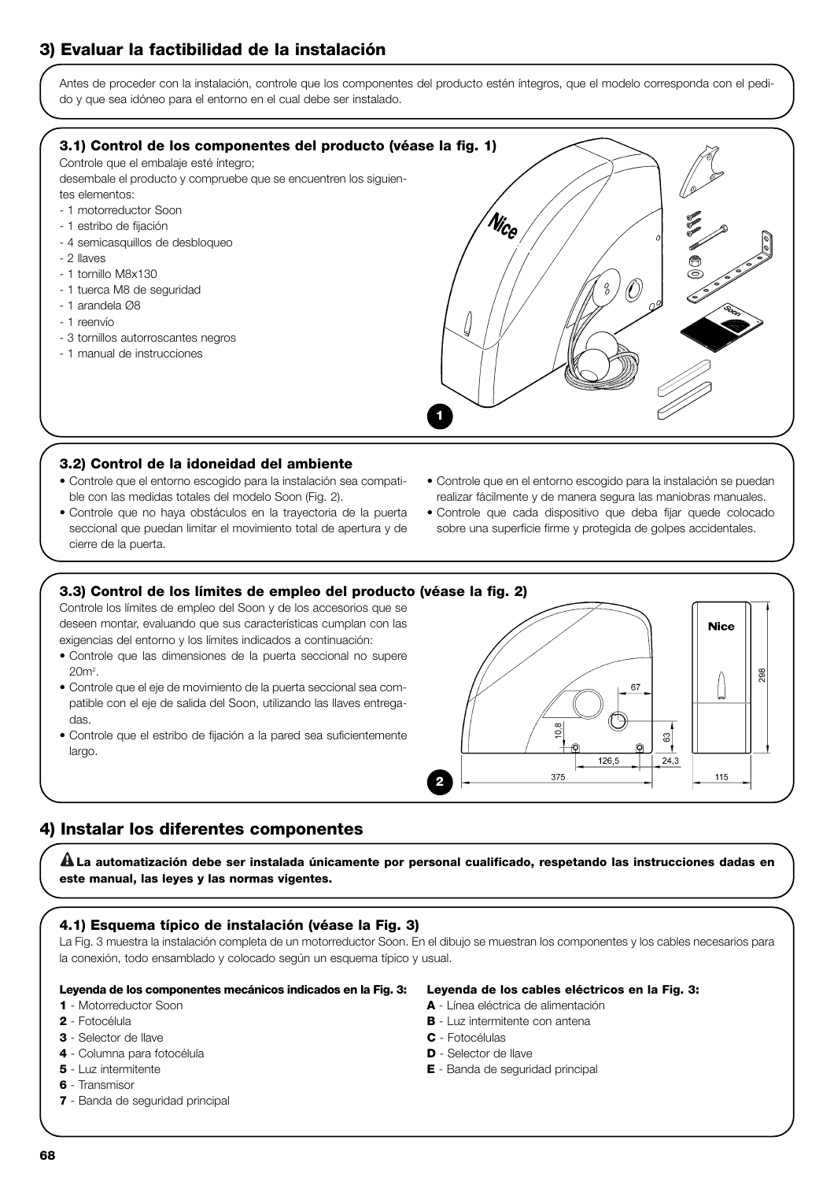## 3) Evaluar la factibilidad de la instalación

Antes de proceder con la instalación, controle que los componentes del producto estén íntegros, que el modelo corresponda con el pedido y que sea idóneo para el entorno en el cual debe ser instalado.

### 3.1) Control de los componentes del producto (véase la fig. 1)

Controle que el embalaje esté íntegro;
desembale el producto y compruebe que se encuentren los siguientes elementos:

- 1 motorreductor Soon
- 1 estribo de fijación
- 4 semicasquillos de desbloqueo
- 2 llaves
- 1 tornillo M8x130
- 1 tuerca M8 de seguridad
- 1 arandela Ø8
- 1 reenvío
- 3 tornillos autorroscantes negros
- 1 manual de instrucciones

1

### 3.2) Control de la idoneidad del ambiente

- Controle que el entorno escogido para la instalación sea compatible con las medidas totales del modelo Soon (Fig. 2).
- Controle que no haya obstáculos en la trayectoria de la puerta seccional que puedan limitar el movimiento total de apertura y de cierre de la puerta.
- Controle que en el entorno escogido para la instalación se puedan realizar fácilmente y de manera segura las maniobras manuales.
- Controle que cada dispositivo que deba fijar quede colocado sobre una superficie firme y protegida de golpes accidentales.

### 3.3) Control de los límites de empleo del producto (véase la fig. 2)

Controle los límites de empleo del Soon y de los accesorios que se deseen montar, evaluando que sus características cumplan con las exigencias del entorno y los límites indicados a continuación:

- Controle que las dimensiones de la puerta seccional no supere 20m².
- Controle que el eje de movimiento de la puerta seccional sea compatible con el eje de salida del Soon, utilizando las llaves entregadas.
- Controle que el estribo de fijación a la pared sea suficientemente largo.

2

## 4) Instalar los diferentes componentes

⚠ **La automatización debe ser instalada únicamente por personal cualificado, respetando las instrucciones dadas en este manual, las leyes y las normas vigentes.**

### 4.1) Esquema típico de instalación (véase la Fig. 3)

La Fig. 3 muestra la instalación completa de un motorreductor Soon. En el dibujo se muestran los componentes y los cables necesarios para la conexión, todo ensamblado y colocado según un esquema típico y usual.

**Leyenda de los componentes mecánicos indicados en la Fig. 3:**

**1** - Motorreductor Soon
**2** - Fotocélula
**3** - Selector de llave
**4** - Columna para fotocélula
**5** - Luz intermitente
**6** - Transmisor
**7** - Banda de seguridad principal

**Leyenda de los cables eléctricos en la Fig. 3:**

**A** - Línea eléctrica de alimentación
**B** - Luz intermitente con antena
**C** - Fotocélulas
**D** - Selector de llave
**E** - Banda de seguridad principal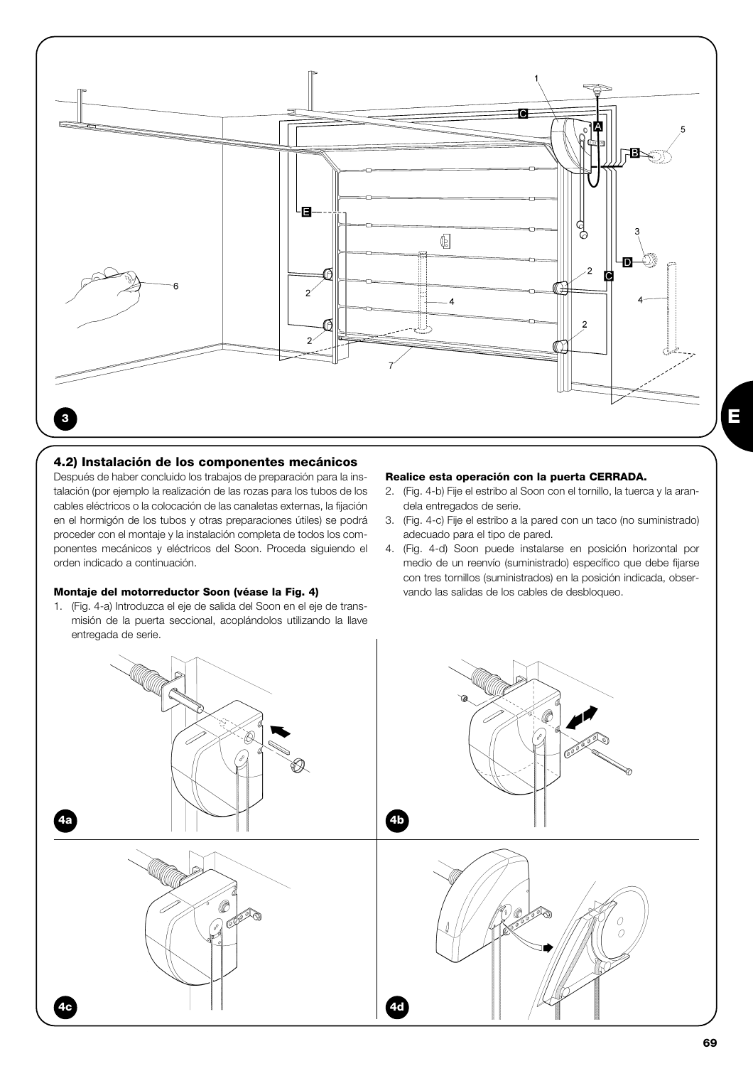## 4.2) Instalación de los componentes mecánicos

Después de haber concluido los trabajos de preparación para la instalación (por ejemplo la realización de las rozas para los tubos de los cables eléctricos o la colocación de las canaletas externas, la fijación en el hormigón de los tubos y otras preparaciones útiles) se podrá proceder con el montaje y la instalación completa de todos los componentes mecánicos y eléctricos del Soon. Proceda siguiendo el orden indicado a continuación.

**Montaje del motorreductor Soon (véase la Fig. 4)**

1. (Fig. 4-a) Introduzca el eje de salida del Soon en el eje de transmisión de la puerta seccional, acoplándolos utilizando la llave entregada de serie.

**Realice esta operación con la puerta CERRADA.**

2. (Fig. 4-b) Fije el estribo al Soon con el tornillo, la tuerca y la arandela entregados de serie.
3. (Fig. 4-c) Fije el estribo a la pared con un taco (no suministrado) adecuado para el tipo de pared.
4. (Fig. 4-d) Soon puede instalarse en posición horizontal por medio de un reenvío (suministrado) específico que debe fijarse con tres tornillos (suministrados) en la posición indicada, observando las salidas de los cables de desbloqueo.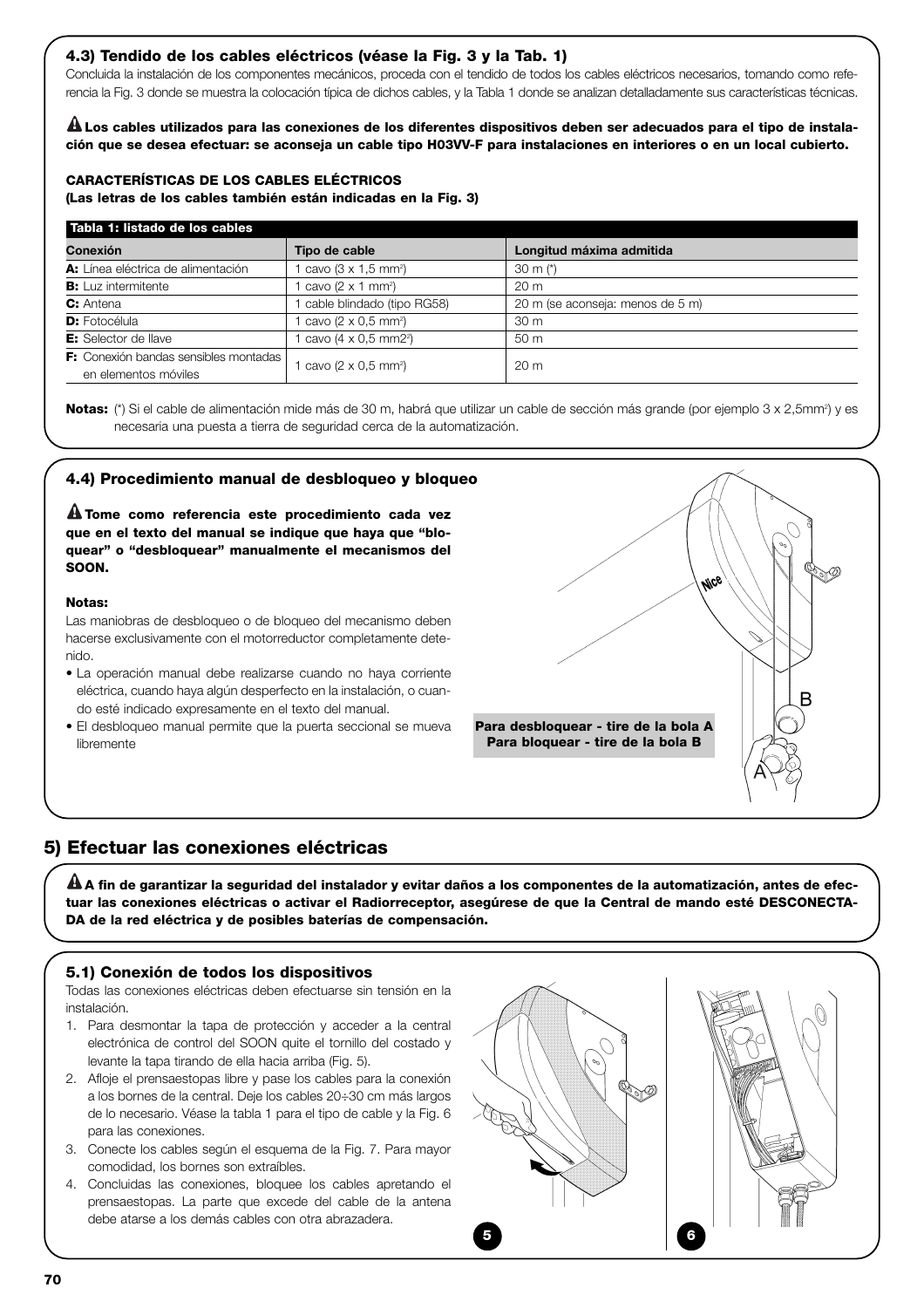### 4.3) Tendido de los cables eléctricos (véase la Fig. 3 y la Tab. 1)

Concluida la instalación de los componentes mecánicos, proceda con el tendido de todos los cables eléctricos necesarios, tomando como referencia la Fig. 3 donde se muestra la colocación típica de dichos cables, y la Tabla 1 donde se analizan detalladamente sus características técnicas.

**⚠ Los cables utilizados para las conexiones de los diferentes dispositivos deben ser adecuados para el tipo de instalación que se desea efectuar: se aconseja un cable tipo H03VV-F para instalaciones en interiores o en un local cubierto.**

**CARACTERÍSTICAS DE LOS CABLES ELÉCTRICOS**
**(Las letras de los cables también están indicadas en la Fig. 3)**

**Tabla 1: listado de los cables**

| Conexión | Tipo de cable | Longitud máxima admitida |
|---|---|---|
| **A:** Línea eléctrica de alimentación | 1 cavo (3 x 1,5 mm²) | 30 m (*) |
| **B:** Luz intermitente | 1 cavo (2 x 1 mm²) | 20 m |
| **C:** Antena | 1 cable blindado (tipo RG58) | 20 m (se aconseja: menos de 5 m) |
| **D:** Fotocélula | 1 cavo (2 x 0,5 mm²) | 30 m |
| **E:** Selector de llave | 1 cavo (4 x 0,5 mm2²) | 50 m |
| **F:** Conexión bandas sensibles montadas en elementos móviles | 1 cavo (2 x 0,5 mm²) | 20 m |

**Notas:** (*) Si el cable de alimentación mide más de 30 m, habrá que utilizar un cable de sección más grande (por ejemplo 3 x 2,5mm²) y es necesaria una puesta a tierra de seguridad cerca de la automatización.

### 4.4) Procedimiento manual de desbloqueo y bloqueo

**⚠ Tome como referencia este procedimiento cada vez que en el texto del manual se indique que haya que “bloquear” o “desbloquear” manualmente el mecanismos del SOON.**

**Notas:**

Las maniobras de desbloqueo o de bloqueo del mecanismo deben hacerse exclusivamente con el motorreductor completamente detenido.

- La operación manual debe realizarse cuando no haya corriente eléctrica, cuando haya algún desperfecto en la instalación, o cuando esté indicado expresamente en el texto del manual.
- El desbloqueo manual permite que la puerta seccional se mueva libremente

**Para desbloquear - tire de la bola A**
**Para bloquear - tire de la bola B**

## 5) Efectuar las conexiones eléctricas

**⚠ A fin de garantizar la seguridad del instalador y evitar daños a los componentes de la automatización, antes de efectuar las conexiones eléctricas o activar el Radiorreceptor, asegúrese de que la Central de mando esté DESCONECTADA de la red eléctrica y de posibles baterías de compensación.**

### 5.1) Conexión de todos los dispositivos

Todas las conexiones eléctricas deben efectuarse sin tensión en la instalación.

1. Para desmontar la tapa de protección y acceder a la central electrónica de control del SOON quite el tornillo del costado y levante la tapa tirando de ella hacia arriba (Fig. 5).
2. Afloje el prensaestopas libre y pase los cables para la conexión a los bornes de la central. Deje los cables 20÷30 cm más largos de lo necesario. Véase la tabla 1 para el tipo de cable y la Fig. 6 para las conexiones.
3. Conecte los cables según el esquema de la Fig. 7. Para mayor comodidad, los bornes son extraíbles.
4. Concluidas las conexiones, bloquee los cables apretando el prensaestopas. La parte que excede del cable de la antena debe atarse a los demás cables con otra abrazadera.

5

6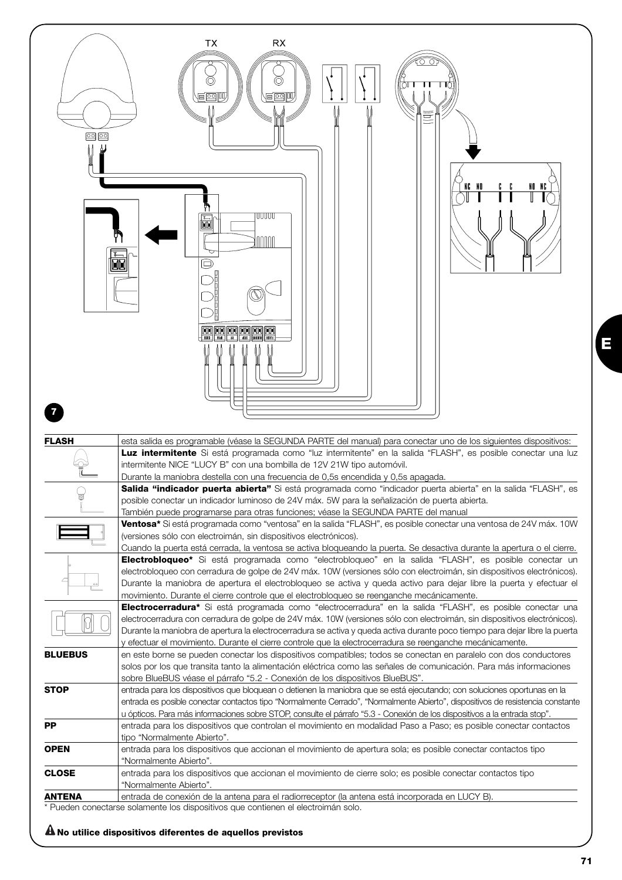7

| | |
|---|---|
| **FLASH** | esta salida es programable (véase la SEGUNDA PARTE del manual) para conectar uno de los siguientes dispositivos: |
| | **Luz intermitente** Si está programada como "luz intermitente" en la salida "FLASH", es posible conectar una luz intermitente NICE "LUCY B" con una bombilla de 12V 21W tipo automóvil. Durante la maniobra destella con una frecuencia de 0,5s encendida y 0,5s apagada. |
| | **Salida "indicador puerta abierta"** Si está programada como "indicador puerta abierta" en la salida "FLASH", es posible conectar un indicador luminoso de 24V máx. 5W para la señalización de puerta abierta. También puede programarse para otras funciones; véase la SEGUNDA PARTE del manual |
| | **Ventosa*** Si está programada como "ventosa" en la salida "FLASH", es posible conectar una ventosa de 24V máx. 10W (versiones sólo con electroimán, sin dispositivos electrónicos). Cuando la puerta está cerrada, la ventosa se activa bloqueando la puerta. Se desactiva durante la apertura o el cierre. |
| | **Electrobloqueo*** Si está programada como "electrobloqueo" en la salida "FLASH", es posible conectar un electrobloqueo con cerradura de golpe de 24V máx. 10W (versiones sólo con electroimán, sin dispositivos electrónicos). Durante la maniobra de apertura el electrobloqueo se activa y queda activo para dejar libre la puerta y efectuar el movimiento. Durante el cierre controle que el electrobloqueo se reenganche mecánicamente. |
| | **Electrocerradura*** Si está programada como "electrocerradura" en la salida "FLASH", es posible conectar una electrocerradura con cerradura de golpe de 24V máx. 10W (versiones sólo con electroimán, sin dispositivos electrónicos). Durante la maniobra de apertura la electrocerradura se activa y queda activa durante poco tiempo para dejar libre la puerta y efectuar el movimiento. Durante el cierre controle que la electrocerradura se reenganche mecánicamente. |
| **BLUEBUS** | en este borne se pueden conectar los dispositivos compatibles; todos se conectan en paralelo con dos conductores solos por los que transita tanto la alimentación eléctrica como las señales de comunicación. Para más informaciones sobre BlueBUS véase el párrafo "5.2 - Conexión de los dispositivos BlueBUS". |
| **STOP** | entrada para los dispositivos que bloquean o detienen la maniobra que se está ejecutando; con soluciones oportunas en la entrada es posible conectar contactos tipo "Normalmente Cerrado", "Normalmente Abierto", dispositivos de resistencia constante u ópticos. Para más informaciones sobre STOP, consulte el párrafo "5.3 - Conexión de los dispositivos a la entrada stop". |
| **PP** | entrada para los dispositivos que controlan el movimiento en modalidad Paso a Paso; es posible conectar contactos tipo "Normalmente Abierto". |
| **OPEN** | entrada para los dispositivos que accionan el movimiento de apertura sola; es posible conectar contactos tipo "Normalmente Abierto". |
| **CLOSE** | entrada para los dispositivos que accionan el movimiento de cierre solo; es posible conectar contactos tipo "Normalmente Abierto". |
| **ANTENA** | entrada de conexión de la antena para el radiorreceptor (la antena está incorporada en LUCY B). |

\* Pueden conectarse solamente los dispositivos que contienen el electroimán solo.

⚠ **No utilice dispositivos diferentes de aquellos previstos**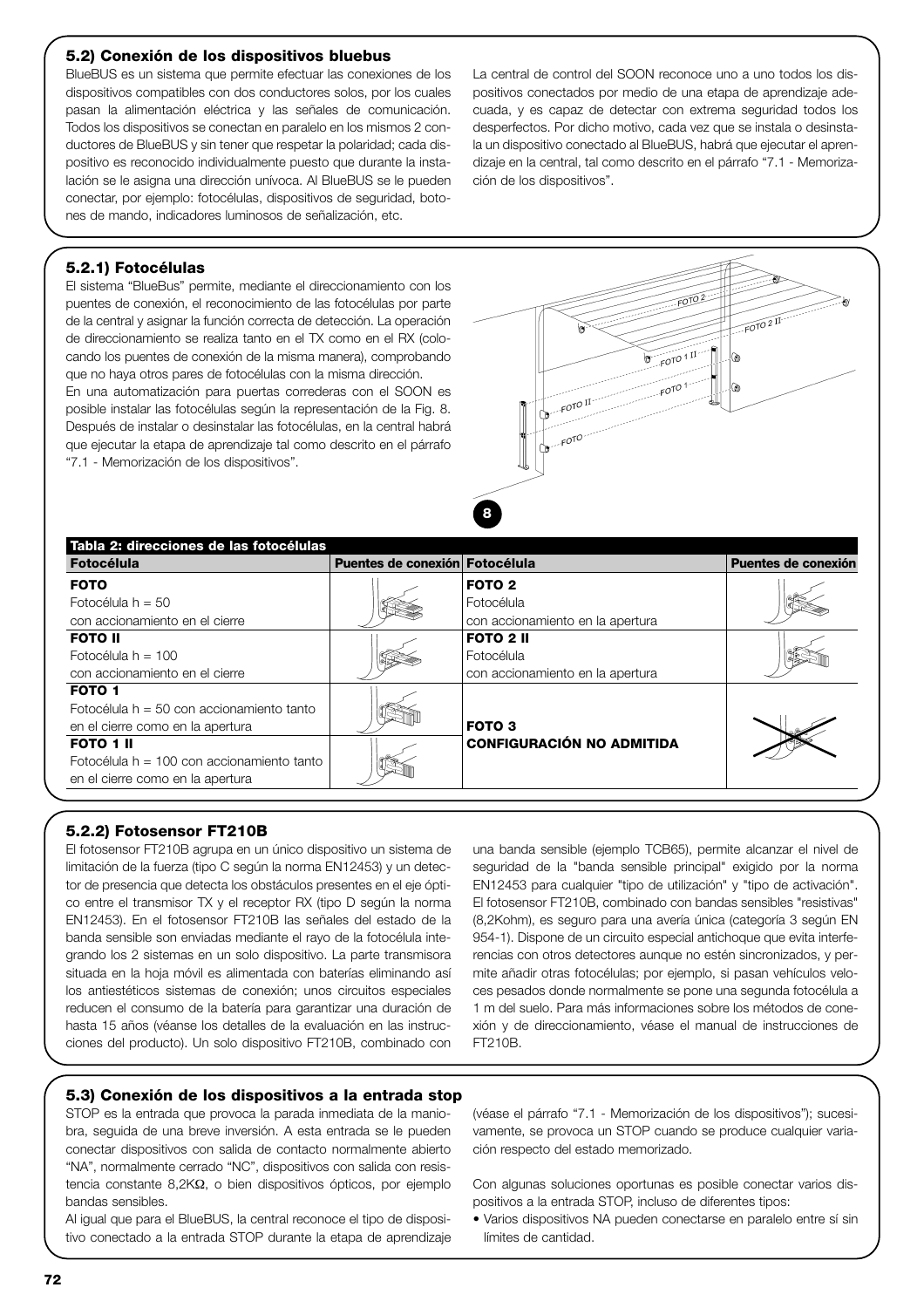### 5.2) Conexión de los dispositivos bluebus

BlueBUS es un sistema que permite efectuar las conexiones de los dispositivos compatibles con dos conductores solos, por los cuales pasan la alimentación eléctrica y las señales de comunicación. Todos los dispositivos se conectan en paralelo en los mismos 2 conductores de BlueBUS y sin tener que respetar la polaridad; cada dispositivo es reconocido individualmente puesto que durante la instalación se le asigna una dirección unívoca. Al BlueBUS se le pueden conectar, por ejemplo: fotocélulas, dispositivos de seguridad, botones de mando, indicadores luminosos de señalización, etc.

La central de control del SOON reconoce uno a uno todos los dispositivos conectados por medio de una etapa de aprendizaje adecuada, y es capaz de detectar con extrema seguridad todos los desperfectos. Por dicho motivo, cada vez que se instala o desinstala un dispositivo conectado al BlueBUS, habrá que ejecutar el aprendizaje en la central, tal como descrito en el párrafo "7.1 - Memorización de los dispositivos".

### 5.2.1) Fotocélulas

El sistema "BlueBus" permite, mediante el direccionamiento con los puentes de conexión, el reconocimiento de las fotocélulas por parte de la central y asignar la función correcta de detección. La operación de direccionamiento se realiza tanto en el TX como en el RX (colocando los puentes de conexión de la misma manera), comprobando que no haya otros pares de fotocélulas con la misma dirección.
En una automatización para puertas correderas con el SOON es posible instalar las fotocélulas según la representación de la Fig. 8. Después de instalar o desinstalar las fotocélulas, en la central habrá que ejecutar la etapa de aprendizaje tal como descrito en el párrafo "7.1 - Memorización de los dispositivos".

8

**Tabla 2: direcciones de las fotocélulas**

| Fotocélula | Puentes de conexión | Fotocélula | Puentes de conexión |
|---|---|---|---|
| **FOTO** Fotocélula h = 50 con accionamiento en el cierre | | **FOTO 2** Fotocélula con accionamiento en la apertura | |
| **FOTO II** Fotocélula h = 100 con accionamiento en el cierre | | **FOTO 2 II** Fotocélula con accionamiento en la apertura | |
| **FOTO 1** Fotocélula h = 50 con accionamiento tanto en el cierre como en la apertura | | **FOTO 3** **CONFIGURACIÓN NO ADMITIDA** | |
| **FOTO 1 II** Fotocélula h = 100 con accionamiento tanto en el cierre como en la apertura | | | |

### 5.2.2) Fotosensor FT210B

El fotosensor FT210B agrupa en un único dispositivo un sistema de limitación de la fuerza (tipo C según la norma EN12453) y un detector de presencia que detecta los obstáculos presentes en el eje óptico entre el transmisor TX y el receptor RX (tipo D según la norma EN12453). En el fotosensor FT210B las señales del estado de la banda sensible son enviadas mediante el rayo de la fotocélula integrando los 2 sistemas en un solo dispositivo. La parte transmisora situada en la hoja móvil es alimentada con baterías eliminando así los antiestéticos sistemas de conexión; unos circuitos especiales reducen el consumo de la batería para garantizar una duración de hasta 15 años (véanse los detalles de la evaluación en las instrucciones del producto). Un solo dispositivo FT210B, combinado con una banda sensible (ejemplo TCB65), permite alcanzar el nivel de seguridad de la "banda sensible principal" exigido por la norma EN12453 para cualquier "tipo de utilización" y "tipo de activación". El fotosensor FT210B, combinado con bandas sensibles "resistivas" (8,2Kohm), es seguro para una avería única (categoría 3 según EN 954-1). Dispone de un circuito especial antichoque que evita interferencias con otros detectores aunque no estén sincronizados, y permite añadir otras fotocélulas; por ejemplo, si pasan vehículos veloces pesados donde normalmente se pone una segunda fotocélula a 1 m del suelo. Para más informaciones sobre los métodos de conexión y de direccionamiento, véase el manual de instrucciones de FT210B.

### 5.3) Conexión de los dispositivos a la entrada stop

STOP es la entrada que provoca la parada inmediata de la maniobra, seguida de una breve inversión. A esta entrada se le pueden conectar dispositivos con salida de contacto normalmente abierto "NA", normalmente cerrado "NC", dispositivos con salida con resistencia constante 8,2KΩ, o bien dispositivos ópticos, por ejemplo bandas sensibles.
Al igual que para el BlueBUS, la central reconoce el tipo de dispositivo conectado a la entrada STOP durante la etapa de aprendizaje (véase el párrafo "7.1 - Memorización de los dispositivos"); sucesivamente, se provoca un STOP cuando se produce cualquier variación respecto del estado memorizado.

Con algunas soluciones oportunas es posible conectar varios dispositivos a la entrada STOP, incluso de diferentes tipos:
- Varios dispositivos NA pueden conectarse en paralelo entre sí sin límites de cantidad.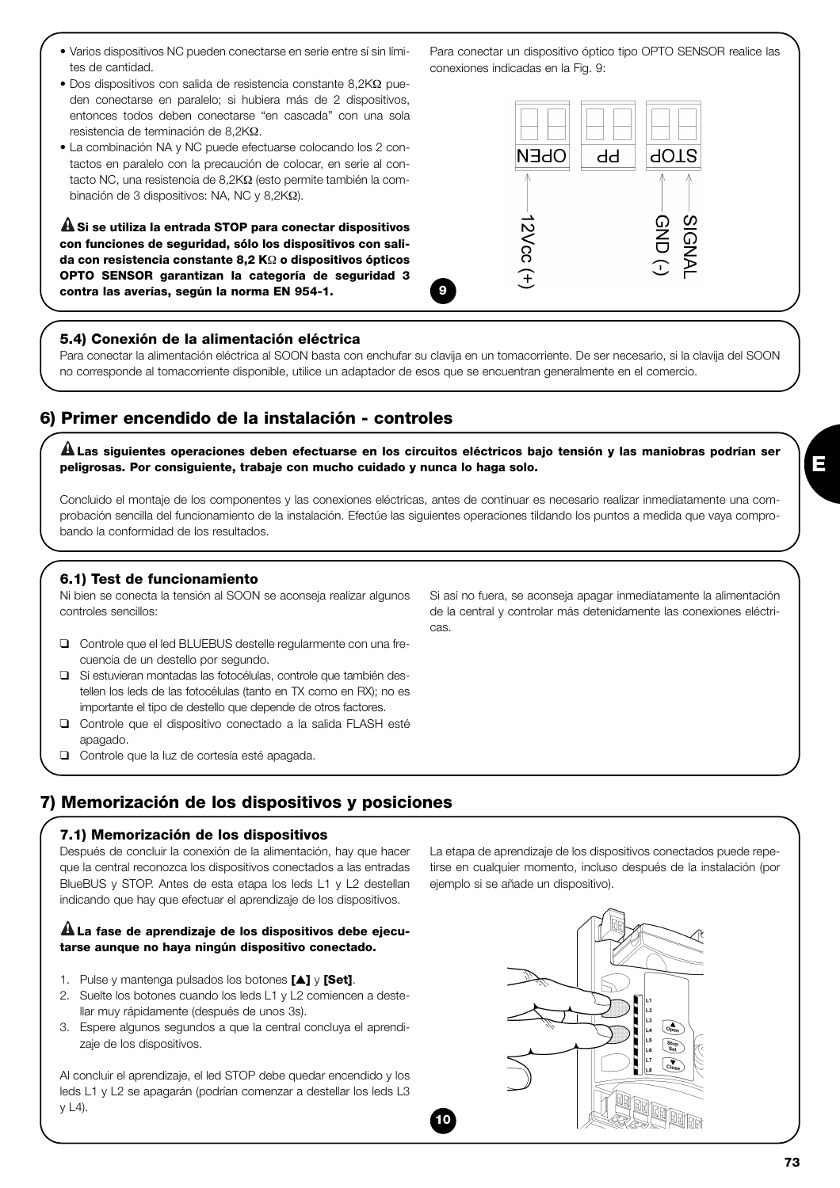- Varios dispositivos NC pueden conectarse en serie entre sí sin límites de cantidad.
- Dos dispositivos con salida de resistencia constante 8,2KΩ pueden conectarse en paralelo; si hubiera más de 2 dispositivos, entonces todos deben conectarse "en cascada" con una sola resistencia de terminación de 8,2KΩ.
- La combinación NA y NC puede efectuarse colocando los 2 contactos en paralelo con la precaución de colocar, en serie al contacto NC, una resistencia de 8,2KΩ (esto permite también la combinación de 3 dispositivos: NA, NC y 8,2KΩ).

**⚠ Si se utiliza la entrada STOP para conectar dispositivos con funciones de seguridad, sólo los dispositivos con salida con resistencia constante 8,2 KΩ o dispositivos ópticos OPTO SENSOR garantizan la categoría de seguridad 3 contra las averías, según la norma EN 954-1.**

Para conectar un dispositivo óptico tipo OPTO SENSOR realice las conexiones indicadas en la Fig. 9:

OPEN PP STOP
12Vcc (+) GND (-) SIGNAL

9

### 5.4) Conexión de la alimentación eléctrica

Para conectar la alimentación eléctrica al SOON basta con enchufar su clavija en un tomacorriente. De ser necesario, si la clavija del SOON no corresponde al tomacorriente disponible, utilice un adaptador de esos que se encuentran generalmente en el comercio.

## 6) Primer encendido de la instalación - controles

**⚠ Las siguientes operaciones deben efectuarse en los circuitos eléctricos bajo tensión y las maniobras podrían ser peligrosas. Por consiguiente, trabaje con mucho cuidado y nunca lo haga solo.**

Concluido el montaje de los componentes y las conexiones eléctricas, antes de continuar es necesario realizar inmediatamente una comprobación sencilla del funcionamiento de la instalación. Efectúe las siguientes operaciones tildando los puntos a medida que vaya comprobando la conformidad de los resultados.

### 6.1) Test de funcionamiento

Ni bien se conecta la tensión al SOON se aconseja realizar algunos controles sencillos:

- ❑ Controle que el led BLUEBUS destelle regularmente con una frecuencia de un destello por segundo.
- ❑ Si estuvieran montadas las fotocélulas, controle que también destellen los leds de las fotocélulas (tanto en TX como en RX); no es importante el tipo de destello que depende de otros factores.
- ❑ Controle que el dispositivo conectado a la salida FLASH esté apagado.
- ❑ Controle que la luz de cortesía esté apagada.

Si así no fuera, se aconseja apagar inmediatamente la alimentación de la central y controlar más detenidamente las conexiones eléctricas.

## 7) Memorización de los dispositivos y posiciones

### 7.1) Memorización de los dispositivos

Después de concluir la conexión de la alimentación, hay que hacer que la central reconozca los dispositivos conectados a las entradas BlueBUS y STOP. Antes de esta etapa los leds L1 y L2 destellan indicando que hay que efectuar el aprendizaje de los dispositivos.

**⚠ La fase de aprendizaje de los dispositivos debe ejecutarse aunque no haya ningún dispositivo conectado.**

1. Pulse y mantenga pulsados los botones **[▲]** y **[Set]**.
2. Suelte los botones cuando los leds L1 y L2 comienzen a destellar muy rápidamente (después de unos 3s).
3. Espere algunos segundos a que la central concluya el aprendizaje de los dispositivos.

Al concluir el aprendizaje, el led STOP debe quedar encendido y los leds L1 y L2 se apagarán (podrían comenzar a destellar los leds L3 y L4).

La etapa de aprendizaje de los dispositivos conectados puede repetirse en cualquier momento, incluso después de la instalación (por ejemplo si se añade un dispositivo).

10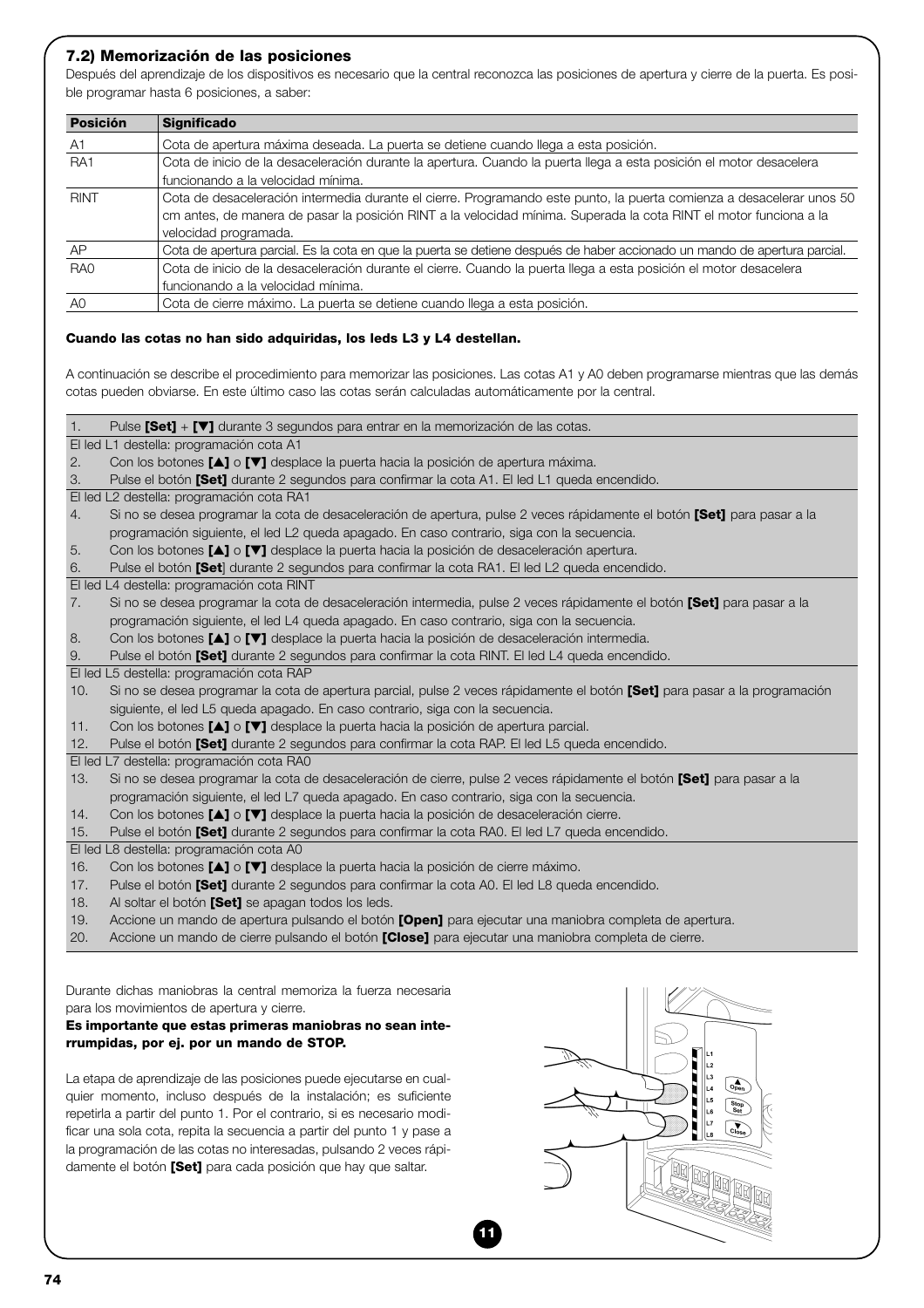### 7.2) Memorización de las posiciones

Después del aprendizaje de los dispositivos es necesario que la central reconozca las posiciones de apertura y cierre de la puerta. Es posible programar hasta 6 posiciones, a saber:

| Posición | Significado |
|---|---|
| A1 | Cota de apertura máxima deseada. La puerta se detiene cuando llega a esta posición. |
| RA1 | Cota de inicio de la desaceleración durante la apertura. Cuando la puerta llega a esta posición el motor desacelera funcionando a la velocidad mínima. |
| RINT | Cota de desaceleración intermedia durante el cierre. Programando este punto, la puerta comienza a desacelerar unos 50 cm antes, de manera de pasar la posición RINT a la velocidad mínima. Superada la cota RINT el motor funciona a la velocidad programada. |
| AP | Cota de apertura parcial. Es la cota en que la puerta se detiene después de haber accionado un mando de apertura parcial. |
| RA0 | Cota de inicio de la desaceleración durante el cierre. Cuando la puerta llega a esta posición el motor desacelera funcionando a la velocidad mínima. |
| A0 | Cota de cierre máximo. La puerta se detiene cuando llega a esta posición. |

**Cuando las cotas no han sido adquiridas, los leds L3 y L4 destellan.**

A continuación se describe el procedimiento para memorizar las posiciones. Las cotas A1 y A0 deben programarse mientras que las demás cotas pueden obviarse. En este último caso las cotas serán calculadas automáticamente por la central.

1. Pulse **[Set]** + **[▼]** durante 3 segundos para entrar en la memorización de las cotas.

El led L1 destella: programación cota A1

2. Con los botones **[▲]** o **[▼]** desplace la puerta hacia la posición de apertura máxima.
3. Pulse el botón **[Set]** durante 2 segundos para confirmar la cota A1. El led L1 queda encendido.

El led L2 destella: programación cota RA1

4. Si no se desea programar la cota de desaceleración de apertura, pulse 2 veces rápidamente el botón **[Set]** para pasar a la programación siguiente, el led L2 queda apagado. En caso contrario, siga con la secuencia.
5. Con los botones **[▲]** o **[▼]** desplace la puerta hacia la posición de desaceleración apertura.
6. Pulse el botón **[Set]** durante 2 segundos para confirmar la cota RA1. El led L2 queda encendido.

El led L4 destella: programación cota RINT

7. Si no se desea programar la cota de desaceleración intermedia, pulse 2 veces rápidamente el botón **[Set]** para pasar a la programación siguiente, el led L4 queda apagado. En caso contrario, siga con la secuencia.
8. Con los botones **[▲]** o **[▼]** desplace la puerta hacia la posición de desaceleración intermedia.
9. Pulse el botón **[Set]** durante 2 segundos para confirmar la cota RINT. El led L4 queda encendido.

El led L5 destella: programación cota RAP

10. Si no se desea programar la cota de apertura parcial, pulse 2 veces rápidamente el botón **[Set]** para pasar a la programación siguiente, el led L5 queda apagado. En caso contrario, siga con la secuencia.
11. Con los botones **[▲]** o **[▼]** desplace la puerta hacia la posición de apertura parcial.
12. Pulse el botón **[Set]** durante 2 segundos para confirmar la cota RAP. El led L5 queda encendido.

El led L7 destella: programación cota RA0

13. Si no se desea programar la cota de desaceleración de cierre, pulse 2 veces rápidamente el botón **[Set]** para pasar a la programación siguiente, el led L7 queda apagado. En caso contrario, siga con la secuencia.
14. Con los botones **[▲]** o **[▼]** desplace la puerta hacia la posición de desaceleración cierre.
15. Pulse el botón **[Set]** durante 2 segundos para confirmar la cota RA0. El led L7 queda encendido.

El led L8 destella: programación cota A0

16. Con los botones **[▲]** o **[▼]** desplace la puerta hacia la posición de cierre máximo.
17. Pulse el botón **[Set]** durante 2 segundos para confirmar la cota A0. El led L8 queda encendido.
18. Al soltar el botón **[Set]** se apagan todos los leds.
19. Accione un mando de apertura pulsando el botón **[Open]** para ejecutar una maniobra completa de apertura.
20. Accione un mando de cierre pulsando el botón **[Close]** para ejecutar una maniobra completa de cierre.

Durante dichas maniobras la central memoriza la fuerza necesaria para los movimientos de apertura y cierre.

**Es importante que estas primeras maniobras no sean interrumpidas, por ej. por un mando de STOP.**

La etapa de aprendizaje de las posiciones puede ejecutarse en cualquier momento, incluso después de la instalación; es suficiente repetirla a partir del punto 1. Por el contrario, si es necesario modificar una sola cota, repita la secuencia a partir del punto 1 y pase a la programación de las cotas no interesadas, pulsando 2 veces rápidamente el botón **[Set]** para cada posición que hay que saltar.

11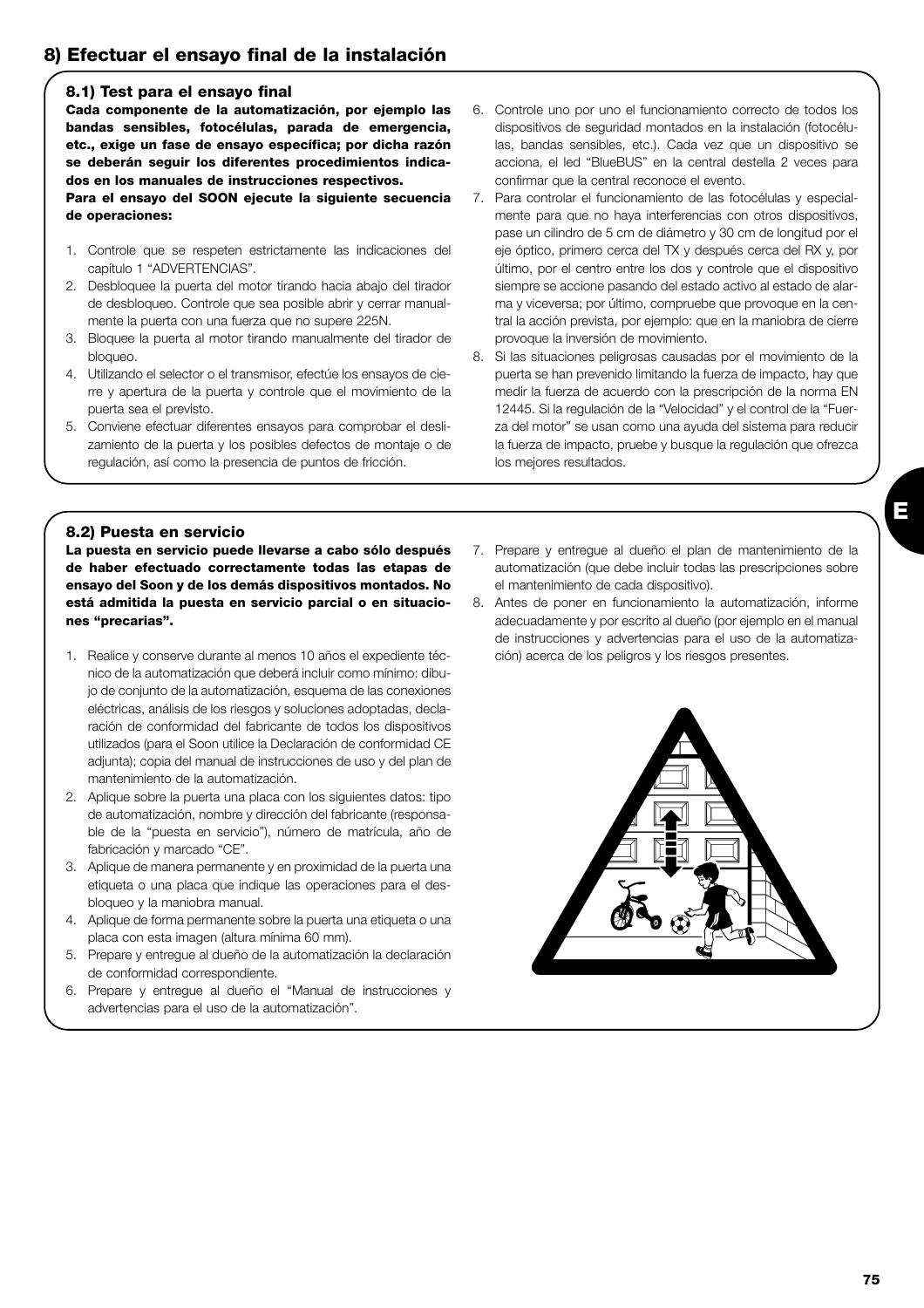## 8) Efectuar el ensayo final de la instalación

### 8.1) Test para el ensayo final

**Cada componente de la automatización, por ejemplo las bandas sensibles, fotocélulas, parada de emergencia, etc., exige un fase de ensayo específica; por dicha razón se deberán seguir los diferentes procedimientos indicados en los manuales de instrucciones respectivos.**
**Para el ensayo del SOON ejecute la siguiente secuencia de operaciones:**

1. Controle que se respeten estrictamente las indicaciones del capítulo 1 "ADVERTENCIAS".
2. Desbloquee la puerta del motor tirando hacia abajo del tirador de desbloqueo. Controle que sea posible abrir y cerrar manualmente la puerta con una fuerza que no supere 225N.
3. Bloquee la puerta al motor tirando manualmente del tirador de bloqueo.
4. Utilizando el selector o el transmisor, efectúe los ensayos de cierre y apertura de la puerta y controle que el movimiento de la puerta sea el previsto.
5. Conviene efectuar diferentes ensayos para comprobar el deslizamiento de la puerta y los posibles defectos de montaje o de regulación, así como la presencia de puntos de fricción.
6. Controle uno por uno el funcionamiento correcto de todos los dispositivos de seguridad montados en la instalación (fotocélulas, bandas sensibles, etc.). Cada vez que un dispositivo se acciona, el led "BlueBUS" en la central destella 2 veces para confirmar que la central reconoce el evento.
7. Para controlar el funcionamiento de las fotocélulas y especialmente para que no haya interferencias con otros dispositivos, pase un cilindro de 5 cm de diámetro y 30 cm de longitud por el eje óptico, primero cerca del TX y después cerca del RX y, por último, por el centro entre los dos y controle que el dispositivo siempre se accione pasando del estado activo al estado de alarma y viceversa; por último, compruebe que provoque en la central la acción prevista, por ejemplo: que en la maniobra de cierre provoque la inversión de movimiento.
8. Si las situaciones peligrosas causadas por el movimiento de la puerta se han prevenido limitando la fuerza de impacto, hay que medir la fuerza de acuerdo con la prescripción de la norma EN 12445. Si la regulación de la "Velocidad" y el control de la "Fuerza del motor" se usan como una ayuda del sistema para reducir la fuerza de impacto, pruebe y busque la regulación que ofrezca los mejores resultados.

### 8.2) Puesta en servicio

**La puesta en servicio puede llevarse a cabo sólo después de haber efectuado correctamente todas las etapas de ensayo del Soon y de los demás dispositivos montados. No está admitida la puesta en servicio parcial o en situaciones "precarias".**

1. Realice y conserve durante al menos 10 años el expediente técnico de la automatización que deberá incluir como mínimo: dibujo de conjunto de la automatización, esquema de las conexiones eléctricas, análisis de los riesgos y soluciones adoptadas, declaración de conformidad del fabricante de todos los dispositivos utilizados (para el Soon utilice la Declaración de conformidad CE adjunta); copia del manual de instrucciones de uso y del plan de mantenimiento de la automatización.
2. Aplique sobre la puerta una placa con los siguientes datos: tipo de automatización, nombre y dirección del fabricante (responsable de la "puesta en servicio"), número de matrícula, año de fabricación y marcado "CE".
3. Aplique de manera permanente y en proximidad de la puerta una etiqueta o una placa que indique las operaciones para el desbloqueo y la maniobra manual.
4. Aplique de forma permanente sobre la puerta una etiqueta o una placa con esta imagen (altura mínima 60 mm).
5. Prepare y entregue al dueño de la automatización la declaración de conformidad correspondiente.
6. Prepare y entregue al dueño el "Manual de instrucciones y advertencias para el uso de la automatización".
7. Prepare y entregue al dueño el plan de mantenimiento de la automatización (que debe incluir todas las prescripciones sobre el mantenimiento de cada dispositivo).
8. Antes de poner en funcionamiento la automatización, informe adecuadamente y por escrito al dueño (por ejemplo en el manual de instrucciones y advertencias para el uso de la automatización) acerca de los peligros y los riesgos presentes.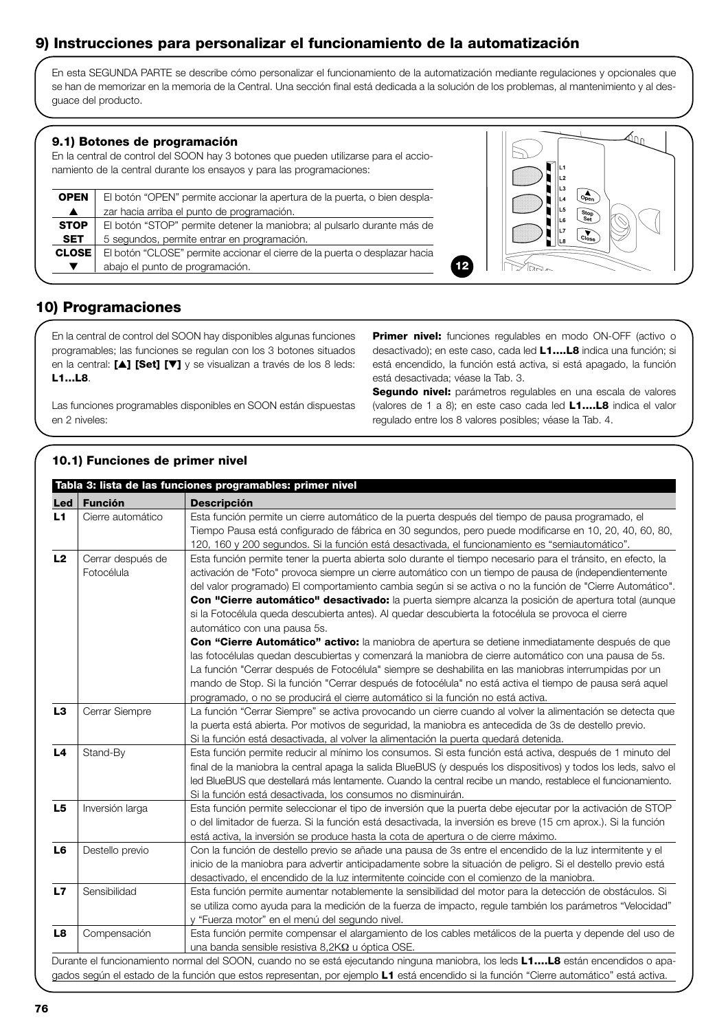## 9) Instrucciones para personalizar el funcionamiento de la automatización

En esta SEGUNDA PARTE se describe cómo personalizar el funcionamiento de la automatización mediante regulaciones y opcionales que se han de memorizar en la memoria de la Central. Una sección final está dedicada a la solución de los problemas, al mantenimiento y al desguace del producto.

### 9.1) Botones de programación

En la central de control del SOON hay 3 botones que pueden utilizarse para el accionamiento de la central durante los ensayos y para las programaciones:

| | |
|---|---|
| **OPEN** ▲ | El botón "OPEN" permite accionar la apertura de la puerta, o bien desplazar hacia arriba el punto de programación. |
| **STOP SET** | El botón "STOP" permite detener la maniobra; al pulsarlo durante más de 5 segundos, permite entrar en programación. |
| **CLOSE** ▼ | El botón "CLOSE" permite accionar el cierre de la puerta o desplazar hacia abajo el punto de programación. |

12

## 10) Programaciones

En la central de control del SOON hay disponibles algunas funciones programables; las funciones se regulan con los 3 botones situados en la central: **[▲] [Set] [▼]** y se visualizan a través de los 8 leds: **L1…L8**.

Las funciones programables disponibles en SOON están dispuestas en 2 niveles:

**Primer nivel:** funciones regulables en modo ON-OFF (activo o desactivado); en este caso, cada led **L1….L8** indica una función; si está encendido, la función está activa, si está apagado, la función está desactivada; véase la Tab. 3.

**Segundo nivel:** parámetros regulables en una escala de valores (valores de 1 a 8); en este caso cada led **L1….L8** indica el valor regulado entre los 8 valores posibles; véase la Tab. 4.

### 10.1) Funciones de primer nivel

**Tabla 3: lista de las funciones programables: primer nivel**

| Led | Función | Descripción |
|---|---|---|
| **L1** | Cierre automático | Esta función permite un cierre automático de la puerta después del tiempo de pausa programado, el Tiempo Pausa está configurado de fábrica en 30 segundos, pero puede modificarse en 10, 20, 40, 60, 80, 120, 160 y 200 segundos. Si la función está desactivada, el funcionamiento es "semiautomático". |
| **L2** | Cerrar después de Fotocélula | Esta función permite tener la puerta abierta solo durante el tiempo necesario para el tránsito, en efecto, la activación de "Foto" provoca siempre un cierre automático con un tiempo de pausa de (independientemente del valor programado) El comportamiento cambia según si se activa o no la función de "Cierre Automático". **Con "Cierre automático" desactivado:** la puerta siempre alcanza la posición de apertura total (aunque si la Fotocélula queda descubierta antes). Al quedar descubierta la fotocélula se provoca el cierre automático con una pausa 5s. **Con "Cierre Automático" activo:** la maniobra de apertura se detiene inmediatamente después de que las fotocélulas quedan descubiertas y comenzará la maniobra de cierre automático con una pausa de 5s. La función "Cerrar después de Fotocélula" siempre se deshabilita en las maniobras interrumpidas por un mando de Stop. Si la función "Cerrar después de fotocélula" no está activa el tiempo de pausa será aquel programado, o no se producirá el cierre automático si la función no está activa. |
| **L3** | Cerrar Siempre | La función "Cerrar Siempre" se activa provocando un cierre cuando al volver la alimentación se detecta que la puerta está abierta. Por motivos de seguridad, la maniobra es antecedida de 3s de destello previo. Si la función está desactivada, al volver la alimentación la puerta quedará detenida. |
| **L4** | Stand-By | Esta función permite reducir al mínimo los consumos. Si esta función está activa, después de 1 minuto del final de la maniobra la central apaga la salida BlueBUS (y después los dispositivos) y todos los leds, salvo el led BlueBUS que destellará más lentamente. Cuando la central recibe un mando, restablece el funcionamiento. Si la función está desactivada, los consumos no disminuirán. |
| **L5** | Inversión larga | Esta función permite seleccionar el tipo de inversión que la puerta debe ejecutar por la activación de STOP o del limitador de fuerza. Si la función está desactivada, la inversión es breve (15 cm aprox.). Si la función está activa, la inversión se produce hasta la cota de apertura o de cierre máximo. |
| **L6** | Destello previo | Con la función de destello previo se añade una pausa de 3s entre el encendido de la luz intermitente y el inicio de la maniobra para advertir anticipadamente sobre la situación de peligro. Si el destello previo está desactivado, el encendido de la luz intermitente coincide con el comienzo de la maniobra. |
| **L7** | Sensibilidad | Esta función permite aumentar notablemente la sensibilidad del motor para la detección de obstáculos. Si se utiliza como ayuda para la medición de la fuerza de impacto, regule también los parámetros "Velocidad" y "Fuerza motor" en el menú del segundo nivel. |
| **L8** | Compensación | Esta función permite compensar el alargamiento de los cables metálicos de la puerta y depende del uso de una banda sensible resistiva 8,2KΩ u óptica OSE. |

Durante el funcionamiento normal del SOON, cuando no se está ejecutando ninguna maniobra, los leds **L1….L8** están encendidos o apagados según el estado de la función que estos representan, por ejemplo **L1** está encendido si la función "Cierre automático" está activa.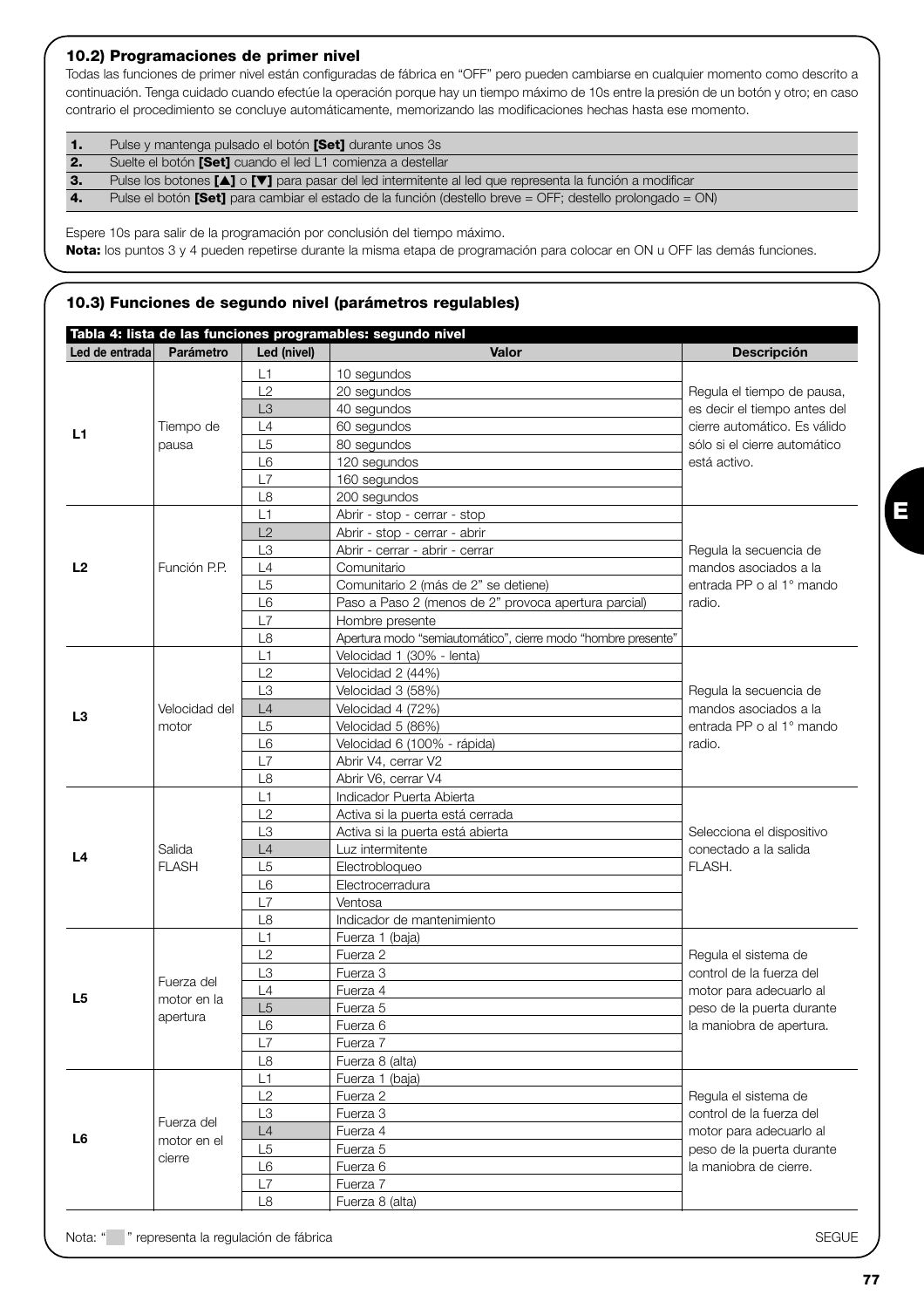### 10.2) Programaciones de primer nivel

Todas las funciones de primer nivel están configuradas de fábrica en “OFF” pero pueden cambiarse en cualquier momento como descrito a continuación. Tenga cuidado cuando efectúe la operación porque hay un tiempo máximo de 10s entre la presión de un botón y otro; en caso contrario el procedimiento se concluye automáticamente, memorizando las modificaciones hechas hasta ese momento.

| | |
|---|---|
| **1.** | Pulse y mantenga pulsado el botón **[Set]** durante unos 3s |
| **2.** | Suelte el botón **[Set]** cuando el led L1 comienza a destellar |
| **3.** | Pulse los botones **[▲]** o **[▼]** para pasar del led intermitente al led que representa la función a modificar |
| **4.** | Pulse el botón **[Set]** para cambiar el estado de la función (destello breve = OFF; destello prolongado = ON) |

Espere 10s para salir de la programación por conclusión del tiempo máximo.

**Nota:** los puntos 3 y 4 pueden repetirse durante la misma etapa de programación para colocar en ON u OFF las demás funciones.

### 10.3) Funciones de segundo nivel (parámetros regulables)

**Tabla 4: lista de las funciones programables: segundo nivel**

| Led de entrada | Parámetro | Led (nivel) | Valor | Descripción |
|---|---|---|---|---|
| **L1** | Tiempo de pausa | L1 | 10 segundos | Regula el tiempo de pausa, es decir el tiempo antes del cierre automático. Es válido sólo si el cierre automático está activo. |
| | | L2 | 20 segundos | |
| | | L3 | 40 segundos | |
| | | L4 | 60 segundos | |
| | | L5 | 80 segundos | |
| | | L6 | 120 segundos | |
| | | L7 | 160 segundos | |
| | | L8 | 200 segundos | |
| **L2** | Función P.P. | L1 | Abrir - stop - cerrar - stop | Regula la secuencia de mandos asociados a la entrada PP o al 1° mando radio. |
| | | L2 | Abrir - stop - cerrar - abrir | |
| | | L3 | Abrir - cerrar - abrir - cerrar | |
| | | L4 | Comunitario | |
| | | L5 | Comunitario 2 (más de 2” se detiene) | |
| | | L6 | Paso a Paso 2 (menos de 2” provoca apertura parcial) | |
| | | L7 | Hombre presente | |
| | | L8 | Apertura modo “semiautomático”, cierre modo “hombre presente” | |
| **L3** | Velocidad del motor | L1 | Velocidad 1 (30% - lenta) | Regula la secuencia de mandos asociados a la entrada PP o al 1° mando radio. |
| | | L2 | Velocidad 2 (44%) | |
| | | L3 | Velocidad 3 (58%) | |
| | | L4 | Velocidad 4 (72%) | |
| | | L5 | Velocidad 5 (86%) | |
| | | L6 | Velocidad 6 (100% - rápida) | |
| | | L7 | Abrir V4, cerrar V2 | |
| | | L8 | Abrir V6, cerrar V4 | |
| **L4** | Salida FLASH | L1 | Indicador Puerta Abierta | Selecciona el dispositivo conectado a la salida FLASH. |
| | | L2 | Activa si la puerta está cerrada | |
| | | L3 | Activa si la puerta está abierta | |
| | | L4 | Luz intermitente | |
| | | L5 | Electrobloqueo | |
| | | L6 | Electrocerradura | |
| | | L7 | Ventosa | |
| | | L8 | Indicador de mantenimiento | |
| **L5** | Fuerza del motor en la apertura | L1 | Fuerza 1 (baja) | Regula el sistema de control de la fuerza del motor para adecuarlo al peso de la puerta durante la maniobra de apertura. |
| | | L2 | Fuerza 2 | |
| | | L3 | Fuerza 3 | |
| | | L4 | Fuerza 4 | |
| | | L5 | Fuerza 5 | |
| | | L6 | Fuerza 6 | |
| | | L7 | Fuerza 7 | |
| | | L8 | Fuerza 8 (alta) | |
| **L6** | Fuerza del motor en el cierre | L1 | Fuerza 1 (baja) | Regula el sistema de control de la fuerza del motor para adecuarlo al peso de la puerta durante la maniobra de cierre. |
| | | L2 | Fuerza 2 | |
| | | L3 | Fuerza 3 | |
| | | L4 | Fuerza 4 | |
| | | L5 | Fuerza 5 | |
| | | L6 | Fuerza 6 | |
| | | L7 | Fuerza 7 | |
| | | L8 | Fuerza 8 (alta) | |

Nota: “ ” representa la regulación de fábrica

SEGUE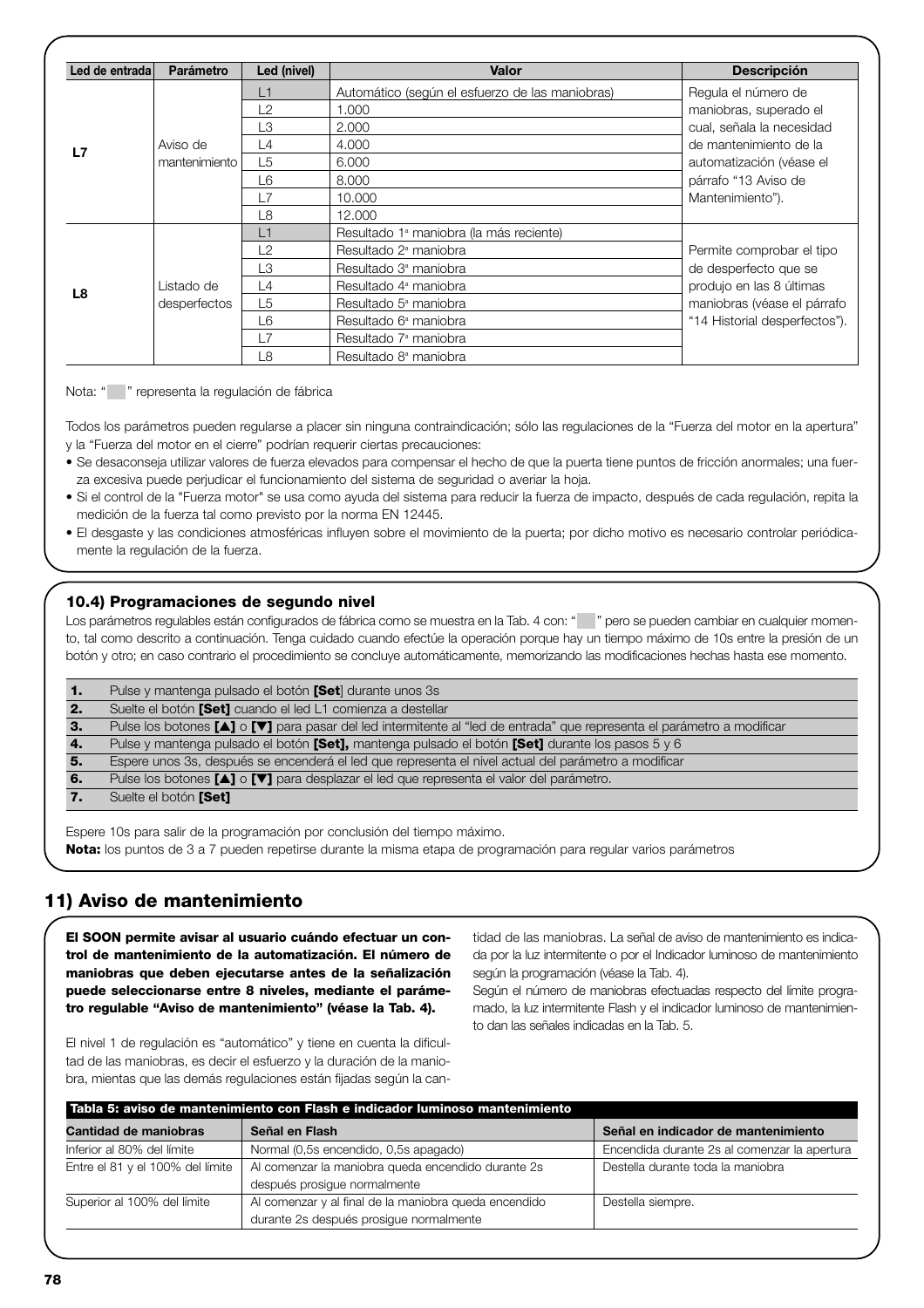| Led de entrada | Parámetro | Led (nivel) | Valor | Descripción |
|---|---|---|---|---|
| **L7** | Aviso de mantenimiento | L1 | Automático (según el esfuerzo de las maniobras) | Regula el número de maniobras, superado el cual, señala la necesidad de mantenimiento de la automatización (véase el párrafo "13 Aviso de Mantenimiento"). |
| | | L2 | 1.000 | |
| | | L3 | 2.000 | |
| | | L4 | 4.000 | |
| | | L5 | 6.000 | |
| | | L6 | 8.000 | |
| | | L7 | 10.000 | |
| | | L8 | 12.000 | |
| **L8** | Listado de desperfectos | L1 | Resultado 1ª maniobra (la más reciente) | Permite comprobar el tipo de desperfecto que se produjo en las 8 últimas maniobras (véase el párrafo "14 Historial desperfectos"). |
| | | L2 | Resultado 2ª maniobra | |
| | | L3 | Resultado 3ª maniobra | |
| | | L4 | Resultado 4ª maniobra | |
| | | L5 | Resultado 5ª maniobra | |
| | | L6 | Resultado 6ª maniobra | |
| | | L7 | Resultado 7ª maniobra | |
| | | L8 | Resultado 8ª maniobra | |

Nota: " " representa la regulación de fábrica

Todos los parámetros pueden regularse a placer sin ninguna contraindicación; sólo las regulaciones de la "Fuerza del motor en la apertura" y la "Fuerza del motor en el cierre" podrían requerir ciertas precauciones:

- Se desaconseja utilizar valores de fuerza elevados para compensar el hecho de que la puerta tiene puntos de fricción anormales; una fuerza excesiva puede perjudicar el funcionamiento del sistema de seguridad o averiar la hoja.
- Si el control de la "Fuerza motor" se usa como ayuda del sistema para reducir la fuerza de impacto, después de cada regulación, repita la medición de la fuerza tal como previsto por la norma EN 12445.
- El desgaste y las condiciones atmosféricas influyen sobre el movimiento de la puerta; por dicho motivo es necesario controlar periódicamente la regulación de la fuerza.

### 10.4) Programaciones de segundo nivel

Los parámetros regulables están configurados de fábrica como se muestra en la Tab. 4 con: " " pero se pueden cambiar en cualquier momento, tal como descrito a continuación. Tenga cuidado cuando efectúe la operación porque hay un tiempo máximo de 10s entre la presión de un botón y otro; en caso contrario el procedimiento se concluye automáticamente, memorizando las modificaciones hechas hasta ese momento.

| | |
|---|---|
| **1.** | Pulse y mantenga pulsado el botón **[Set**] durante unos 3s |
| **2.** | Suelte el botón **[Set]** cuando el led L1 comienza a destellar |
| **3.** | Pulse los botones **[▲]** o **[▼]** para pasar del led intermitente al "led de entrada" que representa el parámetro a modificar |
| **4.** | Pulse y mantenga pulsado el botón **[Set],** mantenga pulsado el botón **[Set]** durante los pasos 5 y 6 |
| **5.** | Espere unos 3s, después se encenderá el led que representa el nivel actual del parámetro a modificar |
| **6.** | Pulse los botones **[▲]** o **[▼]** para desplazar el led que representa el valor del parámetro. |
| **7.** | Suelte el botón **[Set]** |

Espere 10s para salir de la programación por conclusión del tiempo máximo.

**Nota:** los puntos de 3 a 7 pueden repetirse durante la misma etapa de programación para regular varios parámetros

## 11) Aviso de mantenimiento

**El SOON permite avisar al usuario cuándo efectuar un control de mantenimiento de la automatización. El número de maniobras que deben ejecutarse antes de la señalización puede seleccionarse entre 8 niveles, mediante el parámetro regulable "Aviso de mantenimiento" (véase la Tab. 4).**

El nivel 1 de regulación es "automático" y tiene en cuenta la dificultad de las maniobras, es decir el esfuerzo y la duración de la maniobra, mientas que las demás regulaciones están fijadas según la cantidad de las maniobras. La señal de aviso de mantenimiento es indicada por la luz intermitente o por el Indicador luminoso de mantenimiento según la programación (véase la Tab. 4).

Según el número de maniobras efectuadas respecto del límite programado, la luz intermitente Flash y el indicador luminoso de mantenimiento dan las señales indicadas en la Tab. 5.

**Tabla 5: aviso de mantenimiento con Flash e indicador luminoso mantenimiento**

| Cantidad de maniobras | Señal en Flash | Señal en indicador de mantenimiento |
|---|---|---|
| Inferior al 80% del límite | Normal (0,5s encendido, 0,5s apagado) | Encendida durante 2s al comenzar la apertura |
| Entre el 81 y el 100% del límite | Al comenzar la maniobra queda encendido durante 2s después prosigue normalmente | Destella durante toda la maniobra |
| Superior al 100% del límite | Al comenzar y al final de la maniobra queda encendido durante 2s después prosigue normalmente | Destella siempre. |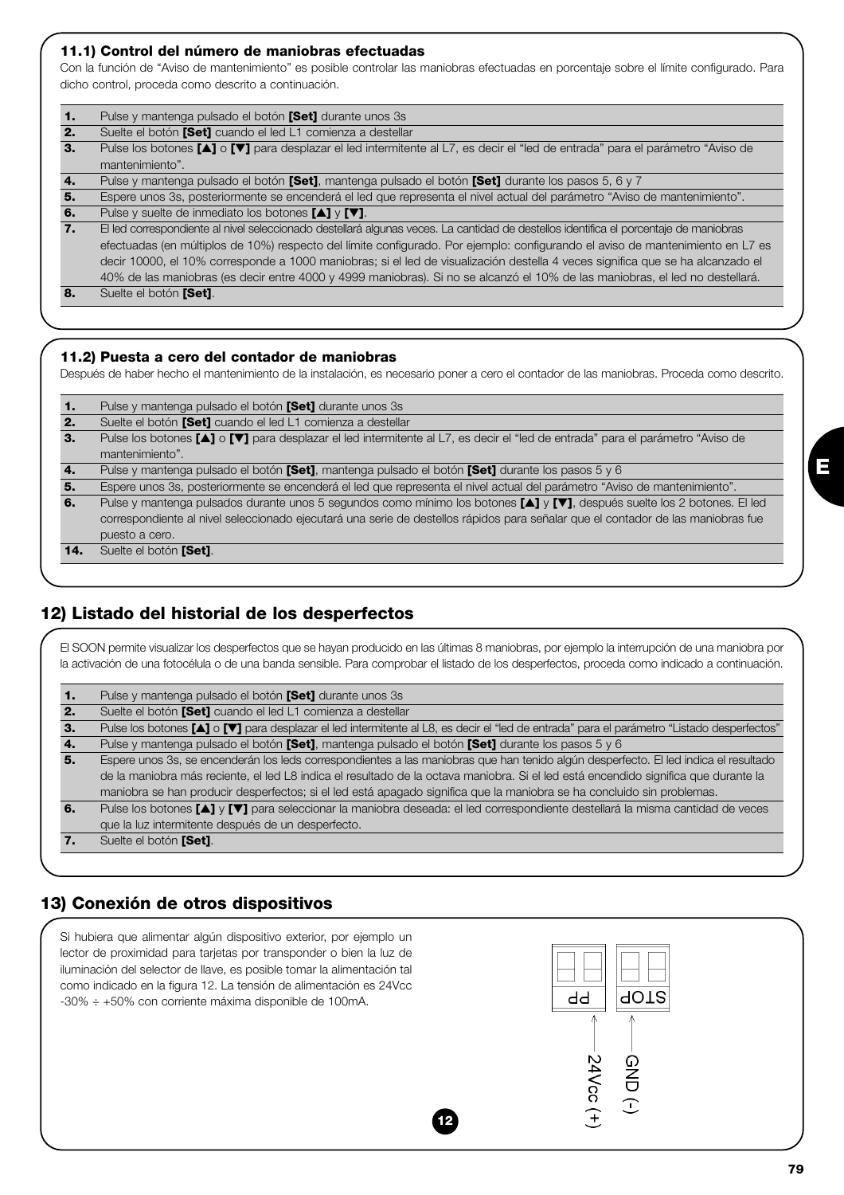### 11.1) Control del número de maniobras efectuadas

Con la función de "Aviso de mantenimiento" es posible controlar las maniobras efectuadas en porcentaje sobre el límite configurado. Para dicho control, proceda como descrito a continuación.

| | |
|---|---|
| **1.** | Pulse y mantenga pulsado el botón **[Set]** durante unos 3s |
| **2.** | Suelte el botón **[Set]** cuando el led L1 comienza a destellar |
| **3.** | Pulse los botones **[▲]** o **[▼]** para desplazar el led intermitente al L7, es decir el "led de entrada" para el parámetro "Aviso de mantenimiento". |
| **4.** | Pulse y mantenga pulsado el botón **[Set]**, mantenga pulsado el botón **[Set]** durante los pasos 5, 6 y 7 |
| **5.** | Espere unos 3s, posteriormente se encenderá el led que representa el nivel actual del parámetro "Aviso de mantenimiento". |
| **6.** | Pulse y suelte de inmediato los botones **[▲]** y **[▼]**. |
| **7.** | El led correspondiente al nivel seleccionado destellará algunas veces. La cantidad de destellos identifica el porcentaje de maniobras efectuadas (en múltiplos de 10%) respecto del límite configurado. Por ejemplo: configurando el aviso de mantenimiento en L7 es decir 10000, el 10% corresponde a 1000 maniobras; si el led de visualización destella 4 veces significa que se ha alcanzado el 40% de las maniobras (es decir entre 4000 y 4999 maniobras). Si no se alcanzó el 10% de las maniobras, el led no destellará. |
| **8.** | Suelte el botón **[Set]**. |

### 11.2) Puesta a cero del contador de maniobras

Después de haber hecho el mantenimiento de la instalación, es necesario poner a cero el contador de las maniobras. Proceda como descrito.

| | |
|---|---|
| **1.** | Pulse y mantenga pulsado el botón **[Set]** durante unos 3s |
| **2.** | Suelte el botón **[Set]** cuando el led L1 comienza a destellar |
| **3.** | Pulse los botones **[▲]** o **[▼]** para desplazar el led intermitente al L7, es decir el "led de entrada" para el parámetro "Aviso de mantenimiento". |
| **4.** | Pulse y mantenga pulsado el botón **[Set]**, mantenga pulsado el botón **[Set]** durante los pasos 5 y 6 |
| **5.** | Espere unos 3s, posteriormente se encenderá el led que representa el nivel actual del parámetro "Aviso de mantenimiento". |
| **6.** | Pulse y mantenga pulsados durante unos 5 segundos como mínimo los botones **[▲]** y **[▼]**, después suelte los 2 botones. El led correspondiente al nivel seleccionado ejecutará una serie de destellos rápidos para señalar que el contador de las maniobras fue puesto a cero. |
| **14.** | Suelte el botón **[Set]**. |

## 12) Listado del historial de los desperfectos

El SOON permite visualizar los desperfectos que se hayan producido en las últimas 8 maniobras, por ejemplo la interrupción de una maniobra por la activación de una fotocélula o de una banda sensible. Para comprobar el listado de los desperfectos, proceda como indicado a continuación.

| | |
|---|---|
| **1.** | Pulse y mantenga pulsado el botón **[Set]** durante unos 3s |
| **2.** | Suelte el botón **[Set]** cuando el led L1 comienza a destellar |
| **3.** | Pulse los botones **[▲]** o **[▼]** para desplazar el led intermitente al L8, es decir el "led de entrada" para el parámetro "Listado desperfectos" |
| **4.** | Pulse y mantenga pulsado el botón **[Set]**, mantenga pulsado el botón **[Set]** durante los pasos 5 y 6 |
| **5.** | Espere unos 3s, se encenderán los leds correspondientes a las maniobras que han tenido algún desperfecto. El led indica el resultado de la maniobra más reciente, el led L8 indica el resultado de la octava maniobra. Si el led está encendido significa que durante la maniobra se han producir desperfectos; si el led está apagado significa que la maniobra se ha concluido sin problemas. |
| **6.** | Pulse los botones **[▲]** y **[▼]** para seleccionar la maniobra deseada: el led correspondiente destellará la misma cantidad de veces que la luz intermitente después de un desperfecto. |
| **7.** | Suelte el botón **[Set]**. |

## 13) Conexión de otros dispositivos

Si hubiera que alimentar algún dispositivo exterior, por ejemplo un lector de proximidad para tarjetas por transponder o bien la luz de iluminación del selector de llave, es posible tomar la alimentación tal como indicado en la figura 12. La tensión de alimentación es 24Vcc -30% ÷ +50% con corriente máxima disponible de 100mA.

PP — 24Vcc (+)
STOP — GND (-)

12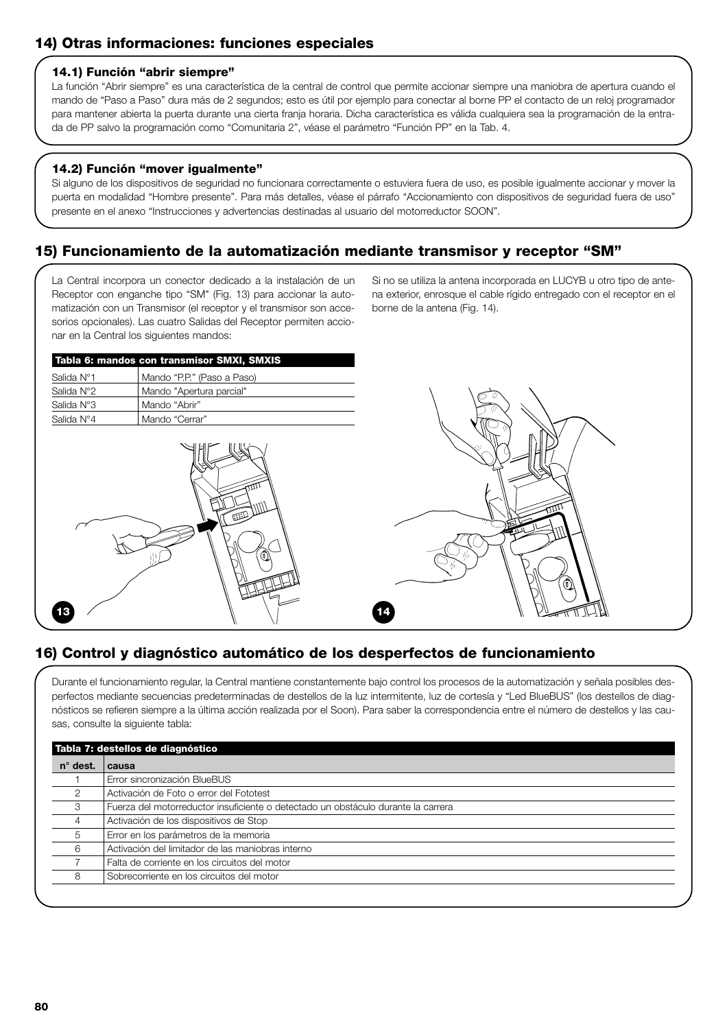## 14) Otras informaciones: funciones especiales

### 14.1) Función "abrir siempre"

La función "Abrir siempre" es una característica de la central de control que permite accionar siempre una maniobra de apertura cuando el mando de "Paso a Paso" dura más de 2 segundos; esto es útil por ejemplo para conectar al borne PP el contacto de un reloj programador para mantener abierta la puerta durante una cierta franja horaria. Dicha característica es válida cualquiera sea la programación de la entrada de PP salvo la programación como "Comunitaria 2", véase el parámetro "Función PP" en la Tab. 4.

### 14.2) Función "mover igualmente"

Si alguno de los dispositivos de seguridad no funcionara correctamente o estuviera fuera de uso, es posible igualmente accionar y mover la puerta en modalidad "Hombre presente". Para más detalles, véase el párrafo "Accionamiento con dispositivos de seguridad fuera de uso" presente en el anexo "Instrucciones y advertencias destinadas al usuario del motorreductor SOON".

## 15) Funcionamiento de la automatización mediante transmisor y receptor "SM"

La Central incorpora un conector dedicado a la instalación de un Receptor con enganche tipo "SM" (Fig. 13) para accionar la automatización con un Transmisor (el receptor y el transmisor son accesorios opcionales). Las cuatro Salidas del Receptor permiten accionar en la Central los siguientes mandos:

**Tabla 6: mandos con transmisor SMXI, SMXIS**

| | |
|---|---|
| Salida N°1 | Mando "P.P." (Paso a Paso) |
| Salida N°2 | Mando "Apertura parcial" |
| Salida N°3 | Mando "Abrir" |
| Salida N°4 | Mando "Cerrar" |

Si no se utiliza la antena incorporada en LUCYB u otro tipo de antena exterior, enrosque el cable rígido entregado con el receptor en el borne de la antena (Fig. 14).

13

14

## 16) Control y diagnóstico automático de los desperfectos de funcionamiento

Durante el funcionamiento regular, la Central mantiene constantemente bajo control los procesos de la automatización y señala posibles desperfectos mediante secuencias predeterminadas de destellos de la luz intermitente, luz de cortesía y "Led BlueBUS" (los destellos de diagnósticos se refieren siempre a la última acción realizada por el Soon). Para saber la correspondencia entre el número de destellos y las causas, consulte la siguiente tabla:

**Tabla 7: destellos de diagnóstico**

| n° dest. | causa |
|---|---|
| 1 | Error sincronización BlueBUS |
| 2 | Activación de Foto o error del Fototest |
| 3 | Fuerza del motorreductor insuficiente o detectado un obstáculo durante la carrera |
| 4 | Activación de los dispositivos de Stop |
| 5 | Error en los parámetros de la memoria |
| 6 | Activación del limitador de las maniobras interno |
| 7 | Falta de corriente en los circuitos del motor |
| 8 | Sobrecorriente en los circuitos del motor |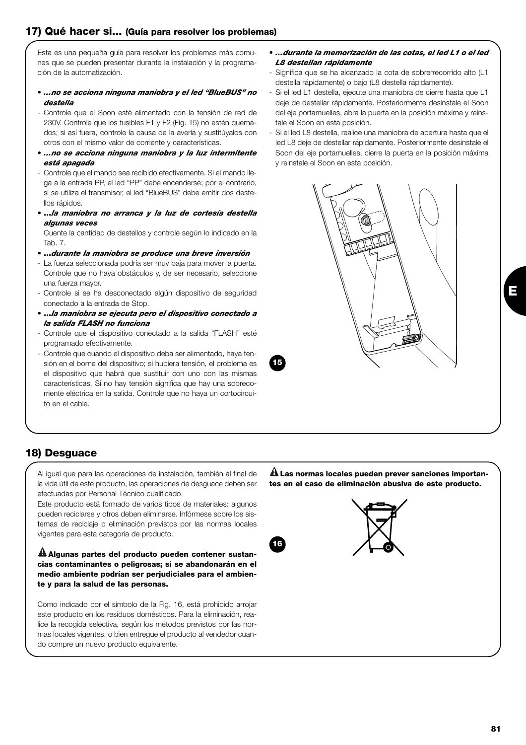## 17) Qué hacer si... (Guía para resolver los problemas)

Esta es una pequeña guía para resolver los problemas más comunes que se pueden presentar durante la instalación y la programación de la automatización.

- ***...no se acciona ninguna maniobra y el led "BlueBUS" no destella***
- Controle que el Soon esté alimentado con la tensión de red de 230V. Controle que los fusibles F1 y F2 (Fig. 15) no estén quemados; si así fuera, controle la causa de la avería y sustitúyalos con otros con el mismo valor de corriente y características.
- ***...no se acciona ninguna maniobra y la luz intermitente está apagada***
- Controle que el mando sea recibido efectivamente. Si el mando llega a la entrada PP, el led "PP" debe encenderse; por el contrario, si se utiliza el transmisor, el led "BlueBUS" debe emitir dos destellos rápidos.
- ***...la maniobra no arranca y la luz de cortesía destella algunas veces***

  Cuente la cantidad de destellos y controle según lo indicado en la Tab. 7.
- ***...durante la maniobra se produce una breve inversión***
- La fuerza seleccionada podría ser muy baja para mover la puerta. Controle que no haya obstáculos y, de ser necesario, seleccione una fuerza mayor.
- Controle si se ha desconectado algún dispositivo de seguridad conectado a la entrada de Stop.
- ***...la maniobra se ejecuta pero el dispositivo conectado a la salida FLASH no funciona***
- Controle que el dispositivo conectado a la salida "FLASH" esté programado efectivamente.
- Controle que cuando el dispositivo deba ser alimentado, haya tensión en el borne del dispositivo; si hubiera tensión, el problema es el dispositivo que habrá que sustituir con uno con las mismas características. Si no hay tensión significa que hay una sobrecorriente eléctrica en la salida. Controle que no haya un cortocircuito en el cable.
- ***...durante la memorización de las cotas, el led L1 o el led L8 destellan rápidamente***
- Significa que se ha alcanzado la cota de sobrerrecorrido alto (L1 destella rápidamente) o bajo (L8 destella rápidamente).
- Si el led L1 destella, ejecute una maniobra de cierre hasta que L1 deje de destellar rápidamente. Posteriormente desinstale el Soon del eje portamuelles, abra la puerta en la posición máxima y reinstale el Soon en esta posición.
- Si el led L8 destella, realice una maniobra de apertura hasta que el led L8 deje de destellar rápidamente. Posteriormente desinstale el Soon del eje portamuelles, cierre la puerta en la posición máxima y reinstale el Soon en esta posición.

15

## 18) Desguace

Al igual que para las operaciones de instalación, también al final de la vida útil de este producto, las operaciones de desguace deben ser efectuadas por Personal Técnico cualificado.

Este producto está formado de varios tipos de materiales: algunos pueden reciclarse y otros deben eliminarse. Infórmese sobre los sistemas de reciclaje o eliminación previstos por las normas locales vigentes para esta categoría de producto.

**⚠ Algunas partes del producto pueden contener sustancias contaminantes o peligrosas; si se abandonarán en el medio ambiente podrían ser perjudiciales para el ambiente y para la salud de las personas.**

Como indicado por el símbolo de la Fig. 16, está prohibido arrojar este producto en los residuos domésticos. Para la eliminación, realice la recogida selectiva, según los métodos previstos por las normas locales vigentes, o bien entregue el producto al vendedor cuando compre un nuevo producto equivalente.

**⚠ Las normas locales pueden prever sanciones importantes en el caso de eliminación abusiva de este producto.**

16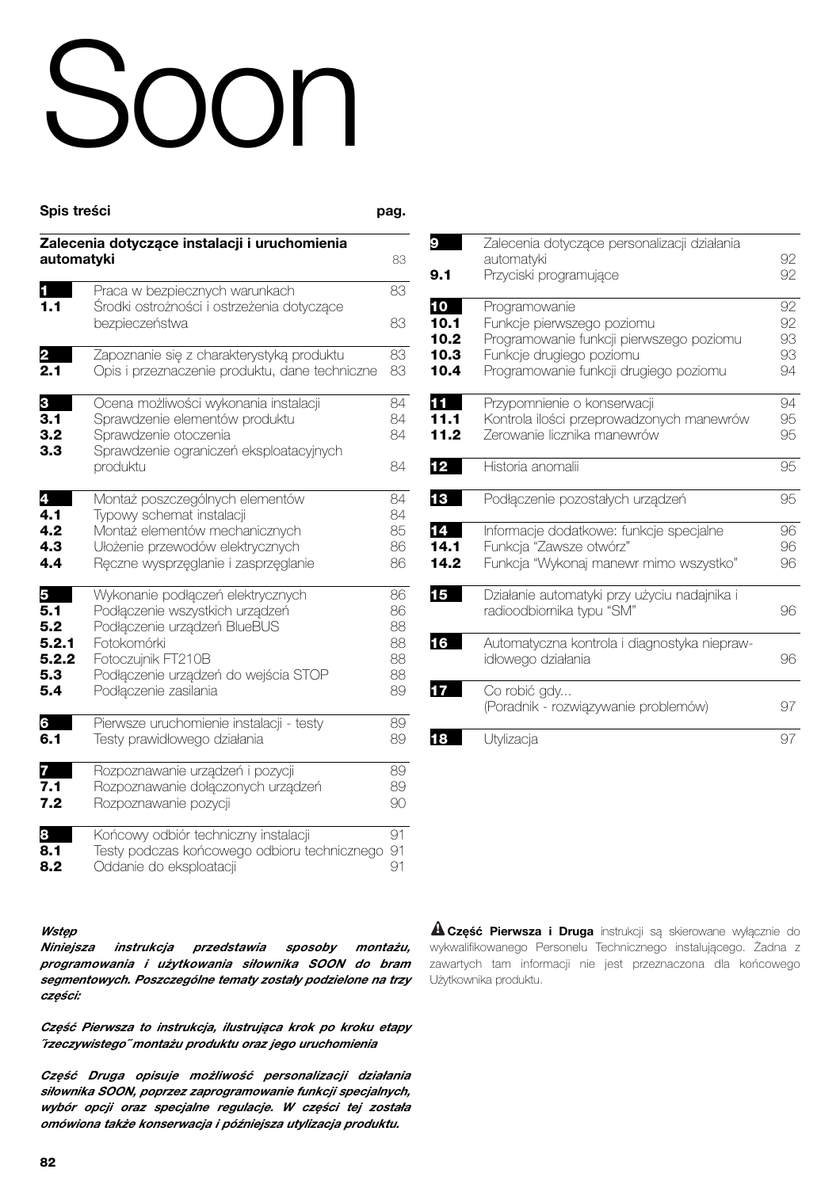# Soon

## Spis treści

| | | pag. |
|---|---|---|
| **Zalecenia dotyczące instalacji i uruchomienia automatyki** | | 83 |
| **1** | Praca w bezpiecznych warunkach | 83 |
| **1.1** | Środki ostrożności i ostrzeżenia dotyczące bezpieczeństwa | 83 |
| **2** | Zapoznanie się z charakterystyką produktu | 83 |
| **2.1** | Opis i przeznaczenie produktu, dane techniczne | 83 |
| **3** | Ocena możliwości wykonania instalacji | 84 |
| **3.1** | Sprawdzenie elementów produktu | 84 |
| **3.2** | Sprawdzenie otoczenia | 84 |
| **3.3** | Sprawdzenie ograniczeń eksploatacyjnych produktu | 84 |
| **4** | Montaż poszczególnych elementów | 84 |
| **4.1** | Typowy schemat instalacji | 84 |
| **4.2** | Montaż elementów mechanicznych | 85 |
| **4.3** | Ułożenie przewodów elektrycznych | 86 |
| **4.4** | Ręczne wysprzęglanie i zasprzęglanie | 86 |
| **5** | Wykonanie podłączeń elektrycznych | 86 |
| **5.1** | Podłączenie wszystkich urządzeń | 86 |
| **5.2** | Podłączenie urządzeń BlueBUS | 88 |
| **5.2.1** | Fotokomórki | 88 |
| **5.2.2** | Fotoczujnik FT210B | 88 |
| **5.3** | Podłączenie urządzeń do wejścia STOP | 88 |
| **5.4** | Podłączenie zasilania | 89 |
| **6** | Pierwsze uruchomienie instalacji - testy | 89 |
| **6.1** | Testy prawidłowego działania | 89 |
| **7** | Rozpoznawanie urządzeń i pozycji | 89 |
| **7.1** | Rozpoznawanie dołączonych urządzeń | 89 |
| **7.2** | Rozpoznawanie pozycji | 90 |
| **8** | Końcowy odbiór techniczny instalacji | 91 |
| **8.1** | Testy podczas końcowego odbioru technicznego | 91 |
| **8.2** | Oddanie do eksploatacji | 91 |
| **9** | Zalecenia dotyczące personalizacji działania automatyki | 92 |
| **9.1** | Przyciski programujące | 92 |
| **10** | Programowanie | 92 |
| **10.1** | Funkcje pierwszego poziomu | 92 |
| **10.2** | Programowanie funkcji pierwszego poziomu | 93 |
| **10.3** | Funkcje drugiego poziomu | 93 |
| **10.4** | Programowanie funkcji drugiego poziomu | 94 |
| **11** | Przypomnienie o konserwacji | 94 |
| **11.1** | Kontrola ilości przeprowadzonych manewrów | 95 |
| **11.2** | Zerowanie licznika manewrów | 95 |
| **12** | Historia anomalii | 95 |
| **13** | Podłączenie pozostałych urządzeń | 95 |
| **14** | Informacje dodatkowe: funkcje specjalne | 96 |
| **14.1** | Funkcja "Zawsze otwórz" | 96 |
| **14.2** | Funkcja "Wykonaj manewr mimo wszystko" | 96 |
| **15** | Działanie automatyki przy użyciu nadajnika i radioodbiornika typu "SM" | 96 |
| **16** | Automatyczna kontrola i diagnostyka nieprawidłowego działania | 96 |
| **17** | Co robić gdy... (Poradnik - rozwiązywanie problemów) | 97 |
| **18** | Utylizacja | 97 |

***Wstęp***

***Niniejsza instrukcja przedstawia sposoby montażu, programowania i użytkowania siłownika SOON do bram segmentowych. Poszczególne tematy zostały podzielone na trzy części:***

***Część Pierwsza to instrukcja, ilustrująca krok po kroku etapy "rzeczywistego" montażu produktu oraz jego uruchomienia***

***Część Druga opisuje możliwość personalizacji działania siłownika SOON, poprzez zaprogramowanie funkcji specjalnych, wybór opcji oraz specjalne regulacje. W części tej została omówiona także konserwacja i późniejsza utylizacja produktu.***

⚠ **Część Pierwsza i Druga** instrukcji są skierowane wyłącznie do wykwalifikowanego Personelu Technicznego instalującego. Żadna z zawartych tam informacji nie jest przeznaczona dla końcowego Użytkownika produktu.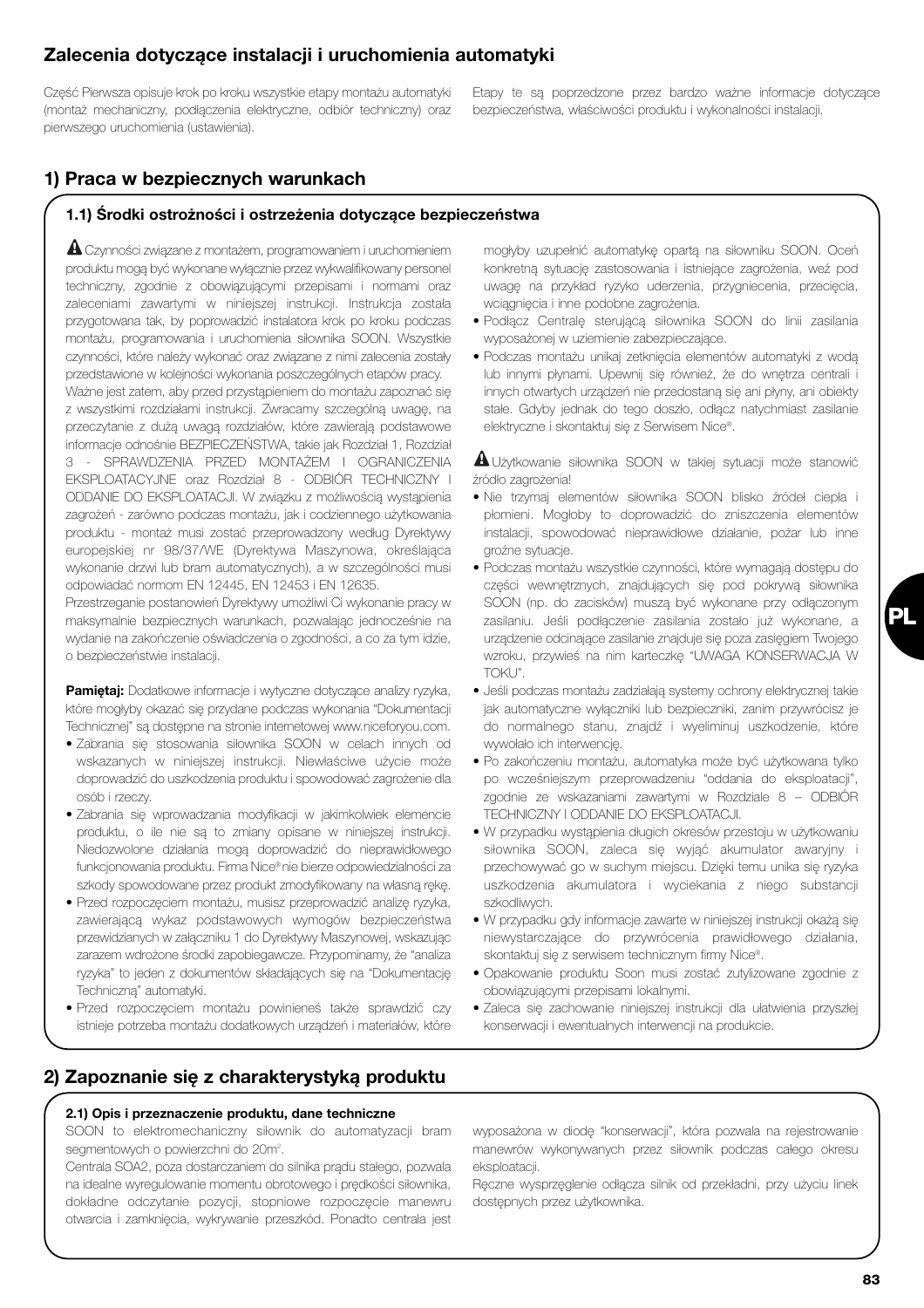## Zalecenia dotyczące instalacji i uruchomienia automatyki

Część Pierwsza opisuje krok po kroku wszystkie etapy montażu automatyki (montaż mechaniczny, podłączenia elektryczne, odbiór techniczny) oraz pierwszego uruchomienia (ustawienia).

Etapy te są poprzedzone przez bardzo ważne informacje dotyczące bezpieczeństwa, właściwości produktu i wykonalności instalacji.

## 1) Praca w bezpiecznych warunkach

### 1.1) Środki ostrożności i ostrzeżenia dotyczące bezpieczeństwa

⚠ Czynności związane z montażem, programowaniem i uruchomieniem produktu mogą być wykonane wyłącznie przez wykwalifikowany personel techniczny, zgodnie z obowiązującymi przepisami i normami oraz zaleceniami zawartymi w niniejszej instrukcji. Instrukcja została przygotowana tak, by poprowadzić instalatora krok po kroku podczas montażu, programowania i uruchomienia siłownika SOON. Wszystkie czynności, które należy wykonać oraz związane z nimi zalecenia zostały przedstawione w kolejności wykonania poszczególnych etapów pracy.
Ważne jest zatem, aby przed przystąpieniem do montażu zapoznać się z wszystkimi rozdziałami instrukcji. Zwracamy szczególną uwagę, na przeczytanie z dużą uwagą rozdziałów, które zawierają podstawowe informacje odnośnie BEZPIECZEŃSTWA, takie jak Rozdział 1, Rozdział 3 - SPRAWDZENIA PRZED MONTAŻEM I OGRANICZENIA EKSPLOATACYJNE oraz Rozdział 8 - ODBIÓR TECHNICZNY I ODDANIE DO EKSPLOATACJI. W związku z możliwością wystąpienia zagrożeń - zarówno podczas montażu, jak i codziennego użytkowania produktu - montaż musi zostać przeprowadzony według Dyrektywy europejskiej nr 98/37/WE (Dyrektywa Maszynowa, określająca wykonanie drzwi lub bram automatycznych), a w szczególności musi odpowiadać normom EN 12445, EN 12453 i EN 12635.
Przestrzeganie postanowień Dyrektywy umożliwi Ci wykonanie pracy w maksymalnie bezpiecznych warunkach, pozwalając jednocześnie na wydanie na zakończenie oświadczenia o zgodności, a co za tym idzie, o bezpieczeństwie instalacji.

**Pamiętaj:** Dodatkowe informacje i wytyczne dotyczące analizy ryzyka, które mogłyby okazać się przydane podczas wykonania "Dokumentacji Technicznej" są dostępne na stronie internetowej www.niceforyou.com.

- Zabrania się stosowania siłownika SOON w celach innych od wskazanych w niniejszej instrukcji. Niewłaściwe użycie może doprowadzić do uszkodzenia produktu i spowodować zagrożenie dla osób i rzeczy.
- Zabrania się wprowadzania modyfikacji w jakimkolwiek elemencie produktu, o ile nie są to zmiany opisane w niniejszej instrukcji. Niedozwolone działania mogą doprowadzić do nieprawidłowego funkcjonowania produktu. Firma Nice® nie bierze odpowiedzialności za szkody spowodowane przez produkt zmodyfikowany na własną rękę.
- Przed rozpoczęciem montażu, musisz przeprowadzić analizę ryzyka, zawierającą wykaz podstawowych wymogów bezpieczeństwa przewidzianych w załączniku 1 do Dyrektywy Maszynowej, wskazując zarazem wdrożone środki zapobiegawcze. Przypominamy, że "analiza ryzyka" to jeden z dokumentów składających się na "Dokumentację Techniczną" automatyki.
- Przed rozpoczęciem montażu powinieneś także sprawdzić czy istnieje potrzeba montażu dodatkowych urządzeń i materiałów, które mogłyby uzupełnić automatykę opartą na siłowniku SOON. Oceń konkretną sytuację zastosowania i istniejące zagrożenia, weź pod uwagę na przykład ryzyko uderzenia, przygniecenia, przecięcia, wciągnięcia i inne podobne zagrożenia.
- Podłącz Centralę sterującą siłownika SOON do linii zasilania wyposażonej w uziemienie zabezpieczające.
- Podczas montażu unikaj zetknięcia elementów automatyki z wodą lub innymi płynami. Upewnij się również, że do wnętrza centrali i innych otwartych urządzeń nie przedostaną się ani płyny, ani obiekty stałe. Gdyby jednak do tego doszło, odłącz natychmiast zasilanie elektryczne i skontaktuj się z Serwisem Nice®.

⚠ Użytkowanie siłownika SOON w takiej sytuacji może stanowić źródło zagrożenia!

- Nie trzymaj elementów siłownika SOON blisko źródeł ciepła i płomieni. Mogłoby to doprowadzić do zniszczenia elementów instalacji, spowodować nieprawidłowe działanie, pożar lub inne groźne sytuacje.
- Podczas montażu wszystkie czynności, które wymagają dostępu do części wewnętrznych, znajdujących się pod pokrywą siłownika SOON (np. do zacisków) muszą być wykonane przy odłączonym zasilaniu. Jeśli podłączenie zasilania zostało już wykonane, a urządzenie odcinające zasilanie znajduje się poza zasięgiem Twojego wzroku, przywieś na nim karteczkę "UWAGA KONSERWACJA W TOKU".
- Jeśli podczas montażu zadziałają systemy ochrony elektrycznej takie jak automatyczne wyłączniki lub bezpieczniki, zanim przywrócisz je do normalnego stanu, znajdź i wyeliminuj uszkodzenie, które wywołało ich interwencję.
- Po zakończeniu montażu, automatyka może być użytkowana tylko po wcześniejszym przeprowadzeniu "oddania do eksploatacji", zgodnie ze wskazaniami zawartymi w Rozdziale 8 – ODBIÓR TECHNICZNY I ODDANIE DO EKSPLOATACJI.
- W przypadku wystąpienia długich okresów przestoju w użytkowaniu siłownika SOON, zaleca się wyjąć akumulator awaryjny i przechowywać go w suchym miejscu. Dzięki temu unika się ryzyka uszkodzenia akumulatora i wyciekania z niego substancji szkodliwych.
- W przypadku gdy informacje zawarte w niniejszej instrukcji okażą się niewystarczające do przywrócenia prawidłowego działania, skontaktuj się z serwisem technicznym firmy Nice®.
- Opakowanie produktu Soon musi zostać zutylizowane zgodnie z obowiązującymi przepisami lokalnymi.
- Zaleca się zachowanie niniejszej instrukcji dla ułatwienia przyszłej konserwacji i ewentualnych interwencji na produkcie.

## 2) Zapoznanie się z charakterystyką produktu

### 2.1) Opis i przeznaczenie produktu, dane techniczne

SOON to elektromechaniczny siłownik do automatyzacji bram segmentowych o powierzchni do 20m².
Centrala SOA2, poza dostarczaniem do silnika prądu stałego, pozwala na idealne wyregulowanie momentu obrotowego i prędkości siłownika, dokładne odczytanie pozycji, stopniowe rozpoczęcie manewru otwarcia i zamknięcia, wykrywanie przeszkód. Ponadto centrala jest wyposażona w diodę "konserwacji", która pozwala na rejestrowanie manewrów wykonywanych przez siłownik podczas całego okresu eksploatacji.
Ręczne wysprzęglenie odłącza silnik od przekładni, przy użyciu linek dostępnych przez użytkownika.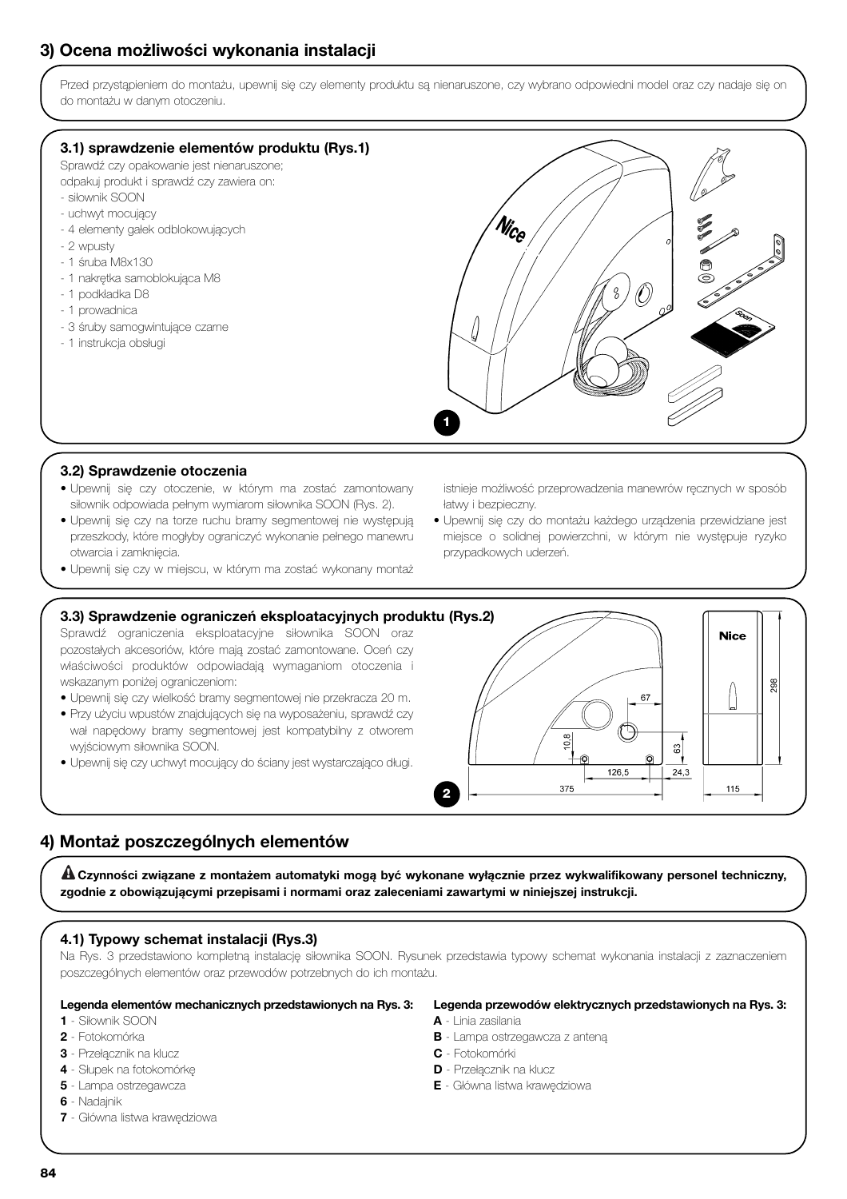## 3) Ocena możliwości wykonania instalacji

Przed przystąpieniem do montażu, upewnij się czy elementy produktu są nienaruszone, czy wybrano odpowiedni model oraz czy nadaje się on do montażu w danym otoczeniu.

### 3.1) sprawdzenie elementów produktu (Rys.1)

Sprawdź czy opakowanie jest nienaruszone;
odpakuj produkt i sprawdź czy zawiera on:
- siłownik SOON
- uchwyt mocujący
- 4 elementy gałek odblokowujących
- 2 wpusty
- 1 śruba M8x130
- 1 nakrętka samoblokująca M8
- 1 podkładka D8
- 1 prowadnica
- 3 śruby samogwintujące czarne
- 1 instrukcja obsługi

1

### 3.2) Sprawdzenie otoczenia

- Upewnij się czy otoczenie, w którym ma zostać zamontowany siłownik odpowiada pełnym wymiarom siłownika SOON (Rys. 2).
- Upewnij się czy na torze ruchu bramy segmentowej nie występują przeszkody, które mogłyby ograniczyć wykonanie pełnego manewru otwarcia i zamknięcia.
- Upewnij się czy w miejscu, w którym ma zostać wykonany montaż istnieje możliwość przeprowadzenia manewrów ręcznych w sposób łatwy i bezpieczny.
- Upewnij się czy do montażu każdego urządzenia przewidziane jest miejsce o solidnej powierzchni, w którym nie występuje ryzyko przypadkowych uderzeń.

### 3.3) Sprawdzenie ograniczeń eksploatacyjnych produktu (Rys.2)

Sprawdź ograniczenia eksploatacyjne siłownika SOON oraz pozostałych akcesoriów, które mają zostać zamontowane. Oceń czy właściwości produktów odpowiadają wymaganiom otoczenia i wskazanym poniżej ograniczeniom:
- Upewnij się czy wielkość bramy segmentowej nie przekracza 20 m.
- Przy użyciu wpustów znajdujących się na wyposażeniu, sprawdź czy wał napędowy bramy segmentowej jest kompatybilny z otworem wyjściowym siłownika SOON.
- Upewnij się czy uchwyt mocujący do ściany jest wystarczająco długi.

2

## 4) Montaż poszczególnych elementów

**⚠ Czynności związane z montażem automatyki mogą być wykonane wyłącznie przez wykwalifikowany personel techniczny, zgodnie z obowiązującymi przepisami i normami oraz zaleceniami zawartymi w niniejszej instrukcji.**

### 4.1) Typowy schemat instalacji (Rys.3)

Na Rys. 3 przedstawiono kompletną instalację siłownika SOON. Rysunek przedstawia typowy schemat wykonania instalacji z zaznaczeniem poszczególnych elementów oraz przewodów potrzebnych do ich montażu.

**Legenda elementów mechanicznych przedstawionych na Rys. 3:**
**1** - Siłownik SOON
**2** - Fotokomórka
**3** - Przełącznik na klucz
**4** - Słupek na fotokomórkę
**5** - Lampa ostrzegawcza
**6** - Nadajnik
**7** - Główna listwa krawędziowa

**Legenda przewodów elektrycznych przedstawionych na Rys. 3:**
**A** - Linia zasilania
**B** - Lampa ostrzegawcza z anteną
**C** - Fotokomórki
**D** - Przełącznik na klucz
**E** - Główna listwa krawędziowa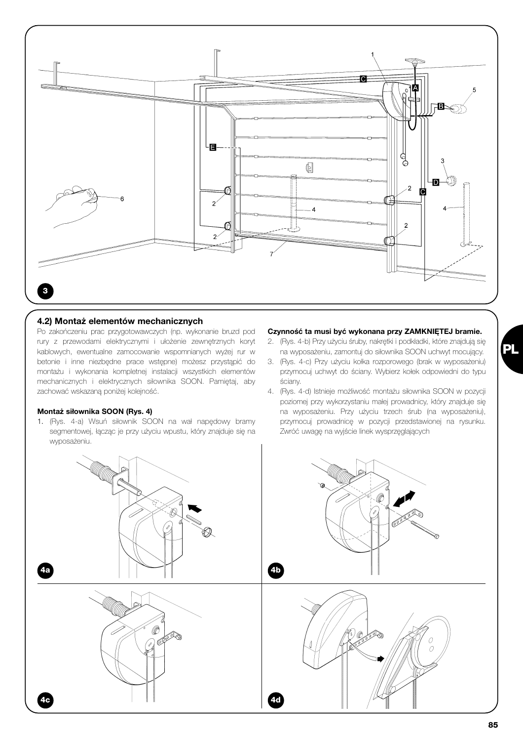## 4.2) Montaż elementów mechanicznych

Po zakończeniu prac przygotowawczych (np. wykonanie bruzd pod rury z przewodami elektrycznymi i ułożenie zewnętrznych koryt kablowych, ewentualne zamocowanie wspomnianych wyżej rur w betonie i inne niezbędne prace wstępne) możesz przystąpić do montażu i wykonania kompletnej instalacji wszystkich elementów mechanicznych i elektrycznych siłownika SOON. Pamiętaj, aby zachować wskazaną poniżej kolejność.

**Montaż siłownika SOON (Rys. 4)**

1. (Rys. 4-a) Wsuń siłownik SOON na wał napędowy bramy segmentowej, łącząc je przy użyciu wpustu, który znajduje się na wyposażeniu.

**Czynność ta musi być wykonana przy ZAMKNIĘTEJ bramie.**

2. (Rys. 4-b) Przy użyciu śruby, nakrętki i podkładki, które znajdują się na wyposażeniu, zamontuj do siłownika SOON uchwyt mocujący.
3. (Rys. 4-c) Przy użyciu kołka rozporowego (brak w wyposażeniu) przymocuj uchwyt do ściany. Wybierz kołek odpowiedni do typu ściany.
4. (Rys. 4-d) Istnieje możliwość montażu siłownika SOON w pozycji poziomej przy wykorzystaniu małej prowadnicy, który znajduje się na wyposażeniu. Przy użyciu trzech śrub (na wyposażeniu), przymocuj prowadnicę w pozycji przedstawionej na rysunku. Zwróć uwagę na wyjście linek wysprzęglających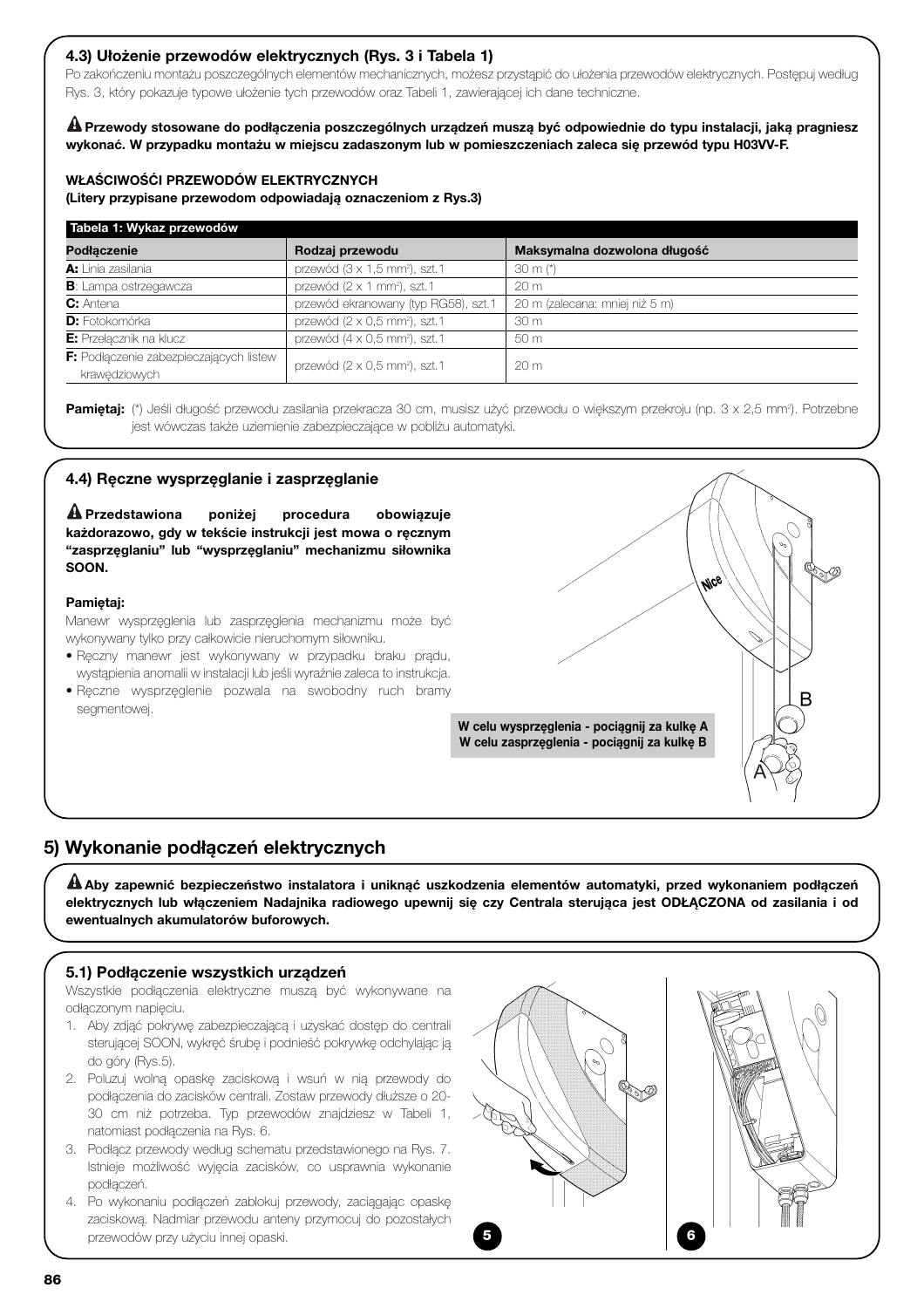### 4.3) Ułożenie przewodów elektrycznych (Rys. 3 i Tabela 1)

Po zakończeniu montażu poszczególnych elementów mechanicznych, możesz przystąpić do ułożenia przewodów elektrycznych. Postępuj według Rys. 3, który pokazuje typowe ułożenie tych przewodów oraz Tabeli 1, zawierającej ich dane techniczne.

**⚠ Przewody stosowane do podłączenia poszczególnych urządzeń muszą być odpowiednie do typu instalacji, jaką pragniesz wykonać. W przypadku montażu w miejscu zadaszonym lub w pomieszczeniach zaleca się przewód typu H03VV-F.**

**WŁAŚCIWOŚĆI PRZEWODÓW ELEKTRYCZNYCH**
**(Litery przypisane przewodom odpowiadają oznaczeniom z Rys.3)**

**Tabela 1: Wykaz przewodów**

| Podłączenie | Rodzaj przewodu | Maksymalna dozwolona długość |
|---|---|---|
| **A:** Linia zasilania | przewód (3 x 1,5 mm²), szt.1 | 30 m (*) |
| **B**: Lampa ostrzegawcza | przewód (2 x 1 mm²), szt.1 | 20 m |
| **C:** Antena | przewód ekranowany (typ RG58), szt.1 | 20 m (zalecana: mniej niż 5 m) |
| **D:** Fotokomórka | przewód (2 x 0,5 mm²), szt.1 | 30 m |
| **E:** Przełącznik na klucz | przewód (4 x 0,5 mm²), szt.1 | 50 m |
| **F:** Podłączenie zabezpieczających listew krawędziowych | przewód (2 x 0,5 mm²), szt.1 | 20 m |

**Pamiętaj:** (*) Jeśli długość przewodu zasilania przekracza 30 cm, musisz użyć przewodu o większym przekroju (np. 3 x 2,5 mm²). Potrzebne jest wówczas także uziemienie zabezpieczające w pobliżu automatyki.

### 4.4) Ręczne wysprzęglanie i zasprzęglanie

**⚠ Przedstawiona poniżej procedura obowiązuje każdorazowo, gdy w tekście instrukcji jest mowa o ręcznym "zasprzęglaniu" lub "wysprzęglaniu" mechanizmu siłownika SOON.**

**Pamiętaj:**

Manewr wysprzęglenia lub zasprzęglenia mechanizmu może być wykonywany tylko przy całkowicie nieruchomym siłowniku.

- Ręczny manewr jest wykonywany w przypadku braku prądu, wystąpienia anomalii w instalacji lub jeśli wyraźnie zaleca to instrukcja.
- Ręczne wysprzęglenie pozwala na swobodny ruch bramy segmentowej.

**W celu wysprzęglenia - pociągnij za kulkę A**
**W celu zasprzęglenia - pociągnij za kulkę B**

## 5) Wykonanie podłączeń elektrycznych

**⚠ Aby zapewnić bezpieczeństwo instalatora i uniknąć uszkodzenia elementów automatyki, przed wykonaniem podłączeń elektrycznych lub włączeniem Nadajnika radiowego upewnij się czy Centrala sterująca jest ODŁĄCZONA od zasilania i od ewentualnych akumulatorów buforowych.**

### 5.1) Podłączenie wszystkich urządzeń

Wszystkie podłączenia elektryczne muszą być wykonywane na odłączonym napięciu.

1. Aby zdjąć pokrywę zabezpieczającą i uzyskać dostęp do centrali sterującej SOON, wykręć śrubę i podnieść pokrywkę odchylając ją do góry (Rys.5).
2. Poluzuj wolną opaskę zaciskową i wsuń w nią przewody do podłączenia do zacisków centrali. Zostaw przewody dłuższe o 20-30 cm niż potrzeba. Typ przewodów znajdziesz w Tabeli 1, natomiast podłączenia na Rys. 6.
3. Podłącz przewody według schematu przedstawionego na Rys. 7. Istnieje możliwość wyjęcia zacisków, co usprawnia wykonanie podłączeń.
4. Po wykonaniu podłączeń zablokuj przewody, zaciągając opaskę zaciskową. Nadmiar przewodu anteny przymocuj do pozostałych przewodów przy użyciu innej opaski.

5

6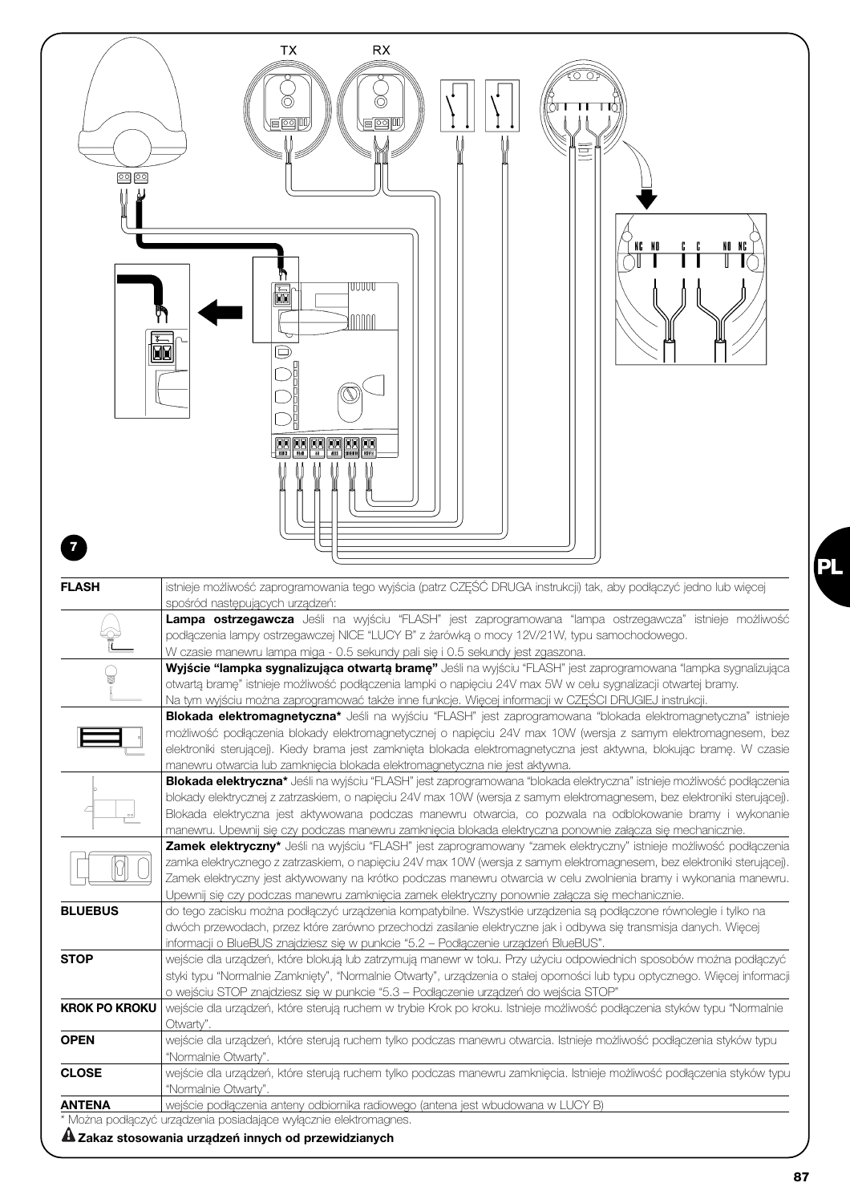**7**

| FLASH | istnieje możliwość zaprogramowania tego wyjścia (patrz CZĘŚĆ DRUGA instrukcji) tak, aby podłączyć jedno lub więcej spośród następujących urządzeń: |
|---|---|
| | **Lampa ostrzegawcza** Jeśli na wyjściu "FLASH" jest zaprogramowana "lampa ostrzegawcza" istnieje możliwość podłączenia lampy ostrzegawczej NICE "LUCY B" z żarówką o mocy 12V/21W, typu samochodowego. W czasie manewru lampa miga - 0.5 sekundy pali się i 0.5 sekundy jest zgaszona. |
| | **Wyjście "lampka sygnalizująca otwartą bramę"** Jeśli na wyjściu "FLASH" jest zaprogramowana "lampka sygnalizująca otwartą bramę" istnieje możliwość podłączenia lampki o napięciu 24V max 5W w celu sygnalizacji otwartej bramy. Na tym wyjściu można zaprogramować także inne funkcje. Więcej informacji w CZĘŚCI DRUGIEJ instrukcji. |
| | **Blokada elektromagnetyczna*** Jeśli na wyjściu "FLASH" jest zaprogramowana "blokada elektromagnetyczna" istnieje możliwość podłączenia blokady elektromagnetycznej o napięciu 24V max 10W (wersja z samym elektromagnesem, bez elektroniki sterującej). Kiedy brama jest zamknięta blokada elektromagnetyczna jest aktywna, blokując bramę. W czasie manewru otwarcia lub zamknięcia blokada elektromagnetyczna nie jest aktywna. |
| | **Blokada elektryczna*** Jeśli na wyjściu "FLASH" jest zaprogramowana "blokada elektryczna" istnieje możliwość podłączenia blokady elektrycznej z zatrzaskiem, o napięciu 24V max 10W (wersja z samym elektromagnesem, bez elektroniki sterującej). Blokada elektryczna jest aktywowana podczas manewru otwarcia, co pozwala na odblokowanie bramy i wykonanie manewru. Upewnij się czy podczas manewru zamknięcia blokada elektryczna ponownie załącza się mechanicznie. |
| | **Zamek elektryczny*** Jeśli na wyjściu "FLASH" jest zaprogramowany "zamek elektryczny" istnieje możliwość podłączenia zamka elektrycznego z zatrzaskiem, o napięciu 24V max 10W (wersja z samym elektromagnesem, bez elektroniki sterującej). Zamek elektryczny jest aktywowany na krótko podczas manewru otwarcia w celu zwolnienia bramy i wykonania manewru. Upewnij się czy podczas manewru zamknięcia zamek elektryczny ponownie załącza się mechanicznie. |
| **BLUEBUS** | do tego zacisku można podłączyć urządzenia kompatybilne. Wszystkie urządzenia są podłączone równolegle i tylko na dwóch przewodach, przez które zarówno przechodzi zasilanie elektryczne jak i odbywa się transmisja danych. Więcej informacji o BlueBUS znajdziesz się w punkcie "5.2 – Podłączenie urządzeń BlueBUS". |
| **STOP** | wejście dla urządzeń, które blokują lub zatrzymują manewr w toku. Przy użyciu odpowiednich sposobów można podłączyć styki typu "Normalnie Zamknięty", "Normalnie Otwarty", urządzenia o stałej oporności lub typu optycznego. Więcej informacji o wejściu STOP znajdziesz się w punkcie "5.3 – Podłączenie urządzeń do wejścia STOP" |
| **KROK PO KROKU** | wejście dla urządzeń, które sterują ruchem w trybie Krok po kroku. Istnieje możliwość podłączenia styków typu "Normalnie Otwarty". |
| **OPEN** | wejście dla urządzeń, które sterują ruchem tylko podczas manewru otwarcia. Istnieje możliwość podłączenia styków typu "Normalnie Otwarty". |
| **CLOSE** | wejście dla urządzeń, które sterują ruchem tylko podczas manewru zamknięcia. Istnieje możliwość podłączenia styków typu "Normalnie Otwarty". |
| **ANTENA** | wejście podłączenia anteny odbiornika radiowego (antena jest wbudowana w LUCY B) |

* Można podłączyć urządzenia posiadające wyłącznie elektromagnes.

**⚠ Zakaz stosowania urządzeń innych od przewidzianych**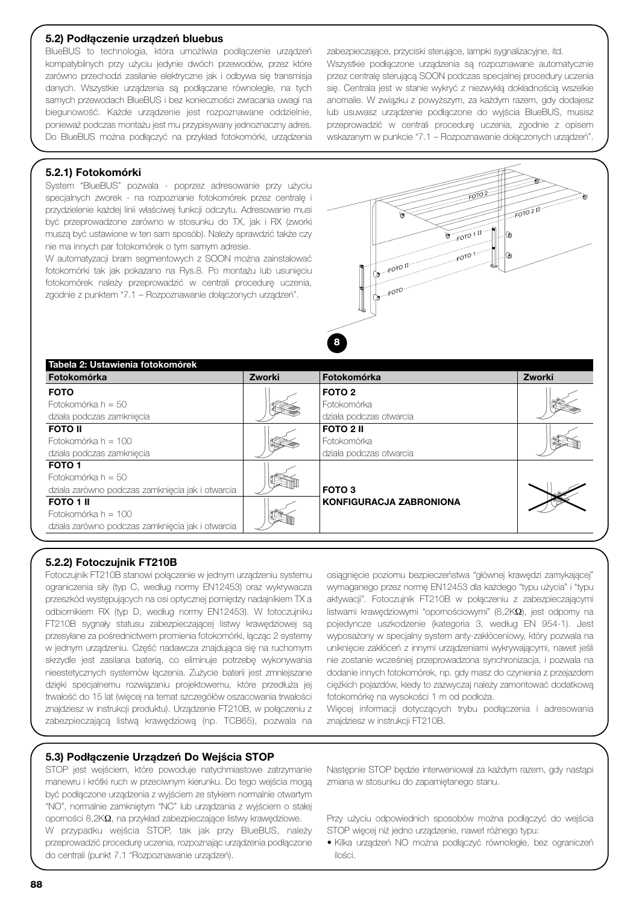### 5.2) Podłączenie urządzeń bluebus

BlueBUS to technologia, która umożliwia podłączenie urządzeń kompatybilnych przy użyciu jedynie dwóch przewodów, przez które zarówno przechodzi zasilanie elektryczne jak i odbywa się transmisja danych. Wszystkie urządzenia są podłączane równolegle, na tych samych przewodach BlueBUS i bez konieczności zwracania uwagi na biegunowość. Każde urządzenie jest rozpoznawane oddzielnie, ponieważ podczas montażu jest mu przypisywany jednoznaczny adres. Do BlueBUS można podłączyć na przykład fotokomórki, urządzenia zabezpieczające, przyciski sterujące, lampki sygnalizacyjne, itd.

Wszystkie podłączone urządzenia są rozpoznawane automatycznie przez centralę sterującą SOON podczas specjalnej procedury uczenia się. Centrala jest w stanie wykryć z niezwykłą dokładnością wszelkie anomalie. W związku z powyższym, za każdym razem, gdy dodajesz lub usuwasz urządzenie podłączone do wyjścia BlueBUS, musisz przeprowadzić w centrali procedurę uczenia, zgodnie z opisem wskazanym w punkcie "7.1 – Rozpoznawanie dołączonych urządzeń".

### 5.2.1) Fotokomórki

System "BlueBUS" pozwala - poprzez adresowanie przy użyciu specjalnych zworek - na rozpoznanie fotokomórek przez centralę i przydzielenie każdej linii właściwej funkcji odczytu. Adresowanie musi być przeprowadzone zarówno w stosunku do TX, jak i RX (zworki muszą być ustawione w ten sam sposób). Należy sprawdzić także czy nie ma innych par fotokomórek o tym samym adresie.

W automatyzacji bram segmentowych z SOON można zainstalować fotokomórki tak jak pokazano na Rys.8. Po montażu lub usunięciu fotokomórek należy przeprowadzić w centrali procedurę uczenia, zgodnie z punktem "7.1 – Rozpoznawanie dołączonych urządzeń".

8

**Tabela 2: Ustawienia fotokomórek**

| Fotokomórka | Zworki | Fotokomórka | Zworki |
|---|---|---|---|
| **FOTO**<br>Fotokomórka h = 50<br>działa podczas zamknięcia | | **FOTO 2**<br>Fotokomórka<br>działa podczas otwarcia | |
| **FOTO II**<br>Fotokomórka h = 100<br>działa podczas zamknięcia | | **FOTO 2 II**<br>Fotokomórka<br>działa podczas otwarcia | |
| **FOTO 1**<br>Fotokomórka h = 50<br>działa zarówno podczas zamknięcia jak i otwarcia | | **FOTO 3**<br>**KONFIGURACJA ZABRONIONA** | |
| **FOTO 1 II**<br>Fotokomórka h = 100<br>działa zarówno podczas zamknięcia jak i otwarcia | | | |

### 5.2.2) Fotoczujnik FT210B

Fotoczujnik FT210B stanowi połączenie w jednym urządzeniu systemu ograniczenia siły (typ C, według normy EN12453) oraz wykrywacza przeszkód występujących na osi optycznej pomiędzy nadajnikiem TX a odbiornikiem RX (typ D, według normy EN12453). W fotoczujniku FT210B sygnały statusu zabezpieczającej listwy krawędziowej są przesyłane za pośrednictwem promienia fotokomórki, łącząc 2 systemy w jednym urządzeniu. Część nadawcza znajdująca się na ruchomym skrzydle jest zasilana baterią, co eliminuje potrzebę wykonywania nieestetycznych systemów łączenia. Zużycie baterii jest zmniejszane dzięki specjalnemu rozwiązaniu projektowemu, które przedłuża jej trwałość do 15 lat (więcej na temat szczegółów oszacowania trwałości znajdziesz w instrukcji produktu). Urządzenie FT210B, w połączeniu z zabezpieczającą listwą krawędziową (np. TCB65), pozwala na osiągnięcie poziomu bezpieczeństwa "głównej krawędzi zamykającej" wymaganego przez normę EN12453 dla każdego "typu użycia" i "typu aktywacji". Fotoczujnik FT210B w połączeniu z zabezpieczającymi listwami krawędziowymi "opornościowymi" (8,2KΩ), jest odporny na pojedyncze uszkodzenie (kategoria 3, według EN 954-1). Jest wyposażony w specjalny system anty-zakłóceniowy, który pozwala na uniknięcie zakłóceń z innymi urządzeniami wykrywającymi, nawet jeśli nie zostanie wcześniej przeprowadzona synchronizacja, i pozwala na dodanie innych fotokomórek, np. gdy masz do czynienia z przejazdem ciężkich pojazdów, kiedy to zazwyczaj należy zamontować dodatkową fotokomórkę na wysokości 1 m od podłoża.

Więcej informacji dotyczących trybu podłączenia i adresowania znajdziesz w instrukcji FT210B.

### 5.3) Podłączenie Urządzeń Do Wejścia STOP

STOP jest wejściem, które powoduje natychmiastowe zatrzymanie manewru i krótki ruch w przeciwnym kierunku. Do tego wejścia mogą być podłączone urządzenia z wyjściem ze stykiem normalnie otwartym "NO", normalnie zamkniętym "NC" lub urządzania z wyjściem o stałej oporności 8,2KΩ, na przykład zabezpieczające listwy krawędziowe.

W przypadku wejścia STOP, tak jak przy BlueBUS, należy przeprowadzić procedurę uczenia, rozpoznając urządzenia podłączone do centrali (punkt 7.1 "Rozpoznawanie urządzeń).

Następnie STOP będzie interweniował za każdym razem, gdy nastąpi zmiana w stosunku do zapamiętanego stanu.

Przy użyciu odpowiednich sposobów można podłączyć do wejścia STOP więcej niż jedno urządzenie, nawet różnego typu:

- Kilka urządzeń NO można podłączyć równolegle, bez ograniczeń ilości.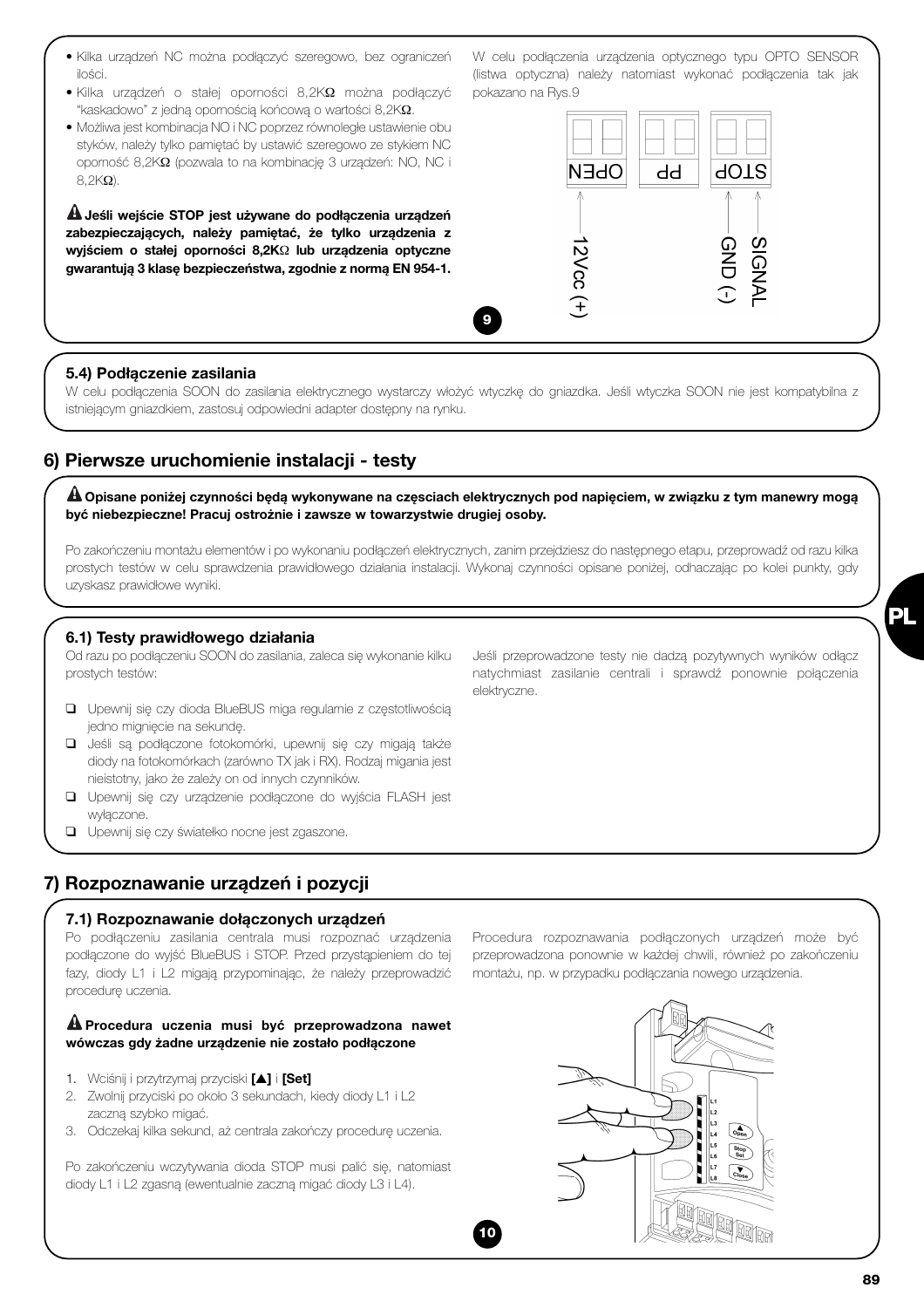- Kilka urządzeń NC można podłączyć szeregowo, bez ograniczeń ilości.
- Kilka urządzeń o stałej oporności 8,2KΩ można podłączyć "kaskadowo" z jedną opornością końcową o wartości 8,2KΩ.
- Możliwa jest kombinacja NO i NC poprzez równoległe ustawienie obu styków, należy tylko pamiętać by ustawić szeregowo ze stykiem NC oporność 8,2KΩ (pozwala to na kombinację 3 urządzeń: NO, NC i 8,2KΩ).

**⚠ Jeśli wejście STOP jest używane do podłączenia urządzeń zabezpieczających, należy pamiętać, że tylko urządzenia z wyjściem o stałej oporności 8,2KΩ lub urządzenia optyczne gwarantują 3 klasę bezpieczeństwa, zgodnie z normą EN 954-1.**

W celu podłączenia urządzenia optycznego typu OPTO SENSOR (listwa optyczna) należy natomiast wykonać podłączenia tak jak pokazano na Rys.9

OPEN PP STOP
12Vcc (+) GND (-) SIGNAL

9

### 5.4) Podłączenie zasilania

W celu podłączenia SOON do zasilania elektrycznego wystarczy włożyć wtyczkę do gniazdka. Jeśli wtyczka SOON nie jest kompatybilna z istniejącym gniazdkiem, zastosuj odpowiedni adapter dostępny na rynku.

## 6) Pierwsze uruchomienie instalacji - testy

**⚠ Opisane poniżej czynności będą wykonywane na częściach elektrycznych pod napięciem, w związku z tym manewry mogą być niebezpieczne! Pracuj ostrożnie i zawsze w towarzystwie drugiej osoby.**

Po zakończeniu montażu elementów i po wykonaniu podłączeń elektrycznych, zanim przejdziesz do następnego etapu, przeprowadź od razu kilka prostych testów w celu sprawdzenia prawidłowego działania instalacji. Wykonaj czynności opisane poniżej, odhaczając po kolei punkty, gdy uzyskasz prawidłowe wyniki.

### 6.1) Testy prawidłowego działania

Od razu po podłączeniu SOON do zasilania, zaleca się wykonanie kilku prostych testów:

- ❑ Upewnij się czy dioda BlueBUS miga regularnie z częstotliwością jedno mignięcie na sekundę.
- ❑ Jeśli są podłączone fotokomórki, upewnij się czy migają także diody na fotokomórkach (zarówno TX jak i RX). Rodzaj migania jest nieistotny, jako że zależy on od innych czynników.
- ❑ Upewnij się czy urządzenie podłączone do wyjścia FLASH jest wyłączone.
- ❑ Upewnij się czy światełko nocne jest zgaszone.

Jeśli przeprowadzone testy nie dadzą pozytywnych wyników odłącz natychmiast zasilanie centrali i sprawdź ponownie połączenia elektryczne.

## 7) Rozpoznawanie urządzeń i pozycji

### 7.1) Rozpoznawanie dołączonych urządzeń

Po podłączeniu zasilania centrala musi rozpoznać urządzenia podłączone do wyjść BlueBUS i STOP. Przed przystąpieniem do tej fazy, diody L1 i L2 migają przypominając, że należy przeprowadzić procedurę uczenia.

**⚠ Procedura uczenia musi być przeprowadzona nawet wówczas gdy żadne urządzenie nie zostało podłączone**

1. Wciśnij i przytrzymaj przyciski **[▲]** i **[Set]**
2. Zwolnij przyciski po około 3 sekundach, kiedy diody L1 i L2 zaczną szybko migać.
3. Odczekaj kilka sekund, aż centrala zakończy procedurę uczenia.

Po zakończeniu wczytywania dioda STOP musi palić się, natomiast diody L1 i L2 zgasną (ewentualnie zaczną migać diody L3 i L4).

Procedura rozpoznawania podłączonych urządzeń może być przeprowadzona ponownie w każdej chwili, również po zakończeniu montażu, np. w przypadku podłączania nowego urządzenia.

10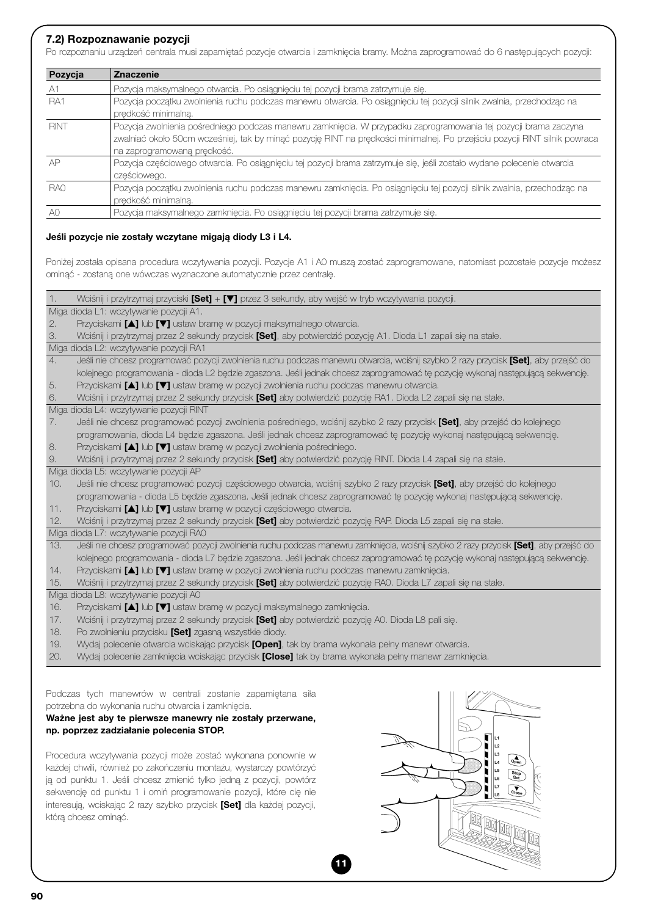### 7.2) Rozpoznawanie pozycji

Po rozpoznaniu urządzeń centrala musi zapamiętać pozycje otwarcia i zamknięcia bramy. Można zaprogramować do 6 następujących pozycji:

| Pozycja | Znaczenie |
|---|---|
| A1 | Pozycja maksymalnego otwarcia. Po osiągnięciu tej pozycji brama zatrzymuje się. |
| RA1 | Pozycja początku zwolnienia ruchu podczas manewru otwarcia. Po osiągnięciu tej pozycji silnik zwalnia, przechodząc na prędkość minimalną. |
| RINT | Pozycja zwolnienia pośredniego podczas manewru zamknięcia. W przypadku zaprogramowania tej pozycji brama zaczyna zwalniać około 50cm wcześniej, tak by minąć pozycję RINT na prędkości minimalnej. Po przejściu pozycji RINT silnik powraca na zaprogramowaną prędkość. |
| AP | Pozycja częściowego otwarcia. Po osiągnięciu tej pozycji brama zatrzymuje się, jeśli zostało wydane polecenie otwarcia częściowego. |
| RA0 | Pozycja początku zwolnienia ruchu podczas manewru zamknięcia. Po osiągnięciu tej pozycji silnik zwalnia, przechodząc na prędkość minimalną. |
| A0 | Pozycja maksymalnego zamknięcia. Po osiągnięciu tej pozycji brama zatrzymuje się. |

**Jeśli pozycje nie zostały wczytane migają diody L3 i L4.**

Poniżej została opisana procedura wczytywania pozycji. Pozycje A1 i A0 muszą zostać zaprogramowane, natomiast pozostałe pozycje możesz ominąć - zostaną one wówczas wyznaczone automatycznie przez centralę.

1. Wciśnij i przytrzymaj przyciski **[Set]** + **[▼]** przez 3 sekundy, aby wejść w tryb wczytywania pozycji.

Miga dioda L1: wczytywanie pozycji A1.

2. Przyciskami **[▲]** lub **[▼]** ustaw bramę w pozycji maksymalnego otwarcia.
3. Wciśnij i przytrzymaj przez 2 sekundy przycisk **[Set]**, aby potwierdzić pozycję A1. Dioda L1 zapali się na stałe.

Miga dioda L2: wczytywanie pozycji RA1

4. Jeśli nie chcesz programować pozycji zwolnienia ruchu podczas manewru otwarcia, wciśnij szybko 2 razy przycisk **[Set]**, aby przejść do kolejnego programowania - dioda L2 będzie zgaszona. Jeśli jednak chcesz zaprogramować tę pozycję wykonaj następującą sekwencję.
5. Przyciskami **[▲]** lub **[▼]** ustaw bramę w pozycji zwolnienia ruchu podczas manewru otwarcia.
6. Wciśnij i przytrzymaj przez 2 sekundy przycisk **[Set]** aby potwierdzić pozycję RA1. Dioda L2 zapali się na stałe.

Miga dioda L4: wczytywanie pozycji RINT

7. Jeśli nie chcesz programować pozycji zwolnienia pośredniego, wciśnij szybko 2 razy przycisk **[Set]**, aby przejść do kolejnego programowania, dioda L4 będzie zgaszona. Jeśli jednak chcesz zaprogramować tę pozycję wykonaj następującą sekwencję.
8. Przyciskami **[▲]** lub **[▼]** ustaw bramę w pozycji zwolnienia pośredniego.
9. Wciśnij i przytrzymaj przez 2 sekundy przycisk **[Set]** aby potwierdzić pozycję RINT. Dioda L4 zapali się na stałe.

Miga dioda L5: wczytywanie pozycji AP

10. Jeśli nie chcesz programować pozycji częściowego otwarcia, wciśnij szybko 2 razy przycisk **[Set]**, aby przejść do kolejnego programowania - dioda L5 będzie zgaszona. Jeśli jednak chcesz zaprogramować tę pozycję wykonaj następującą sekwencję.
11. Przyciskami **[▲]** lub **[▼]** ustaw bramę w pozycji częściowego otwarcia.
12. Wciśnij i przytrzymaj przez 2 sekundy przycisk **[Set]** aby potwierdzić pozycję RAP. Dioda L5 zapali się na stałe.

Miga dioda L7: wczytywanie pozycji RA0

13. Jeśli nie chcesz programować pozycji zwolnienia ruchu podczas manewru zamknięcia, wciśnij szybko 2 razy przycisk **[Set]**, aby przejść do kolejnego programowania - dioda L7 będzie zgaszona. Jeśli jednak chcesz zaprogramować tę pozycję wykonaj następującą sekwencję.
14. Przyciskami **[▲]** lub **[▼]** ustaw bramę w pozycji zwolnienia ruchu podczas manewru zamknięcia.
15. Wciśnij i przytrzymaj przez 2 sekundy przycisk **[Set]** aby potwierdzić pozycję RA0. Dioda L7 zapali się na stałe.

Miga dioda L8: wczytywanie pozycji A0

16. Przyciskami **[▲]** lub **[▼]** ustaw bramę w pozycji maksymalnego zamknięcia.
17. Wciśnij i przytrzymaj przez 2 sekundy przycisk **[Set]** aby potwierdzić pozycję A0. Dioda L8 pali się.
18. Po zwolnieniu przycisku **[Set]** zgasną wszystkie diody.
19. Wydaj polecenie otwarcia wciskając przycisk **[Open]**, tak by brama wykonała pełny manewr otwarcia.
20. Wydaj polecenie zamknięcia wciskając przycisk **[Close]** tak by brama wykonała pełny manewr zamknięcia.

Podczas tych manewrów w centrali zostanie zapamiętana siła potrzebna do wykonania ruchu otwarcia i zamknięcia.

**Ważne jest aby te pierwsze manewry nie zostały przerwane, np. poprzez zadziałanie polecenia STOP.**

Procedura wczytywania pozycji może zostać wykonana ponownie w każdej chwili, również po zakończeniu montażu, wystarczy powtórzyć ją od punktu 1. Jeśli chcesz zmienić tylko jedną z pozycji, powtórz sekwencję od punktu 1 i omiń programowanie pozycji, które cię nie interesują, wciskając 2 razy szybko przycisk **[Set]** dla każdej pozycji, którą chcesz ominąć.

11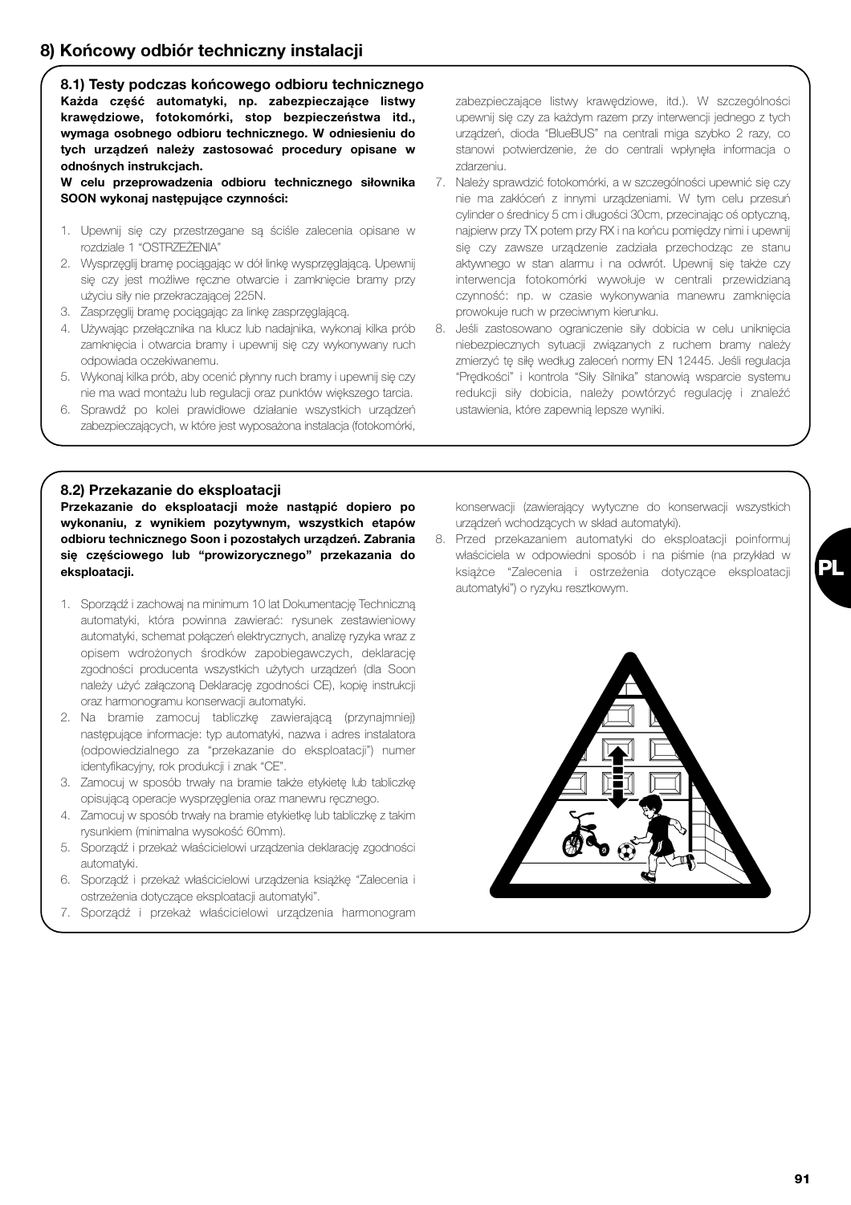# 8) Końcowy odbiór techniczny instalacji

## 8.1) Testy podczas końcowego odbioru technicznego

**Każda część automatyki, np. zabezpieczające listwy krawędziowe, fotokomórki, stop bezpieczeństwa itd., wymaga osobnego odbioru technicznego. W odniesieniu do tych urządzeń należy zastosować procedury opisane w odnośnych instrukcjach.**

**W celu przeprowadzenia odbioru technicznego siłownika SOON wykonaj następujące czynności:**

1. Upewnij się czy przestrzegane są ściśle zalecenia opisane w rozdziale 1 "OSTRZEŻENIA"
2. Wysprzęglij bramę pociągając w dół linkę wysprzęglającą. Upewnij się czy jest możliwe ręczne otwarcie i zamknięcie bramy przy użyciu siły nie przekraczającej 225N.
3. Zasprzęglij bramę pociągając za linkę zasprzęglającą.
4. Używając przełącznika na klucz lub nadajnika, wykonaj kilka prób zamknięcia i otwarcia bramy i upewnij się czy wykonywany ruch odpowiada oczekiwanemu.
5. Wykonaj kilka prób, aby ocenić płynny ruch bramy i upewnij się czy nie ma wad montażu lub regulacji oraz punktów większego tarcia.
6. Sprawdź po kolei prawidłowe działanie wszystkich urządzeń zabezpieczających, w które jest wyposażona instalacja (fotokomórki, zabezpieczające listwy krawędziowe, itd.). W szczególności upewnij się czy za każdym razem przy interwencji jednego z tych urządzeń, dioda "BlueBUS" na centrali miga szybko 2 razy, co stanowi potwierdzenie, że do centrali wpłynęła informacja o zdarzeniu.
7. Należy sprawdzić fotokomórki, a w szczególności upewnić się czy nie ma zakłóceń z innymi urządzeniami. W tym celu przesuń cylinder o średnicy 5 cm i długości 30cm, przecinając oś optyczną, najpierw przy TX potem przy RX i na końcu pomiędzy nimi i upewnij się czy zawsze urządzenie zadziała przechodząc ze stanu aktywnego w stan alarmu i na odwrót. Upewnij się także czy interwencja fotokomórki wywołuje w centrali przewidzianą czynność: np. w czasie wykonywania manewru zamknięcia prowokuje ruch w przeciwnym kierunku.
8. Jeśli zastosowano ograniczenie siły dobicia w celu uniknięcia niebezpiecznych sytuacji związanych z ruchem bramy należy zmierzyć tę siłę według zaleceń normy EN 12445. Jeśli regulacja "Prędkości" i kontrola "Siły Silnika" stanowią wsparcie systemu redukcji siły dobicia, należy powtórzyć regulację i znaleźć ustawienia, które zapewnią lepsze wyniki.

## 8.2) Przekazanie do eksploatacji

**Przekazanie do eksploatacji może nastąpić dopiero po wykonaniu, z wynikiem pozytywnym, wszystkich etapów odbioru technicznego Soon i pozostałych urządzeń. Zabrania się częściowego lub "prowizorycznego" przekazania do eksploatacji.**

1. Sporządź i zachowaj na minimum 10 lat Dokumentację Techniczną automatyki, która powinna zawierać: rysunek zestawieniowy automatyki, schemat połączeń elektrycznych, analizę ryzyka wraz z opisem wdrożonych środków zapobiegawczych, deklarację zgodności producenta wszystkich użytych urządzeń (dla Soon należy użyć załączoną Deklarację zgodności CE), kopię instrukcji oraz harmonogramu konserwacji automatyki.
2. Na bramie zamocuj tabliczkę zawierającą (przynajmniej) następujące informacje: typ automatyki, nazwa i adres instalatora (odpowiedzialnego za "przekazanie do eksploatacji") numer identyfikacyjny, rok produkcji i znak "CE".
3. Zamocuj w sposób trwały na bramie także etykietę lub tabliczkę opisującą operacje wysprzęglenia oraz manewru ręcznego.
4. Zamocuj w sposób trwały na bramie etykietkę lub tabliczkę z takim rysunkiem (minimalna wysokość 60mm).
5. Sporządź i przekaż właścicielowi urządzenia deklarację zgodności automatyki.
6. Sporządź i przekaż właścicielowi urządzenia książkę "Zalecenia i ostrzeżenia dotyczące eksploatacji automatyki".
7. Sporządź i przekaż właścicielowi urządzenia harmonogram konserwacji (zawierający wytyczne do konserwacji wszystkich urządzeń wchodzących w skład automatyki).
8. Przed przekazaniem automatyki do eksploatacji poinformuj właściciela w odpowiedni sposób i na piśmie (na przykład w książce "Zalecenia i ostrzeżenia dotyczące eksploatacji automatyki") o ryzyku resztkowym.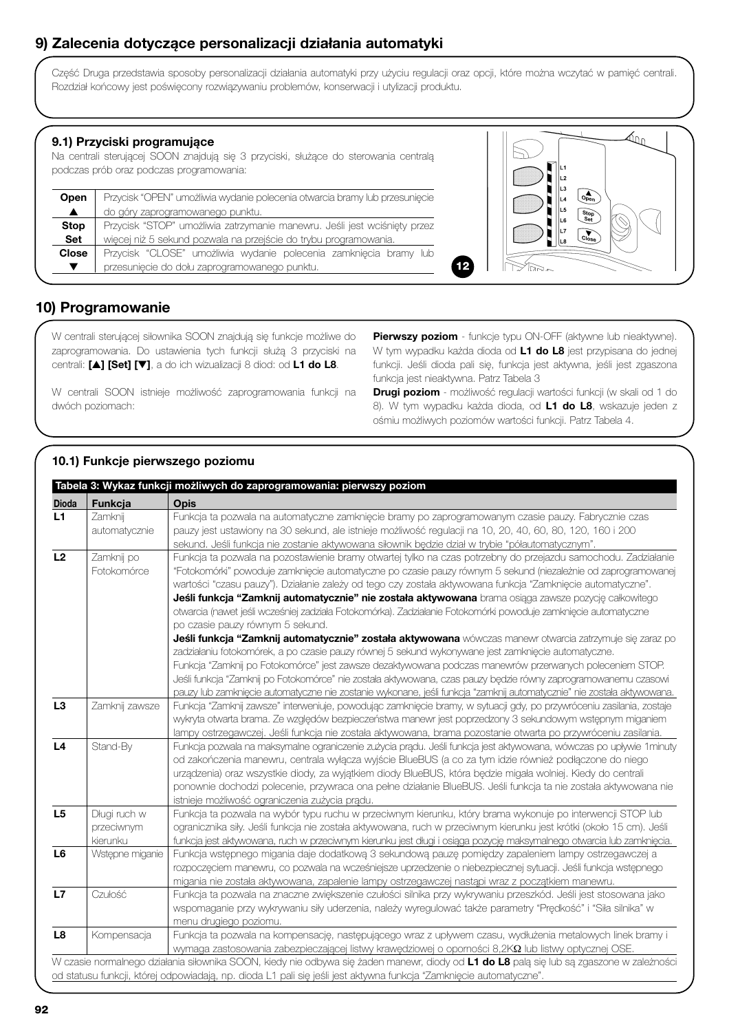## 9) Zalecenia dotyczące personalizacji działania automatyki

Część Druga przedstawia sposoby personalizacji działania automatyki przy użyciu regulacji oraz opcji, które można wczytać w pamięć centrali. Rozdział końcowy jest poświęcony rozwiązywaniu problemów, konserwacji i utylizacji produktu.

### 9.1) Przyciski programujące

Na centrali sterującej SOON znajdują się 3 przyciski, służące do sterowania centralą podczas prób oraz podczas programowania:

| | |
|---|---|
| **Open** ▲ | Przycisk "OPEN" umożliwia wydanie polecenia otwarcia bramy lub przesunięcie do góry zaprogramowanego punktu. |
| **Stop** **Set** | Przycisk "STOP" umożliwia zatrzymanie manewru. Jeśli jest wciśnięty przez więcej niż 5 sekund pozwala na przejście do trybu programowania. |
| **Close** ▼ | Przycisk "CLOSE" umożliwia wydanie polecenia zamknięcia bramy lub przesunięcie do dołu zaprogramowanego punktu. |

12

## 10) Programowanie

W centrali sterującej siłownika SOON znajdują się funkcje możliwe do zaprogramowania. Do ustawienia tych funkcji służą 3 przyciski na centrali: **[▲] [Set] [▼]**, a do ich wizualizacji 8 diod: od **L1 do L8**.

W centrali SOON istnieje możliwość zaprogramowania funkcji na dwóch poziomach:

**Pierwszy poziom** - funkcje typu ON-OFF (aktywne lub nieaktywne). W tym wypadku każda dioda od **L1 do L8** jest przypisana do jednej funkcji. Jeśli dioda pali się, funkcja jest aktywna, jeśli jest zgaszona funkcja jest nieaktywna. Patrz Tabela 3

**Drugi poziom** - możliwość regulacji wartości funkcji (w skali od 1 do 8). W tym wypadku każda dioda, od **L1 do L8**, wskazuje jeden z ośmiu możliwych poziomów wartości funkcji. Patrz Tabela 4.

### 10.1) Funkcje pierwszego poziomu

**Tabela 3: Wykaz funkcji możliwych do zaprogramowania: pierwszy poziom**

| Dioda | Funkcja | Opis |
|---|---|---|
| **L1** | Zamknij automatycznie | Funkcja ta pozwala na automatyczne zamknięcie bramy po zaprogramowanym czasie pauzy. Fabrycznie czas pauzy jest ustawiony na 30 sekund, ale istnieje możliwość regulacji na 10, 20, 40, 60, 80, 120, 160 i 200 sekund. Jeśli funkcja nie zostanie aktywowana siłownik będzie dział w trybie "półautomatycznym". |
| **L2** | Zamknij po Fotokomórce | Funkcja ta pozwala na pozostawienie bramy otwartej tylko na czas potrzebny do przejazdu samochodu. Zadziałanie "Fotokomórki" powoduje zamknięcie automatyczne po czasie pauzy równym 5 sekund (niezależnie od zaprogramowanej wartości "czasu pauzy"). Działanie zależy od tego czy została aktywowana funkcja "Zamknięcie automatyczne". **Jeśli funkcja "Zamknij automatycznie" nie została aktywowana** brama osiąga zawsze pozycję całkowitego otwarcia (nawet jeśli wcześniej zadziała Fotokomórka). Zadziałanie Fotokomórki powoduje zamknięcie automatyczne po czasie pauzy równym 5 sekund. **Jeśli funkcja "Zamknij automatycznie" została aktywowana** wówczas manewr otwarcia zatrzymuje się zaraz po zadziałaniu fotokomórek, a po czasie pauzy równej 5 sekund wykonywane jest zamknięcie automatyczne. Funkcja "Zamknij po Fotokomórce" jest zawsze dezaktywowana podczas manewrów przerwanych poleceniem STOP. Jeśli funkcja "Zamknij po Fotokomórce" nie została aktywowana, czas pauzy będzie równy zaprogramowanemu czasowi pauzy lub zamknięcie automatyczne nie zostanie wykonane, jeśli funkcja "zamknij automatycznie" nie została aktywowana. |
| **L3** | Zamknij zawsze | Funkcja "Zamknij zawsze" interweniuje, powodując zamknięcie bramy, w sytuacji gdy, po przywróceniu zasilania, zostaje wykryta otwarta brama. Ze względów bezpieczeństwa manewr jest poprzedzony 3 sekundowym wstępnym miganiem lampy ostrzegawczej. Jeśli funkcja nie została aktywowana, brama pozostanie otwarta po przywróceniu zasilania. |
| **L4** | Stand-By | Funkcja pozwala na maksymalne ograniczenie zużycia prądu. Jeśli funkcja jest aktywowana, wówczas po upływie 1minuty od zakończenia manewru, centrala wyłącza wyjście BlueBUS (a co za tym idzie również podłączone do niego urządzenia) oraz wszystkie diody, za wyjątkiem diody BlueBUS, która będzie migała wolniej. Kiedy do centrali ponownie dochodzi polecenie, przywraca ona pełne działanie BlueBUS. Jeśli funkcja ta nie została aktywowana nie istnieje możliwość ograniczenia zużycia prądu. |
| **L5** | Długi ruch w przeciwnym kierunku | Funkcja ta pozwala na wybór typu ruchu w przeciwnym kierunku, który brama wykonuje po interwencji STOP lub ogranicznika siły. Jeśli funkcja nie została aktywowana, ruch w przeciwnym kierunku jest krótki (około 15 cm). Jeśli funkcja jest aktywowana, ruch w przeciwnym kierunku jest długi i osiąga pozycję maksymalnego otwarcia lub zamknięcia. |
| **L6** | Wstępne miganie | Funkcja wstępnego migania daje dodatkową 3 sekundową pauzę pomiędzy zapaleniem lampy ostrzegawczej a rozpoczęciem manewru, co pozwala na wcześniejsze uprzedzenie o niebezpiecznej sytuacji. Jeśli funkcja wstępnego migania nie została aktywowana, zapalenie lampy ostrzegawczej nastąpi wraz z początkiem manewru. |
| **L7** | Czułość | Funkcja ta pozwala na znaczne zwiększenie czułości silnika przy wykrywaniu przeszkód. Jeśli jest stosowana jako wspomaganie przy wykrywaniu siły uderzenia, należy wyregulować także parametry "Prędkość" i "Siła silnika" w menu drugiego poziomu. |
| **L8** | Kompensacja | Funkcja ta pozwala na kompensację, następującego wraz z upływem czasu, wydłużenia metalowych linek bramy i wymaga zastosowania zabezpieczającej listwy krawędziowej o oporności 8,2KΩ lub listwy optycznej OSE. |

W czasie normalnego działania siłownika SOON, kiedy nie odbywa się żaden manewr, diody od **L1 do L8** palą się lub są zgaszone w zależności od statusu funkcji, której odpowiadają, np. dioda L1 pali się jeśli jest aktywna funkcja "Zamknięcie automatyczne".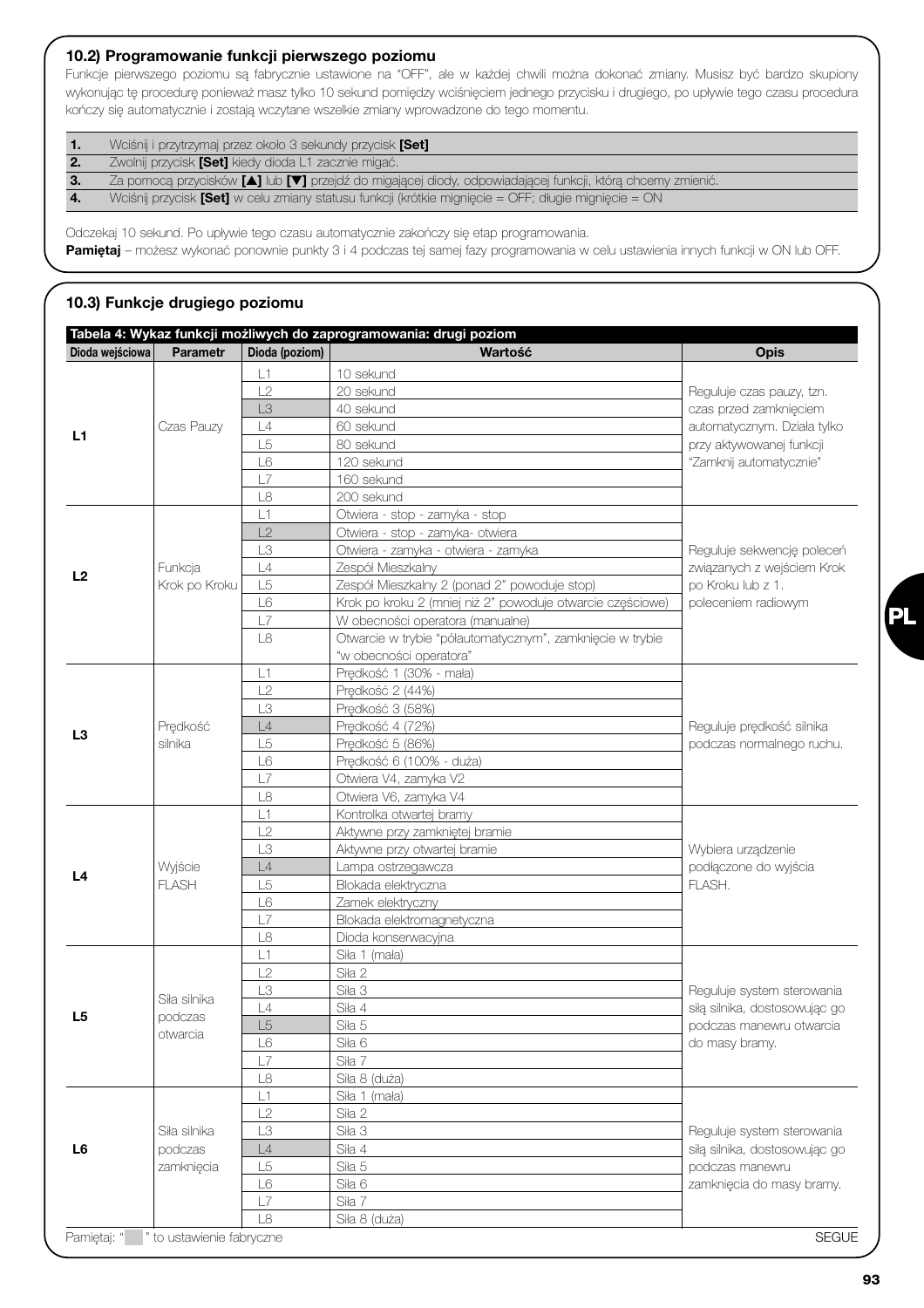## 10.2) Programowanie funkcji pierwszego poziomu

Funkcje pierwszego poziomu są fabrycznie ustawione na "OFF", ale w każdej chwili można dokonać zmiany. Musisz być bardzo skupiony wykonując tę procedurę ponieważ masz tylko 10 sekund pomiędzy wciśnięciem jednego przycisku i drugiego, po upływie tego czasu procedura kończy się automatycznie i zostają wczytane wszelkie zmiany wprowadzone do tego momentu.

| | |
|---|---|
| **1.** | Wciśnij i przytrzymaj przez około 3 sekundy przycisk **[Set]** |
| **2.** | Zwolnij przycisk **[Set]** kiedy dioda L1 zacznie migać. |
| **3.** | Za pomocą przycisków **[▲]** lub **[▼]** przejdź do migającej diody, odpowiadającej funkcji, którą chcemy zmienić. |
| **4.** | Wciśnij przycisk **[Set]** w celu zmiany statusu funkcji (krótkie mignięcie = OFF; długie mignięcie = ON |

Odczekaj 10 sekund. Po upływie tego czasu automatycznie zakończy się etap programowania.

**Pamiętaj** – możesz wykonać ponownie punkty 3 i 4 podczas tej samej fazy programowania w celu ustawienia innych funkcji w ON lub OFF.

## 10.3) Funkcje drugiego poziomu

**Tabela 4: Wykaz funkcji możliwych do zaprogramowania: drugi poziom**

| Dioda wejściowa | Parametr | Dioda (poziom) | Wartość | Opis |
|---|---|---|---|---|
| **L1** | Czas Pauzy | L1 | 10 sekund | Reguluje czas pauzy, tzn. czas przed zamknięciem automatycznym. Działa tylko przy aktywowanej funkcji "Zamknij automatycznie" |
| | | L2 | 20 sekund | |
| | | L3 | 40 sekund | |
| | | L4 | 60 sekund | |
| | | L5 | 80 sekund | |
| | | L6 | 120 sekund | |
| | | L7 | 160 sekund | |
| | | L8 | 200 sekund | |
| **L2** | Funkcja Krok po Kroku | L1 | Otwiera - stop - zamyka - stop | Reguluje sekwencję poleceń związanych z wejściem Krok po Kroku lub z 1. poleceniem radiowym |
| | | L2 | Otwiera - stop - zamyka- otwiera | |
| | | L3 | Otwiera - zamyka - otwiera - zamyka | |
| | | L4 | Zespół Mieszkalny | |
| | | L5 | Zespół Mieszkalny 2 (ponad 2" powoduje stop) | |
| | | L6 | Krok po kroku 2 (mniej niż 2" powoduje otwarcie częściowe) | |
| | | L7 | W obecności operatora (manualne) | |
| | | L8 | Otwarcie w trybie "półautomatycznym", zamknięcie w trybie "w obecności operatora" | |
| **L3** | Prędkość silnika | L1 | Prędkość 1 (30% - mała) | Reguluje prędkość silnika podczas normalnego ruchu. |
| | | L2 | Prędkość 2 (44%) | |
| | | L3 | Prędkość 3 (58%) | |
| | | L4 | Prędkość 4 (72%) | |
| | | L5 | Prędkość 5 (86%) | |
| | | L6 | Prędkość 6 (100% - duża) | |
| | | L7 | Otwiera V4, zamyka V2 | |
| | | L8 | Otwiera V6, zamyka V4 | |
| **L4** | Wyjście FLASH | L1 | Kontrolka otwartej bramy | Wybiera urządzenie podłączone do wyjścia FLASH. |
| | | L2 | Aktywne przy zamkniętej bramie | |
| | | L3 | Aktywne przy otwartej bramie | |
| | | L4 | Lampa ostrzegawcza | |
| | | L5 | Blokada elektryczna | |
| | | L6 | Zamek elektryczny | |
| | | L7 | Blokada elektromagnetyczna | |
| | | L8 | Dioda konserwacyjna | |
| **L5** | Siła silnika podczas otwarcia | L1 | Siła 1 (mała) | Reguluje system sterowania siłą silnika, dostosowując go podczas manewru otwarcia do masy bramy. |
| | | L2 | Siła 2 | |
| | | L3 | Siła 3 | |
| | | L4 | Siła 4 | |
| | | L5 | Siła 5 | |
| | | L6 | Siła 6 | |
| | | L7 | Siła 7 | |
| | | L8 | Siła 8 (duża) | |
| **L6** | Siła silnika podczas zamknięcia | L1 | Siła 1 (mała) | Reguluje system sterowania siłą silnika, dostosowując go podczas manewru zamknięcia do masy bramy. |
| | | L2 | Siła 2 | |
| | | L3 | Siła 3 | |
| | | L4 | Siła 4 | |
| | | L5 | Siła 5 | |
| | | L6 | Siła 6 | |
| | | L7 | Siła 7 | |
| | | L8 | Siła 8 (duża) | |

Pamiętaj: "   " to ustawienie fabryczne (ustawienia fabryczne: L1 – L3; L2 – L2; L3 – L4; L4 – L4; L5 – L5; L6 – L4)

SEGUE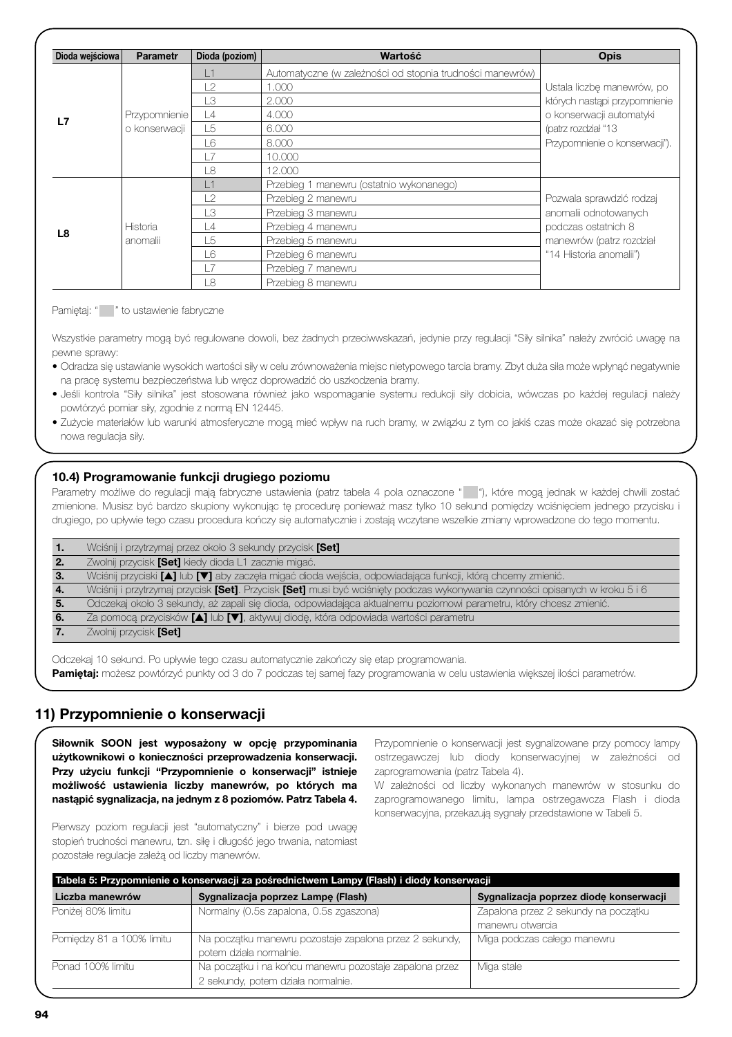| Dioda wejściowa | Parametr | Dioda (poziom) | Wartość | Opis |
|---|---|---|---|---|
| **L7** | Przypomnienie o konserwacji | L1 | Automatyczne (w zależności od stopnia trudności manewrów) | Ustala liczbę manewrów, po których nastąpi przypomnienie o konserwacji automatyki (patrz rozdział "13 Przypomnienie o konserwacji"). |
| | | L2 | 1.000 | |
| | | L3 | 2.000 | |
| | | L4 | 4.000 | |
| | | L5 | 6.000 | |
| | | L6 | 8.000 | |
| | | L7 | 10.000 | |
| | | L8 | 12.000 | |
| **L8** | Historia anomalii | L1 | Przebieg 1 manewru (ostatnio wykonanego) | Pozwala sprawdzić rodzaj anomalii odnotowanych podczas ostatnich 8 manewrów (patrz rozdział "14 Historia anomalii") |
| | | L2 | Przebieg 2 manewru | |
| | | L3 | Przebieg 3 manewru | |
| | | L4 | Przebieg 4 manewru | |
| | | L5 | Przebieg 5 manewru | |
| | | L6 | Przebieg 6 manewru | |
| | | L7 | Przebieg 7 manewru | |
| | | L8 | Przebieg 8 manewru | |

Pamiętaj: " " to ustawienie fabryczne

Wszystkie parametry mogą być regulowane dowoli, bez żadnych przeciwwskazań, jedynie przy regulacji "Siły silnika" należy zwrócić uwagę na pewne sprawy:

- Odradza się ustawianie wysokich wartości siły w celu zrównoważenia miejsc nietypowego tarcia bramy. Zbyt duża siła może wpłynąć negatywnie na pracę systemu bezpieczeństwa lub wręcz doprowadzić do uszkodzenia bramy.
- Jeśli kontrola "Siły silnika" jest stosowana również jako wspomaganie systemu redukcji siły dobicia, wówczas po każdej regulacji należy powtórzyć pomiar siły, zgodnie z normą EN 12445.
- Zużycie materiałów lub warunki atmosferyczne mogą mieć wpływ na ruch bramy, w związku z tym co jakiś czas może okazać się potrzebna nowa regulacja siły.

### 10.4) Programowanie funkcji drugiego poziomu

Parametry możliwe do regulacji mają fabryczne ustawienia (patrz tabela 4 pola oznaczone " "), które mogą jednak w każdej chwili zostać zmienione. Musisz być bardzo skupiony wykonując tę procedurę ponieważ masz tylko 10 sekund pomiędzy wciśnięciem jednego przycisku i drugiego, po upływie tego czasu procedura kończy się automatycznie i zostają wczytane wszelkie zmiany wprowadzone do tego momentu.

| | |
|---|---|
| **1.** | Wciśnij i przytrzymaj przez około 3 sekundy przycisk **[Set]** |
| **2.** | Zwolnij przycisk **[Set]** kiedy dioda L1 zacznie migać. |
| **3.** | Wciśnij przyciski **[▲]** lub **[▼]** aby zaczęła migać dioda wejścia, odpowiadająca funkcji, którą chcemy zmienić. |
| **4.** | Wciśnij i przytrzymaj przycisk **[Set]**. Przycisk **[Set]** musi być wciśnięty podczas wykonywania czynności opisanych w kroku 5 i 6 |
| **5.** | Odczekaj około 3 sekundy, aż zapali się dioda, odpowiadająca aktualnemu poziomowi parametru, który chcesz zmienić. |
| **6.** | Za pomocą przycisków **[▲]** lub **[▼]**, aktywuj diodę, która odpowiada wartości parametru |
| **7.** | Zwolnij przycisk **[Set]** |

Odczekaj 10 sekund. Po upływie tego czasu automatycznie zakończy się etap programowania.

**Pamiętaj:** możesz powtórzyć punkty od 3 do 7 podczas tej samej fazy programowania w celu ustawienia większej ilości parametrów.

## 11) Przypomnienie o konserwacji

**Siłownik SOON jest wyposażony w opcję przypominania użytkownikowi o konieczności przeprowadzenia konserwacji. Przy użyciu funkcji "Przypomnienie o konserwacji" istnieje możliwość ustawienia liczby manewrów, po których ma nastąpić sygnalizacja, na jednym z 8 poziomów. Patrz Tabela 4.**

Pierwszy poziom regulacji jest "automatyczny" i bierze pod uwagę stopień trudności manewru, tzn. siłę i długość jego trwania, natomiast pozostałe regulacje zależą od liczby manewrów.

Przypomnienie o konserwacji jest sygnalizowane przy pomocy lampy ostrzegawczej lub diody konserwacyjnej w zależności od zaprogramowania (patrz Tabela 4).

W zależności od liczby wykonanych manewrów w stosunku do zaprogramowanego limitu, lampa ostrzegawcza Flash i dioda konserwacyjna, przekazują sygnały przedstawione w Tabeli 5.

**Tabela 5: Przypomnienie o konserwacji za pośrednictwem Lampy (Flash) i diody konserwacji**

| Liczba manewrów | Sygnalizacja poprzez Lampę (Flash) | Sygnalizacja poprzez diodę konserwacji |
|---|---|---|
| Poniżej 80% limitu | Normalny (0.5s zapalona, 0.5s zgaszona) | Zapalona przez 2 sekundy na początku manewru otwarcia |
| Pomiędzy 81 a 100% limitu | Na początku manewru pozostaje zapalona przez 2 sekundy, potem działa normalnie. | Miga podczas całego manewru |
| Ponad 100% limitu | Na początku i na końcu manewru pozostaje zapalona przez 2 sekundy, potem działa normalnie. | Miga stale |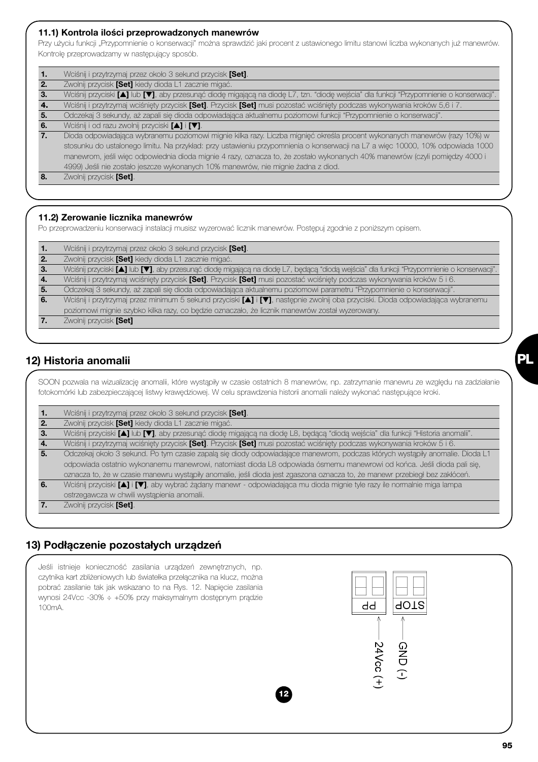### 11.1) Kontrola ilości przeprowadzonych manewrów

Przy użyciu funkcji „Przypomnienie o konserwacji" można sprawdzić jaki procent z ustawionego limitu stanowi liczba wykonanych już manewrów. Kontrolę przeprowadzamy w następujący sposób.

| | |
|---|---|
| **1.** | Wciśnij i przytrzymaj przez około 3 sekund przycisk **[Set]**. |
| **2.** | Zwolnij przycisk **[Set]** kiedy dioda L1 zacznie migać. |
| **3.** | Wciśnij przyciski **[▲]** lub **[▼]**, aby przesunąć diodę migającą na diodę L7, tzn. "diodę wejścia" dla funkcji "Przypomnienie o konserwacji". |
| **4.** | Wciśnij i przytrzymaj wciśnięty przycisk **[Set]**. Przycisk **[Set]** musi pozostać wciśnięty podczas wykonywania kroków 5,6 i 7. |
| **5.** | Odczekaj 3 sekundy, aż zapali się dioda odpowiadająca aktualnemu poziomowi funkcji "Przypomnienie o konserwacji". |
| **6.** | Wciśnij i od razu zwolnij przyciski **[▲]** i **[▼]**. |
| **7.** | Dioda odpowiadająca wybranemu poziomowi mignie kilka razy. Liczba mignięć określa procent wykonanych manewrów (razy 10%) w stosunku do ustalonego limitu. Na przykład: przy ustawieniu przypomnienia o konserwacji na L7 a więc 10000, 10% odpowiada 1000 manewrom, jeśli więc odpowiednia dioda mignie 4 razy, oznacza to, że zostało wykonanych 40% manewrów (czyli pomiędzy 4000 i 4999) Jeśli nie zostało jeszcze wykonanych 10% manewrów, nie mignie żadna z diod. |
| **8.** | Zwolnij przycisk **[Set]**. |

### 11.2) Zerowanie licznika manewrów

Po przeprowadzeniu konserwacji instalacji musisz wyzerować licznik manewrów. Postępuj zgodnie z poniższym opisem.

| | |
|---|---|
| **1.** | Wciśnij i przytrzymaj przez około 3 sekund przycisk **[Set]**. |
| **2.** | Zwolnij przycisk **[Set]** kiedy dioda L1 zacznie migać. |
| **3.** | Wciśnij przyciski **[▲]** lub **[▼]**, aby przesunąć diodę migającą na diodę L7, będącą "diodą wejścia" dla funkcji "Przypomnienie o konserwacji". |
| **4.** | Wciśnij i przytrzymaj wciśnięty przycisk **[Set]**. Przycisk **[Set]** musi pozostać wciśnięty podczas wykonywania kroków 5 i 6. |
| **5.** | Odczekaj 3 sekundy, aż zapali się dioda odpowiadająca aktualnemu poziomowi parametru "Przypomnienie o konserwacji". |
| **6.** | Wciśnij i przytrzymaj przez minimum 5 sekund przyciski **[▲]** i **[▼]**, następnie zwolnij oba przyciski. Dioda odpowiadająca wybranemu poziomowi mignie szybko kilka razy, co będzie oznaczało, że licznik manewrów został wyzerowany. |
| **7.** | Zwolnij przycisk **[Set]** |

## 12) Historia anomalii

SOON pozwala na wizualizację anomalii, które wystąpiły w czasie ostatnich 8 manewrów, np. zatrzymanie manewru ze względu na zadziałanie fotokomórki lub zabezpieczającej listwy krawędziowej. W celu sprawdzenia historii anomalii należy wykonać następujące kroki.

| | |
|---|---|
| **1.** | Wciśnij i przytrzymaj przez około 3 sekund przycisk **[Set]**. |
| **2.** | Zwolnij przycisk **[Set]** kiedy dioda L1 zacznie migać. |
| **3.** | Wciśnij przyciski **[▲]** lub **[▼]**, aby przesunąć diodę migającą na diodę L8, będącą "diodą wejścia" dla funkcji "Historia anomalii". |
| **4.** | Wciśnij i przytrzymaj wciśnięty przycisk **[Set]**. Przycisk **[Set]** musi pozostać wciśnięty podczas wykonywania kroków 5 i 6. |
| **5.** | Odczekaj około 3 sekund. Po tym czasie zapalą się diody odpowiadające manewrom, podczas których wystąpiły anomalie. Dioda L1 odpowiada ostatnio wykonanemu manewrowi, natomiast dioda L8 odpowiada ósmemu manewrowi od końca. Jeśli dioda pali się, oznacza to, że w czasie manewru wystąpiły anomalie, jeśli dioda jest zgaszona oznacza to, że manewr przebiegł bez zakłóceń. |
| **6.** | Wciśnij przyciski **[▲]** i **[▼]**, aby wybrać żądany manewr - odpowiadająca mu dioda mignie tyle razy ile normalnie miga lampa ostrzegawcza w chwili wystąpienia anomalii. |
| **7.** | Zwolnij przycisk **[Set]**. |

## 13) Podłączenie pozostałych urządzeń

Jeśli istnieje konieczność zasilania urządzeń zewnętrznych, np. czytnika kart zbliżeniowych lub światełka przełącznika na klucz, można pobrać zasilanie tak jak wskazano to na Rys. 12. Napięcie zasilania wynosi 24Vcc -30% ÷ +50% przy maksymalnym dostępnym prądzie 100mA.

PP STOP

24Vcc (+) GND (-)

12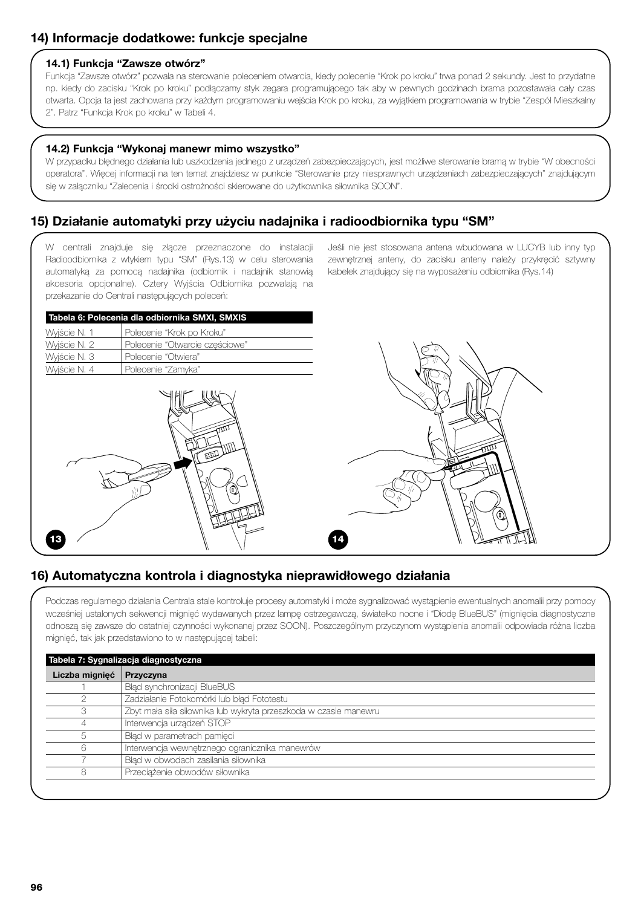## 14) Informacje dodatkowe: funkcje specjalne

### 14.1) Funkcja "Zawsze otwórz"

Funkcja "Zawsze otwórz" pozwala na sterowanie poleceniem otwarcia, kiedy polecenie "Krok po kroku" trwa ponad 2 sekundy. Jest to przydatne np. kiedy do zacisku "Krok po kroku" podłączamy styk zegara programującego tak aby w pewnych godzinach brama pozostawała cały czas otwarta. Opcja ta jest zachowana przy każdym programowaniu wejścia Krok po kroku, za wyjątkiem programowania w trybie "Zespół Mieszkalny 2". Patrz "Funkcja Krok po kroku" w Tabeli 4.

### 14.2) Funkcja "Wykonaj manewr mimo wszystko"

W przypadku błędnego działania lub uszkodzenia jednego z urządzeń zabezpieczających, jest możliwe sterowanie bramą w trybie "W obecności operatora". Więcej informacji na ten temat znajdziesz w punkcie "Sterowanie przy niesprawnych urządzeniach zabezpieczających" znajdującym się w załączniku "Zalecenia i środki ostrożności skierowane do użytkownika siłownika SOON".

## 15) Działanie automatyki przy użyciu nadajnika i radioodbiornika typu "SM"

W centrali znajduje się złącze przeznaczone do instalacji Radioodbiornika z wtykiem typu "SM" (Rys.13) w celu sterowania automatyką za pomocą nadajnika (odbiornik i nadajnik stanowią akcesoria opcjonalne). Cztery Wyjścia Odbiornika pozwalają na przekazanie do Centrali następujących poleceń:

**Tabela 6: Polecenia dla odbiornika SMXI, SMXIS**

| | |
|---|---|
| Wyjście N. 1 | Polecenie "Krok po Kroku" |
| Wyjście N. 2 | Polecenie "Otwarcie częściowe" |
| Wyjście N. 3 | Polecenie "Otwiera" |
| Wyjście N. 4 | Polecenie "Zamyka" |

Jeśli nie jest stosowana antena wbudowana w LUCYB lub inny typ zewnętrznej anteny, do zacisku anteny należy przykręcić sztywny kabelek znajdujący się na wyposażeniu odbiornika (Rys.14)

13

14

## 16) Automatyczna kontrola i diagnostyka nieprawidłowego działania

Podczas regularnego działania Centrala stale kontroluje procesy automatyki i może sygnalizować wystąpienie ewentualnych anomalii przy pomocy wcześniej ustalonych sekwencji mignięć wydawanych przez lampę ostrzegawczą, światełko nocne i "Diodę BlueBUS" (mignięcia diagnostyczne odnoszą się zawsze do ostatniej czynności wykonanej przez SOON). Poszczególnym przyczynom wystąpienia anomalii odpowiada różna liczba mignięć, tak jak przedstawiono to w następującej tabeli:

**Tabela 7: Sygnalizacja diagnostyczna**

| Liczba mignięć | Przyczyna |
|---|---|
| 1 | Błąd synchronizacji BlueBUS |
| 2 | Zadziałanie Fotokomórki lub błąd Fototestu |
| 3 | Zbyt mała siła siłownika lub wykryta przeszkoda w czasie manewru |
| 4 | Interwencja urządzeń STOP |
| 5 | Błąd w parametrach pamięci |
| 6 | Interwencja wewnętrznego ogranicznika manewrów |
| 7 | Błąd w obwodach zasilania siłownika |
| 8 | Przeciążenie obwodów siłownika |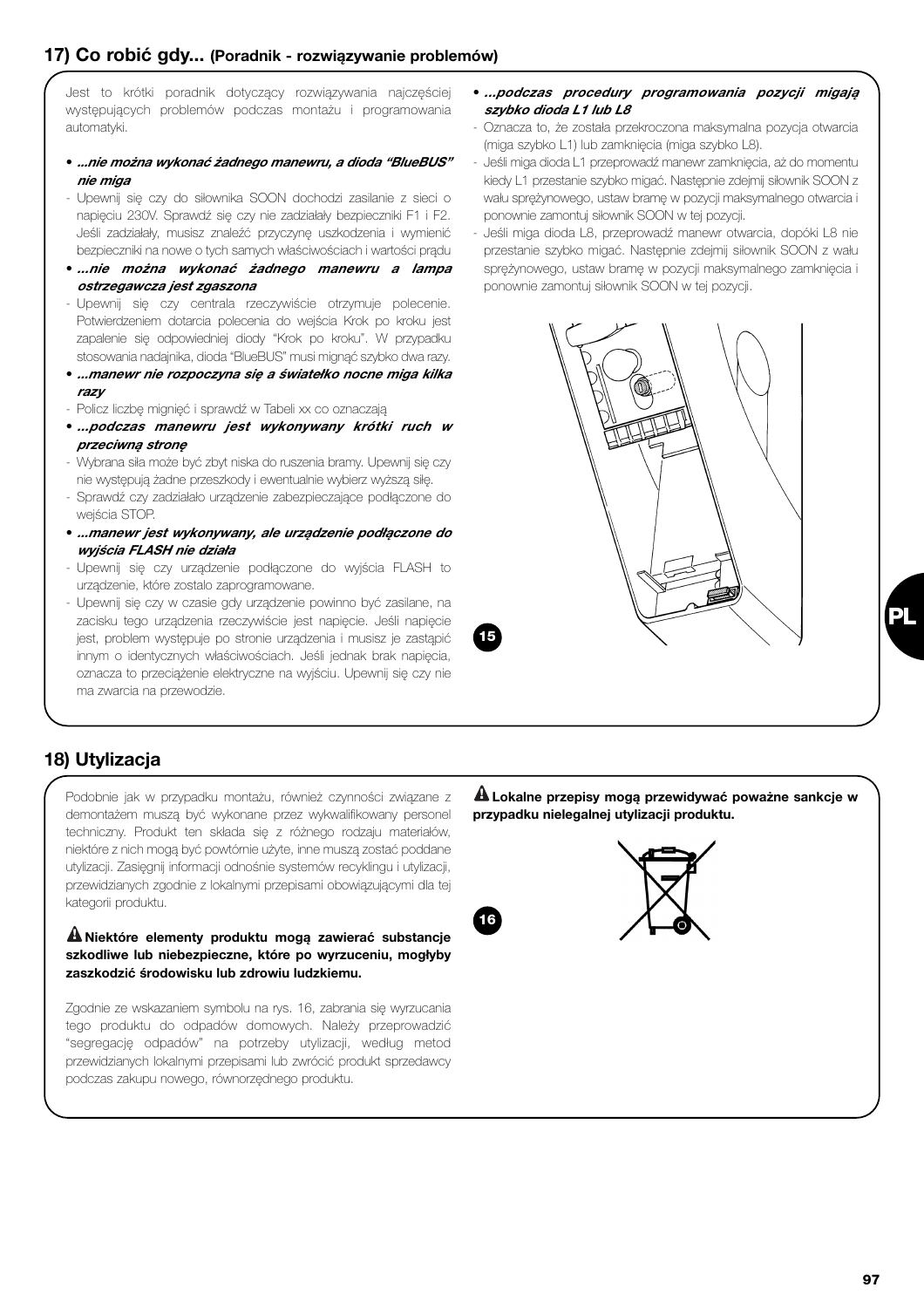## 17) Co robić gdy... (Poradnik - rozwiązywanie problemów)

Jest to krótki poradnik dotyczący rozwiązywania najczęściej występujących problemów podczas montażu i programowania automatyki.

- ***...nie można wykonać żadnego manewru, a dioda "BlueBUS" nie miga***
- Upewnij się czy do siłownika SOON dochodzi zasilanie z sieci o napięciu 230V. Sprawdź się czy nie zadziałały bezpieczniki F1 i F2. Jeśli zadziałały, musisz znaleźć przyczynę uszkodzenia i wymienić bezpieczniki na nowe o tych samych właściwościach i wartości prądu
- ***...nie można wykonać żadnego manewru a lampa ostrzegawcza jest zgaszona***
- Upewnij się czy centrala rzeczywiście otrzymuje polecenie. Potwierdzeniem dotarcia polecenia do wejścia Krok po kroku jest zapalenie się odpowiedniej diody "Krok po kroku". W przypadku stosowania nadajnika, dioda "BlueBUS" musi mignąć szybko dwa razy.
- ***...manewr nie rozpoczyna się a światełko nocne miga kilka razy***
- Policz liczbę mignięć i sprawdź w Tabeli xx co oznaczają
- ***...podczas manewru jest wykonywany krótki ruch w przeciwną stronę***
- Wybrana siła może być zbyt niska do ruszenia bramy. Upewnij się czy nie występują żadne przeszkody i ewentualnie wybierz wyższą siłę.
- Sprawdź czy zadziałało urządzenie zabezpieczające podłączone do wejścia STOP.
- ***...manewr jest wykonywany, ale urządzenie podłączone do wyjścia FLASH nie działa***
- Upewnij się czy urządzenie podłączone do wyjścia FLASH to urządzenie, które zostalo zaprogramowane.
- Upewnij się czy w czasie gdy urządzenie powinno być zasilane, na zacisku tego urządzenia rzeczywiście jest napięcie. Jeśli napięcie jest, problem występuje po stronie urządzenia i musisz je zastąpić innym o identycznych właściwościach. Jeśli jednak brak napięcia, oznacza to przeciążenie elektryczne na wyjściu. Upewnij się czy nie ma zwarcia na przewodzie.
- ***...podczas procedury programowania pozycji migają szybko dioda L1 lub L8***
- Oznacza to, że została przekroczona maksymalna pozycja otwarcia (miga szybko L1) lub zamknięcia (miga szybko L8).
- Jeśli miga dioda L1 przeprowadź manewr zamknięcia, aż do momentu kiedy L1 przestanie szybko migać. Następnie zdejmij siłownik SOON z wału sprężynowego, ustaw bramę w pozycji maksymalnego otwarcia i ponownie zamontuj siłownik SOON w tej pozycji.
- Jeśli miga dioda L8, przeprowadź manewr otwarcia, dopóki L8 nie przestanie szybko migać. Następnie zdejmij siłownik SOON z wału sprężynowego, ustaw bramę w pozycji maksymalnego zamknięcia i ponownie zamontuj siłownik SOON w tej pozycji.

15

## 18) Utylizacja

Podobnie jak w przypadku montażu, również czynności związane z demontażem muszą być wykonane przez wykwalifikowany personel techniczny. Produkt ten składa się z różnego rodzaju materiałów, niektóre z nich mogą być powtórnie użyte, inne muszą zostać poddane utylizacji. Zasięgnij informacji odnośnie systemów recyklingu i utylizacji, przewidzianych zgodnie z lokalnymi przepisami obowiązującymi dla tej kategorii produktu.

**⚠ Niektóre elementy produktu mogą zawierać substancje szkodliwe lub niebezpieczne, które po wyrzuceniu, mogłyby zaszkodzić środowisku lub zdrowiu ludzkiemu.**

Zgodnie ze wskazaniem symbolu na rys. 16, zabrania się wyrzucania tego produktu do odpadów domowych. Należy przeprowadzić "segregację odpadów" na potrzeby utylizacji, według metod przewidzianych lokalnymi przepisami lub zwrócić produkt sprzedawcy podczas zakupu nowego, równorzędnego produktu.

**⚠ Lokalne przepisy mogą przewidywać poważne sankcje w przypadku nielegalnej utylizacji produktu.**

16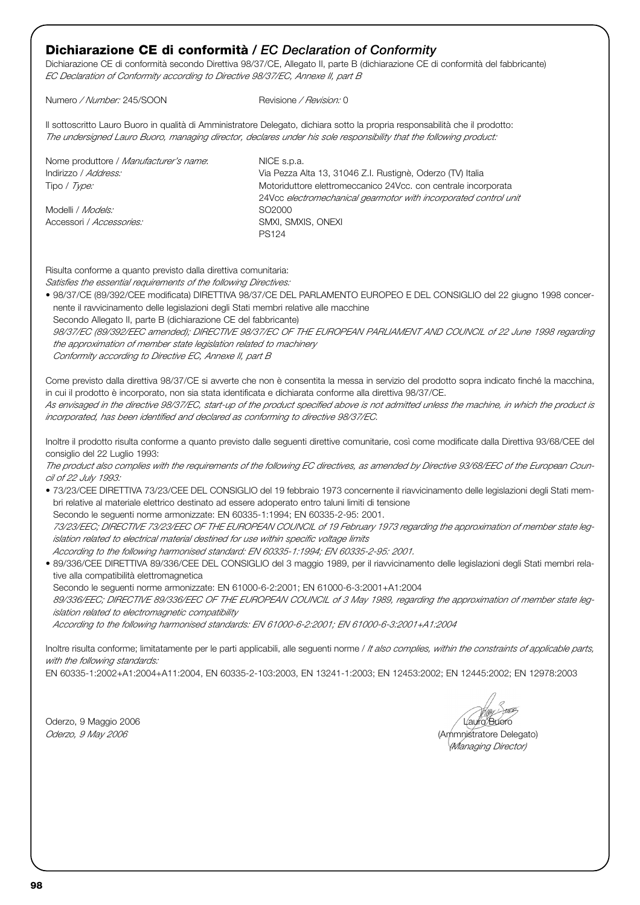## **Dichiarazione CE di conformità /** *EC Declaration of Conformity*

Dichiarazione CE di conformità secondo Direttiva 98/37/CE, Allegato II, parte B (dichiarazione CE di conformità del fabbricante)
*EC Declaration of Conformity according to Directive 98/37/EC, Annexe II, part B*

Numero */ Number:* 245/SOON Revisione */ Revision:* 0

Il sottoscritto Lauro Buoro in qualità di Amministratore Delegato, dichiara sotto la propria responsabilità che il prodotto:
*The undersigned Lauro Buoro, managing director, declares under his sole responsibility that the following product:*

Nome produttore / *Manufacturer's name*: NICE s.p.a.
Indirizzo / *Address:* Via Pezza Alta 13, 31046 Z.I. Rustignè, Oderzo (TV) Italia
Tipo / *Type:* Motoriduttore elettromeccanico 24Vcc. con centrale incorporata
24Vcc *electromechanical gearmotor with incorporated control unit*
Modelli / *Models:* SO2000
Accessori / *Accessories:* SMXI, SMXIS, ONEXI
PS124

Risulta conforme a quanto previsto dalla direttiva comunitaria:
*Satisfies the essential requirements of the following Directives:*

- 98/37/CE (89/392/CEE modificata) DIRETTIVA 98/37/CE DEL PARLAMENTO EUROPEO E DEL CONSIGLIO del 22 giugno 1998 concernente il ravvicinamento delle legislazioni degli Stati membri relative alle macchine
  Secondo Allegato II, parte B (dichiarazione CE del fabbricante)
  *98/37/EC (89/392/EEC amended); DIRECTIVE 98/37/EC OF THE EUROPEAN PARLIAMENT AND COUNCIL of 22 June 1998 regarding the approximation of member state legislation related to machinery*
  *Conformity according to Directive EC, Annexe II, part B*

Come previsto dalla direttiva 98/37/CE si avverte che non è consentita la messa in servizio del prodotto sopra indicato finché la macchina, in cui il prodotto è incorporato, non sia stata identificata e dichiarata conforme alla direttiva 98/37/CE.
*As envisaged in the directive 98/37/EC, start-up of the product specified above is not admitted unless the machine, in which the product is incorporated, has been identified and declared as conforming to directive 98/37/EC.*

Inoltre il prodotto risulta conforme a quanto previsto dalle seguenti direttive comunitarie, così come modificate dalla Direttiva 93/68/CEE del consiglio del 22 Luglio 1993:
*The product also complies with the requirements of the following EC directives, as amended by Directive 93/68/EEC of the European Council of 22 July 1993:*

- 73/23/CEE DIRETTIVA 73/23/CEE DEL CONSIGLIO del 19 febbraio 1973 concernente il ravvicinamento delle legislazioni degli Stati membri relative al materiale elettrico destinato ad essere adoperato entro taluni limiti di tensione
  Secondo le seguenti norme armonizzate: EN 60335-1:1994; EN 60335-2-95: 2001.
  *73/23/EEC; DIRECTIVE 73/23/EEC OF THE EUROPEAN COUNCIL of 19 February 1973 regarding the approximation of member state legislation related to electrical material destined for use within specific voltage limits*
  *According to the following harmonised standard: EN 60335-1:1994; EN 60335-2-95: 2001.*
- 89/336/CEE DIRETTIVA 89/336/CEE DEL CONSIGLIO del 3 maggio 1989, per il ravvicinamento delle legislazioni degli Stati membri relative alla compatibilità elettromagnetica
  Secondo le seguenti norme armonizzate: EN 61000-6-2:2001; EN 61000-6-3:2001+A1:2004
  *89/336/EEC; DIRECTIVE 89/336/EEC OF THE EUROPEAN COUNCIL of 3 May 1989, regarding the approximation of member state legislation related to electromagnetic compatibility*
  *According to the following harmonised standards: EN 61000-6-2:2001; EN 61000-6-3:2001+A1:2004*

Inoltre risulta conforme; limitatamente per le parti applicabili, alle seguenti norme / *It also complies, within the constraints of applicable parts, with the following standards:*
EN 60335-1:2002+A1:2004+A11:2004, EN 60335-2-103:2003, EN 13241-1:2003; EN 12453:2002; EN 12445:2002; EN 12978:2003

Oderzo, 9 Maggio 2006
*Oderzo, 9 May 2006*

Lauro Buoro
(Ammnistratore Delegato)
*(Managing Director)*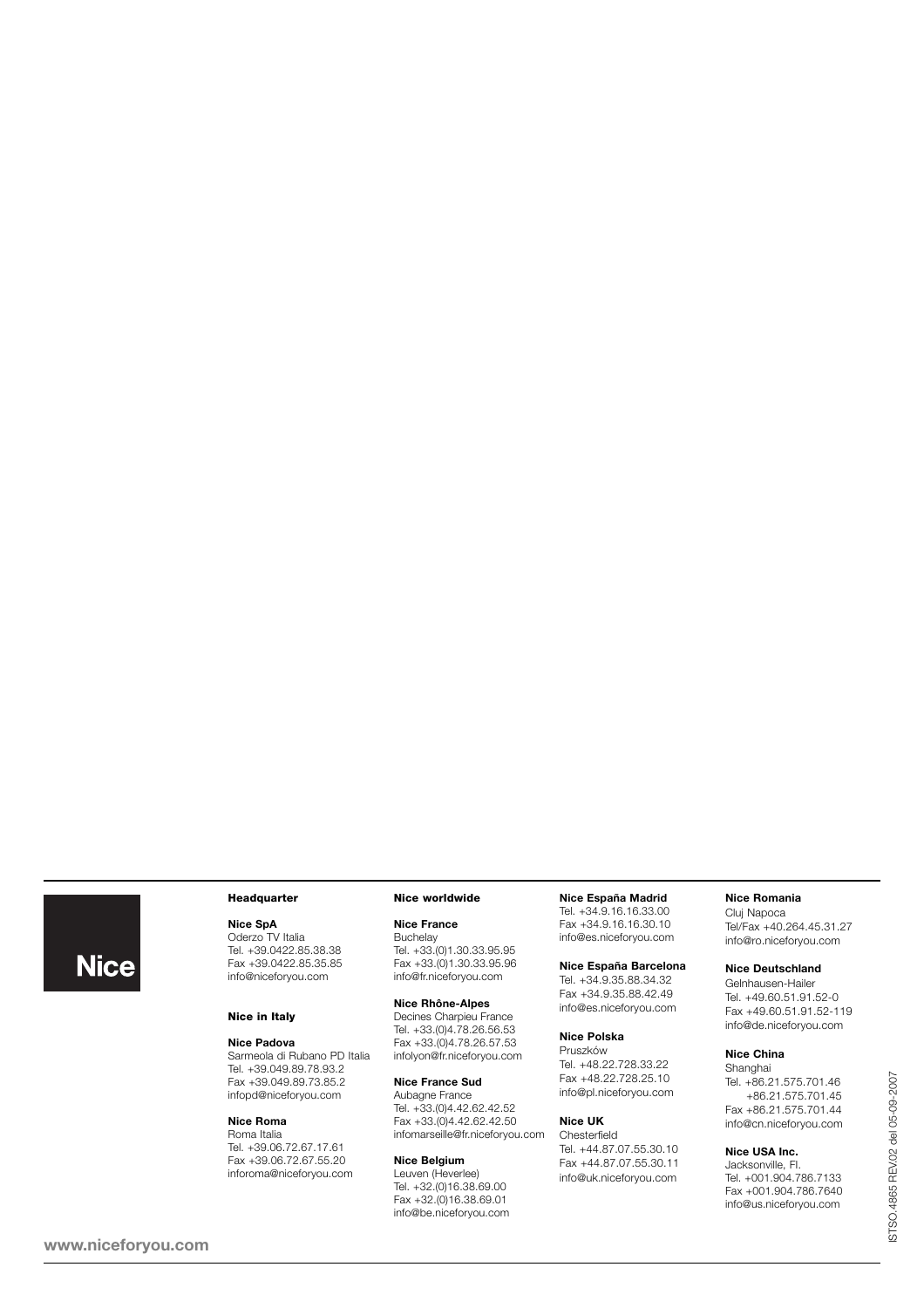Nice

**Headquarter**

**Nice SpA**
Oderzo TV Italia
Tel. +39.0422.85.38.38
Fax +39.0422.85.35.85
info@niceforyou.com

**Nice in Italy**

**Nice Padova**
Sarmeola di Rubano PD Italia
Tel. +39.049.89.78.93.2
Fax +39.049.89.73.85.2
infopd@niceforyou.com

**Nice Roma**
Roma Italia
Tel. +39.06.72.67.17.61
Fax +39.06.72.67.55.20
inforoma@niceforyou.com

**Nice worldwide**

**Nice France**
Buchelay
Tel. +33.(0)1.30.33.95.95
Fax +33.(0)1.30.33.95.96
info@fr.niceforyou.com

**Nice Rhône-Alpes**
Decines Charpieu France
Tel. +33.(0)4.78.26.56.53
Fax +33.(0)4.78.26.57.53
infolyon@fr.niceforyou.com

**Nice France Sud**
Aubagne France
Tel. +33.(0)4.42.62.42.52
Fax +33.(0)4.42.62.42.50
infomarseille@fr.niceforyou.com

**Nice Belgium**
Leuven (Heverlee)
Tel. +32.(0)16.38.69.00
Fax +32.(0)16.38.69.01
info@be.niceforyou.com

**Nice España Madrid**
Tel. +34.9.16.16.33.00
Fax +34.9.16.16.30.10
info@es.niceforyou.com

**Nice España Barcelona**
Tel. +34.9.35.88.34.32
Fax +34.9.35.88.42.49
info@es.niceforyou.com

**Nice Polska**
Pruszków
Tel. +48.22.728.33.22
Fax +48.22.728.25.10
info@pl.niceforyou.com

**Nice UK**
Chesterfield
Tel. +44.87.07.55.30.10
Fax +44.87.07.55.30.11
info@uk.niceforyou.com

**Nice Romania**
Cluj Napoca
Tel/Fax +40.264.45.31.27
info@ro.niceforyou.com

**Nice Deutschland**
Gelnhausen-Hailer
Tel. +49.60.51.91.52-0
Fax +49.60.51.91.52-119
info@de.niceforyou.com

**Nice China**
Shanghai
Tel. +86.21.575.701.46
+86.21.575.701.45
Fax +86.21.575.701.44
info@cn.niceforyou.com

**Nice USA Inc.**
Jacksonville, Fl.
Tel. +001.904.786.7133
Fax +001.904.786.7640
info@us.niceforyou.com

**www.niceforyou.com**

ISTSO.4865 REV.02 del 05-09-2007